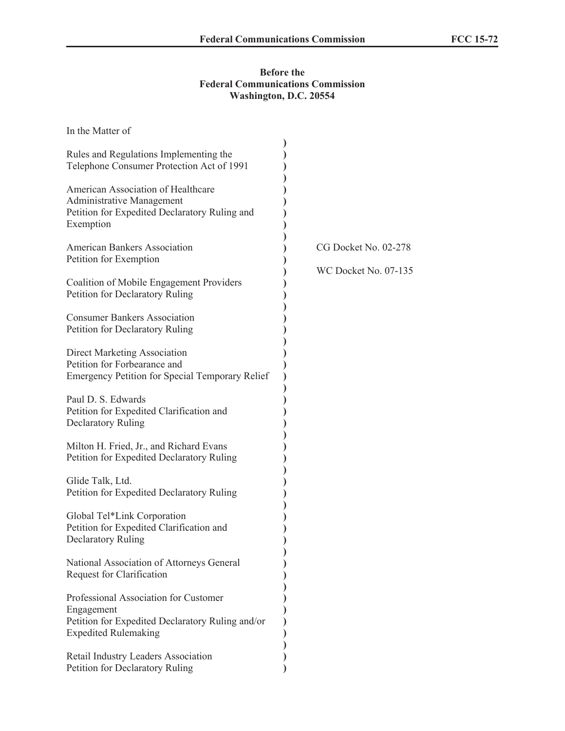**Before the**
**Federal Communications Commission**
**Washington, D.C. 20554**

In the Matter of

Rules and Regulations Implementing the Telephone Consumer Protection Act of 1991

American Association of Healthcare Administrative Management
Petition for Expedited Declaratory Ruling and Exemption

American Bankers Association
Petition for Exemption

Coalition of Mobile Engagement Providers
Petition for Declaratory Ruling

Consumer Bankers Association
Petition for Declaratory Ruling

Direct Marketing Association
Petition for Forbearance and
Emergency Petition for Special Temporary Relief

Paul D. S. Edwards
Petition for Expedited Clarification and Declaratory Ruling

Milton H. Fried, Jr., and Richard Evans
Petition for Expedited Declaratory Ruling

Glide Talk, Ltd.
Petition for Expedited Declaratory Ruling

Global Tel*Link Corporation
Petition for Expedited Clarification and Declaratory Ruling

National Association of Attorneys General
Request for Clarification

Professional Association for Customer Engagement
Petition for Expedited Declaratory Ruling and/or Expedited Rulemaking

Retail Industry Leaders Association
Petition for Declaratory Ruling

CG Docket No. 02-278

WC Docket No. 07-135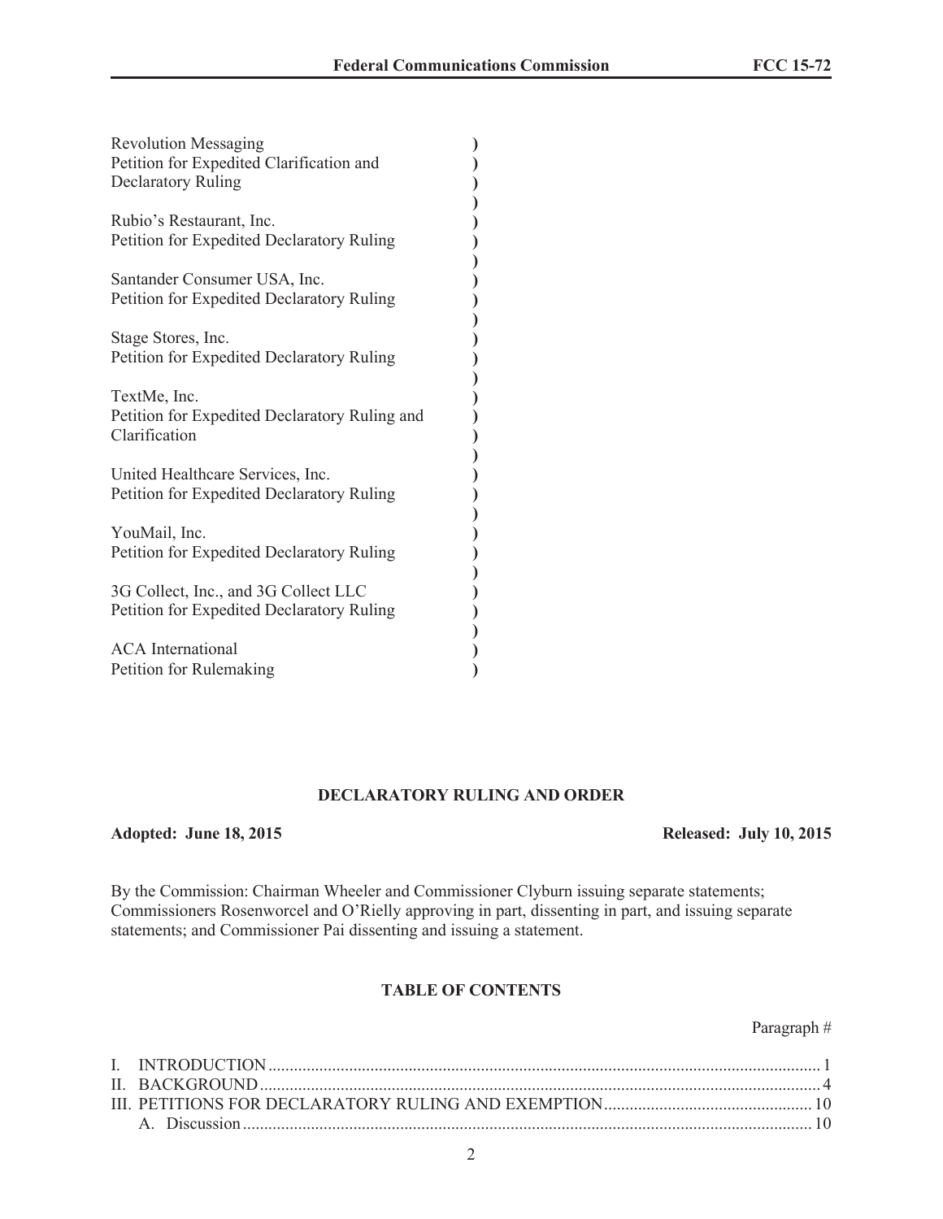Revolution Messaging )
Petition for Expedited Clarification and )
Declaratory Ruling )
)
Rubio's Restaurant, Inc. )
Petition for Expedited Declaratory Ruling )
)
Santander Consumer USA, Inc. )
Petition for Expedited Declaratory Ruling )
)
Stage Stores, Inc. )
Petition for Expedited Declaratory Ruling )
)
TextMe, Inc. )
Petition for Expedited Declaratory Ruling and )
Clarification )
)
United Healthcare Services, Inc. )
Petition for Expedited Declaratory Ruling )
)
YouMail, Inc. )
Petition for Expedited Declaratory Ruling )
)
3G Collect, Inc., and 3G Collect LLC )
Petition for Expedited Declaratory Ruling )
)
ACA International )
Petition for Rulemaking )

**DECLARATORY RULING AND ORDER**

**Adopted: June 18, 2015** **Released: July 10, 2015**

By the Commission: Chairman Wheeler and Commissioner Clyburn issuing separate statements; Commissioners Rosenworcel and O'Rielly approving in part, dissenting in part, and issuing separate statements; and Commissioner Pai dissenting and issuing a statement.

**TABLE OF CONTENTS**

Paragraph #

I. INTRODUCTION .......... 1
II. BACKGROUND .......... 4
III. PETITIONS FOR DECLARATORY RULING AND EXEMPTION .......... 10
A. Discussion .......... 10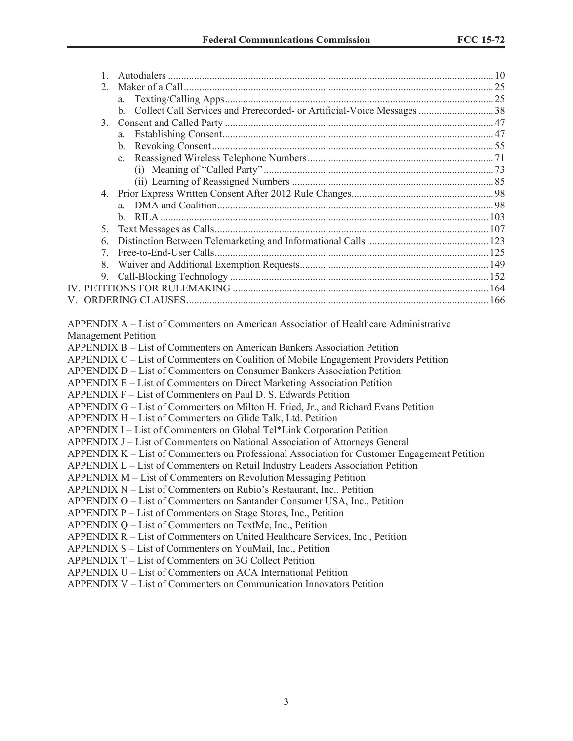1. Autodialers ............................................................................................................................. 10
2. Maker of a Call ....................................................................................................................... 25
   a. Texting/Calling Apps ....................................................................................................... 25
   b. Collect Call Services and Prerecorded- or Artificial-Voice Messages ............................. 38
3. Consent and Called Party ....................................................................................................... 47
   a. Establishing Consent ........................................................................................................ 47
   b. Revoking Consent ............................................................................................................ 55
   c. Reassigned Wireless Telephone Numbers ....................................................................... 71
      (i) Meaning of "Called Party" ......................................................................................... 73
      (ii) Learning of Reassigned Numbers ............................................................................. 85
4. Prior Express Written Consent After 2012 Rule Changes ....................................................... 98
   a. DMA and Coalition .......................................................................................................... 98
   b. RILA .............................................................................................................................. 103
5. Text Messages as Calls ......................................................................................................... 107
6. Distinction Between Telemarketing and Informational Calls ............................................... 123
7. Free-to-End-User Calls .......................................................................................................... 125
8. Waiver and Additional Exemption Requests ......................................................................... 149
9. Call-Blocking Technology .................................................................................................... 152

IV. PETITIONS FOR RULEMAKING ................................................................................................... 164

V. ORDERING CLAUSES ..................................................................................................................... 166

APPENDIX A – List of Commenters on American Association of Healthcare Administrative Management Petition
APPENDIX B – List of Commenters on American Bankers Association Petition
APPENDIX C – List of Commenters on Coalition of Mobile Engagement Providers Petition
APPENDIX D – List of Commenters on Consumer Bankers Association Petition
APPENDIX E – List of Commenters on Direct Marketing Association Petition
APPENDIX F – List of Commenters on Paul D. S. Edwards Petition
APPENDIX G – List of Commenters on Milton H. Fried, Jr., and Richard Evans Petition
APPENDIX H – List of Commenters on Glide Talk, Ltd. Petition
APPENDIX I – List of Commenters on Global Tel*Link Corporation Petition
APPENDIX J – List of Commenters on National Association of Attorneys General
APPENDIX K – List of Commenters on Professional Association for Customer Engagement Petition
APPENDIX L – List of Commenters on Retail Industry Leaders Association Petition
APPENDIX M – List of Commenters on Revolution Messaging Petition
APPENDIX N – List of Commenters on Rubio's Restaurant, Inc., Petition
APPENDIX O – List of Commenters on Santander Consumer USA, Inc., Petition
APPENDIX P – List of Commenters on Stage Stores, Inc., Petition
APPENDIX Q – List of Commenters on TextMe, Inc., Petition
APPENDIX R – List of Commenters on United Healthcare Services, Inc., Petition
APPENDIX S – List of Commenters on YouMail, Inc., Petition
APPENDIX T – List of Commenters on 3G Collect Petition
APPENDIX U – List of Commenters on ACA International Petition
APPENDIX V – List of Commenters on Communication Innovators Petition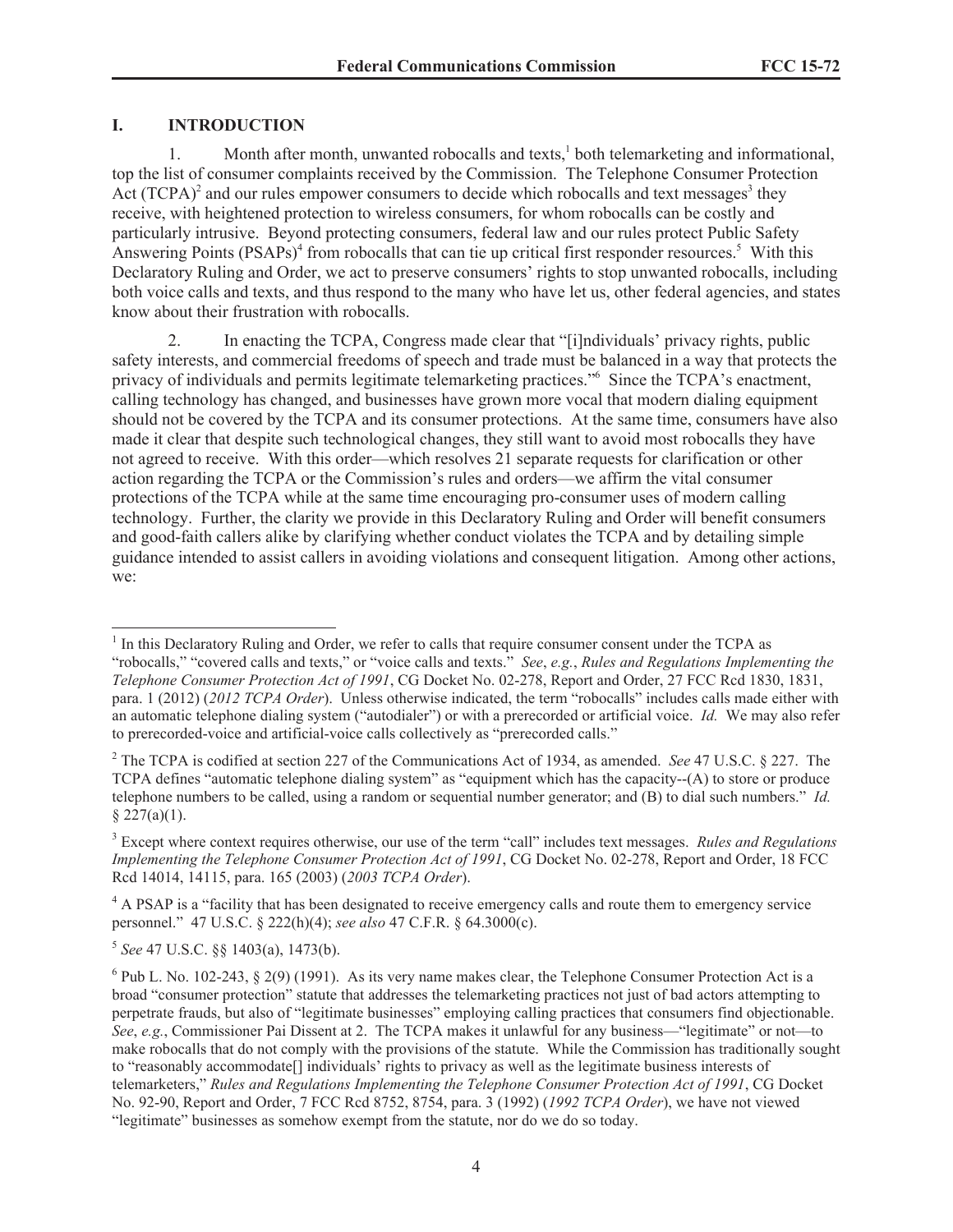## I. INTRODUCTION

1. Month after month, unwanted robocalls and texts,[1] both telemarketing and informational, top the list of consumer complaints received by the Commission. The Telephone Consumer Protection Act (TCPA)[2] and our rules empower consumers to decide which robocalls and text messages[3] they receive, with heightened protection to wireless consumers, for whom robocalls can be costly and particularly intrusive. Beyond protecting consumers, federal law and our rules protect Public Safety Answering Points (PSAPs)[4] from robocalls that can tie up critical first responder resources.[5] With this Declaratory Ruling and Order, we act to preserve consumers' rights to stop unwanted robocalls, including both voice calls and texts, and thus respond to the many who have let us, other federal agencies, and states know about their frustration with robocalls.

2. In enacting the TCPA, Congress made clear that "[i]ndividuals' privacy rights, public safety interests, and commercial freedoms of speech and trade must be balanced in a way that protects the privacy of individuals and permits legitimate telemarketing practices."[6] Since the TCPA's enactment, calling technology has changed, and businesses have grown more vocal that modern dialing equipment should not be covered by the TCPA and its consumer protections. At the same time, consumers have also made it clear that despite such technological changes, they still want to avoid most robocalls they have not agreed to receive. With this order—which resolves 21 separate requests for clarification or other action regarding the TCPA or the Commission's rules and orders—we affirm the vital consumer protections of the TCPA while at the same time encouraging pro-consumer uses of modern calling technology. Further, the clarity we provide in this Declaratory Ruling and Order will benefit consumers and good-faith callers alike by clarifying whether conduct violates the TCPA and by detailing simple guidance intended to assist callers in avoiding violations and consequent litigation. Among other actions, we:

---

[1] In this Declaratory Ruling and Order, we refer to calls that require consumer consent under the TCPA as "robocalls," "covered calls and texts," or "voice calls and texts." *See*, *e.g.*, *Rules and Regulations Implementing the Telephone Consumer Protection Act of 1991*, CG Docket No. 02-278, Report and Order, 27 FCC Rcd 1830, 1831, para. 1 (2012) (*2012 TCPA Order*). Unless otherwise indicated, the term "robocalls" includes calls made either with an automatic telephone dialing system ("autodialer") or with a prerecorded or artificial voice. *Id.* We may also refer to prerecorded-voice and artificial-voice calls collectively as "prerecorded calls."

[2] The TCPA is codified at section 227 of the Communications Act of 1934, as amended. *See* 47 U.S.C. § 227. The TCPA defines "automatic telephone dialing system" as "equipment which has the capacity--(A) to store or produce telephone numbers to be called, using a random or sequential number generator; and (B) to dial such numbers." *Id.* § 227(a)(1).

[3] Except where context requires otherwise, our use of the term "call" includes text messages. *Rules and Regulations Implementing the Telephone Consumer Protection Act of 1991*, CG Docket No. 02-278, Report and Order, 18 FCC Rcd 14014, 14115, para. 165 (2003) (*2003 TCPA Order*).

[4] A PSAP is a "facility that has been designated to receive emergency calls and route them to emergency service personnel." 47 U.S.C. § 222(h)(4); *see also* 47 C.F.R. § 64.3000(c).

[5] *See* 47 U.S.C. §§ 1403(a), 1473(b).

[6] Pub L. No. 102-243, § 2(9) (1991). As its very name makes clear, the Telephone Consumer Protection Act is a broad "consumer protection" statute that addresses the telemarketing practices not just of bad actors attempting to perpetrate frauds, but also of "legitimate businesses" employing calling practices that consumers find objectionable. *See*, *e.g.*, Commissioner Pai Dissent at 2. The TCPA makes it unlawful for any business—"legitimate" or not—to make robocalls that do not comply with the provisions of the statute. While the Commission has traditionally sought to "reasonably accommodate[] individuals' rights to privacy as well as the legitimate business interests of telemarketers," *Rules and Regulations Implementing the Telephone Consumer Protection Act of 1991*, CG Docket No. 92-90, Report and Order, 7 FCC Rcd 8752, 8754, para. 3 (1992) (*1992 TCPA Order*), we have not viewed "legitimate" businesses as somehow exempt from the statute, nor do we do so today.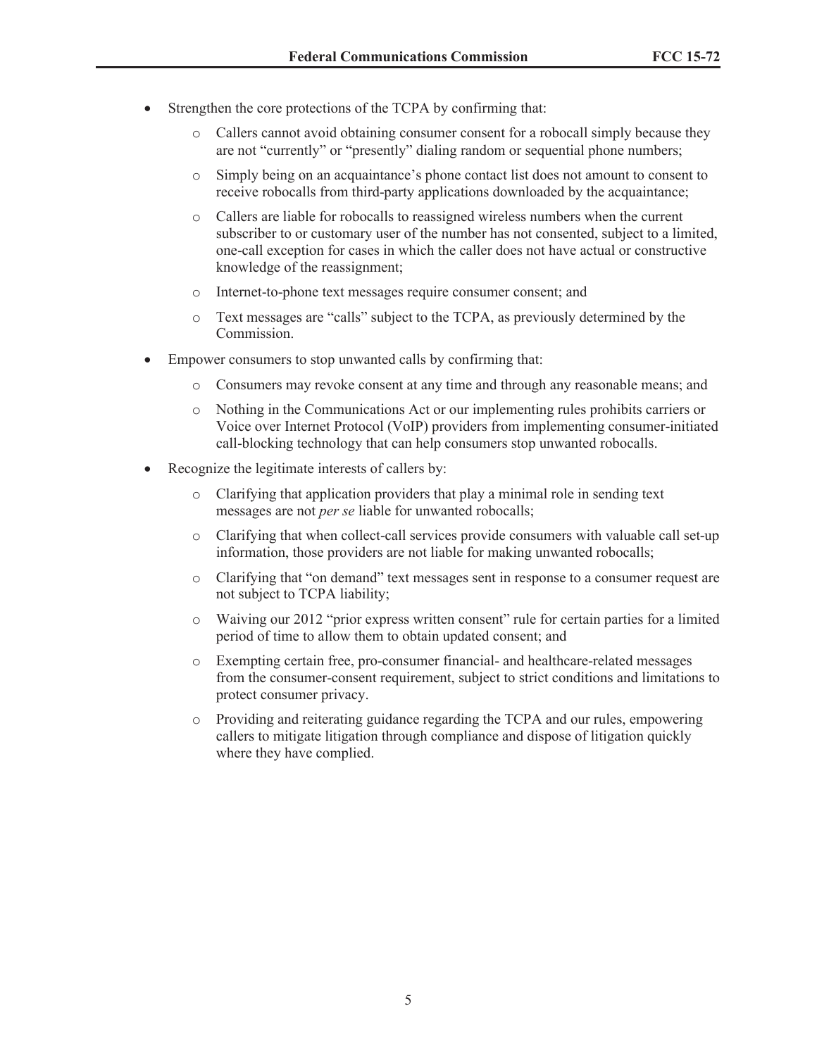- Strengthen the core protections of the TCPA by confirming that:
  - Callers cannot avoid obtaining consumer consent for a robocall simply because they are not "currently" or "presently" dialing random or sequential phone numbers;
  - Simply being on an acquaintance's phone contact list does not amount to consent to receive robocalls from third-party applications downloaded by the acquaintance;
  - Callers are liable for robocalls to reassigned wireless numbers when the current subscriber to or customary user of the number has not consented, subject to a limited, one-call exception for cases in which the caller does not have actual or constructive knowledge of the reassignment;
  - Internet-to-phone text messages require consumer consent; and
  - Text messages are "calls" subject to the TCPA, as previously determined by the Commission.
- Empower consumers to stop unwanted calls by confirming that:
  - Consumers may revoke consent at any time and through any reasonable means; and
  - Nothing in the Communications Act or our implementing rules prohibits carriers or Voice over Internet Protocol (VoIP) providers from implementing consumer-initiated call-blocking technology that can help consumers stop unwanted robocalls.
- Recognize the legitimate interests of callers by:
  - Clarifying that application providers that play a minimal role in sending text messages are not *per se* liable for unwanted robocalls;
  - Clarifying that when collect-call services provide consumers with valuable call set-up information, those providers are not liable for making unwanted robocalls;
  - Clarifying that "on demand" text messages sent in response to a consumer request are not subject to TCPA liability;
  - Waiving our 2012 "prior express written consent" rule for certain parties for a limited period of time to allow them to obtain updated consent; and
  - Exempting certain free, pro-consumer financial- and healthcare-related messages from the consumer-consent requirement, subject to strict conditions and limitations to protect consumer privacy.
  - Providing and reiterating guidance regarding the TCPA and our rules, empowering callers to mitigate litigation through compliance and dispose of litigation quickly where they have complied.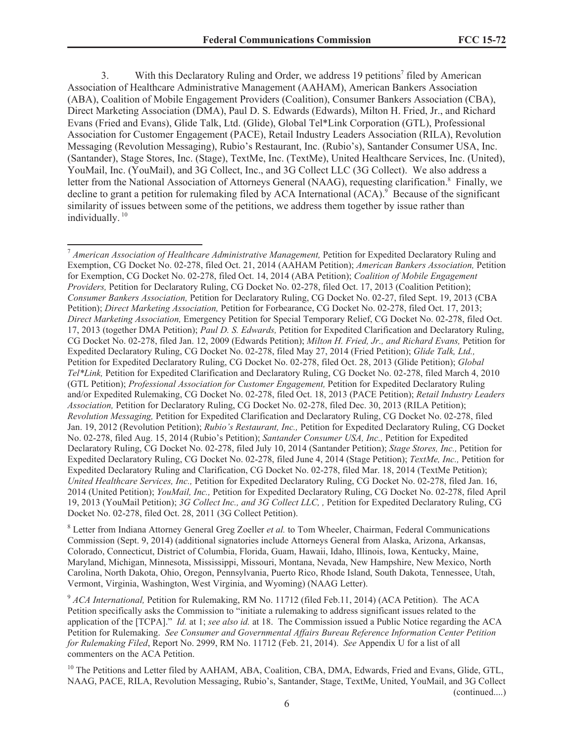3. With this Declaratory Ruling and Order, we address 19 petitions[7] filed by American Association of Healthcare Administrative Management (AAHAM), American Bankers Association (ABA), Coalition of Mobile Engagement Providers (Coalition), Consumer Bankers Association (CBA), Direct Marketing Association (DMA), Paul D. S. Edwards (Edwards), Milton H. Fried, Jr., and Richard Evans (Fried and Evans), Glide Talk, Ltd. (Glide), Global Tel*Link Corporation (GTL), Professional Association for Customer Engagement (PACE), Retail Industry Leaders Association (RILA), Revolution Messaging (Revolution Messaging), Rubio's Restaurant, Inc. (Rubio's), Santander Consumer USA, Inc. (Santander), Stage Stores, Inc. (Stage), TextMe, Inc. (TextMe), United Healthcare Services, Inc. (United), YouMail, Inc. (YouMail), and 3G Collect, Inc., and 3G Collect LLC (3G Collect). We also address a letter from the National Association of Attorneys General (NAAG), requesting clarification.[8] Finally, we decline to grant a petition for rulemaking filed by ACA International (ACA).[9] Because of the significant similarity of issues between some of the petitions, we address them together by issue rather than individually.[10]

---

[7] *American Association of Healthcare Administrative Management,* Petition for Expedited Declaratory Ruling and Exemption, CG Docket No. 02-278, filed Oct. 21, 2014 (AAHAM Petition); *American Bankers Association,* Petition for Exemption, CG Docket No. 02-278, filed Oct. 14, 2014 (ABA Petition); *Coalition of Mobile Engagement Providers,* Petition for Declaratory Ruling, CG Docket No. 02-278, filed Oct. 17, 2013 (Coalition Petition); *Consumer Bankers Association,* Petition for Declaratory Ruling, CG Docket No. 02-27, filed Sept. 19, 2013 (CBA Petition); *Direct Marketing Association,* Petition for Forbearance, CG Docket No. 02-278, filed Oct. 17, 2013; *Direct Marketing Association,* Emergency Petition for Special Temporary Relief, CG Docket No. 02-278, filed Oct. 17, 2013 (together DMA Petition); *Paul D. S. Edwards,* Petition for Expedited Clarification and Declaratory Ruling, CG Docket No. 02-278, filed Jan. 12, 2009 (Edwards Petition); *Milton H. Fried, Jr., and Richard Evans,* Petition for Expedited Declaratory Ruling, CG Docket No. 02-278, filed May 27, 2014 (Fried Petition); *Glide Talk, Ltd.,* Petition for Expedited Declaratory Ruling, CG Docket No. 02-278, filed Oct. 28, 2013 (Glide Petition); *Global Tel*Link,* Petition for Expedited Clarification and Declaratory Ruling, CG Docket No. 02-278, filed March 4, 2010 (GTL Petition); *Professional Association for Customer Engagement,* Petition for Expedited Declaratory Ruling and/or Expedited Rulemaking, CG Docket No. 02-278, filed Oct. 18, 2013 (PACE Petition); *Retail Industry Leaders Association,* Petition for Declaratory Ruling, CG Docket No. 02-278, filed Dec. 30, 2013 (RILA Petition); *Revolution Messaging,* Petition for Expedited Clarification and Declaratory Ruling, CG Docket No. 02-278, filed Jan. 19, 2012 (Revolution Petition); *Rubio's Restaurant, Inc.,* Petition for Expedited Declaratory Ruling, CG Docket No. 02-278, filed Aug. 15, 2014 (Rubio's Petition); *Santander Consumer USA, Inc.,* Petition for Expedited Declaratory Ruling, CG Docket No. 02-278, filed July 10, 2014 (Santander Petition); *Stage Stores, Inc.,* Petition for Expedited Declaratory Ruling, CG Docket No. 02-278, filed June 4, 2014 (Stage Petition); *TextMe, Inc.,* Petition for Expedited Declaratory Ruling and Clarification, CG Docket No. 02-278, filed Mar. 18, 2014 (TextMe Petition); *United Healthcare Services, Inc.,* Petition for Expedited Declaratory Ruling, CG Docket No. 02-278, filed Jan. 16, 2014 (United Petition); *YouMail, Inc.,* Petition for Expedited Declaratory Ruling, CG Docket No. 02-278, filed April 19, 2013 (YouMail Petition); *3G Collect Inc., and 3G Collect LLC, ,* Petition for Expedited Declaratory Ruling, CG Docket No. 02-278, filed Oct. 28, 2011 (3G Collect Petition).

[8] Letter from Indiana Attorney General Greg Zoeller *et al.* to Tom Wheeler, Chairman, Federal Communications Commission (Sept. 9, 2014) (additional signatories include Attorneys General from Alaska, Arizona, Arkansas, Colorado, Connecticut, District of Columbia, Florida, Guam, Hawaii, Idaho, Illinois, Iowa, Kentucky, Maine, Maryland, Michigan, Minnesota, Mississippi, Missouri, Montana, Nevada, New Hampshire, New Mexico, North Carolina, North Dakota, Ohio, Oregon, Pennsylvania, Puerto Rico, Rhode Island, South Dakota, Tennessee, Utah, Vermont, Virginia, Washington, West Virginia, and Wyoming) (NAAG Letter).

[9] *ACA International,* Petition for Rulemaking, RM No. 11712 (filed Feb.11, 2014) (ACA Petition). The ACA Petition specifically asks the Commission to "initiate a rulemaking to address significant issues related to the application of the [TCPA]." *Id.* at 1; *see also id.* at 18. The Commission issued a Public Notice regarding the ACA Petition for Rulemaking. *See Consumer and Governmental Affairs Bureau Reference Information Center Petition for Rulemaking Filed*, Report No. 2999, RM No. 11712 (Feb. 21, 2014). *See* Appendix U for a list of all commenters on the ACA Petition.

[10] The Petitions and Letter filed by AAHAM, ABA, Coalition, CBA, DMA, Edwards, Fried and Evans, Glide, GTL, NAAG, PACE, RILA, Revolution Messaging, Rubio's, Santander, Stage, TextMe, United, YouMail, and 3G Collect (continued....)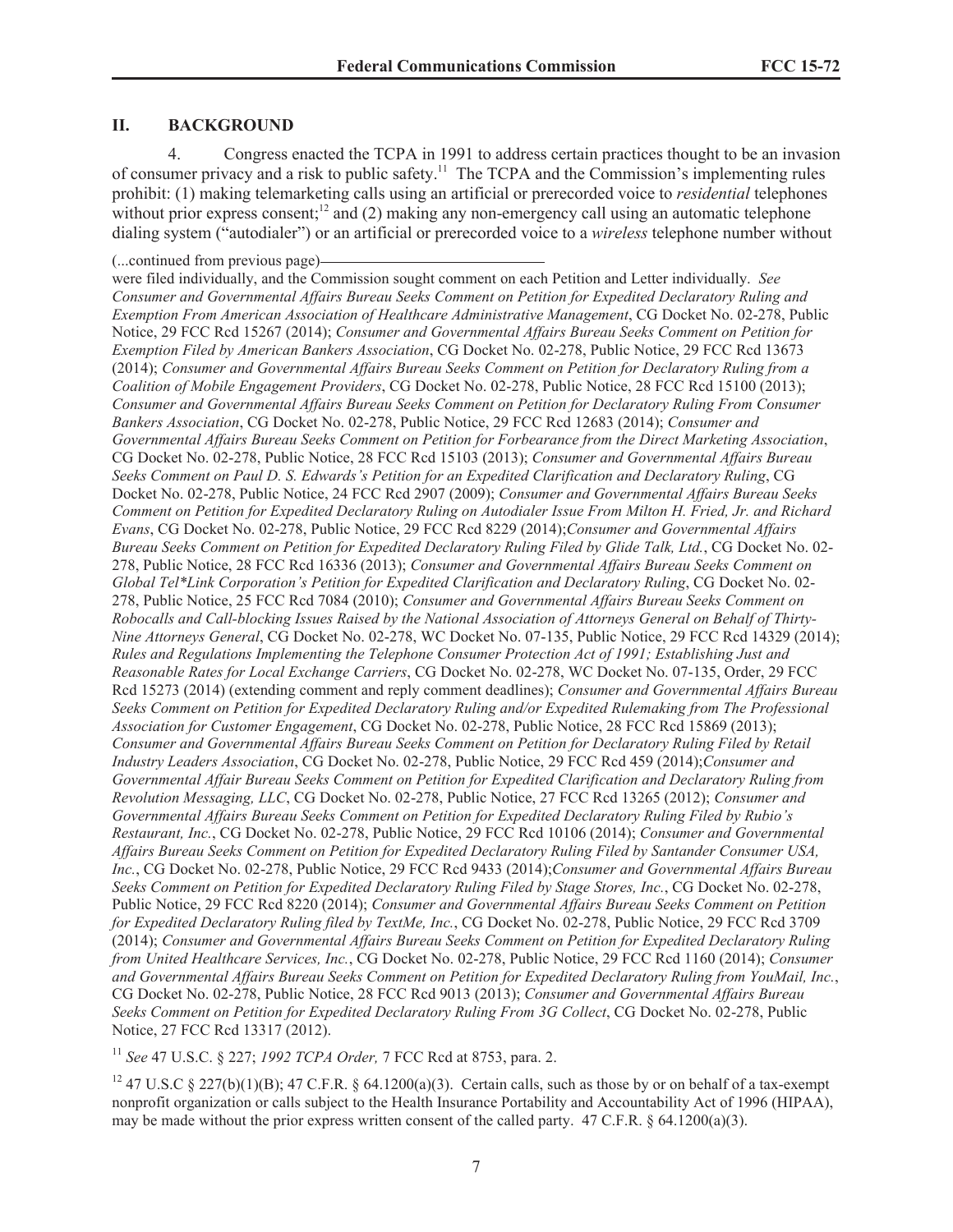## II. BACKGROUND

4. Congress enacted the TCPA in 1991 to address certain practices thought to be an invasion of consumer privacy and a risk to public safety.[11] The TCPA and the Commission's implementing rules prohibit: (1) making telemarketing calls using an artificial or prerecorded voice to *residential* telephones without prior express consent;[12] and (2) making any non-emergency call using an automatic telephone dialing system ("autodialer") or an artificial or prerecorded voice to a *wireless* telephone number without

(...continued from previous page)

were filed individually, and the Commission sought comment on each Petition and Letter individually. *See Consumer and Governmental Affairs Bureau Seeks Comment on Petition for Expedited Declaratory Ruling and Exemption From American Association of Healthcare Administrative Management*, CG Docket No. 02-278, Public Notice, 29 FCC Rcd 15267 (2014); *Consumer and Governmental Affairs Bureau Seeks Comment on Petition for Exemption Filed by American Bankers Association*, CG Docket No. 02-278, Public Notice, 29 FCC Rcd 13673 (2014); *Consumer and Governmental Affairs Bureau Seeks Comment on Petition for Declaratory Ruling from a Coalition of Mobile Engagement Providers*, CG Docket No. 02-278, Public Notice, 28 FCC Rcd 15100 (2013); *Consumer and Governmental Affairs Bureau Seeks Comment on Petition for Declaratory Ruling From Consumer Bankers Association*, CG Docket No. 02-278, Public Notice, 29 FCC Rcd 12683 (2014); *Consumer and Governmental Affairs Bureau Seeks Comment on Petition for Forbearance from the Direct Marketing Association*, CG Docket No. 02-278, Public Notice, 28 FCC Rcd 15103 (2013); *Consumer and Governmental Affairs Bureau Seeks Comment on Paul D. S. Edwards's Petition for an Expedited Clarification and Declaratory Ruling*, CG Docket No. 02-278, Public Notice, 24 FCC Rcd 2907 (2009); *Consumer and Governmental Affairs Bureau Seeks Comment on Petition for Expedited Declaratory Ruling on Autodialer Issue From Milton H. Fried, Jr. and Richard Evans*, CG Docket No. 02-278, Public Notice, 29 FCC Rcd 8229 (2014);*Consumer and Governmental Affairs Bureau Seeks Comment on Petition for Expedited Declaratory Ruling Filed by Glide Talk, Ltd.*, CG Docket No. 02-278, Public Notice, 28 FCC Rcd 16336 (2013); *Consumer and Governmental Affairs Bureau Seeks Comment on Global Tel*Link Corporation's Petition for Expedited Clarification and Declaratory Ruling*, CG Docket No. 02-278, Public Notice, 25 FCC Rcd 7084 (2010); *Consumer and Governmental Affairs Bureau Seeks Comment on Robocalls and Call-blocking Issues Raised by the National Association of Attorneys General on Behalf of Thirty-Nine Attorneys General*, CG Docket No. 02-278, WC Docket No. 07-135, Public Notice, 29 FCC Rcd 14329 (2014); *Rules and Regulations Implementing the Telephone Consumer Protection Act of 1991; Establishing Just and Reasonable Rates for Local Exchange Carriers*, CG Docket No. 02-278, WC Docket No. 07-135, Order, 29 FCC Rcd 15273 (2014) (extending comment and reply comment deadlines); *Consumer and Governmental Affairs Bureau Seeks Comment on Petition for Expedited Declaratory Ruling and/or Expedited Rulemaking from The Professional Association for Customer Engagement*, CG Docket No. 02-278, Public Notice, 28 FCC Rcd 15869 (2013); *Consumer and Governmental Affairs Bureau Seeks Comment on Petition for Declaratory Ruling Filed by Retail Industry Leaders Association*, CG Docket No. 02-278, Public Notice, 29 FCC Rcd 459 (2014);*Consumer and Governmental Affair Bureau Seeks Comment on Petition for Expedited Clarification and Declaratory Ruling from Revolution Messaging, LLC*, CG Docket No. 02-278, Public Notice, 27 FCC Rcd 13265 (2012); *Consumer and Governmental Affairs Bureau Seeks Comment on Petition for Expedited Declaratory Ruling Filed by Rubio's Restaurant, Inc.*, CG Docket No. 02-278, Public Notice, 29 FCC Rcd 10106 (2014); *Consumer and Governmental Affairs Bureau Seeks Comment on Petition for Expedited Declaratory Ruling Filed by Santander Consumer USA, Inc.*, CG Docket No. 02-278, Public Notice, 29 FCC Rcd 9433 (2014);*Consumer and Governmental Affairs Bureau Seeks Comment on Petition for Expedited Declaratory Ruling Filed by Stage Stores, Inc.*, CG Docket No. 02-278, Public Notice, 29 FCC Rcd 8220 (2014); *Consumer and Governmental Affairs Bureau Seeks Comment on Petition for Expedited Declaratory Ruling filed by TextMe, Inc.*, CG Docket No. 02-278, Public Notice, 29 FCC Rcd 3709 (2014); *Consumer and Governmental Affairs Bureau Seeks Comment on Petition for Expedited Declaratory Ruling from United Healthcare Services, Inc.*, CG Docket No. 02-278, Public Notice, 29 FCC Rcd 1160 (2014); *Consumer and Governmental Affairs Bureau Seeks Comment on Petition for Expedited Declaratory Ruling from YouMail, Inc.*, CG Docket No. 02-278, Public Notice, 28 FCC Rcd 9013 (2013); *Consumer and Governmental Affairs Bureau Seeks Comment on Petition for Expedited Declaratory Ruling From 3G Collect*, CG Docket No. 02-278, Public Notice, 27 FCC Rcd 13317 (2012).

[11] *See* 47 U.S.C. § 227; *1992 TCPA Order,* 7 FCC Rcd at 8753, para. 2.

[12] 47 U.S.C § 227(b)(1)(B); 47 C.F.R. § 64.1200(a)(3). Certain calls, such as those by or on behalf of a tax-exempt nonprofit organization or calls subject to the Health Insurance Portability and Accountability Act of 1996 (HIPAA), may be made without the prior express written consent of the called party. 47 C.F.R. § 64.1200(a)(3).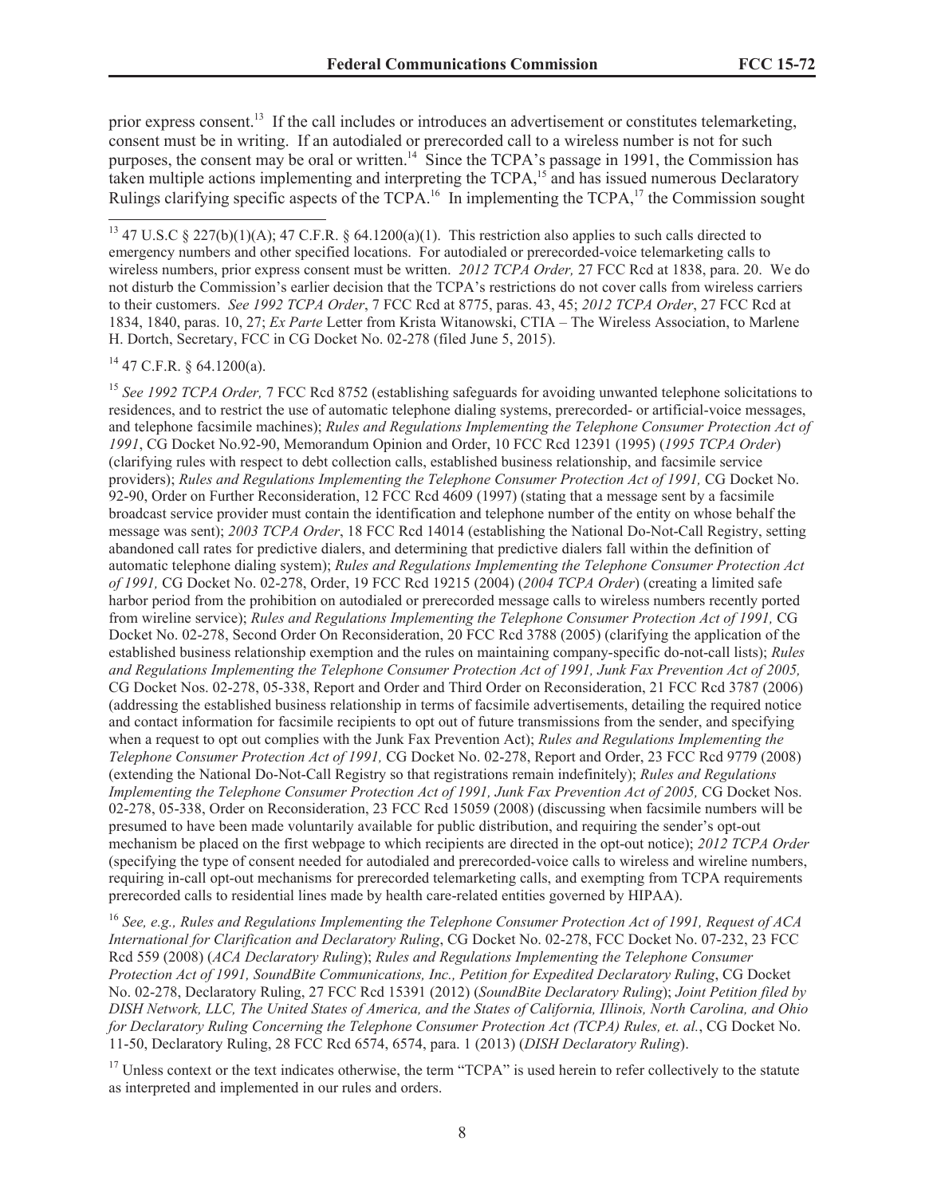prior express consent.[13] If the call includes or introduces an advertisement or constitutes telemarketing, consent must be in writing. If an autodialed or prerecorded call to a wireless number is not for such purposes, the consent may be oral or written.[14] Since the TCPA's passage in 1991, the Commission has taken multiple actions implementing and interpreting the TCPA,[15] and has issued numerous Declaratory Rulings clarifying specific aspects of the TCPA.[16] In implementing the TCPA,[17] the Commission sought

---

[13] 47 U.S.C § 227(b)(1)(A); 47 C.F.R. § 64.1200(a)(1). This restriction also applies to such calls directed to emergency numbers and other specified locations. For autodialed or prerecorded-voice telemarketing calls to wireless numbers, prior express consent must be written. *2012 TCPA Order,* 27 FCC Rcd at 1838, para. 20. We do not disturb the Commission's earlier decision that the TCPA's restrictions do not cover calls from wireless carriers to their customers. *See 1992 TCPA Order*, 7 FCC Rcd at 8775, paras. 43, 45; *2012 TCPA Order*, 27 FCC Rcd at 1834, 1840, paras. 10, 27; *Ex Parte* Letter from Krista Witanowski, CTIA – The Wireless Association, to Marlene H. Dortch, Secretary, FCC in CG Docket No. 02-278 (filed June 5, 2015).

[14] 47 C.F.R. § 64.1200(a).

[15] *See 1992 TCPA Order,* 7 FCC Rcd 8752 (establishing safeguards for avoiding unwanted telephone solicitations to residences, and to restrict the use of automatic telephone dialing systems, prerecorded- or artificial-voice messages, and telephone facsimile machines); *Rules and Regulations Implementing the Telephone Consumer Protection Act of 1991*, CG Docket No.92-90, Memorandum Opinion and Order, 10 FCC Rcd 12391 (1995) (*1995 TCPA Order*) (clarifying rules with respect to debt collection calls, established business relationship, and facsimile service providers); *Rules and Regulations Implementing the Telephone Consumer Protection Act of 1991,* CG Docket No. 92-90, Order on Further Reconsideration, 12 FCC Rcd 4609 (1997) (stating that a message sent by a facsimile broadcast service provider must contain the identification and telephone number of the entity on whose behalf the message was sent); *2003 TCPA Order*, 18 FCC Rcd 14014 (establishing the National Do-Not-Call Registry, setting abandoned call rates for predictive dialers, and determining that predictive dialers fall within the definition of automatic telephone dialing system); *Rules and Regulations Implementing the Telephone Consumer Protection Act of 1991,* CG Docket No. 02-278, Order, 19 FCC Rcd 19215 (2004) (*2004 TCPA Order*) (creating a limited safe harbor period from the prohibition on autodialed or prerecorded message calls to wireless numbers recently ported from wireline service); *Rules and Regulations Implementing the Telephone Consumer Protection Act of 1991,* CG Docket No. 02-278, Second Order On Reconsideration, 20 FCC Rcd 3788 (2005) (clarifying the application of the established business relationship exemption and the rules on maintaining company-specific do-not-call lists); *Rules and Regulations Implementing the Telephone Consumer Protection Act of 1991, Junk Fax Prevention Act of 2005,* CG Docket Nos. 02-278, 05-338, Report and Order and Third Order on Reconsideration, 21 FCC Rcd 3787 (2006) (addressing the established business relationship in terms of facsimile advertisements, detailing the required notice and contact information for facsimile recipients to opt out of future transmissions from the sender, and specifying when a request to opt out complies with the Junk Fax Prevention Act); *Rules and Regulations Implementing the Telephone Consumer Protection Act of 1991,* CG Docket No. 02-278, Report and Order, 23 FCC Rcd 9779 (2008) (extending the National Do-Not-Call Registry so that registrations remain indefinitely); *Rules and Regulations Implementing the Telephone Consumer Protection Act of 1991, Junk Fax Prevention Act of 2005,* CG Docket Nos. 02-278, 05-338, Order on Reconsideration, 23 FCC Rcd 15059 (2008) (discussing when facsimile numbers will be presumed to have been made voluntarily available for public distribution, and requiring the sender's opt-out mechanism be placed on the first webpage to which recipients are directed in the opt-out notice); *2012 TCPA Order* (specifying the type of consent needed for autodialed and prerecorded-voice calls to wireless and wireline numbers, requiring in-call opt-out mechanisms for prerecorded telemarketing calls, and exempting from TCPA requirements prerecorded calls to residential lines made by health care-related entities governed by HIPAA).

[16] *See, e.g., Rules and Regulations Implementing the Telephone Consumer Protection Act of 1991, Request of ACA International for Clarification and Declaratory Ruling*, CG Docket No. 02-278, FCC Docket No. 07-232, 23 FCC Rcd 559 (2008) (*ACA Declaratory Ruling*); *Rules and Regulations Implementing the Telephone Consumer Protection Act of 1991, SoundBite Communications, Inc., Petition for Expedited Declaratory Ruling*, CG Docket No. 02-278, Declaratory Ruling, 27 FCC Rcd 15391 (2012) (*SoundBite Declaratory Ruling*); *Joint Petition filed by DISH Network, LLC, The United States of America, and the States of California, Illinois, North Carolina, and Ohio for Declaratory Ruling Concerning the Telephone Consumer Protection Act (TCPA) Rules, et. al.*, CG Docket No. 11-50, Declaratory Ruling, 28 FCC Rcd 6574, 6574, para. 1 (2013) (*DISH Declaratory Ruling*).

[17] Unless context or the text indicates otherwise, the term "TCPA" is used herein to refer collectively to the statute as interpreted and implemented in our rules and orders.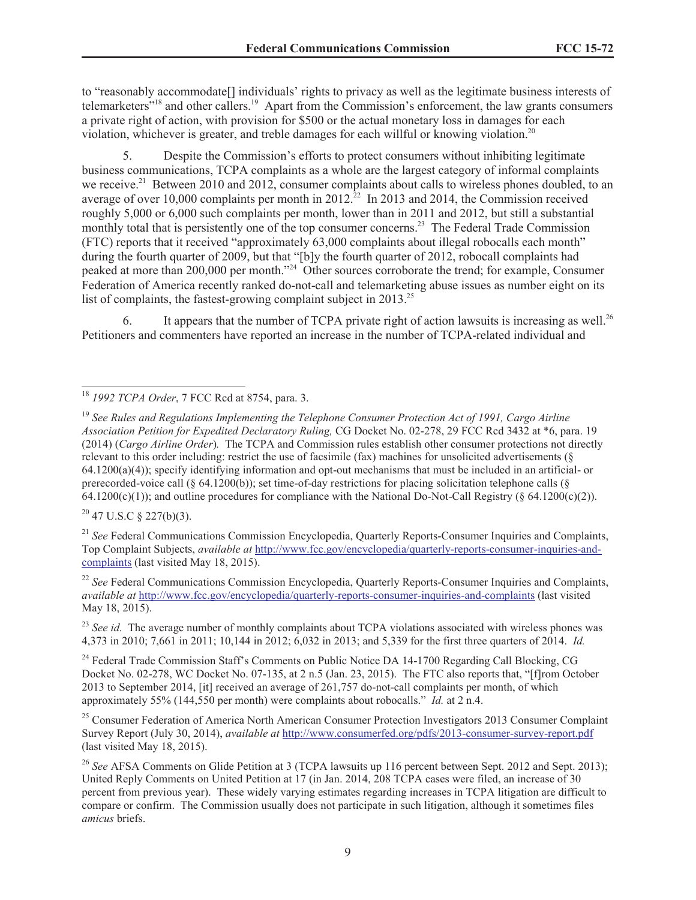to "reasonably accommodate[] individuals' rights to privacy as well as the legitimate business interests of telemarketers"[18] and other callers.[19] Apart from the Commission's enforcement, the law grants consumers a private right of action, with provision for $500 or the actual monetary loss in damages for each violation, whichever is greater, and treble damages for each willful or knowing violation.[20]

5. Despite the Commission's efforts to protect consumers without inhibiting legitimate business communications, TCPA complaints as a whole are the largest category of informal complaints we receive.[21] Between 2010 and 2012, consumer complaints about calls to wireless phones doubled, to an average of over 10,000 complaints per month in 2012.[22] In 2013 and 2014, the Commission received roughly 5,000 or 6,000 such complaints per month, lower than in 2011 and 2012, but still a substantial monthly total that is persistently one of the top consumer concerns.[23] The Federal Trade Commission (FTC) reports that it received "approximately 63,000 complaints about illegal robocalls each month" during the fourth quarter of 2009, but that "[b]y the fourth quarter of 2012, robocall complaints had peaked at more than 200,000 per month."[24] Other sources corroborate the trend; for example, Consumer Federation of America recently ranked do-not-call and telemarketing abuse issues as number eight on its list of complaints, the fastest-growing complaint subject in 2013.[25]

6. It appears that the number of TCPA private right of action lawsuits is increasing as well.[26] Petitioners and commenters have reported an increase in the number of TCPA-related individual and

---

[18] *1992 TCPA Order*, 7 FCC Rcd at 8754, para. 3.

[19] *See Rules and Regulations Implementing the Telephone Consumer Protection Act of 1991, Cargo Airline Association Petition for Expedited Declaratory Ruling,* CG Docket No. 02-278, 29 FCC Rcd 3432 at *6, para. 19 (2014) (*Cargo Airline Order*). The TCPA and Commission rules establish other consumer protections not directly relevant to this order including: restrict the use of facsimile (fax) machines for unsolicited advertisements (§ 64.1200(a)(4)); specify identifying information and opt-out mechanisms that must be included in an artificial- or prerecorded-voice call (§ 64.1200(b)); set time-of-day restrictions for placing solicitation telephone calls (§ 64.1200(c)(1)); and outline procedures for compliance with the National Do-Not-Call Registry (§ 64.1200(c)(2)).

[20] 47 U.S.C § 227(b)(3).

[21] *See* Federal Communications Commission Encyclopedia, Quarterly Reports-Consumer Inquiries and Complaints, Top Complaint Subjects, *available at* http://www.fcc.gov/encyclopedia/quarterly-reports-consumer-inquiries-and-complaints (last visited May 18, 2015).

[22] *See* Federal Communications Commission Encyclopedia, Quarterly Reports-Consumer Inquiries and Complaints, *available at* http://www.fcc.gov/encyclopedia/quarterly-reports-consumer-inquiries-and-complaints (last visited May 18, 2015).

[23] *See id.* The average number of monthly complaints about TCPA violations associated with wireless phones was 4,373 in 2010; 7,661 in 2011; 10,144 in 2012; 6,032 in 2013; and 5,339 for the first three quarters of 2014. *Id.*

[24] Federal Trade Commission Staff's Comments on Public Notice DA 14-1700 Regarding Call Blocking, CG Docket No. 02-278, WC Docket No. 07-135, at 2 n.5 (Jan. 23, 2015). The FTC also reports that, "[f]rom October 2013 to September 2014, [it] received an average of 261,757 do-not-call complaints per month, of which approximately 55% (144,550 per month) were complaints about robocalls." *Id.* at 2 n.4.

[25] Consumer Federation of America North American Consumer Protection Investigators 2013 Consumer Complaint Survey Report (July 30, 2014), *available at* http://www.consumerfed.org/pdfs/2013-consumer-survey-report.pdf (last visited May 18, 2015).

[26] *See* AFSA Comments on Glide Petition at 3 (TCPA lawsuits up 116 percent between Sept. 2012 and Sept. 2013); United Reply Comments on United Petition at 17 (in Jan. 2014, 208 TCPA cases were filed, an increase of 30 percent from previous year). These widely varying estimates regarding increases in TCPA litigation are difficult to compare or confirm. The Commission usually does not participate in such litigation, although it sometimes files *amicus* briefs.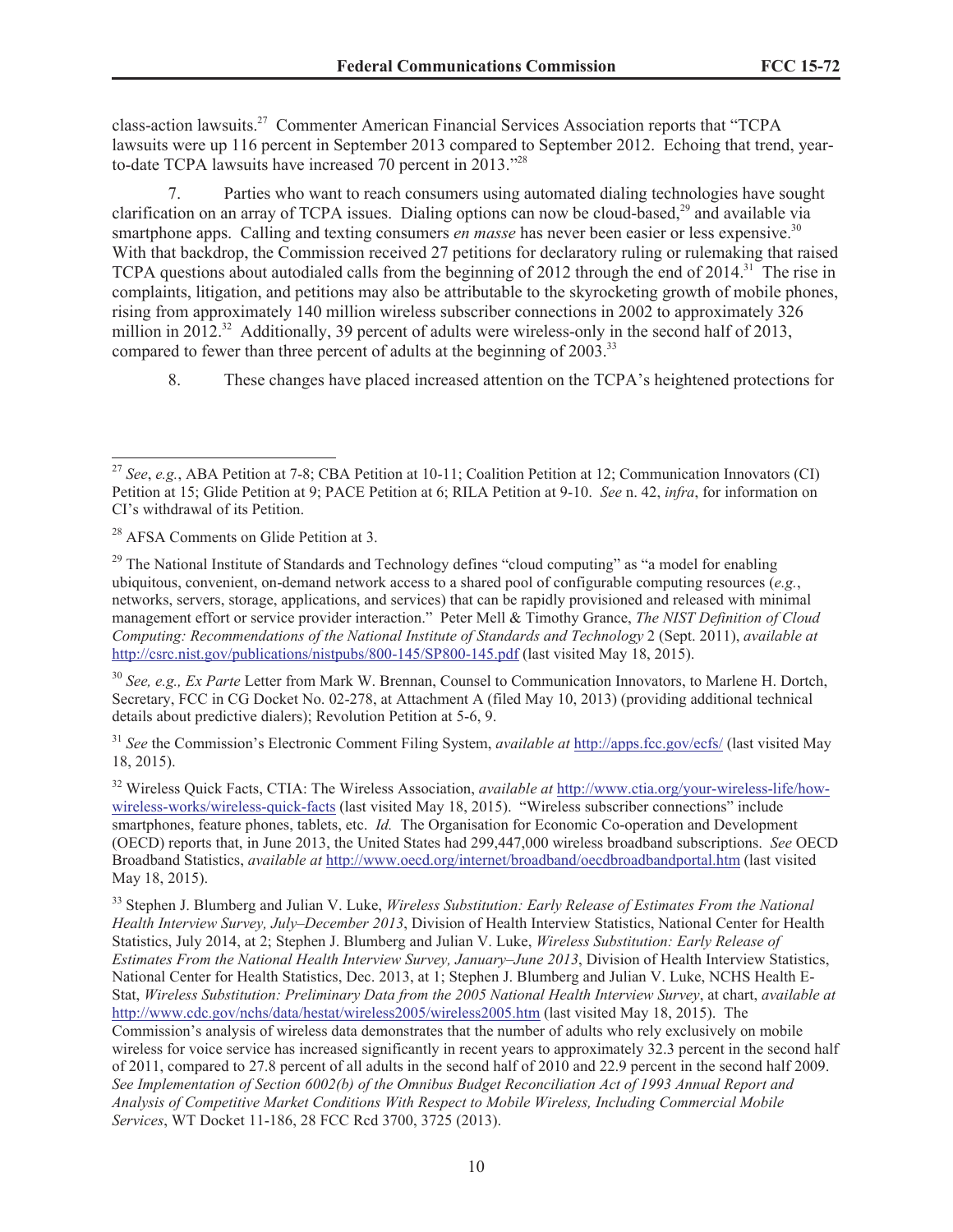class-action lawsuits.[27] Commenter American Financial Services Association reports that "TCPA lawsuits were up 116 percent in September 2013 compared to September 2012. Echoing that trend, year-to-date TCPA lawsuits have increased 70 percent in 2013."[28]

7. Parties who want to reach consumers using automated dialing technologies have sought clarification on an array of TCPA issues. Dialing options can now be cloud-based,[29] and available via smartphone apps. Calling and texting consumers *en masse* has never been easier or less expensive.[30] With that backdrop, the Commission received 27 petitions for declaratory ruling or rulemaking that raised TCPA questions about autodialed calls from the beginning of 2012 through the end of 2014.[31] The rise in complaints, litigation, and petitions may also be attributable to the skyrocketing growth of mobile phones, rising from approximately 140 million wireless subscriber connections in 2002 to approximately 326 million in 2012.[32] Additionally, 39 percent of adults were wireless-only in the second half of 2013, compared to fewer than three percent of adults at the beginning of 2003.[33]

8. These changes have placed increased attention on the TCPA's heightened protections for

---

[27] *See*, *e.g.*, ABA Petition at 7-8; CBA Petition at 10-11; Coalition Petition at 12; Communication Innovators (CI) Petition at 15; Glide Petition at 9; PACE Petition at 6; RILA Petition at 9-10. *See* n. 42, *infra*, for information on CI's withdrawal of its Petition.

[28] AFSA Comments on Glide Petition at 3.

[29] The National Institute of Standards and Technology defines "cloud computing" as "a model for enabling ubiquitous, convenient, on-demand network access to a shared pool of configurable computing resources (*e.g.*, networks, servers, storage, applications, and services) that can be rapidly provisioned and released with minimal management effort or service provider interaction." Peter Mell & Timothy Grance, *The NIST Definition of Cloud Computing: Recommendations of the National Institute of Standards and Technology* 2 (Sept. 2011), *available at* http://csrc.nist.gov/publications/nistpubs/800-145/SP800-145.pdf (last visited May 18, 2015).

[30] *See, e.g., Ex Parte* Letter from Mark W. Brennan, Counsel to Communication Innovators, to Marlene H. Dortch, Secretary, FCC in CG Docket No. 02-278, at Attachment A (filed May 10, 2013) (providing additional technical details about predictive dialers); Revolution Petition at 5-6, 9.

[31] *See* the Commission's Electronic Comment Filing System, *available at* http://apps.fcc.gov/ecfs/ (last visited May 18, 2015).

[32] Wireless Quick Facts, CTIA: The Wireless Association, *available at* http://www.ctia.org/your-wireless-life/how-wireless-works/wireless-quick-facts (last visited May 18, 2015). "Wireless subscriber connections" include smartphones, feature phones, tablets, etc. *Id.* The Organisation for Economic Co-operation and Development (OECD) reports that, in June 2013, the United States had 299,447,000 wireless broadband subscriptions. *See* OECD Broadband Statistics, *available at* http://www.oecd.org/internet/broadband/oecdbroadbandportal.htm (last visited May 18, 2015).

[33] Stephen J. Blumberg and Julian V. Luke, *Wireless Substitution: Early Release of Estimates From the National Health Interview Survey, July–December 2013*, Division of Health Interview Statistics, National Center for Health Statistics, July 2014, at 2; Stephen J. Blumberg and Julian V. Luke, *Wireless Substitution: Early Release of Estimates From the National Health Interview Survey, January–June 2013*, Division of Health Interview Statistics, National Center for Health Statistics, Dec. 2013, at 1; Stephen J. Blumberg and Julian V. Luke, NCHS Health E-Stat, *Wireless Substitution: Preliminary Data from the 2005 National Health Interview Survey*, at chart, *available at* http://www.cdc.gov/nchs/data/hestat/wireless2005/wireless2005.htm (last visited May 18, 2015). The Commission's analysis of wireless data demonstrates that the number of adults who rely exclusively on mobile wireless for voice service has increased significantly in recent years to approximately 32.3 percent in the second half of 2011, compared to 27.8 percent of all adults in the second half of 2010 and 22.9 percent in the second half 2009. *See Implementation of Section 6002(b) of the Omnibus Budget Reconciliation Act of 1993 Annual Report and Analysis of Competitive Market Conditions With Respect to Mobile Wireless, Including Commercial Mobile Services*, WT Docket 11-186, 28 FCC Rcd 3700, 3725 (2013).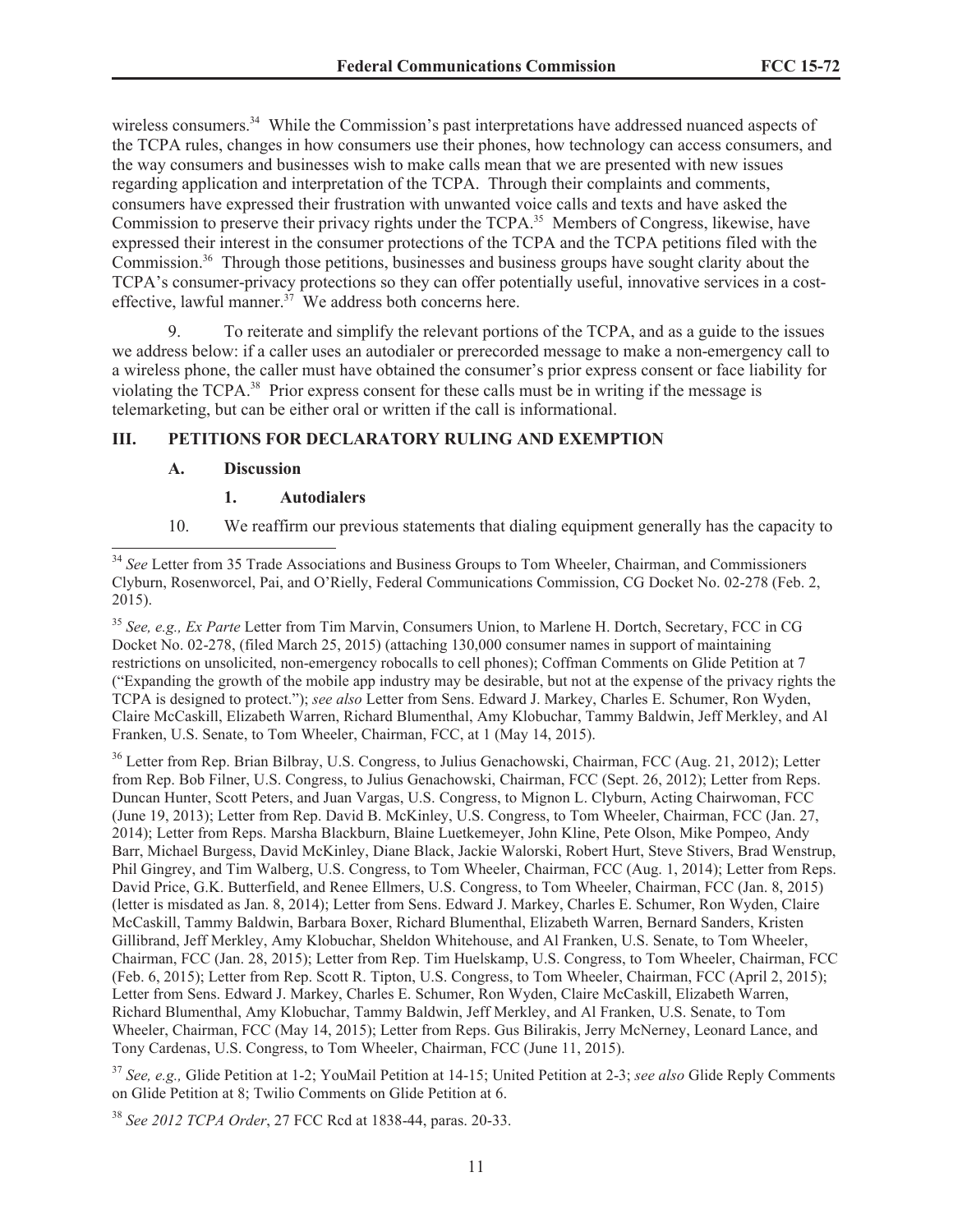wireless consumers.[34] While the Commission's past interpretations have addressed nuanced aspects of the TCPA rules, changes in how consumers use their phones, how technology can access consumers, and the way consumers and businesses wish to make calls mean that we are presented with new issues regarding application and interpretation of the TCPA. Through their complaints and comments, consumers have expressed their frustration with unwanted voice calls and texts and have asked the Commission to preserve their privacy rights under the TCPA.[35] Members of Congress, likewise, have expressed their interest in the consumer protections of the TCPA and the TCPA petitions filed with the Commission.[36] Through those petitions, businesses and business groups have sought clarity about the TCPA's consumer-privacy protections so they can offer potentially useful, innovative services in a cost-effective, lawful manner.[37] We address both concerns here.

9. To reiterate and simplify the relevant portions of the TCPA, and as a guide to the issues we address below: if a caller uses an autodialer or prerecorded message to make a non-emergency call to a wireless phone, the caller must have obtained the consumer's prior express consent or face liability for violating the TCPA.[38] Prior express consent for these calls must be in writing if the message is telemarketing, but can be either oral or written if the call is informational.

## III. PETITIONS FOR DECLARATORY RULING AND EXEMPTION

### A. Discussion

#### 1. Autodialers

10. We reaffirm our previous statements that dialing equipment generally has the capacity to

---

[34] *See* Letter from 35 Trade Associations and Business Groups to Tom Wheeler, Chairman, and Commissioners Clyburn, Rosenworcel, Pai, and O'Rielly, Federal Communications Commission, CG Docket No. 02-278 (Feb. 2, 2015).

[35] *See, e.g., Ex Parte* Letter from Tim Marvin, Consumers Union, to Marlene H. Dortch, Secretary, FCC in CG Docket No. 02-278, (filed March 25, 2015) (attaching 130,000 consumer names in support of maintaining restrictions on unsolicited, non-emergency robocalls to cell phones); Coffman Comments on Glide Petition at 7 ("Expanding the growth of the mobile app industry may be desirable, but not at the expense of the privacy rights the TCPA is designed to protect."); *see also* Letter from Sens. Edward J. Markey, Charles E. Schumer, Ron Wyden, Claire McCaskill, Elizabeth Warren, Richard Blumenthal, Amy Klobuchar, Tammy Baldwin, Jeff Merkley, and Al Franken, U.S. Senate, to Tom Wheeler, Chairman, FCC, at 1 (May 14, 2015).

[36] Letter from Rep. Brian Bilbray, U.S. Congress, to Julius Genachowski, Chairman, FCC (Aug. 21, 2012); Letter from Rep. Bob Filner, U.S. Congress, to Julius Genachowski, Chairman, FCC (Sept. 26, 2012); Letter from Reps. Duncan Hunter, Scott Peters, and Juan Vargas, U.S. Congress, to Mignon L. Clyburn, Acting Chairwoman, FCC (June 19, 2013); Letter from Rep. David B. McKinley, U.S. Congress, to Tom Wheeler, Chairman, FCC (Jan. 27, 2014); Letter from Reps. Marsha Blackburn, Blaine Luetkemeyer, John Kline, Pete Olson, Mike Pompeo, Andy Barr, Michael Burgess, David McKinley, Diane Black, Jackie Walorski, Robert Hurt, Steve Stivers, Brad Wenstrup, Phil Gingrey, and Tim Walberg, U.S. Congress, to Tom Wheeler, Chairman, FCC (Aug. 1, 2014); Letter from Reps. David Price, G.K. Butterfield, and Renee Ellmers, U.S. Congress, to Tom Wheeler, Chairman, FCC (Jan. 8, 2015) (letter is misdated as Jan. 8, 2014); Letter from Sens. Edward J. Markey, Charles E. Schumer, Ron Wyden, Claire McCaskill, Tammy Baldwin, Barbara Boxer, Richard Blumenthal, Elizabeth Warren, Bernard Sanders, Kristen Gillibrand, Jeff Merkley, Amy Klobuchar, Sheldon Whitehouse, and Al Franken, U.S. Senate, to Tom Wheeler, Chairman, FCC (Jan. 28, 2015); Letter from Rep. Tim Huelskamp, U.S. Congress, to Tom Wheeler, Chairman, FCC (Feb. 6, 2015); Letter from Rep. Scott R. Tipton, U.S. Congress, to Tom Wheeler, Chairman, FCC (April 2, 2015); Letter from Sens. Edward J. Markey, Charles E. Schumer, Ron Wyden, Claire McCaskill, Elizabeth Warren, Richard Blumenthal, Amy Klobuchar, Tammy Baldwin, Jeff Merkley, and Al Franken, U.S. Senate, to Tom Wheeler, Chairman, FCC (May 14, 2015); Letter from Reps. Gus Bilirakis, Jerry McNerney, Leonard Lance, and Tony Cardenas, U.S. Congress, to Tom Wheeler, Chairman, FCC (June 11, 2015).

[37] *See, e.g.,* Glide Petition at 1-2; YouMail Petition at 14-15; United Petition at 2-3; *see also* Glide Reply Comments on Glide Petition at 8; Twilio Comments on Glide Petition at 6.

[38] *See 2012 TCPA Order*, 27 FCC Rcd at 1838-44, paras. 20-33.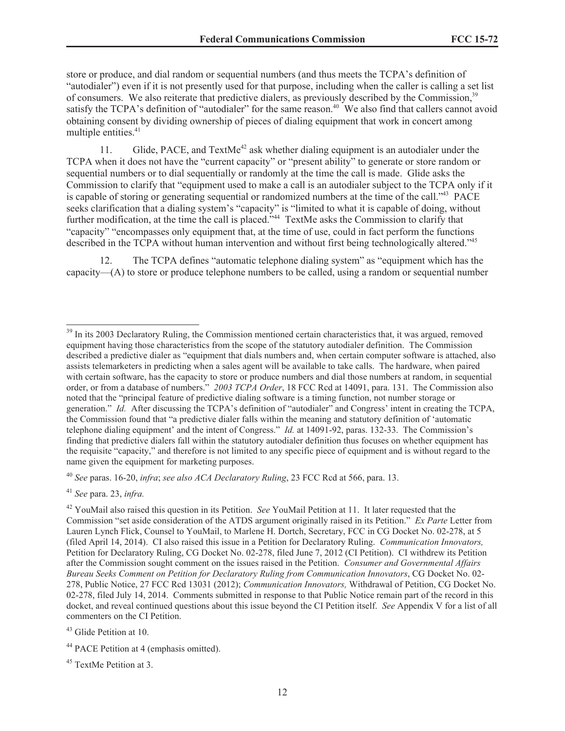store or produce, and dial random or sequential numbers (and thus meets the TCPA's definition of "autodialer") even if it is not presently used for that purpose, including when the caller is calling a set list of consumers. We also reiterate that predictive dialers, as previously described by the Commission,[39] satisfy the TCPA's definition of "autodialer" for the same reason.[40] We also find that callers cannot avoid obtaining consent by dividing ownership of pieces of dialing equipment that work in concert among multiple entities.[41]

11. Glide, PACE, and TextMe[42] ask whether dialing equipment is an autodialer under the TCPA when it does not have the "current capacity" or "present ability" to generate or store random or sequential numbers or to dial sequentially or randomly at the time the call is made. Glide asks the Commission to clarify that "equipment used to make a call is an autodialer subject to the TCPA only if it is capable of storing or generating sequential or randomized numbers at the time of the call."[43] PACE seeks clarification that a dialing system's "capacity" is "limited to what it is capable of doing, without further modification, at the time the call is placed."[44] TextMe asks the Commission to clarify that "capacity" "encompasses only equipment that, at the time of use, could in fact perform the functions described in the TCPA without human intervention and without first being technologically altered."[45]

12. The TCPA defines "automatic telephone dialing system" as "equipment which has the capacity—(A) to store or produce telephone numbers to be called, using a random or sequential number

---

[39] In its 2003 Declaratory Ruling, the Commission mentioned certain characteristics that, it was argued, removed equipment having those characteristics from the scope of the statutory autodialer definition. The Commission described a predictive dialer as "equipment that dials numbers and, when certain computer software is attached, also assists telemarketers in predicting when a sales agent will be available to take calls. The hardware, when paired with certain software, has the capacity to store or produce numbers and dial those numbers at random, in sequential order, or from a database of numbers." *2003 TCPA Order*, 18 FCC Rcd at 14091, para. 131. The Commission also noted that the "principal feature of predictive dialing software is a timing function, not number storage or generation." *Id.* After discussing the TCPA's definition of "autodialer" and Congress' intent in creating the TCPA, the Commission found that "a predictive dialer falls within the meaning and statutory definition of 'automatic telephone dialing equipment' and the intent of Congress." *Id.* at 14091-92, paras. 132-33. The Commission's finding that predictive dialers fall within the statutory autodialer definition thus focuses on whether equipment has the requisite "capacity," and therefore is not limited to any specific piece of equipment and is without regard to the name given the equipment for marketing purposes.

[40] *See* paras. 16-20, *infra*; *see also ACA Declaratory Ruling*, 23 FCC Rcd at 566, para. 13.

[41] *See* para. 23, *infra.*

[42] YouMail also raised this question in its Petition. *See* YouMail Petition at 11. It later requested that the Commission "set aside consideration of the ATDS argument originally raised in its Petition." *Ex Parte* Letter from Lauren Lynch Flick, Counsel to YouMail, to Marlene H. Dortch, Secretary, FCC in CG Docket No. 02-278, at 5 (filed April 14, 2014). CI also raised this issue in a Petition for Declaratory Ruling. *Communication Innovators,* Petition for Declaratory Ruling, CG Docket No. 02-278, filed June 7, 2012 (CI Petition). CI withdrew its Petition after the Commission sought comment on the issues raised in the Petition. *Consumer and Governmental Affairs Bureau Seeks Comment on Petition for Declaratory Ruling from Communication Innovators*, CG Docket No. 02-278, Public Notice, 27 FCC Rcd 13031 (2012); *Communication Innovators,* Withdrawal of Petition, CG Docket No. 02-278, filed July 14, 2014. Comments submitted in response to that Public Notice remain part of the record in this docket, and reveal continued questions about this issue beyond the CI Petition itself. *See* Appendix V for a list of all commenters on the CI Petition.

[43] Glide Petition at 10.

[44] PACE Petition at 4 (emphasis omitted).

[45] TextMe Petition at 3.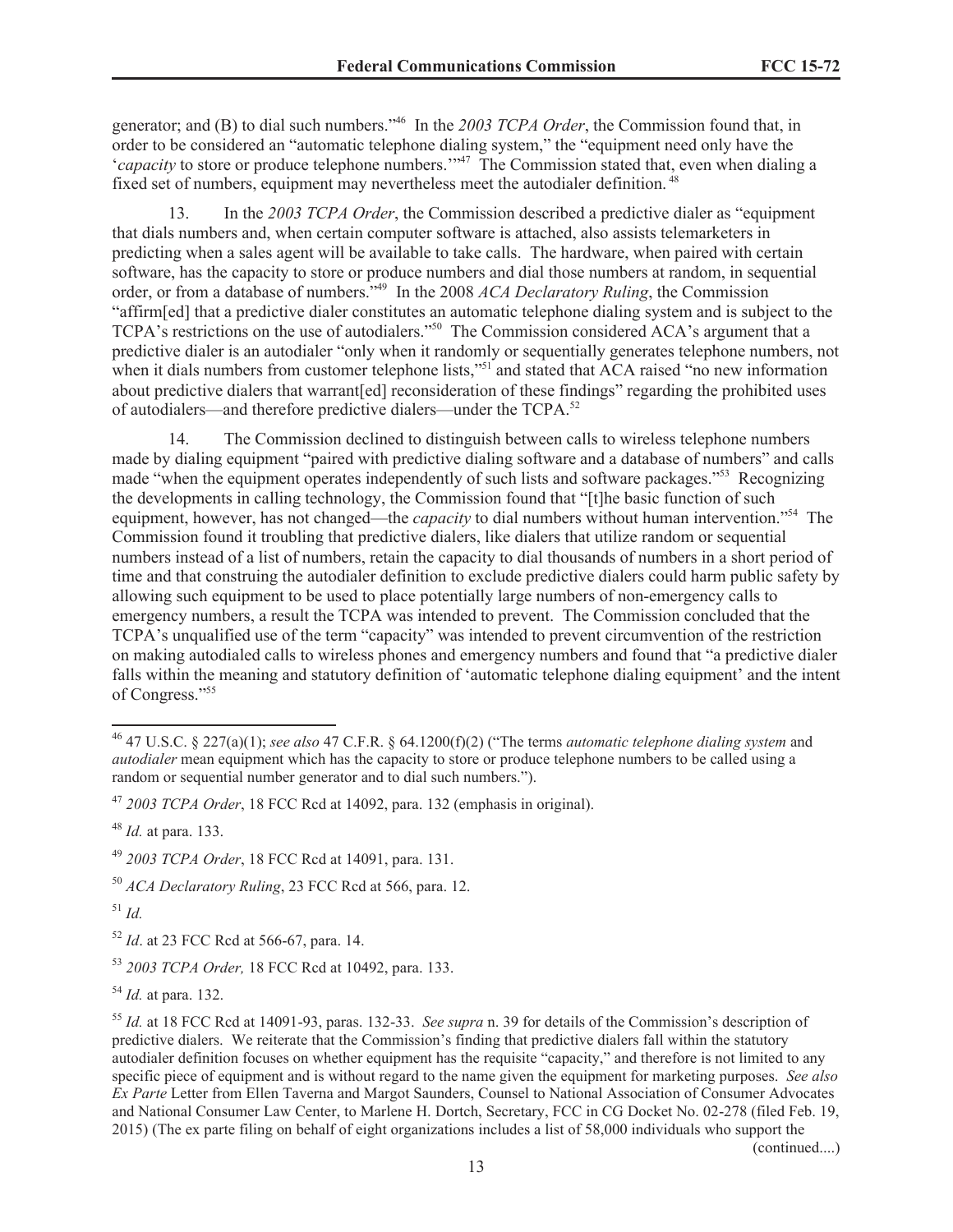generator; and (B) to dial such numbers."[46] In the *2003 TCPA Order*, the Commission found that, in order to be considered an "automatic telephone dialing system," the "equipment need only have the '*capacity* to store or produce telephone numbers.'"[47] The Commission stated that, even when dialing a fixed set of numbers, equipment may nevertheless meet the autodialer definition.[48]

13. In the *2003 TCPA Order*, the Commission described a predictive dialer as "equipment that dials numbers and, when certain computer software is attached, also assists telemarketers in predicting when a sales agent will be available to take calls. The hardware, when paired with certain software, has the capacity to store or produce numbers and dial those numbers at random, in sequential order, or from a database of numbers."[49] In the 2008 *ACA Declaratory Ruling*, the Commission "affirm[ed] that a predictive dialer constitutes an automatic telephone dialing system and is subject to the TCPA's restrictions on the use of autodialers."[50] The Commission considered ACA's argument that a predictive dialer is an autodialer "only when it randomly or sequentially generates telephone numbers, not when it dials numbers from customer telephone lists,"[51] and stated that ACA raised "no new information about predictive dialers that warrant[ed] reconsideration of these findings" regarding the prohibited uses of autodialers—and therefore predictive dialers—under the TCPA.[52]

14. The Commission declined to distinguish between calls to wireless telephone numbers made by dialing equipment "paired with predictive dialing software and a database of numbers" and calls made "when the equipment operates independently of such lists and software packages."[53] Recognizing the developments in calling technology, the Commission found that "[t]he basic function of such equipment, however, has not changed—the *capacity* to dial numbers without human intervention."[54] The Commission found it troubling that predictive dialers, like dialers that utilize random or sequential numbers instead of a list of numbers, retain the capacity to dial thousands of numbers in a short period of time and that construing the autodialer definition to exclude predictive dialers could harm public safety by allowing such equipment to be used to place potentially large numbers of non-emergency calls to emergency numbers, a result the TCPA was intended to prevent. The Commission concluded that the TCPA's unqualified use of the term "capacity" was intended to prevent circumvention of the restriction on making autodialed calls to wireless phones and emergency numbers and found that "a predictive dialer falls within the meaning and statutory definition of 'automatic telephone dialing equipment' and the intent of Congress."[55]

---

[46] 47 U.S.C. § 227(a)(1); *see also* 47 C.F.R. § 64.1200(f)(2) ("The terms *automatic telephone dialing system* and *autodialer* mean equipment which has the capacity to store or produce telephone numbers to be called using a random or sequential number generator and to dial such numbers.").

[47] *2003 TCPA Order*, 18 FCC Rcd at 14092, para. 132 (emphasis in original).

[48] *Id.* at para. 133.

[49] *2003 TCPA Order*, 18 FCC Rcd at 14091, para. 131.

[50] *ACA Declaratory Ruling*, 23 FCC Rcd at 566, para. 12.

[51] *Id.*

[52] *Id*. at 23 FCC Rcd at 566-67, para. 14.

[53] *2003 TCPA Order,* 18 FCC Rcd at 10492, para. 133.

[54] *Id.* at para. 132.

[55] *Id.* at 18 FCC Rcd at 14091-93, paras. 132-33. *See supra* n. 39 for details of the Commission's description of predictive dialers. We reiterate that the Commission's finding that predictive dialers fall within the statutory autodialer definition focuses on whether equipment has the requisite "capacity," and therefore is not limited to any specific piece of equipment and is without regard to the name given the equipment for marketing purposes. *See also Ex Parte* Letter from Ellen Taverna and Margot Saunders, Counsel to National Association of Consumer Advocates and National Consumer Law Center, to Marlene H. Dortch, Secretary, FCC in CG Docket No. 02-278 (filed Feb. 19, 2015) (The ex parte filing on behalf of eight organizations includes a list of 58,000 individuals who support the

(continued....)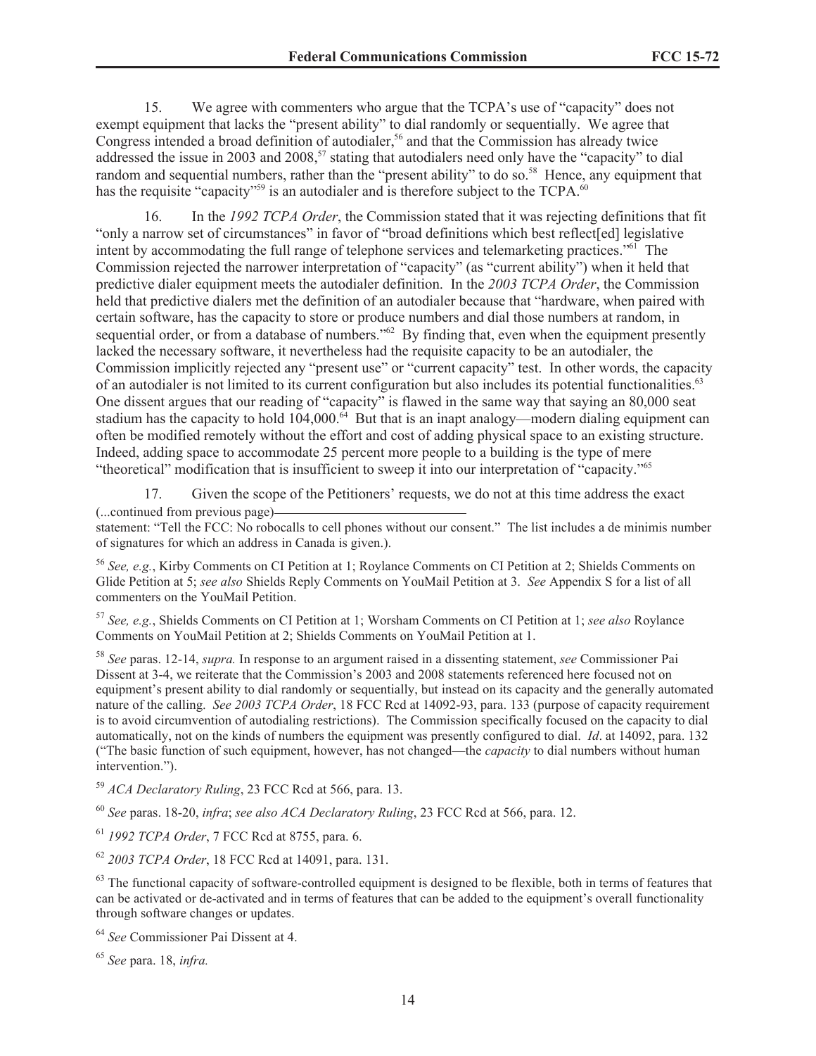15. We agree with commenters who argue that the TCPA's use of "capacity" does not exempt equipment that lacks the "present ability" to dial randomly or sequentially. We agree that Congress intended a broad definition of autodialer,[56] and that the Commission has already twice addressed the issue in 2003 and 2008,[57] stating that autodialers need only have the "capacity" to dial random and sequential numbers, rather than the "present ability" to do so.[58] Hence, any equipment that has the requisite "capacity"[59] is an autodialer and is therefore subject to the TCPA.[60]

16. In the *1992 TCPA Order*, the Commission stated that it was rejecting definitions that fit "only a narrow set of circumstances" in favor of "broad definitions which best reflect[ed] legislative intent by accommodating the full range of telephone services and telemarketing practices."[61] The Commission rejected the narrower interpretation of "capacity" (as "current ability") when it held that predictive dialer equipment meets the autodialer definition. In the *2003 TCPA Order*, the Commission held that predictive dialers met the definition of an autodialer because that "hardware, when paired with certain software, has the capacity to store or produce numbers and dial those numbers at random, in sequential order, or from a database of numbers."[62] By finding that, even when the equipment presently lacked the necessary software, it nevertheless had the requisite capacity to be an autodialer, the Commission implicitly rejected any "present use" or "current capacity" test. In other words, the capacity of an autodialer is not limited to its current configuration but also includes its potential functionalities.[63] One dissent argues that our reading of "capacity" is flawed in the same way that saying an 80,000 seat stadium has the capacity to hold 104,000.[64] But that is an inapt analogy—modern dialing equipment can often be modified remotely without the effort and cost of adding physical space to an existing structure. Indeed, adding space to accommodate 25 percent more people to a building is the type of mere "theoretical" modification that is insufficient to sweep it into our interpretation of "capacity."[65]

17. Given the scope of the Petitioners' requests, we do not at this time address the exact

(...continued from previous page)

statement: "Tell the FCC: No robocalls to cell phones without our consent." The list includes a de minimis number of signatures for which an address in Canada is given.).

[56] *See, e.g.*, Kirby Comments on CI Petition at 1; Roylance Comments on CI Petition at 2; Shields Comments on Glide Petition at 5; *see also* Shields Reply Comments on YouMail Petition at 3. *See* Appendix S for a list of all commenters on the YouMail Petition.

[57] *See, e.g.*, Shields Comments on CI Petition at 1; Worsham Comments on CI Petition at 1; *see also* Roylance Comments on YouMail Petition at 2; Shields Comments on YouMail Petition at 1.

[58] *See* paras. 12-14, *supra.* In response to an argument raised in a dissenting statement, *see* Commissioner Pai Dissent at 3-4, we reiterate that the Commission's 2003 and 2008 statements referenced here focused not on equipment's present ability to dial randomly or sequentially, but instead on its capacity and the generally automated nature of the calling. *See 2003 TCPA Order*, 18 FCC Rcd at 14092-93, para. 133 (purpose of capacity requirement is to avoid circumvention of autodialing restrictions). The Commission specifically focused on the capacity to dial automatically, not on the kinds of numbers the equipment was presently configured to dial. *Id*. at 14092, para. 132 ("The basic function of such equipment, however, has not changed—the *capacity* to dial numbers without human intervention.").

[59] *ACA Declaratory Ruling*, 23 FCC Rcd at 566, para. 13.

[60] *See* paras. 18-20, *infra*; *see also ACA Declaratory Ruling*, 23 FCC Rcd at 566, para. 12.

[61] *1992 TCPA Order*, 7 FCC Rcd at 8755, para. 6.

[62] *2003 TCPA Order*, 18 FCC Rcd at 14091, para. 131.

[63] The functional capacity of software-controlled equipment is designed to be flexible, both in terms of features that can be activated or de-activated and in terms of features that can be added to the equipment's overall functionality through software changes or updates.

[64] *See* Commissioner Pai Dissent at 4.

[65] *See* para. 18, *infra.*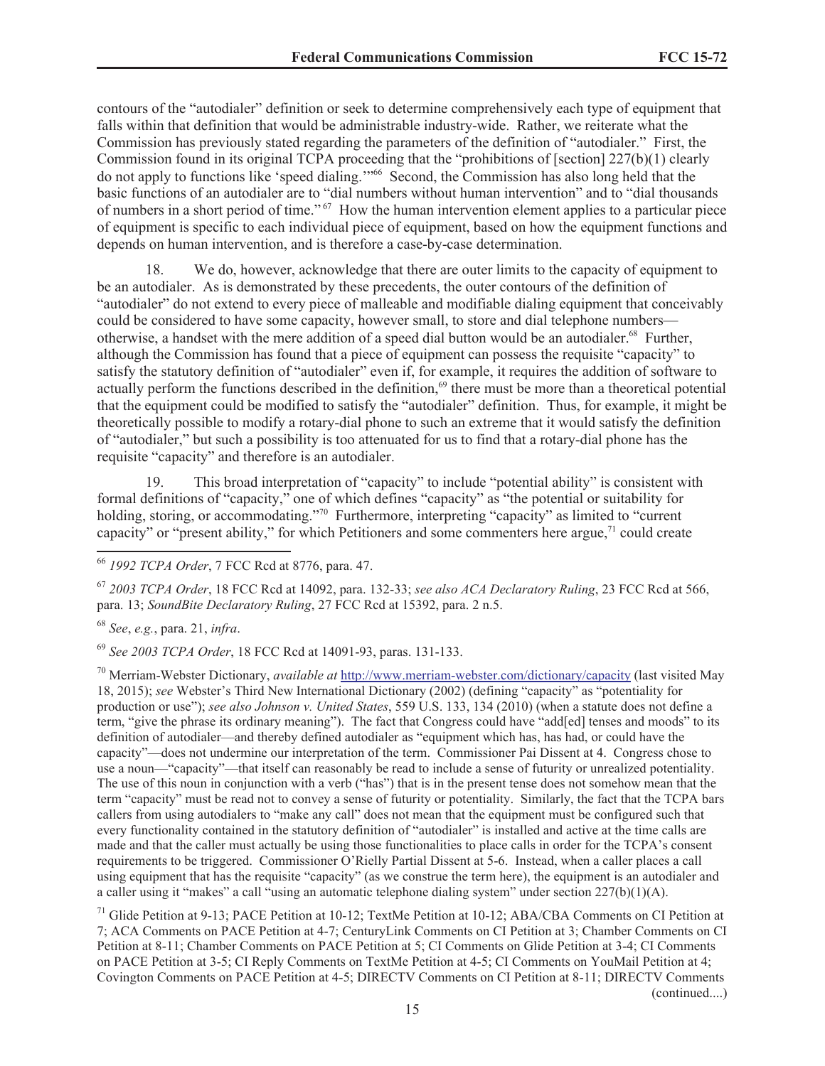contours of the "autodialer" definition or seek to determine comprehensively each type of equipment that falls within that definition that would be administrable industry-wide. Rather, we reiterate what the Commission has previously stated regarding the parameters of the definition of "autodialer." First, the Commission found in its original TCPA proceeding that the "prohibitions of [section] 227(b)(1) clearly do not apply to functions like 'speed dialing.'"[66] Second, the Commission has also long held that the basic functions of an autodialer are to "dial numbers without human intervention" and to "dial thousands of numbers in a short period of time."[67] How the human intervention element applies to a particular piece of equipment is specific to each individual piece of equipment, based on how the equipment functions and depends on human intervention, and is therefore a case-by-case determination.

18. We do, however, acknowledge that there are outer limits to the capacity of equipment to be an autodialer. As is demonstrated by these precedents, the outer contours of the definition of "autodialer" do not extend to every piece of malleable and modifiable dialing equipment that conceivably could be considered to have some capacity, however small, to store and dial telephone numbers—otherwise, a handset with the mere addition of a speed dial button would be an autodialer.[68] Further, although the Commission has found that a piece of equipment can possess the requisite "capacity" to satisfy the statutory definition of "autodialer" even if, for example, it requires the addition of software to actually perform the functions described in the definition,[69] there must be more than a theoretical potential that the equipment could be modified to satisfy the "autodialer" definition. Thus, for example, it might be theoretically possible to modify a rotary-dial phone to such an extreme that it would satisfy the definition of "autodialer," but such a possibility is too attenuated for us to find that a rotary-dial phone has the requisite "capacity" and therefore is an autodialer.

19. This broad interpretation of "capacity" to include "potential ability" is consistent with formal definitions of "capacity," one of which defines "capacity" as "the potential or suitability for holding, storing, or accommodating."[70] Furthermore, interpreting "capacity" as limited to "current capacity" or "present ability," for which Petitioners and some commenters here argue,[71] could create

---

[66] *1992 TCPA Order*, 7 FCC Rcd at 8776, para. 47.

[67] *2003 TCPA Order*, 18 FCC Rcd at 14092, para. 132-33; *see also ACA Declaratory Ruling*, 23 FCC Rcd at 566, para. 13; *SoundBite Declaratory Ruling*, 27 FCC Rcd at 15392, para. 2 n.5.

[68] *See*, *e.g.*, para. 21, *infra*.

[69] *See 2003 TCPA Order*, 18 FCC Rcd at 14091-93, paras. 131-133.

[70] Merriam-Webster Dictionary, *available at* http://www.merriam-webster.com/dictionary/capacity (last visited May 18, 2015); *see* Webster's Third New International Dictionary (2002) (defining "capacity" as "potentiality for production or use"); *see also Johnson v. United States*, 559 U.S. 133, 134 (2010) (when a statute does not define a term, "give the phrase its ordinary meaning"). The fact that Congress could have "add[ed] tenses and moods" to its definition of autodialer—and thereby defined autodialer as "equipment which has, has had, or could have the capacity"—does not undermine our interpretation of the term. Commissioner Pai Dissent at 4. Congress chose to use a noun—"capacity"—that itself can reasonably be read to include a sense of futurity or unrealized potentiality. The use of this noun in conjunction with a verb ("has") that is in the present tense does not somehow mean that the term "capacity" must be read not to convey a sense of futurity or potentiality. Similarly, the fact that the TCPA bars callers from using autodialers to "make any call" does not mean that the equipment must be configured such that every functionality contained in the statutory definition of "autodialer" is installed and active at the time calls are made and that the caller must actually be using those functionalities to place calls in order for the TCPA's consent requirements to be triggered. Commissioner O'Rielly Partial Dissent at 5-6. Instead, when a caller places a call using equipment that has the requisite "capacity" (as we construe the term here), the equipment is an autodialer and a caller using it "makes" a call "using an automatic telephone dialing system" under section 227(b)(1)(A).

[71] Glide Petition at 9-13; PACE Petition at 10-12; TextMe Petition at 10-12; ABA/CBA Comments on CI Petition at 7; ACA Comments on PACE Petition at 4-7; CenturyLink Comments on CI Petition at 3; Chamber Comments on CI Petition at 8-11; Chamber Comments on PACE Petition at 5; CI Comments on Glide Petition at 3-4; CI Comments on PACE Petition at 3-5; CI Reply Comments on TextMe Petition at 4-5; CI Comments on YouMail Petition at 4; Covington Comments on PACE Petition at 4-5; DIRECTV Comments on CI Petition at 8-11; DIRECTV Comments (continued....)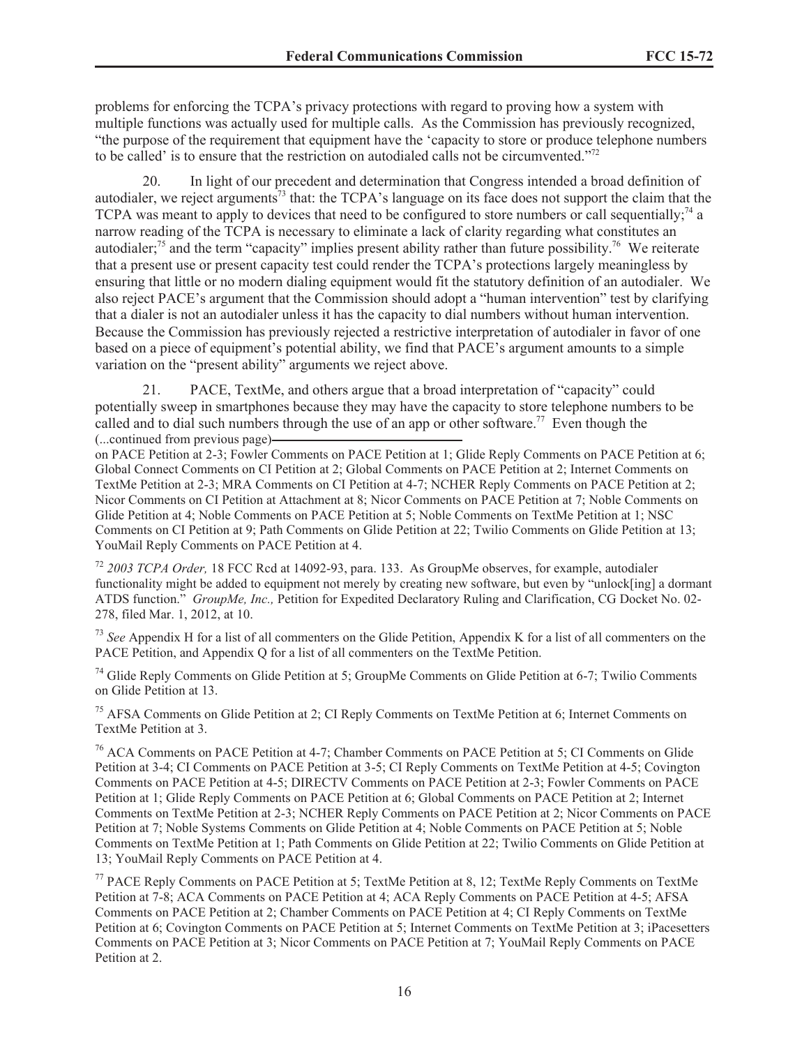problems for enforcing the TCPA's privacy protections with regard to proving how a system with multiple functions was actually used for multiple calls. As the Commission has previously recognized, "the purpose of the requirement that equipment have the 'capacity to store or produce telephone numbers to be called' is to ensure that the restriction on autodialed calls not be circumvented."[72]

20. In light of our precedent and determination that Congress intended a broad definition of autodialer, we reject arguments[73] that: the TCPA's language on its face does not support the claim that the TCPA was meant to apply to devices that need to be configured to store numbers or call sequentially;[74] a narrow reading of the TCPA is necessary to eliminate a lack of clarity regarding what constitutes an autodialer;[75] and the term "capacity" implies present ability rather than future possibility.[76] We reiterate that a present use or present capacity test could render the TCPA's protections largely meaningless by ensuring that little or no modern dialing equipment would fit the statutory definition of an autodialer. We also reject PACE's argument that the Commission should adopt a "human intervention" test by clarifying that a dialer is not an autodialer unless it has the capacity to dial numbers without human intervention. Because the Commission has previously rejected a restrictive interpretation of autodialer in favor of one based on a piece of equipment's potential ability, we find that PACE's argument amounts to a simple variation on the "present ability" arguments we reject above.

21. PACE, TextMe, and others argue that a broad interpretation of "capacity" could potentially sweep in smartphones because they may have the capacity to store telephone numbers to be called and to dial such numbers through the use of an app or other software.[77] Even though the

(...continued from previous page)

on PACE Petition at 2-3; Fowler Comments on PACE Petition at 1; Glide Reply Comments on PACE Petition at 6; Global Connect Comments on CI Petition at 2; Global Comments on PACE Petition at 2; Internet Comments on TextMe Petition at 2-3; MRA Comments on CI Petition at 4-7; NCHER Reply Comments on PACE Petition at 2; Nicor Comments on CI Petition at Attachment at 8; Nicor Comments on PACE Petition at 7; Noble Comments on Glide Petition at 4; Noble Comments on PACE Petition at 5; Noble Comments on TextMe Petition at 1; NSC Comments on CI Petition at 9; Path Comments on Glide Petition at 22; Twilio Comments on Glide Petition at 13; YouMail Reply Comments on PACE Petition at 4.

[72] *2003 TCPA Order,* 18 FCC Rcd at 14092-93, para. 133. As GroupMe observes, for example, autodialer functionality might be added to equipment not merely by creating new software, but even by "unlock[ing] a dormant ATDS function." *GroupMe, Inc.,* Petition for Expedited Declaratory Ruling and Clarification, CG Docket No. 02-278, filed Mar. 1, 2012, at 10.

[73] *See* Appendix H for a list of all commenters on the Glide Petition, Appendix K for a list of all commenters on the PACE Petition, and Appendix Q for a list of all commenters on the TextMe Petition.

[74] Glide Reply Comments on Glide Petition at 5; GroupMe Comments on Glide Petition at 6-7; Twilio Comments on Glide Petition at 13.

[75] AFSA Comments on Glide Petition at 2; CI Reply Comments on TextMe Petition at 6; Internet Comments on TextMe Petition at 3.

[76] ACA Comments on PACE Petition at 4-7; Chamber Comments on PACE Petition at 5; CI Comments on Glide Petition at 3-4; CI Comments on PACE Petition at 3-5; CI Reply Comments on TextMe Petition at 4-5; Covington Comments on PACE Petition at 4-5; DIRECTV Comments on PACE Petition at 2-3; Fowler Comments on PACE Petition at 1; Glide Reply Comments on PACE Petition at 6; Global Comments on PACE Petition at 2; Internet Comments on TextMe Petition at 2-3; NCHER Reply Comments on PACE Petition at 2; Nicor Comments on PACE Petition at 7; Noble Systems Comments on Glide Petition at 4; Noble Comments on PACE Petition at 5; Noble Comments on TextMe Petition at 1; Path Comments on Glide Petition at 22; Twilio Comments on Glide Petition at 13; YouMail Reply Comments on PACE Petition at 4.

[77] PACE Reply Comments on PACE Petition at 5; TextMe Petition at 8, 12; TextMe Reply Comments on TextMe Petition at 7-8; ACA Comments on PACE Petition at 4; ACA Reply Comments on PACE Petition at 4-5; AFSA Comments on PACE Petition at 2; Chamber Comments on PACE Petition at 4; CI Reply Comments on TextMe Petition at 6; Covington Comments on PACE Petition at 5; Internet Comments on TextMe Petition at 3; iPacesetters Comments on PACE Petition at 3; Nicor Comments on PACE Petition at 7; YouMail Reply Comments on PACE Petition at 2.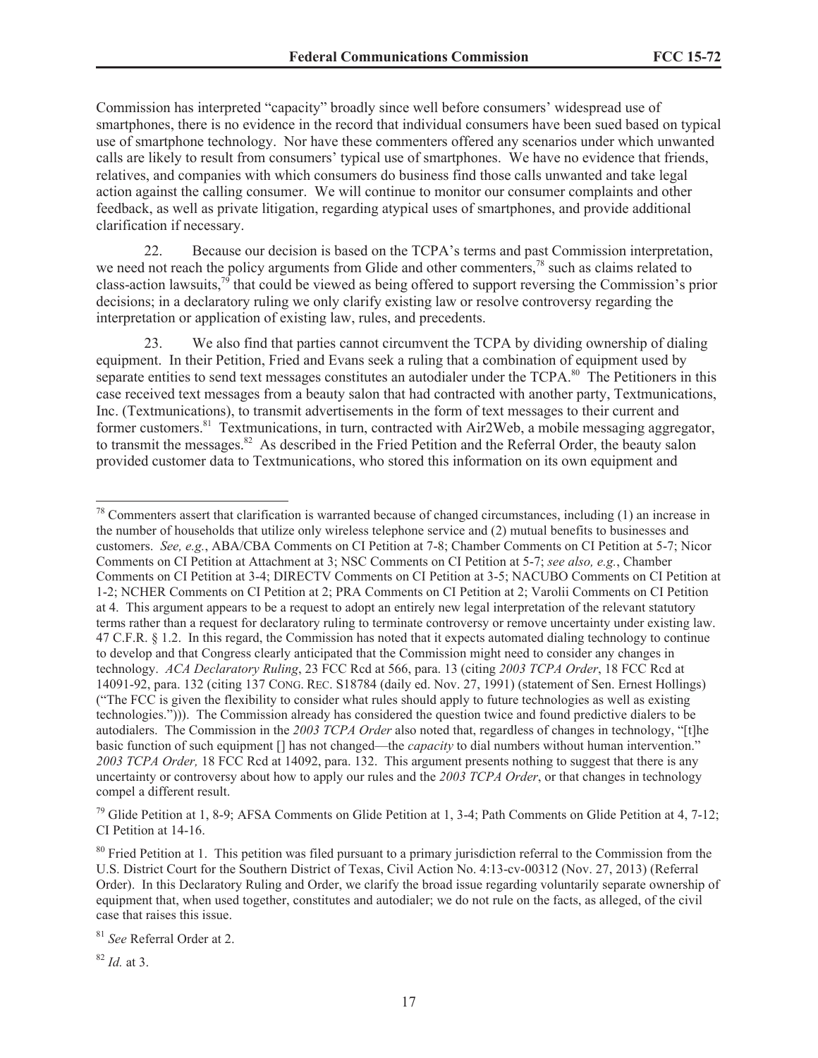Commission has interpreted "capacity" broadly since well before consumers' widespread use of smartphones, there is no evidence in the record that individual consumers have been sued based on typical use of smartphone technology. Nor have these commenters offered any scenarios under which unwanted calls are likely to result from consumers' typical use of smartphones. We have no evidence that friends, relatives, and companies with which consumers do business find those calls unwanted and take legal action against the calling consumer. We will continue to monitor our consumer complaints and other feedback, as well as private litigation, regarding atypical uses of smartphones, and provide additional clarification if necessary.

22. Because our decision is based on the TCPA's terms and past Commission interpretation, we need not reach the policy arguments from Glide and other commenters,[78] such as claims related to class-action lawsuits,[79] that could be viewed as being offered to support reversing the Commission's prior decisions; in a declaratory ruling we only clarify existing law or resolve controversy regarding the interpretation or application of existing law, rules, and precedents.

23. We also find that parties cannot circumvent the TCPA by dividing ownership of dialing equipment. In their Petition, Fried and Evans seek a ruling that a combination of equipment used by separate entities to send text messages constitutes an autodialer under the TCPA.[80] The Petitioners in this case received text messages from a beauty salon that had contracted with another party, Textmunications, Inc. (Textmunications), to transmit advertisements in the form of text messages to their current and former customers.[81] Textmunications, in turn, contracted with Air2Web, a mobile messaging aggregator, to transmit the messages.[82] As described in the Fried Petition and the Referral Order, the beauty salon provided customer data to Textmunications, who stored this information on its own equipment and

---

[78] Commenters assert that clarification is warranted because of changed circumstances, including (1) an increase in the number of households that utilize only wireless telephone service and (2) mutual benefits to businesses and customers. *See, e.g.*, ABA/CBA Comments on CI Petition at 7-8; Chamber Comments on CI Petition at 5-7; Nicor Comments on CI Petition at Attachment at 3; NSC Comments on CI Petition at 5-7; *see also, e.g.*, Chamber Comments on CI Petition at 3-4; DIRECTV Comments on CI Petition at 3-5; NACUBO Comments on CI Petition at 1-2; NCHER Comments on CI Petition at 2; PRA Comments on CI Petition at 2; Varolii Comments on CI Petition at 4. This argument appears to be a request to adopt an entirely new legal interpretation of the relevant statutory terms rather than a request for declaratory ruling to terminate controversy or remove uncertainty under existing law. 47 C.F.R. § 1.2. In this regard, the Commission has noted that it expects automated dialing technology to continue to develop and that Congress clearly anticipated that the Commission might need to consider any changes in technology. *ACA Declaratory Ruling*, 23 FCC Rcd at 566, para. 13 (citing *2003 TCPA Order*, 18 FCC Rcd at 14091-92, para. 132 (citing 137 CONG. REC. S18784 (daily ed. Nov. 27, 1991) (statement of Sen. Ernest Hollings) ("The FCC is given the flexibility to consider what rules should apply to future technologies as well as existing technologies."))). The Commission already has considered the question twice and found predictive dialers to be autodialers. The Commission in the *2003 TCPA Order* also noted that, regardless of changes in technology, "[t]he basic function of such equipment [] has not changed—the *capacity* to dial numbers without human intervention." *2003 TCPA Order,* 18 FCC Rcd at 14092, para. 132. This argument presents nothing to suggest that there is any uncertainty or controversy about how to apply our rules and the *2003 TCPA Order*, or that changes in technology compel a different result.

[79] Glide Petition at 1, 8-9; AFSA Comments on Glide Petition at 1, 3-4; Path Comments on Glide Petition at 4, 7-12; CI Petition at 14-16.

[80] Fried Petition at 1. This petition was filed pursuant to a primary jurisdiction referral to the Commission from the U.S. District Court for the Southern District of Texas, Civil Action No. 4:13-cv-00312 (Nov. 27, 2013) (Referral Order). In this Declaratory Ruling and Order, we clarify the broad issue regarding voluntarily separate ownership of equipment that, when used together, constitutes and autodialer; we do not rule on the facts, as alleged, of the civil case that raises this issue.

[81] *See* Referral Order at 2.

[82] *Id.* at 3.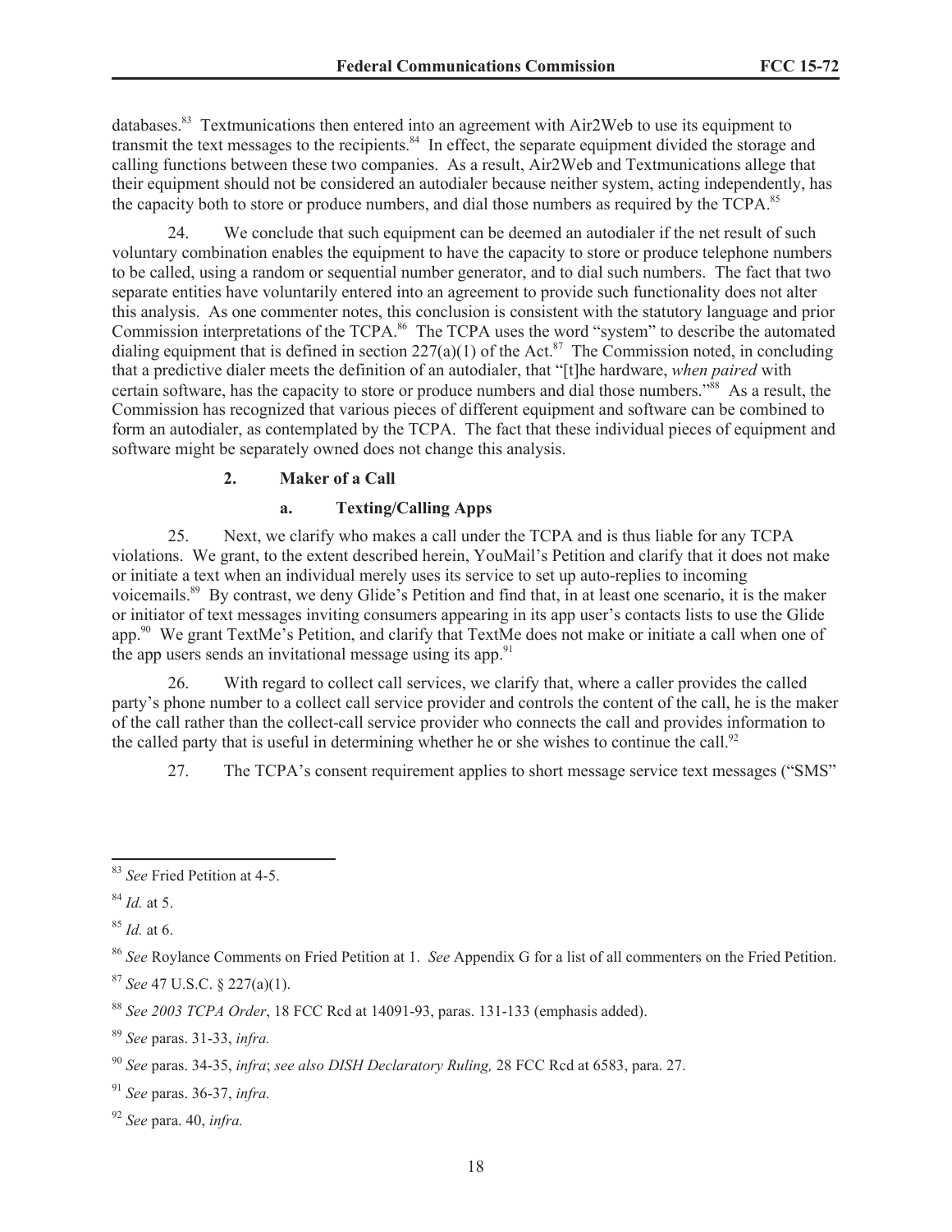databases.[83] Textmunications then entered into an agreement with Air2Web to use its equipment to transmit the text messages to the recipients.[84] In effect, the separate equipment divided the storage and calling functions between these two companies. As a result, Air2Web and Textmunications allege that their equipment should not be considered an autodialer because neither system, acting independently, has the capacity both to store or produce numbers, and dial those numbers as required by the TCPA.[85]

24. We conclude that such equipment can be deemed an autodialer if the net result of such voluntary combination enables the equipment to have the capacity to store or produce telephone numbers to be called, using a random or sequential number generator, and to dial such numbers. The fact that two separate entities have voluntarily entered into an agreement to provide such functionality does not alter this analysis. As one commenter notes, this conclusion is consistent with the statutory language and prior Commission interpretations of the TCPA.[86] The TCPA uses the word "system" to describe the automated dialing equipment that is defined in section 227(a)(1) of the Act.[87] The Commission noted, in concluding that a predictive dialer meets the definition of an autodialer, that "[t]he hardware, *when paired* with certain software, has the capacity to store or produce numbers and dial those numbers."[88] As a result, the Commission has recognized that various pieces of different equipment and software can be combined to form an autodialer, as contemplated by the TCPA. The fact that these individual pieces of equipment and software might be separately owned does not change this analysis.

### 2. Maker of a Call

#### a. Texting/Calling Apps

25. Next, we clarify who makes a call under the TCPA and is thus liable for any TCPA violations. We grant, to the extent described herein, YouMail's Petition and clarify that it does not make or initiate a text when an individual merely uses its service to set up auto-replies to incoming voicemails.[89] By contrast, we deny Glide's Petition and find that, in at least one scenario, it is the maker or initiator of text messages inviting consumers appearing in its app user's contacts lists to use the Glide app.[90] We grant TextMe's Petition, and clarify that TextMe does not make or initiate a call when one of the app users sends an invitational message using its app.[91]

26. With regard to collect call services, we clarify that, where a caller provides the called party's phone number to a collect call service provider and controls the content of the call, he is the maker of the call rather than the collect-call service provider who connects the call and provides information to the called party that is useful in determining whether he or she wishes to continue the call.[92]

27. The TCPA's consent requirement applies to short message service text messages ("SMS"

---

[83] *See* Fried Petition at 4-5.

[84] *Id.* at 5.

[85] *Id.* at 6.

[86] *See* Roylance Comments on Fried Petition at 1. *See* Appendix G for a list of all commenters on the Fried Petition.

[87] *See* 47 U.S.C. § 227(a)(1).

[88] *See 2003 TCPA Order*, 18 FCC Rcd at 14091-93, paras. 131-133 (emphasis added).

[89] *See* paras. 31-33, *infra.*

[90] *See* paras. 34-35, *infra*; *see also DISH Declaratory Ruling,* 28 FCC Rcd at 6583, para. 27.

[91] *See* paras. 36-37, *infra.*

[92] *See* para. 40, *infra.*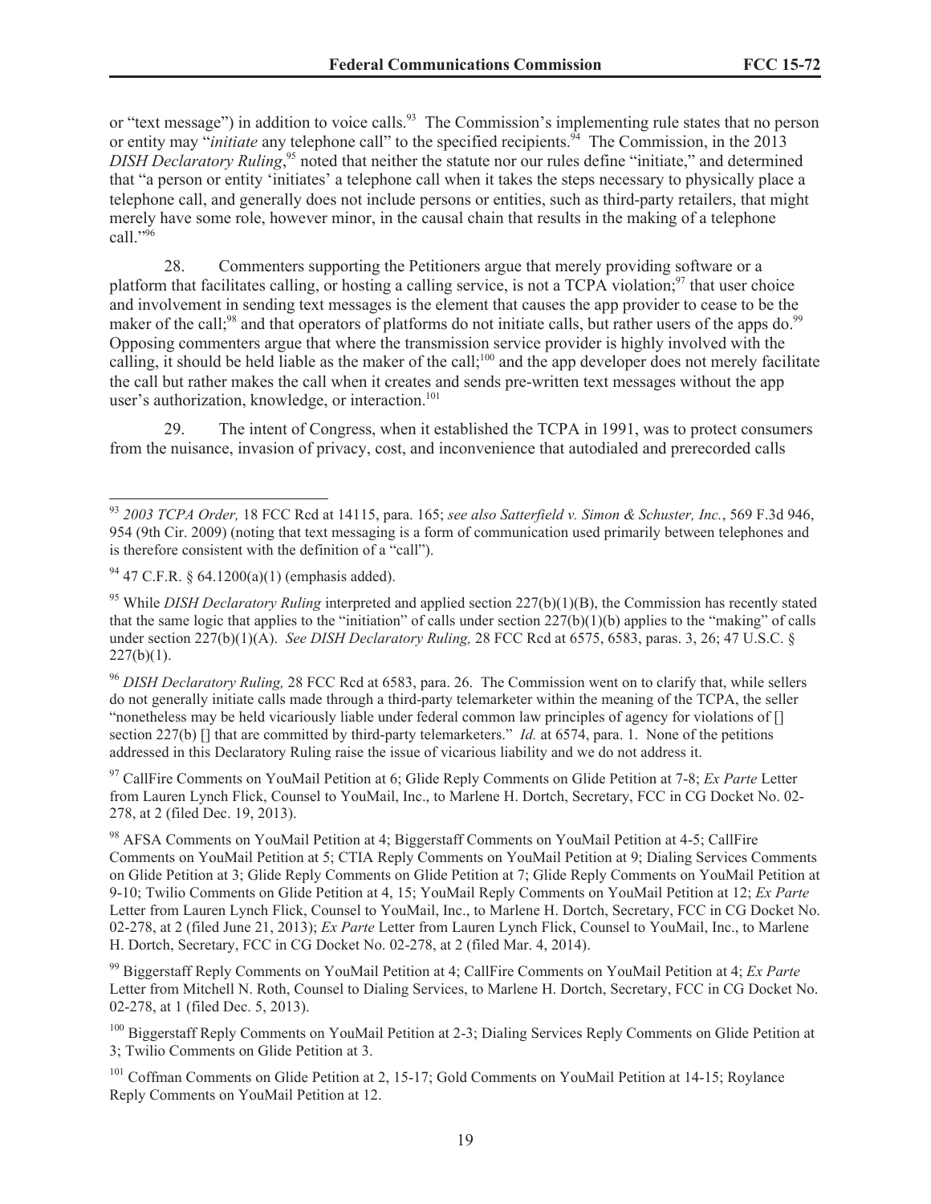or "text message") in addition to voice calls.[93] The Commission's implementing rule states that no person or entity may "*initiate* any telephone call" to the specified recipients.[94] The Commission, in the 2013 *DISH Declaratory Ruling*,[95] noted that neither the statute nor our rules define "initiate," and determined that "a person or entity 'initiates' a telephone call when it takes the steps necessary to physically place a telephone call, and generally does not include persons or entities, such as third-party retailers, that might merely have some role, however minor, in the causal chain that results in the making of a telephone call."[96]

28. Commenters supporting the Petitioners argue that merely providing software or a platform that facilitates calling, or hosting a calling service, is not a TCPA violation;[97] that user choice and involvement in sending text messages is the element that causes the app provider to cease to be the maker of the call;[98] and that operators of platforms do not initiate calls, but rather users of the apps do.[99] Opposing commenters argue that where the transmission service provider is highly involved with the calling, it should be held liable as the maker of the call;[100] and the app developer does not merely facilitate the call but rather makes the call when it creates and sends pre-written text messages without the app user's authorization, knowledge, or interaction.[101]

29. The intent of Congress, when it established the TCPA in 1991, was to protect consumers from the nuisance, invasion of privacy, cost, and inconvenience that autodialed and prerecorded calls

---

[93] *2003 TCPA Order,* 18 FCC Rcd at 14115, para. 165; *see also Satterfield v. Simon & Schuster, Inc.*, 569 F.3d 946, 954 (9th Cir. 2009) (noting that text messaging is a form of communication used primarily between telephones and is therefore consistent with the definition of a "call").

[94] 47 C.F.R. § 64.1200(a)(1) (emphasis added).

[95] While *DISH Declaratory Ruling* interpreted and applied section 227(b)(1)(B), the Commission has recently stated that the same logic that applies to the "initiation" of calls under section 227(b)(1)(b) applies to the "making" of calls under section 227(b)(1)(A). *See DISH Declaratory Ruling,* 28 FCC Rcd at 6575, 6583, paras. 3, 26; 47 U.S.C. § 227(b)(1).

[96] *DISH Declaratory Ruling,* 28 FCC Rcd at 6583, para. 26. The Commission went on to clarify that, while sellers do not generally initiate calls made through a third-party telemarketer within the meaning of the TCPA, the seller "nonetheless may be held vicariously liable under federal common law principles of agency for violations of [] section 227(b) [] that are committed by third-party telemarketers." *Id.* at 6574, para. 1. None of the petitions addressed in this Declaratory Ruling raise the issue of vicarious liability and we do not address it.

[97] CallFire Comments on YouMail Petition at 6; Glide Reply Comments on Glide Petition at 7-8; *Ex Parte* Letter from Lauren Lynch Flick, Counsel to YouMail, Inc., to Marlene H. Dortch, Secretary, FCC in CG Docket No. 02-278, at 2 (filed Dec. 19, 2013).

[98] AFSA Comments on YouMail Petition at 4; Biggerstaff Comments on YouMail Petition at 4-5; CallFire Comments on YouMail Petition at 5; CTIA Reply Comments on YouMail Petition at 9; Dialing Services Comments on Glide Petition at 3; Glide Reply Comments on Glide Petition at 7; Glide Reply Comments on YouMail Petition at 9-10; Twilio Comments on Glide Petition at 4, 15; YouMail Reply Comments on YouMail Petition at 12; *Ex Parte* Letter from Lauren Lynch Flick, Counsel to YouMail, Inc., to Marlene H. Dortch, Secretary, FCC in CG Docket No. 02-278, at 2 (filed June 21, 2013); *Ex Parte* Letter from Lauren Lynch Flick, Counsel to YouMail, Inc., to Marlene H. Dortch, Secretary, FCC in CG Docket No. 02-278, at 2 (filed Mar. 4, 2014).

[99] Biggerstaff Reply Comments on YouMail Petition at 4; CallFire Comments on YouMail Petition at 4; *Ex Parte* Letter from Mitchell N. Roth, Counsel to Dialing Services, to Marlene H. Dortch, Secretary, FCC in CG Docket No. 02-278, at 1 (filed Dec. 5, 2013).

[100] Biggerstaff Reply Comments on YouMail Petition at 2-3; Dialing Services Reply Comments on Glide Petition at 3; Twilio Comments on Glide Petition at 3.

[101] Coffman Comments on Glide Petition at 2, 15-17; Gold Comments on YouMail Petition at 14-15; Roylance Reply Comments on YouMail Petition at 12.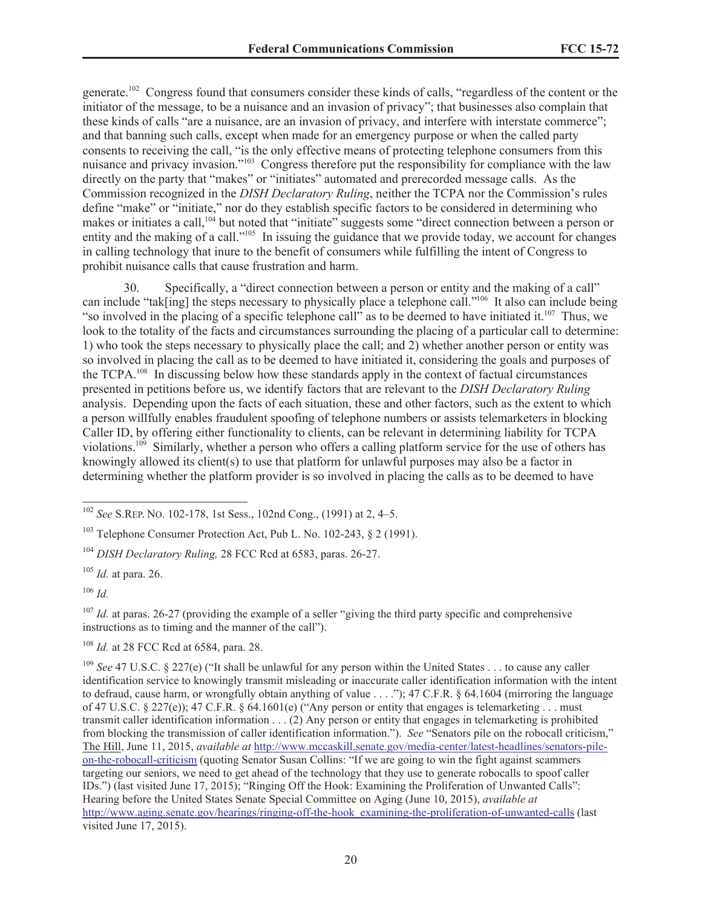generate.[102] Congress found that consumers consider these kinds of calls, "regardless of the content or the initiator of the message, to be a nuisance and an invasion of privacy"; that businesses also complain that these kinds of calls "are a nuisance, are an invasion of privacy, and interfere with interstate commerce"; and that banning such calls, except when made for an emergency purpose or when the called party consents to receiving the call, "is the only effective means of protecting telephone consumers from this nuisance and privacy invasion."[103] Congress therefore put the responsibility for compliance with the law directly on the party that "makes" or "initiates" automated and prerecorded message calls. As the Commission recognized in the *DISH Declaratory Ruling*, neither the TCPA nor the Commission's rules define "make" or "initiate," nor do they establish specific factors to be considered in determining who makes or initiates a call,[104] but noted that "initiate" suggests some "direct connection between a person or entity and the making of a call."[105] In issuing the guidance that we provide today, we account for changes in calling technology that inure to the benefit of consumers while fulfilling the intent of Congress to prohibit nuisance calls that cause frustration and harm.

30. Specifically, a "direct connection between a person or entity and the making of a call" can include "tak[ing] the steps necessary to physically place a telephone call."[106] It also can include being "so involved in the placing of a specific telephone call" as to be deemed to have initiated it.[107] Thus, we look to the totality of the facts and circumstances surrounding the placing of a particular call to determine: 1) who took the steps necessary to physically place the call; and 2) whether another person or entity was so involved in placing the call as to be deemed to have initiated it, considering the goals and purposes of the TCPA.[108] In discussing below how these standards apply in the context of factual circumstances presented in petitions before us, we identify factors that are relevant to the *DISH Declaratory Ruling* analysis. Depending upon the facts of each situation, these and other factors, such as the extent to which a person willfully enables fraudulent spoofing of telephone numbers or assists telemarketers in blocking Caller ID, by offering either functionality to clients, can be relevant in determining liability for TCPA violations.[109] Similarly, whether a person who offers a calling platform service for the use of others has knowingly allowed its client(s) to use that platform for unlawful purposes may also be a factor in determining whether the platform provider is so involved in placing the calls as to be deemed to have

---

[102] *See* S.REP. NO. 102-178, 1st Sess., 102nd Cong., (1991) at 2, 4–5.

[103] Telephone Consumer Protection Act, Pub L. No. 102-243, § 2 (1991).

[104] *DISH Declaratory Ruling,* 28 FCC Rcd at 6583, paras. 26-27.

[105] *Id.* at para. 26.

[106] *Id.*

[107] *Id.* at paras. 26-27 (providing the example of a seller "giving the third party specific and comprehensive instructions as to timing and the manner of the call").

[108] *Id.* at 28 FCC Rcd at 6584, para. 28.

[109] *See* 47 U.S.C. § 227(e) ("It shall be unlawful for any person within the United States . . . to cause any caller identification service to knowingly transmit misleading or inaccurate caller identification information with the intent to defraud, cause harm, or wrongfully obtain anything of value . . . ."); 47 C.F.R. § 64.1604 (mirroring the language of 47 U.S.C. § 227(e)); 47 C.F.R. § 64.1601(e) ("Any person or entity that engages is telemarketing . . . must transmit caller identification information . . . (2) Any person or entity that engages in telemarketing is prohibited from blocking the transmission of caller identification information."). *See* "Senators pile on the robocall criticism," The Hill, June 11, 2015, *available at* http://www.mccaskill.senate.gov/media-center/latest-headlines/senators-pile-on-the-robocall-criticism (quoting Senator Susan Collins: "If we are going to win the fight against scammers targeting our seniors, we need to get ahead of the technology that they use to generate robocalls to spoof caller IDs.") (last visited June 17, 2015); "Ringing Off the Hook: Examining the Proliferation of Unwanted Calls": Hearing before the United States Senate Special Committee on Aging (June 10, 2015), *available at* http://www.aging.senate.gov/hearings/ringing-off-the-hook_examining-the-proliferation-of-unwanted-calls (last visited June 17, 2015).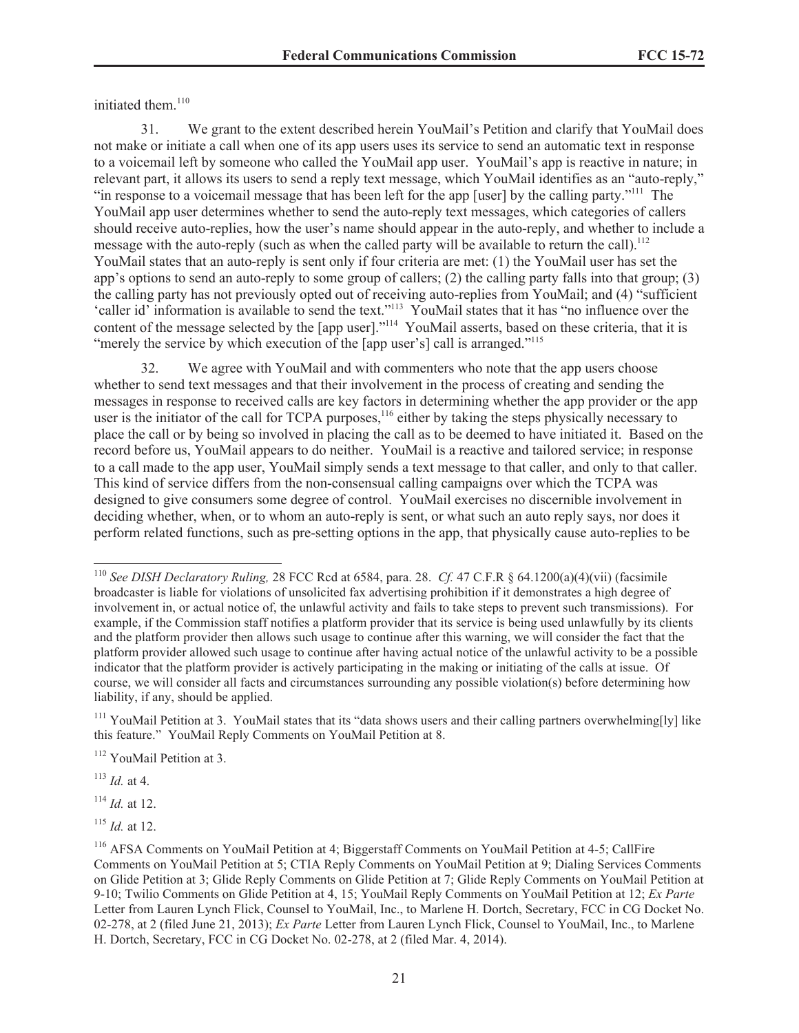initiated them.[110]

31. We grant to the extent described herein YouMail's Petition and clarify that YouMail does not make or initiate a call when one of its app users uses its service to send an automatic text in response to a voicemail left by someone who called the YouMail app user. YouMail's app is reactive in nature; in relevant part, it allows its users to send a reply text message, which YouMail identifies as an "auto-reply," "in response to a voicemail message that has been left for the app [user] by the calling party."[111] The YouMail app user determines whether to send the auto-reply text messages, which categories of callers should receive auto-replies, how the user's name should appear in the auto-reply, and whether to include a message with the auto-reply (such as when the called party will be available to return the call).[112] YouMail states that an auto-reply is sent only if four criteria are met: (1) the YouMail user has set the app's options to send an auto-reply to some group of callers; (2) the calling party falls into that group; (3) the calling party has not previously opted out of receiving auto-replies from YouMail; and (4) "sufficient 'caller id' information is available to send the text."[113] YouMail states that it has "no influence over the content of the message selected by the [app user]."[114] YouMail asserts, based on these criteria, that it is "merely the service by which execution of the [app user's] call is arranged."[115]

32. We agree with YouMail and with commenters who note that the app users choose whether to send text messages and that their involvement in the process of creating and sending the messages in response to received calls are key factors in determining whether the app provider or the app user is the initiator of the call for TCPA purposes,[116] either by taking the steps physically necessary to place the call or by being so involved in placing the call as to be deemed to have initiated it. Based on the record before us, YouMail appears to do neither. YouMail is a reactive and tailored service; in response to a call made to the app user, YouMail simply sends a text message to that caller, and only to that caller. This kind of service differs from the non-consensual calling campaigns over which the TCPA was designed to give consumers some degree of control. YouMail exercises no discernible involvement in deciding whether, when, or to whom an auto-reply is sent, or what such an auto reply says, nor does it perform related functions, such as pre-setting options in the app, that physically cause auto-replies to be

---

[110] *See DISH Declaratory Ruling,* 28 FCC Rcd at 6584, para. 28. *Cf.* 47 C.F.R § 64.1200(a)(4)(vii) (facsimile broadcaster is liable for violations of unsolicited fax advertising prohibition if it demonstrates a high degree of involvement in, or actual notice of, the unlawful activity and fails to take steps to prevent such transmissions). For example, if the Commission staff notifies a platform provider that its service is being used unlawfully by its clients and the platform provider then allows such usage to continue after this warning, we will consider the fact that the platform provider allowed such usage to continue after having actual notice of the unlawful activity to be a possible indicator that the platform provider is actively participating in the making or initiating of the calls at issue. Of course, we will consider all facts and circumstances surrounding any possible violation(s) before determining how liability, if any, should be applied.

[111] YouMail Petition at 3. YouMail states that its "data shows users and their calling partners overwhelming[ly] like this feature." YouMail Reply Comments on YouMail Petition at 8.

[112] YouMail Petition at 3.

[113] *Id.* at 4.

[114] *Id.* at 12.

[115] *Id.* at 12.

[116] AFSA Comments on YouMail Petition at 4; Biggerstaff Comments on YouMail Petition at 4-5; CallFire Comments on YouMail Petition at 5; CTIA Reply Comments on YouMail Petition at 9; Dialing Services Comments on Glide Petition at 3; Glide Reply Comments on Glide Petition at 7; Glide Reply Comments on YouMail Petition at 9-10; Twilio Comments on Glide Petition at 4, 15; YouMail Reply Comments on YouMail Petition at 12; *Ex Parte* Letter from Lauren Lynch Flick, Counsel to YouMail, Inc., to Marlene H. Dortch, Secretary, FCC in CG Docket No. 02-278, at 2 (filed June 21, 2013); *Ex Parte* Letter from Lauren Lynch Flick, Counsel to YouMail, Inc., to Marlene H. Dortch, Secretary, FCC in CG Docket No. 02-278, at 2 (filed Mar. 4, 2014).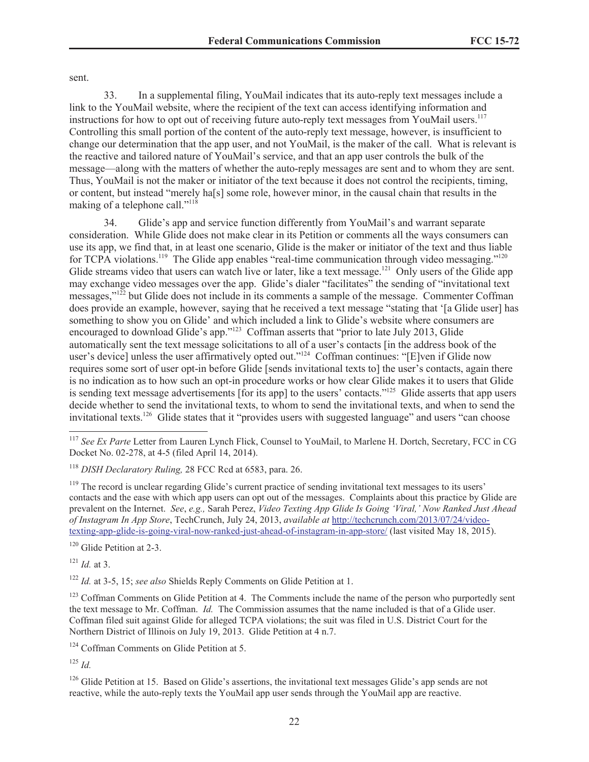sent.

33. In a supplemental filing, YouMail indicates that its auto-reply text messages include a link to the YouMail website, where the recipient of the text can access identifying information and instructions for how to opt out of receiving future auto-reply text messages from YouMail users.[117] Controlling this small portion of the content of the auto-reply text message, however, is insufficient to change our determination that the app user, and not YouMail, is the maker of the call. What is relevant is the reactive and tailored nature of YouMail's service, and that an app user controls the bulk of the message—along with the matters of whether the auto-reply messages are sent and to whom they are sent. Thus, YouMail is not the maker or initiator of the text because it does not control the recipients, timing, or content, but instead "merely ha[s] some role, however minor, in the causal chain that results in the making of a telephone call."[118]

34. Glide's app and service function differently from YouMail's and warrant separate consideration. While Glide does not make clear in its Petition or comments all the ways consumers can use its app, we find that, in at least one scenario, Glide is the maker or initiator of the text and thus liable for TCPA violations.[119] The Glide app enables "real-time communication through video messaging."[120] Glide streams video that users can watch live or later, like a text message.[121] Only users of the Glide app may exchange video messages over the app. Glide's dialer "facilitates" the sending of "invitational text messages,"[122] but Glide does not include in its comments a sample of the message. Commenter Coffman does provide an example, however, saying that he received a text message "stating that '[a Glide user] has something to show you on Glide' and which included a link to Glide's website where consumers are encouraged to download Glide's app."[123] Coffman asserts that "prior to late July 2013, Glide automatically sent the text message solicitations to all of a user's contacts [in the address book of the user's device] unless the user affirmatively opted out."[124] Coffman continues: "[E]ven if Glide now requires some sort of user opt-in before Glide [sends invitational texts to] the user's contacts, again there is no indication as to how such an opt-in procedure works or how clear Glide makes it to users that Glide is sending text message advertisements [for its app] to the users' contacts."[125] Glide asserts that app users decide whether to send the invitational texts, to whom to send the invitational texts, and when to send the invitational texts.[126] Glide states that it "provides users with suggested language" and users "can choose

---

[117] *See Ex Parte* Letter from Lauren Lynch Flick, Counsel to YouMail, to Marlene H. Dortch, Secretary, FCC in CG Docket No. 02-278, at 4-5 (filed April 14, 2014).

[118] *DISH Declaratory Ruling,* 28 FCC Rcd at 6583, para. 26.

[119] The record is unclear regarding Glide's current practice of sending invitational text messages to its users' contacts and the ease with which app users can opt out of the messages. Complaints about this practice by Glide are prevalent on the Internet. *See*, *e.g.,* Sarah Perez, *Video Texting App Glide Is Going 'Viral,' Now Ranked Just Ahead of Instagram In App Store*, TechCrunch, July 24, 2013, *available at* http://techcrunch.com/2013/07/24/video-texting-app-glide-is-going-viral-now-ranked-just-ahead-of-instagram-in-app-store/ (last visited May 18, 2015).

[120] Glide Petition at 2-3.

[121] *Id.* at 3.

[122] *Id.* at 3-5, 15; *see also* Shields Reply Comments on Glide Petition at 1.

[123] Coffman Comments on Glide Petition at 4. The Comments include the name of the person who purportedly sent the text message to Mr. Coffman. *Id.* The Commission assumes that the name included is that of a Glide user. Coffman filed suit against Glide for alleged TCPA violations; the suit was filed in U.S. District Court for the Northern District of Illinois on July 19, 2013. Glide Petition at 4 n.7.

[124] Coffman Comments on Glide Petition at 5.

[125] *Id.*

[126] Glide Petition at 15. Based on Glide's assertions, the invitational text messages Glide's app sends are not reactive, while the auto-reply texts the YouMail app user sends through the YouMail app are reactive.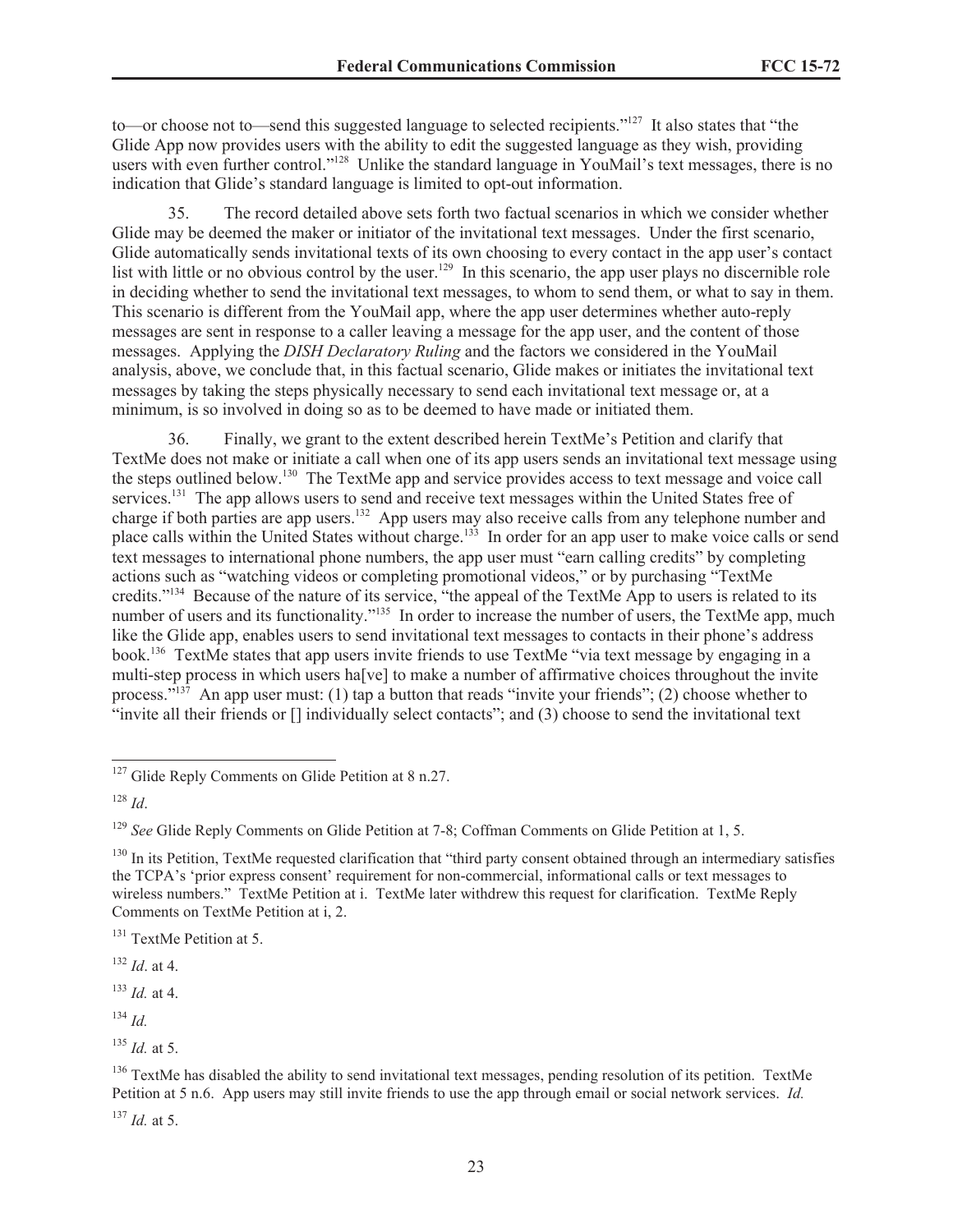to—or choose not to—send this suggested language to selected recipients."[127] It also states that "the Glide App now provides users with the ability to edit the suggested language as they wish, providing users with even further control."[128] Unlike the standard language in YouMail's text messages, there is no indication that Glide's standard language is limited to opt-out information.

35. The record detailed above sets forth two factual scenarios in which we consider whether Glide may be deemed the maker or initiator of the invitational text messages. Under the first scenario, Glide automatically sends invitational texts of its own choosing to every contact in the app user's contact list with little or no obvious control by the user.[129] In this scenario, the app user plays no discernible role in deciding whether to send the invitational text messages, to whom to send them, or what to say in them. This scenario is different from the YouMail app, where the app user determines whether auto-reply messages are sent in response to a caller leaving a message for the app user, and the content of those messages. Applying the *DISH Declaratory Ruling* and the factors we considered in the YouMail analysis, above, we conclude that, in this factual scenario, Glide makes or initiates the invitational text messages by taking the steps physically necessary to send each invitational text message or, at a minimum, is so involved in doing so as to be deemed to have made or initiated them.

36. Finally, we grant to the extent described herein TextMe's Petition and clarify that TextMe does not make or initiate a call when one of its app users sends an invitational text message using the steps outlined below.[130] The TextMe app and service provides access to text message and voice call services.[131] The app allows users to send and receive text messages within the United States free of charge if both parties are app users.[132] App users may also receive calls from any telephone number and place calls within the United States without charge.[133] In order for an app user to make voice calls or send text messages to international phone numbers, the app user must "earn calling credits" by completing actions such as "watching videos or completing promotional videos," or by purchasing "TextMe credits."[134] Because of the nature of its service, "the appeal of the TextMe App to users is related to its number of users and its functionality."[135] In order to increase the number of users, the TextMe app, much like the Glide app, enables users to send invitational text messages to contacts in their phone's address book.[136] TextMe states that app users invite friends to use TextMe "via text message by engaging in a multi-step process in which users ha[ve] to make a number of affirmative choices throughout the invite process."[137] An app user must: (1) tap a button that reads "invite your friends"; (2) choose whether to "invite all their friends or [] individually select contacts"; and (3) choose to send the invitational text

---

[127] Glide Reply Comments on Glide Petition at 8 n.27.

[128] *Id*.

[129] *See* Glide Reply Comments on Glide Petition at 7-8; Coffman Comments on Glide Petition at 1, 5.

[130] In its Petition, TextMe requested clarification that "third party consent obtained through an intermediary satisfies the TCPA's 'prior express consent' requirement for non-commercial, informational calls or text messages to wireless numbers." TextMe Petition at i. TextMe later withdrew this request for clarification. TextMe Reply Comments on TextMe Petition at i, 2.

[131] TextMe Petition at 5.

[132] *Id*. at 4.

[133] *Id.* at 4.

[134] *Id.*

[135] *Id.* at 5.

[136] TextMe has disabled the ability to send invitational text messages, pending resolution of its petition. TextMe Petition at 5 n.6. App users may still invite friends to use the app through email or social network services. *Id.*

[137] *Id.* at 5.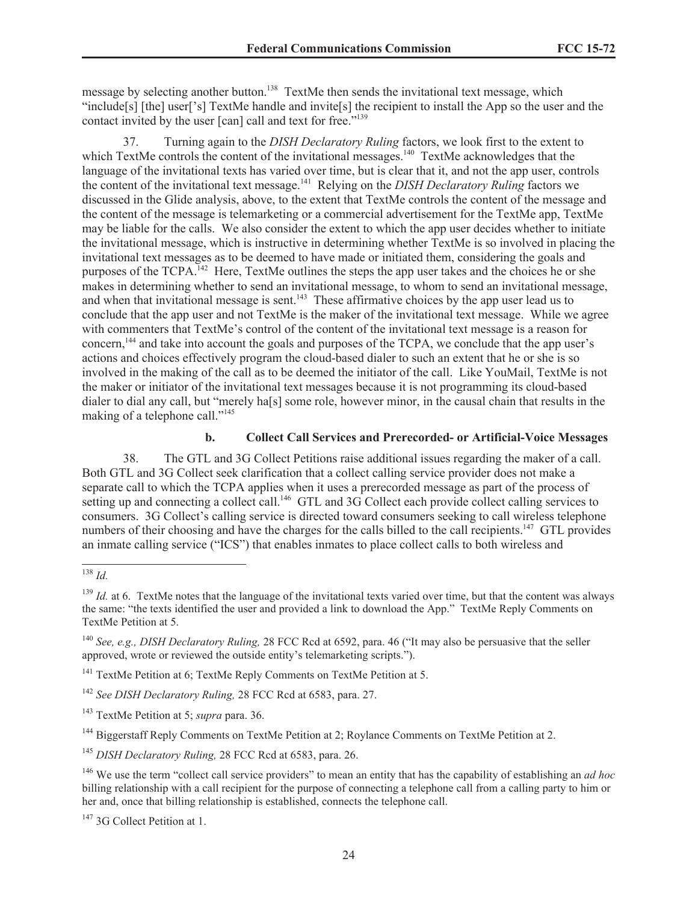message by selecting another button.[138] TextMe then sends the invitational text message, which "include[s] [the] user['s] TextMe handle and invite[s] the recipient to install the App so the user and the contact invited by the user [can] call and text for free."[139]

37. Turning again to the *DISH Declaratory Ruling* factors, we look first to the extent to which TextMe controls the content of the invitational messages.[140] TextMe acknowledges that the language of the invitational texts has varied over time, but is clear that it, and not the app user, controls the content of the invitational text message.[141] Relying on the *DISH Declaratory Ruling* factors we discussed in the Glide analysis, above, to the extent that TextMe controls the content of the message and the content of the message is telemarketing or a commercial advertisement for the TextMe app, TextMe may be liable for the calls. We also consider the extent to which the app user decides whether to initiate the invitational message, which is instructive in determining whether TextMe is so involved in placing the invitational text messages as to be deemed to have made or initiated them, considering the goals and purposes of the TCPA.[142] Here, TextMe outlines the steps the app user takes and the choices he or she makes in determining whether to send an invitational message, to whom to send an invitational message, and when that invitational message is sent.[143] These affirmative choices by the app user lead us to conclude that the app user and not TextMe is the maker of the invitational text message. While we agree with commenters that TextMe's control of the content of the invitational text message is a reason for concern,[144] and take into account the goals and purposes of the TCPA, we conclude that the app user's actions and choices effectively program the cloud-based dialer to such an extent that he or she is so involved in the making of the call as to be deemed the initiator of the call. Like YouMail, TextMe is not the maker or initiator of the invitational text messages because it is not programming its cloud-based dialer to dial any call, but "merely ha[s] some role, however minor, in the causal chain that results in the making of a telephone call."[145]

#### b. Collect Call Services and Prerecorded- or Artificial-Voice Messages

38. The GTL and 3G Collect Petitions raise additional issues regarding the maker of a call. Both GTL and 3G Collect seek clarification that a collect calling service provider does not make a separate call to which the TCPA applies when it uses a prerecorded message as part of the process of setting up and connecting a collect call.[146] GTL and 3G Collect each provide collect calling services to consumers. 3G Collect's calling service is directed toward consumers seeking to call wireless telephone numbers of their choosing and have the charges for the calls billed to the call recipients.[147] GTL provides an inmate calling service ("ICS") that enables inmates to place collect calls to both wireless and

---

[138] *Id.*

[139] *Id.* at 6. TextMe notes that the language of the invitational texts varied over time, but that the content was always the same: "the texts identified the user and provided a link to download the App." TextMe Reply Comments on TextMe Petition at 5.

[140] *See, e.g., DISH Declaratory Ruling,* 28 FCC Rcd at 6592, para. 46 ("It may also be persuasive that the seller approved, wrote or reviewed the outside entity's telemarketing scripts.").

[141] TextMe Petition at 6; TextMe Reply Comments on TextMe Petition at 5.

[142] *See DISH Declaratory Ruling,* 28 FCC Rcd at 6583, para. 27.

[143] TextMe Petition at 5; *supra* para. 36.

[144] Biggerstaff Reply Comments on TextMe Petition at 2; Roylance Comments on TextMe Petition at 2.

[145] *DISH Declaratory Ruling,* 28 FCC Rcd at 6583, para. 26.

[146] We use the term "collect call service providers" to mean an entity that has the capability of establishing an *ad hoc* billing relationship with a call recipient for the purpose of connecting a telephone call from a calling party to him or her and, once that billing relationship is established, connects the telephone call.

[147] 3G Collect Petition at 1.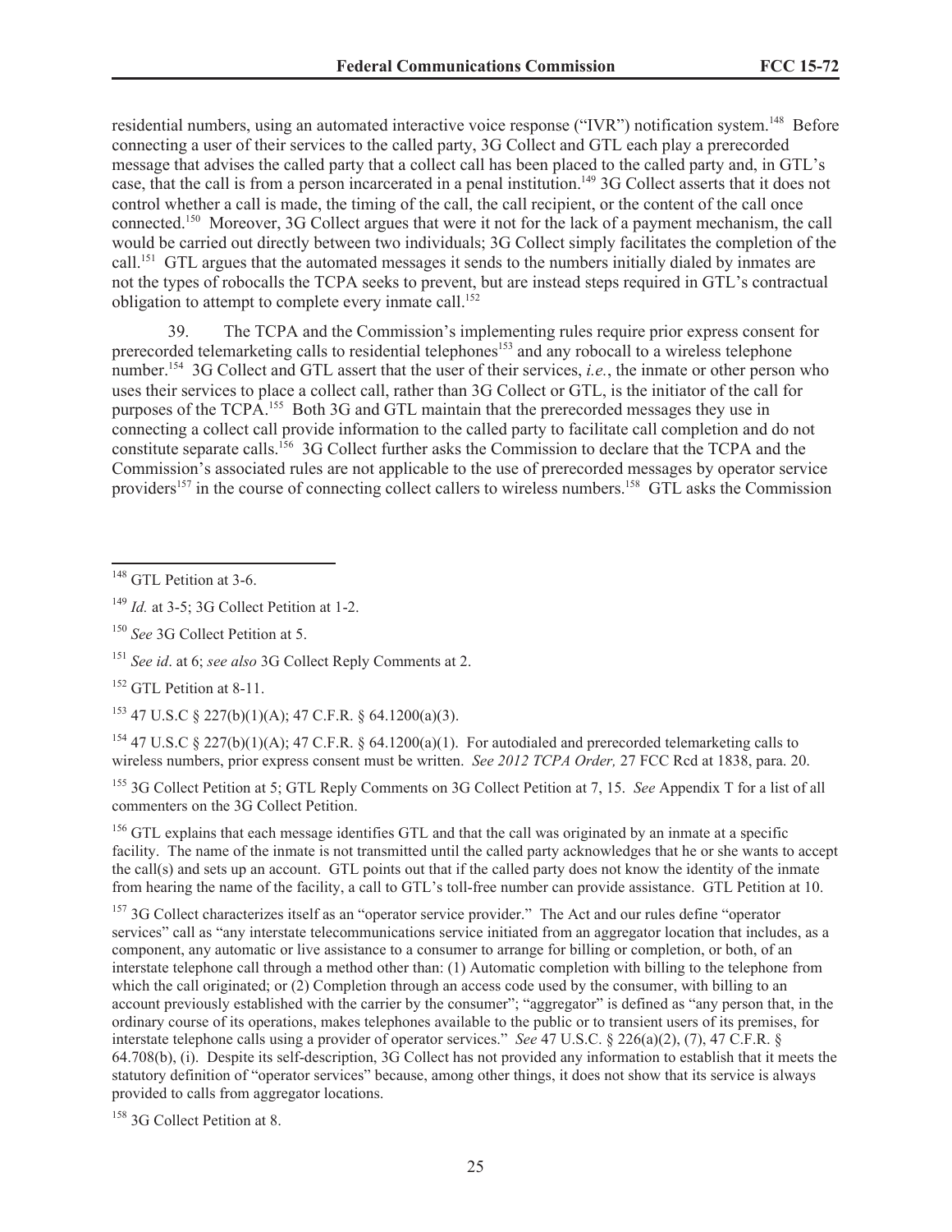residential numbers, using an automated interactive voice response ("IVR") notification system.[148] Before connecting a user of their services to the called party, 3G Collect and GTL each play a prerecorded message that advises the called party that a collect call has been placed to the called party and, in GTL's case, that the call is from a person incarcerated in a penal institution.[149] 3G Collect asserts that it does not control whether a call is made, the timing of the call, the call recipient, or the content of the call once connected.[150] Moreover, 3G Collect argues that were it not for the lack of a payment mechanism, the call would be carried out directly between two individuals; 3G Collect simply facilitates the completion of the call.[151] GTL argues that the automated messages it sends to the numbers initially dialed by inmates are not the types of robocalls the TCPA seeks to prevent, but are instead steps required in GTL's contractual obligation to attempt to complete every inmate call.[152]

39. The TCPA and the Commission's implementing rules require prior express consent for prerecorded telemarketing calls to residential telephones[153] and any robocall to a wireless telephone number.[154] 3G Collect and GTL assert that the user of their services, *i.e.*, the inmate or other person who uses their services to place a collect call, rather than 3G Collect or GTL, is the initiator of the call for purposes of the TCPA.[155] Both 3G and GTL maintain that the prerecorded messages they use in connecting a collect call provide information to the called party to facilitate call completion and do not constitute separate calls.[156] 3G Collect further asks the Commission to declare that the TCPA and the Commission's associated rules are not applicable to the use of prerecorded messages by operator service providers[157] in the course of connecting collect callers to wireless numbers.[158] GTL asks the Commission

---

[148] GTL Petition at 3-6.

[149] *Id.* at 3-5; 3G Collect Petition at 1-2.

[150] *See* 3G Collect Petition at 5.

[151] *See id*. at 6; *see also* 3G Collect Reply Comments at 2.

[152] GTL Petition at 8-11.

[153] 47 U.S.C § 227(b)(1)(A); 47 C.F.R. § 64.1200(a)(3).

[154] 47 U.S.C § 227(b)(1)(A); 47 C.F.R. § 64.1200(a)(1). For autodialed and prerecorded telemarketing calls to wireless numbers, prior express consent must be written. *See 2012 TCPA Order,* 27 FCC Rcd at 1838, para. 20.

[155] 3G Collect Petition at 5; GTL Reply Comments on 3G Collect Petition at 7, 15. *See* Appendix T for a list of all commenters on the 3G Collect Petition.

[156] GTL explains that each message identifies GTL and that the call was originated by an inmate at a specific facility. The name of the inmate is not transmitted until the called party acknowledges that he or she wants to accept the call(s) and sets up an account. GTL points out that if the called party does not know the identity of the inmate from hearing the name of the facility, a call to GTL's toll-free number can provide assistance. GTL Petition at 10.

[157] 3G Collect characterizes itself as an "operator service provider." The Act and our rules define "operator services" call as "any interstate telecommunications service initiated from an aggregator location that includes, as a component, any automatic or live assistance to a consumer to arrange for billing or completion, or both, of an interstate telephone call through a method other than: (1) Automatic completion with billing to the telephone from which the call originated; or (2) Completion through an access code used by the consumer, with billing to an account previously established with the carrier by the consumer"; "aggregator" is defined as "any person that, in the ordinary course of its operations, makes telephones available to the public or to transient users of its premises, for interstate telephone calls using a provider of operator services." *See* 47 U.S.C. § 226(a)(2), (7), 47 C.F.R. § 64.708(b), (i). Despite its self-description, 3G Collect has not provided any information to establish that it meets the statutory definition of "operator services" because, among other things, it does not show that its service is always provided to calls from aggregator locations.

[158] 3G Collect Petition at 8.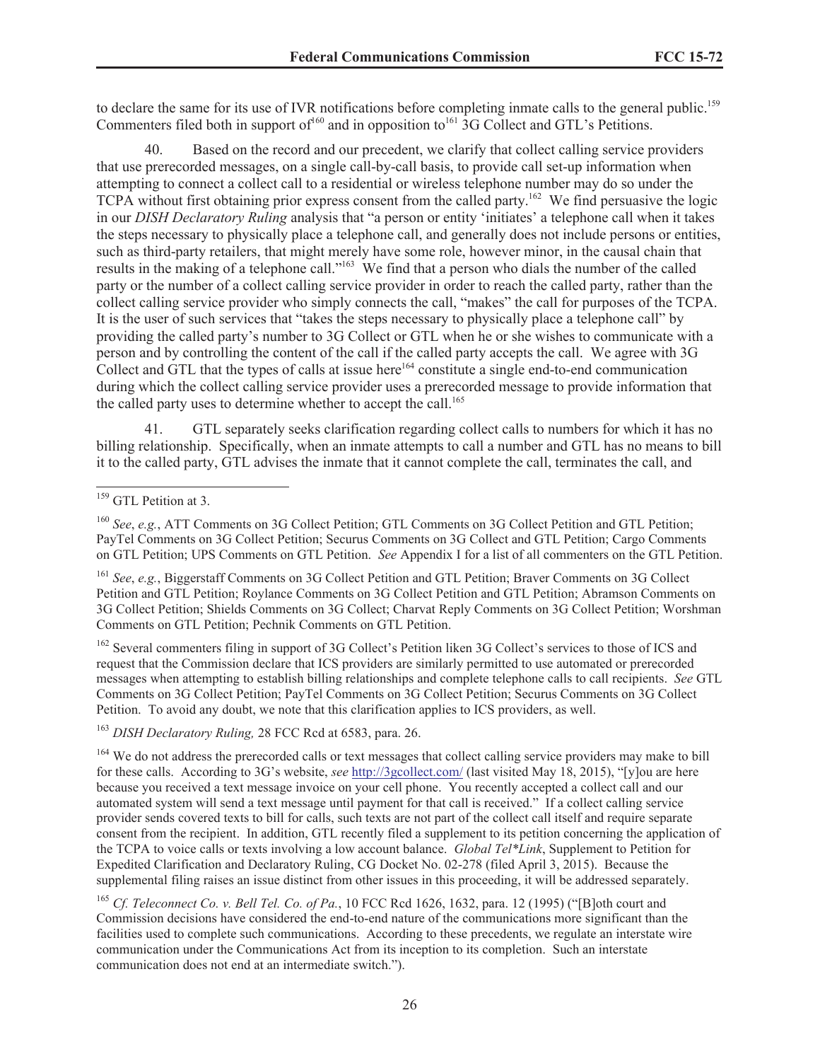to declare the same for its use of IVR notifications before completing inmate calls to the general public.[159] Commenters filed both in support of[160] and in opposition to[161] 3G Collect and GTL's Petitions.

40. Based on the record and our precedent, we clarify that collect calling service providers that use prerecorded messages, on a single call-by-call basis, to provide call set-up information when attempting to connect a collect call to a residential or wireless telephone number may do so under the TCPA without first obtaining prior express consent from the called party.[162] We find persuasive the logic in our *DISH Declaratory Ruling* analysis that "a person or entity 'initiates' a telephone call when it takes the steps necessary to physically place a telephone call, and generally does not include persons or entities, such as third-party retailers, that might merely have some role, however minor, in the causal chain that results in the making of a telephone call."[163] We find that a person who dials the number of the called party or the number of a collect calling service provider in order to reach the called party, rather than the collect calling service provider who simply connects the call, "makes" the call for purposes of the TCPA. It is the user of such services that "takes the steps necessary to physically place a telephone call" by providing the called party's number to 3G Collect or GTL when he or she wishes to communicate with a person and by controlling the content of the call if the called party accepts the call. We agree with 3G Collect and GTL that the types of calls at issue here[164] constitute a single end-to-end communication during which the collect calling service provider uses a prerecorded message to provide information that the called party uses to determine whether to accept the call.[165]

41. GTL separately seeks clarification regarding collect calls to numbers for which it has no billing relationship. Specifically, when an inmate attempts to call a number and GTL has no means to bill it to the called party, GTL advises the inmate that it cannot complete the call, terminates the call, and

---

[159] GTL Petition at 3.

[160] *See*, *e.g.*, ATT Comments on 3G Collect Petition; GTL Comments on 3G Collect Petition and GTL Petition; PayTel Comments on 3G Collect Petition; Securus Comments on 3G Collect and GTL Petition; Cargo Comments on GTL Petition; UPS Comments on GTL Petition. *See* Appendix I for a list of all commenters on the GTL Petition.

[161] *See*, *e.g.*, Biggerstaff Comments on 3G Collect Petition and GTL Petition; Braver Comments on 3G Collect Petition and GTL Petition; Roylance Comments on 3G Collect Petition and GTL Petition; Abramson Comments on 3G Collect Petition; Shields Comments on 3G Collect; Charvat Reply Comments on 3G Collect Petition; Worshman Comments on GTL Petition; Pechnik Comments on GTL Petition.

[162] Several commenters filing in support of 3G Collect's Petition liken 3G Collect's services to those of ICS and request that the Commission declare that ICS providers are similarly permitted to use automated or prerecorded messages when attempting to establish billing relationships and complete telephone calls to call recipients. *See* GTL Comments on 3G Collect Petition; PayTel Comments on 3G Collect Petition; Securus Comments on 3G Collect Petition. To avoid any doubt, we note that this clarification applies to ICS providers, as well.

[163] *DISH Declaratory Ruling,* 28 FCC Rcd at 6583, para. 26.

[164] We do not address the prerecorded calls or text messages that collect calling service providers may make to bill for these calls. According to 3G's website, *see* http://3gcollect.com/ (last visited May 18, 2015), "[y]ou are here because you received a text message invoice on your cell phone. You recently accepted a collect call and our automated system will send a text message until payment for that call is received." If a collect calling service provider sends covered texts to bill for calls, such texts are not part of the collect call itself and require separate consent from the recipient. In addition, GTL recently filed a supplement to its petition concerning the application of the TCPA to voice calls or texts involving a low account balance. *Global Tel\*Link*, Supplement to Petition for Expedited Clarification and Declaratory Ruling, CG Docket No. 02-278 (filed April 3, 2015). Because the supplemental filing raises an issue distinct from other issues in this proceeding, it will be addressed separately.

[165] *Cf. Teleconnect Co. v. Bell Tel. Co. of Pa.*, 10 FCC Rcd 1626, 1632, para. 12 (1995) ("[B]oth court and Commission decisions have considered the end-to-end nature of the communications more significant than the facilities used to complete such communications. According to these precedents, we regulate an interstate wire communication under the Communications Act from its inception to its completion. Such an interstate communication does not end at an intermediate switch.").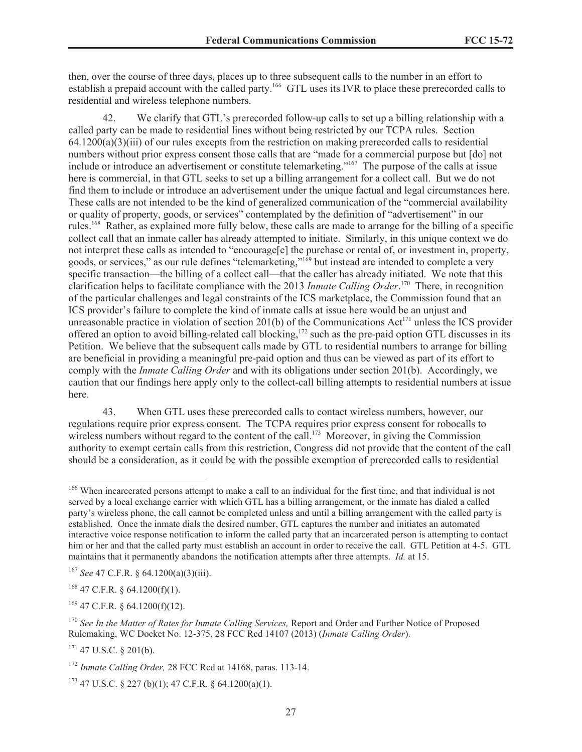then, over the course of three days, places up to three subsequent calls to the number in an effort to establish a prepaid account with the called party.[166] GTL uses its IVR to place these prerecorded calls to residential and wireless telephone numbers.

42. We clarify that GTL's prerecorded follow-up calls to set up a billing relationship with a called party can be made to residential lines without being restricted by our TCPA rules. Section 64.1200(a)(3)(iii) of our rules excepts from the restriction on making prerecorded calls to residential numbers without prior express consent those calls that are "made for a commercial purpose but [do] not include or introduce an advertisement or constitute telemarketing."[167] The purpose of the calls at issue here is commercial, in that GTL seeks to set up a billing arrangement for a collect call. But we do not find them to include or introduce an advertisement under the unique factual and legal circumstances here. These calls are not intended to be the kind of generalized communication of the "commercial availability or quality of property, goods, or services" contemplated by the definition of "advertisement" in our rules.[168] Rather, as explained more fully below, these calls are made to arrange for the billing of a specific collect call that an inmate caller has already attempted to initiate. Similarly, in this unique context we do not interpret these calls as intended to "encourage[e] the purchase or rental of, or investment in, property, goods, or services," as our rule defines "telemarketing,"[169] but instead are intended to complete a very specific transaction—the billing of a collect call—that the caller has already initiated. We note that this clarification helps to facilitate compliance with the 2013 *Inmate Calling Order*.[170] There, in recognition of the particular challenges and legal constraints of the ICS marketplace, the Commission found that an ICS provider's failure to complete the kind of inmate calls at issue here would be an unjust and unreasonable practice in violation of section 201(b) of the Communications Act[171] unless the ICS provider offered an option to avoid billing-related call blocking,[172] such as the pre-paid option GTL discusses in its Petition. We believe that the subsequent calls made by GTL to residential numbers to arrange for billing are beneficial in providing a meaningful pre-paid option and thus can be viewed as part of its effort to comply with the *Inmate Calling Order* and with its obligations under section 201(b). Accordingly, we caution that our findings here apply only to the collect-call billing attempts to residential numbers at issue here.

43. When GTL uses these prerecorded calls to contact wireless numbers, however, our regulations require prior express consent. The TCPA requires prior express consent for robocalls to wireless numbers without regard to the content of the call.[173] Moreover, in giving the Commission authority to exempt certain calls from this restriction, Congress did not provide that the content of the call should be a consideration, as it could be with the possible exemption of prerecorded calls to residential

---

[166] When incarcerated persons attempt to make a call to an individual for the first time, and that individual is not served by a local exchange carrier with which GTL has a billing arrangement, or the inmate has dialed a called party's wireless phone, the call cannot be completed unless and until a billing arrangement with the called party is established. Once the inmate dials the desired number, GTL captures the number and initiates an automated interactive voice response notification to inform the called party that an incarcerated person is attempting to contact him or her and that the called party must establish an account in order to receive the call. GTL Petition at 4-5. GTL maintains that it permanently abandons the notification attempts after three attempts. *Id.* at 15.

[167] *See* 47 C.F.R. § 64.1200(a)(3)(iii).

[168] 47 C.F.R. § 64.1200(f)(1).

[169] 47 C.F.R. § 64.1200(f)(12).

[170] *See In the Matter of Rates for Inmate Calling Services,* Report and Order and Further Notice of Proposed Rulemaking, WC Docket No. 12-375, 28 FCC Rcd 14107 (2013) (*Inmate Calling Order*).

[171] 47 U.S.C. § 201(b).

[172] *Inmate Calling Order,* 28 FCC Rcd at 14168, paras. 113-14.

[173] 47 U.S.C. § 227 (b)(1); 47 C.F.R. § 64.1200(a)(1).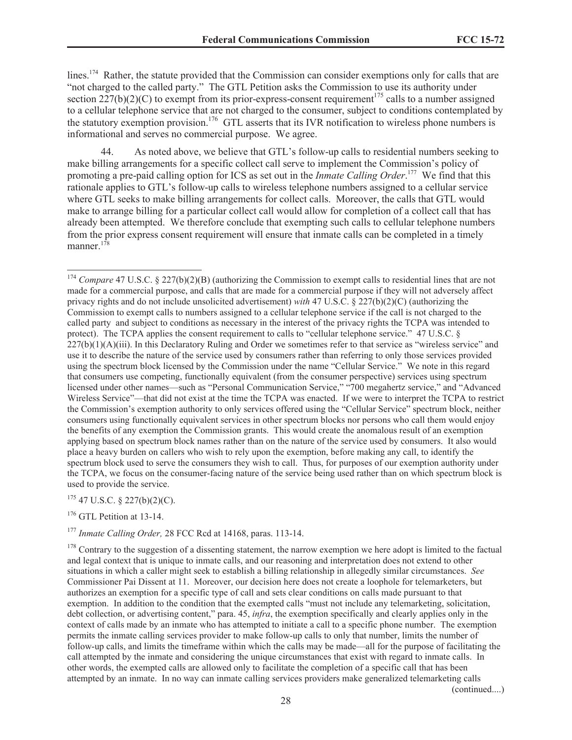lines.[174] Rather, the statute provided that the Commission can consider exemptions only for calls that are "not charged to the called party." The GTL Petition asks the Commission to use its authority under section 227(b)(2)(C) to exempt from its prior-express-consent requirement[175] calls to a number assigned to a cellular telephone service that are not charged to the consumer, subject to conditions contemplated by the statutory exemption provision.[176] GTL asserts that its IVR notification to wireless phone numbers is informational and serves no commercial purpose. We agree.

44. As noted above, we believe that GTL's follow-up calls to residential numbers seeking to make billing arrangements for a specific collect call serve to implement the Commission's policy of promoting a pre-paid calling option for ICS as set out in the *Inmate Calling Order*.[177] We find that this rationale applies to GTL's follow-up calls to wireless telephone numbers assigned to a cellular service where GTL seeks to make billing arrangements for collect calls. Moreover, the calls that GTL would make to arrange billing for a particular collect call would allow for completion of a collect call that has already been attempted. We therefore conclude that exempting such calls to cellular telephone numbers from the prior express consent requirement will ensure that inmate calls can be completed in a timely manner.[178]

---

[174] *Compare* 47 U.S.C. § 227(b)(2)(B) (authorizing the Commission to exempt calls to residential lines that are not made for a commercial purpose, and calls that are made for a commercial purpose if they will not adversely affect privacy rights and do not include unsolicited advertisement) *with* 47 U.S.C. § 227(b)(2)(C) (authorizing the Commission to exempt calls to numbers assigned to a cellular telephone service if the call is not charged to the called party and subject to conditions as necessary in the interest of the privacy rights the TCPA was intended to protect). The TCPA applies the consent requirement to calls to "cellular telephone service." 47 U.S.C. § 227(b)(1)(A)(iii). In this Declaratory Ruling and Order we sometimes refer to that service as "wireless service" and use it to describe the nature of the service used by consumers rather than referring to only those services provided using the spectrum block licensed by the Commission under the name "Cellular Service." We note in this regard that consumers use competing, functionally equivalent (from the consumer perspective) services using spectrum licensed under other names—such as "Personal Communication Service," "700 megahertz service," and "Advanced Wireless Service"—that did not exist at the time the TCPA was enacted. If we were to interpret the TCPA to restrict the Commission's exemption authority to only services offered using the "Cellular Service" spectrum block, neither consumers using functionally equivalent services in other spectrum blocks nor persons who call them would enjoy the benefits of any exemption the Commission grants. This would create the anomalous result of an exemption applying based on spectrum block names rather than on the nature of the service used by consumers. It also would place a heavy burden on callers who wish to rely upon the exemption, before making any call, to identify the spectrum block used to serve the consumers they wish to call. Thus, for purposes of our exemption authority under the TCPA, we focus on the consumer-facing nature of the service being used rather than on which spectrum block is used to provide the service.

[175] 47 U.S.C. § 227(b)(2)(C).

[176] GTL Petition at 13-14.

[177] *Inmate Calling Order,* 28 FCC Rcd at 14168, paras. 113-14.

[178] Contrary to the suggestion of a dissenting statement, the narrow exemption we here adopt is limited to the factual and legal context that is unique to inmate calls, and our reasoning and interpretation does not extend to other situations in which a caller might seek to establish a billing relationship in allegedly similar circumstances. *See* Commissioner Pai Dissent at 11. Moreover, our decision here does not create a loophole for telemarketers, but authorizes an exemption for a specific type of call and sets clear conditions on calls made pursuant to that exemption. In addition to the condition that the exempted calls "must not include any telemarketing, solicitation, debt collection, or advertising content," para. 45, *infra*, the exemption specifically and clearly applies only in the context of calls made by an inmate who has attempted to initiate a call to a specific phone number. The exemption permits the inmate calling services provider to make follow-up calls to only that number, limits the number of follow-up calls, and limits the timeframe within which the calls may be made—all for the purpose of facilitating the call attempted by the inmate and considering the unique circumstances that exist with regard to inmate calls. In other words, the exempted calls are allowed only to facilitate the completion of a specific call that has been attempted by an inmate. In no way can inmate calling services providers make generalized telemarketing calls

(continued....)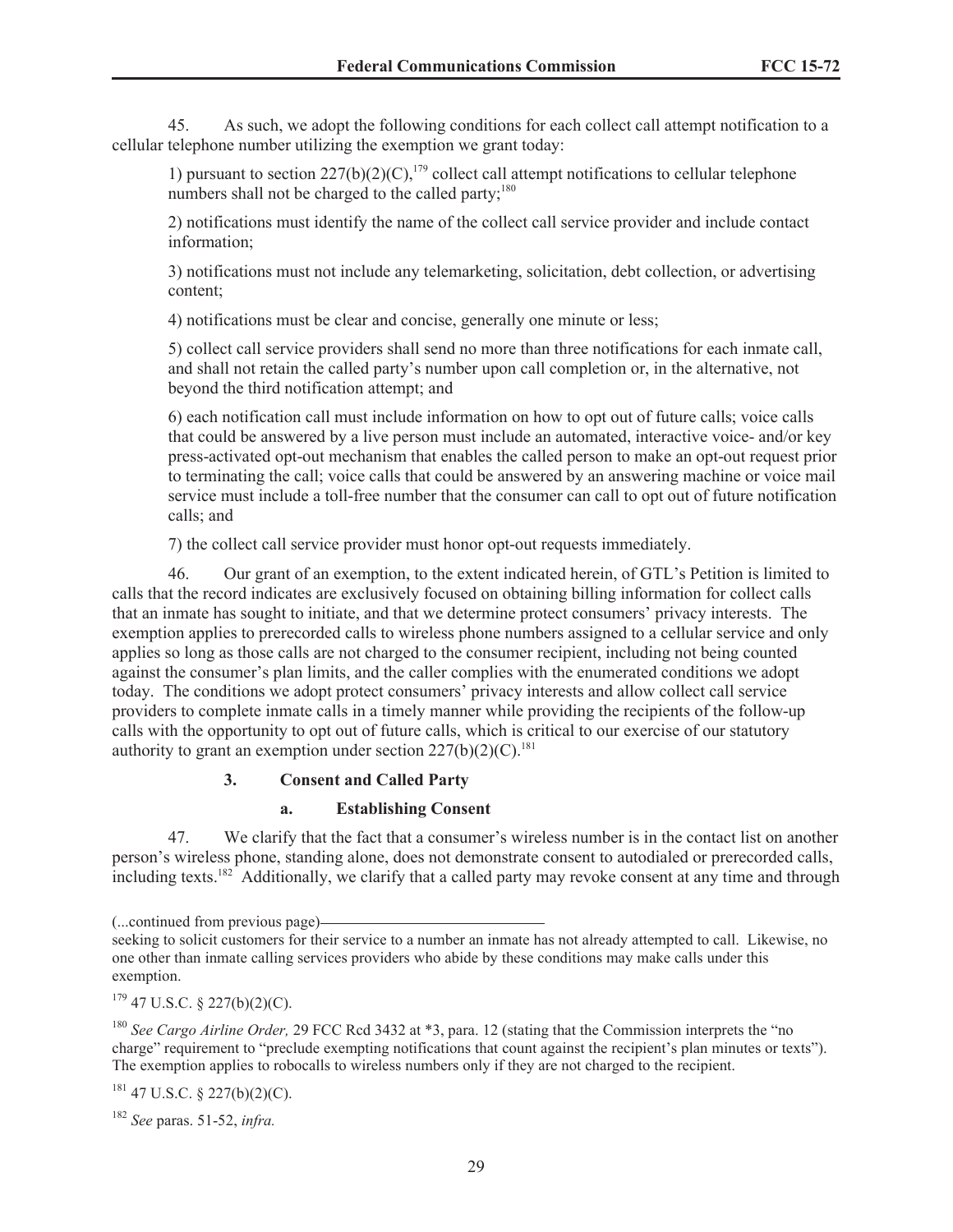45. As such, we adopt the following conditions for each collect call attempt notification to a cellular telephone number utilizing the exemption we grant today:

1) pursuant to section 227(b)(2)(C),[179] collect call attempt notifications to cellular telephone numbers shall not be charged to the called party;[180]

2) notifications must identify the name of the collect call service provider and include contact information;

3) notifications must not include any telemarketing, solicitation, debt collection, or advertising content;

4) notifications must be clear and concise, generally one minute or less;

5) collect call service providers shall send no more than three notifications for each inmate call, and shall not retain the called party's number upon call completion or, in the alternative, not beyond the third notification attempt; and

6) each notification call must include information on how to opt out of future calls; voice calls that could be answered by a live person must include an automated, interactive voice- and/or key press-activated opt-out mechanism that enables the called person to make an opt-out request prior to terminating the call; voice calls that could be answered by an answering machine or voice mail service must include a toll-free number that the consumer can call to opt out of future notification calls; and

7) the collect call service provider must honor opt-out requests immediately.

46. Our grant of an exemption, to the extent indicated herein, of GTL's Petition is limited to calls that the record indicates are exclusively focused on obtaining billing information for collect calls that an inmate has sought to initiate, and that we determine protect consumers' privacy interests. The exemption applies to prerecorded calls to wireless phone numbers assigned to a cellular service and only applies so long as those calls are not charged to the consumer recipient, including not being counted against the consumer's plan limits, and the caller complies with the enumerated conditions we adopt today. The conditions we adopt protect consumers' privacy interests and allow collect call service providers to complete inmate calls in a timely manner while providing the recipients of the follow-up calls with the opportunity to opt out of future calls, which is critical to our exercise of our statutory authority to grant an exemption under section 227(b)(2)(C).[181]

### 3. Consent and Called Party

#### a. Establishing Consent

47. We clarify that the fact that a consumer's wireless number is in the contact list on another person's wireless phone, standing alone, does not demonstrate consent to autodialed or prerecorded calls, including texts.[182] Additionally, we clarify that a called party may revoke consent at any time and through

---

(...continued from previous page)

seeking to solicit customers for their service to a number an inmate has not already attempted to call. Likewise, no one other than inmate calling services providers who abide by these conditions may make calls under this exemption.

[179] 47 U.S.C. § 227(b)(2)(C).

[180] *See Cargo Airline Order,* 29 FCC Rcd 3432 at *3, para. 12 (stating that the Commission interprets the "no charge" requirement to "preclude exempting notifications that count against the recipient's plan minutes or texts"). The exemption applies to robocalls to wireless numbers only if they are not charged to the recipient.

[181] 47 U.S.C. § 227(b)(2)(C).

[182] *See* paras. 51-52, *infra.*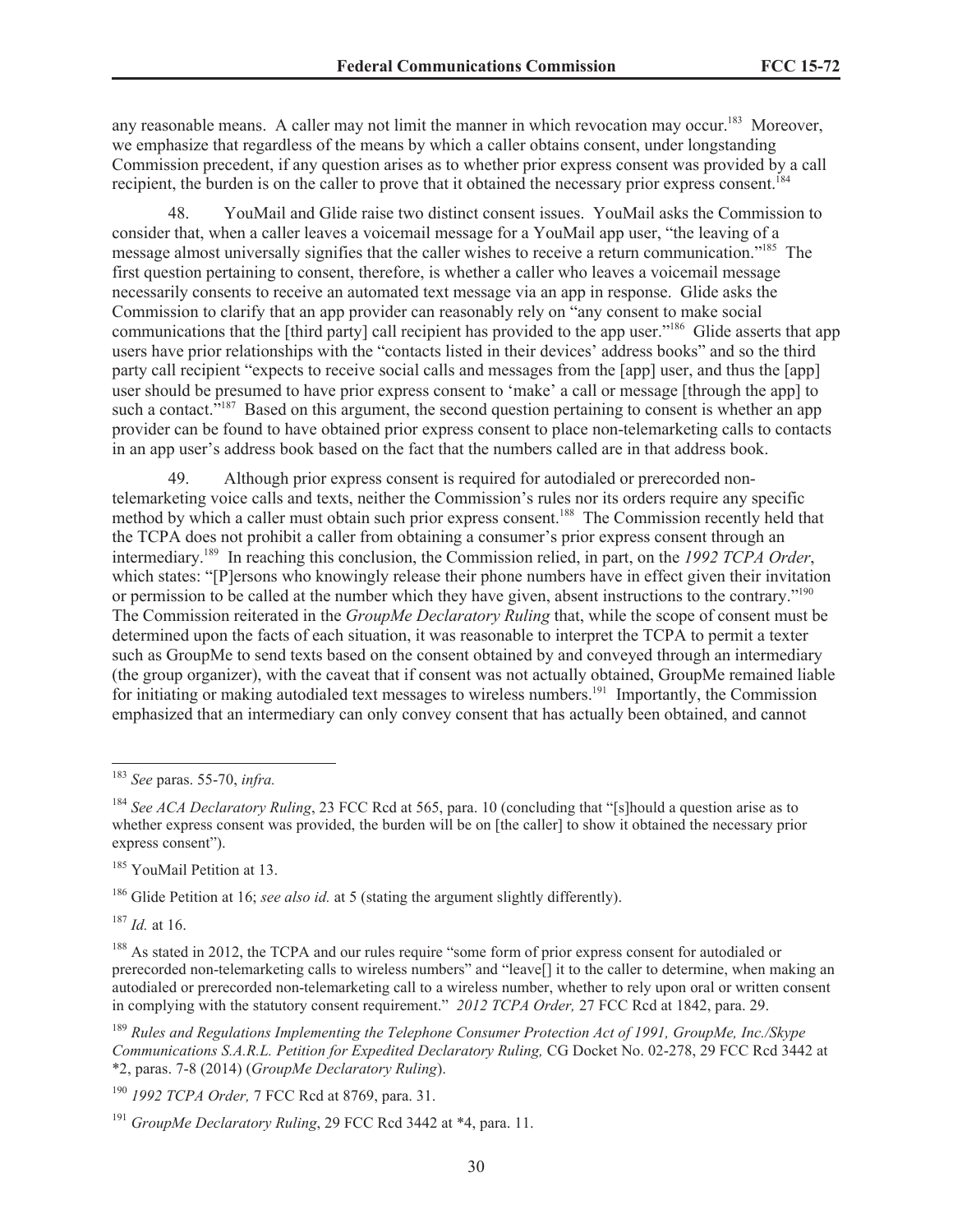any reasonable means. A caller may not limit the manner in which revocation may occur.[183] Moreover, we emphasize that regardless of the means by which a caller obtains consent, under longstanding Commission precedent, if any question arises as to whether prior express consent was provided by a call recipient, the burden is on the caller to prove that it obtained the necessary prior express consent.[184]

48. YouMail and Glide raise two distinct consent issues. YouMail asks the Commission to consider that, when a caller leaves a voicemail message for a YouMail app user, "the leaving of a message almost universally signifies that the caller wishes to receive a return communication."[185] The first question pertaining to consent, therefore, is whether a caller who leaves a voicemail message necessarily consents to receive an automated text message via an app in response. Glide asks the Commission to clarify that an app provider can reasonably rely on "any consent to make social communications that the [third party] call recipient has provided to the app user."[186] Glide asserts that app users have prior relationships with the "contacts listed in their devices' address books" and so the third party call recipient "expects to receive social calls and messages from the [app] user, and thus the [app] user should be presumed to have prior express consent to 'make' a call or message [through the app] to such a contact."[187] Based on this argument, the second question pertaining to consent is whether an app provider can be found to have obtained prior express consent to place non-telemarketing calls to contacts in an app user's address book based on the fact that the numbers called are in that address book.

49. Although prior express consent is required for autodialed or prerecorded non-telemarketing voice calls and texts, neither the Commission's rules nor its orders require any specific method by which a caller must obtain such prior express consent.[188] The Commission recently held that the TCPA does not prohibit a caller from obtaining a consumer's prior express consent through an intermediary.[189] In reaching this conclusion, the Commission relied, in part, on the *1992 TCPA Order*, which states: "[P]ersons who knowingly release their phone numbers have in effect given their invitation or permission to be called at the number which they have given, absent instructions to the contrary."[190] The Commission reiterated in the *GroupMe Declaratory Ruling* that, while the scope of consent must be determined upon the facts of each situation, it was reasonable to interpret the TCPA to permit a texter such as GroupMe to send texts based on the consent obtained by and conveyed through an intermediary (the group organizer), with the caveat that if consent was not actually obtained, GroupMe remained liable for initiating or making autodialed text messages to wireless numbers.[191] Importantly, the Commission emphasized that an intermediary can only convey consent that has actually been obtained, and cannot

[183] *See* paras. 55-70, *infra.*

[184] *See ACA Declaratory Ruling*, 23 FCC Rcd at 565, para. 10 (concluding that "[s]hould a question arise as to whether express consent was provided, the burden will be on [the caller] to show it obtained the necessary prior express consent").

[185] YouMail Petition at 13.

[186] Glide Petition at 16; *see also id.* at 5 (stating the argument slightly differently).

[187] *Id.* at 16.

[188] As stated in 2012, the TCPA and our rules require "some form of prior express consent for autodialed or prerecorded non-telemarketing calls to wireless numbers" and "leave[] it to the caller to determine, when making an autodialed or prerecorded non-telemarketing call to a wireless number, whether to rely upon oral or written consent in complying with the statutory consent requirement." *2012 TCPA Order,* 27 FCC Rcd at 1842, para. 29.

[189] *Rules and Regulations Implementing the Telephone Consumer Protection Act of 1991, GroupMe, Inc./Skype Communications S.A.R.L. Petition for Expedited Declaratory Ruling,* CG Docket No. 02-278, 29 FCC Rcd 3442 at \*2, paras. 7-8 (2014) (*GroupMe Declaratory Ruling*).

[190] *1992 TCPA Order,* 7 FCC Rcd at 8769, para. 31.

[191] *GroupMe Declaratory Ruling*, 29 FCC Rcd 3442 at \*4, para. 11.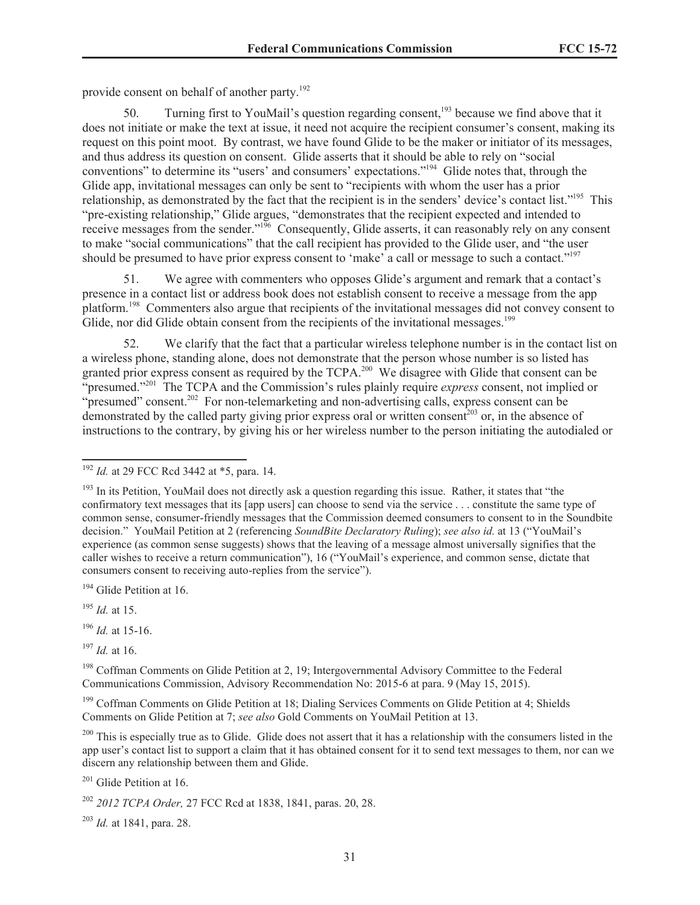provide consent on behalf of another party.[192]

50. Turning first to YouMail's question regarding consent,[193] because we find above that it does not initiate or make the text at issue, it need not acquire the recipient consumer's consent, making its request on this point moot. By contrast, we have found Glide to be the maker or initiator of its messages, and thus address its question on consent. Glide asserts that it should be able to rely on "social conventions" to determine its "users' and consumers' expectations."[194] Glide notes that, through the Glide app, invitational messages can only be sent to "recipients with whom the user has a prior relationship, as demonstrated by the fact that the recipient is in the senders' device's contact list."[195] This "pre-existing relationship," Glide argues, "demonstrates that the recipient expected and intended to receive messages from the sender."[196] Consequently, Glide asserts, it can reasonably rely on any consent to make "social communications" that the call recipient has provided to the Glide user, and "the user should be presumed to have prior express consent to 'make' a call or message to such a contact."[197]

51. We agree with commenters who opposes Glide's argument and remark that a contact's presence in a contact list or address book does not establish consent to receive a message from the app platform.[198] Commenters also argue that recipients of the invitational messages did not convey consent to Glide, nor did Glide obtain consent from the recipients of the invitational messages.[199]

52. We clarify that the fact that a particular wireless telephone number is in the contact list on a wireless phone, standing alone, does not demonstrate that the person whose number is so listed has granted prior express consent as required by the TCPA.[200] We disagree with Glide that consent can be "presumed."[201] The TCPA and the Commission's rules plainly require *express* consent, not implied or "presumed" consent.[202] For non-telemarketing and non-advertising calls, express consent can be demonstrated by the called party giving prior express oral or written consent[203] or, in the absence of instructions to the contrary, by giving his or her wireless number to the person initiating the autodialed or

---

[192] *Id.* at 29 FCC Rcd 3442 at *5, para. 14.

[193] In its Petition, YouMail does not directly ask a question regarding this issue. Rather, it states that "the confirmatory text messages that its [app users] can choose to send via the service . . . constitute the same type of common sense, consumer-friendly messages that the Commission deemed consumers to consent to in the Soundbite decision." YouMail Petition at 2 (referencing *SoundBite Declaratory Ruling*); *see also id.* at 13 ("YouMail's experience (as common sense suggests) shows that the leaving of a message almost universally signifies that the caller wishes to receive a return communication"), 16 ("YouMail's experience, and common sense, dictate that consumers consent to receiving auto-replies from the service").

[194] Glide Petition at 16.

[195] *Id.* at 15.

[196] *Id.* at 15-16.

[197] *Id.* at 16.

[198] Coffman Comments on Glide Petition at 2, 19; Intergovernmental Advisory Committee to the Federal Communications Commission, Advisory Recommendation No: 2015-6 at para. 9 (May 15, 2015).

[199] Coffman Comments on Glide Petition at 18; Dialing Services Comments on Glide Petition at 4; Shields Comments on Glide Petition at 7; *see also* Gold Comments on YouMail Petition at 13.

[200] This is especially true as to Glide. Glide does not assert that it has a relationship with the consumers listed in the app user's contact list to support a claim that it has obtained consent for it to send text messages to them, nor can we discern any relationship between them and Glide.

[201] Glide Petition at 16.

[202] *2012 TCPA Order,* 27 FCC Rcd at 1838, 1841, paras. 20, 28.

[203] *Id.* at 1841, para. 28.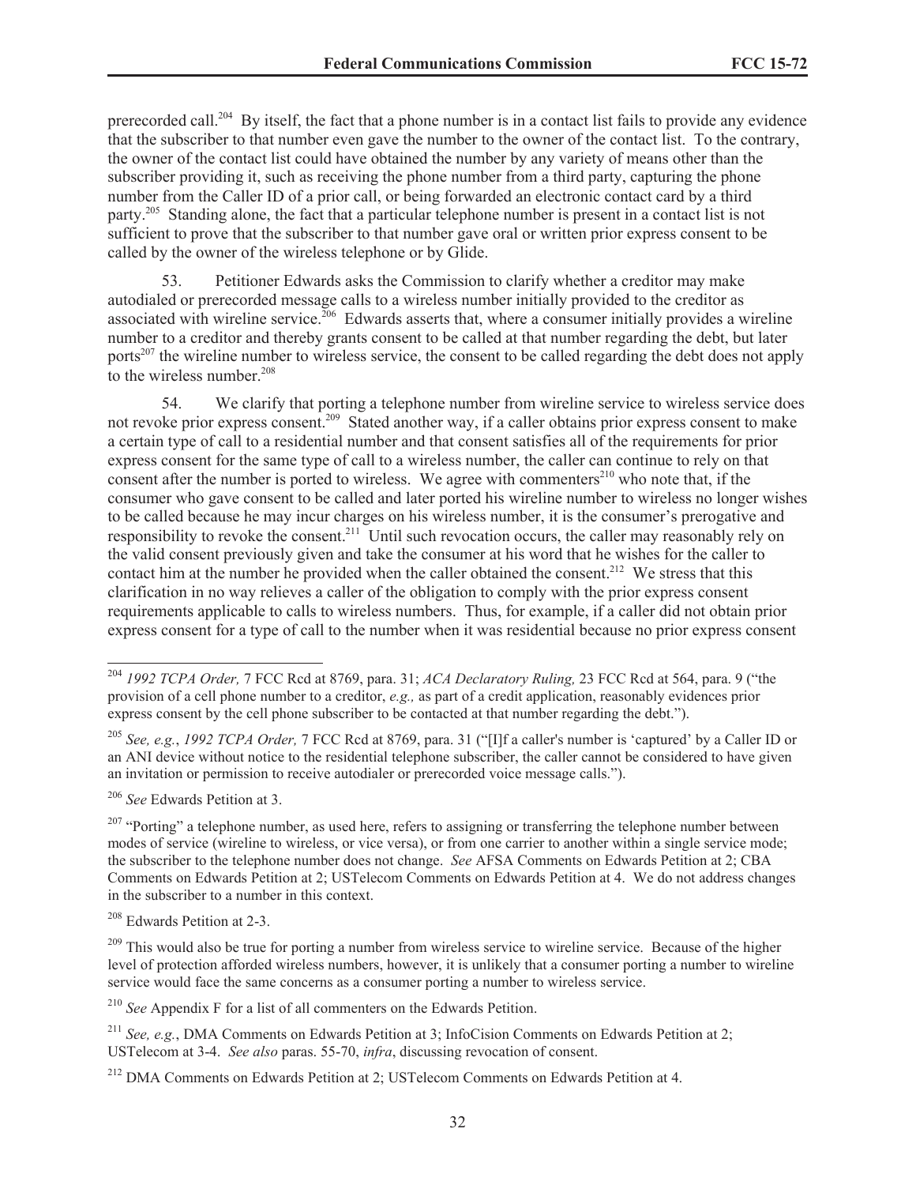prerecorded call.[204] By itself, the fact that a phone number is in a contact list fails to provide any evidence that the subscriber to that number even gave the number to the owner of the contact list. To the contrary, the owner of the contact list could have obtained the number by any variety of means other than the subscriber providing it, such as receiving the phone number from a third party, capturing the phone number from the Caller ID of a prior call, or being forwarded an electronic contact card by a third party.[205] Standing alone, the fact that a particular telephone number is present in a contact list is not sufficient to prove that the subscriber to that number gave oral or written prior express consent to be called by the owner of the wireless telephone or by Glide.

53. Petitioner Edwards asks the Commission to clarify whether a creditor may make autodialed or prerecorded message calls to a wireless number initially provided to the creditor as associated with wireline service.[206] Edwards asserts that, where a consumer initially provides a wireline number to a creditor and thereby grants consent to be called at that number regarding the debt, but later ports[207] the wireline number to wireless service, the consent to be called regarding the debt does not apply to the wireless number.[208]

54. We clarify that porting a telephone number from wireline service to wireless service does not revoke prior express consent.[209] Stated another way, if a caller obtains prior express consent to make a certain type of call to a residential number and that consent satisfies all of the requirements for prior express consent for the same type of call to a wireless number, the caller can continue to rely on that consent after the number is ported to wireless. We agree with commenters[210] who note that, if the consumer who gave consent to be called and later ported his wireline number to wireless no longer wishes to be called because he may incur charges on his wireless number, it is the consumer's prerogative and responsibility to revoke the consent.[211] Until such revocation occurs, the caller may reasonably rely on the valid consent previously given and take the consumer at his word that he wishes for the caller to contact him at the number he provided when the caller obtained the consent.[212] We stress that this clarification in no way relieves a caller of the obligation to comply with the prior express consent requirements applicable to calls to wireless numbers. Thus, for example, if a caller did not obtain prior express consent for a type of call to the number when it was residential because no prior express consent

---

[204] *1992 TCPA Order,* 7 FCC Rcd at 8769, para. 31; *ACA Declaratory Ruling,* 23 FCC Rcd at 564, para. 9 ("the provision of a cell phone number to a creditor, *e.g.,* as part of a credit application, reasonably evidences prior express consent by the cell phone subscriber to be contacted at that number regarding the debt.").

[205] *See, e.g.*, *1992 TCPA Order,* 7 FCC Rcd at 8769, para. 31 ("[I]f a caller's number is 'captured' by a Caller ID or an ANI device without notice to the residential telephone subscriber, the caller cannot be considered to have given an invitation or permission to receive autodialer or prerecorded voice message calls.").

[206] *See* Edwards Petition at 3.

[207] "Porting" a telephone number, as used here, refers to assigning or transferring the telephone number between modes of service (wireline to wireless, or vice versa), or from one carrier to another within a single service mode; the subscriber to the telephone number does not change. *See* AFSA Comments on Edwards Petition at 2; CBA Comments on Edwards Petition at 2; USTelecom Comments on Edwards Petition at 4. We do not address changes in the subscriber to a number in this context.

[208] Edwards Petition at 2-3.

[209] This would also be true for porting a number from wireless service to wireline service. Because of the higher level of protection afforded wireless numbers, however, it is unlikely that a consumer porting a number to wireline service would face the same concerns as a consumer porting a number to wireless service.

[210] *See* Appendix F for a list of all commenters on the Edwards Petition.

[211] *See, e.g.*, DMA Comments on Edwards Petition at 3; InfoCision Comments on Edwards Petition at 2; USTelecom at 3-4. *See also* paras. 55-70, *infra*, discussing revocation of consent.

[212] DMA Comments on Edwards Petition at 2; USTelecom Comments on Edwards Petition at 4.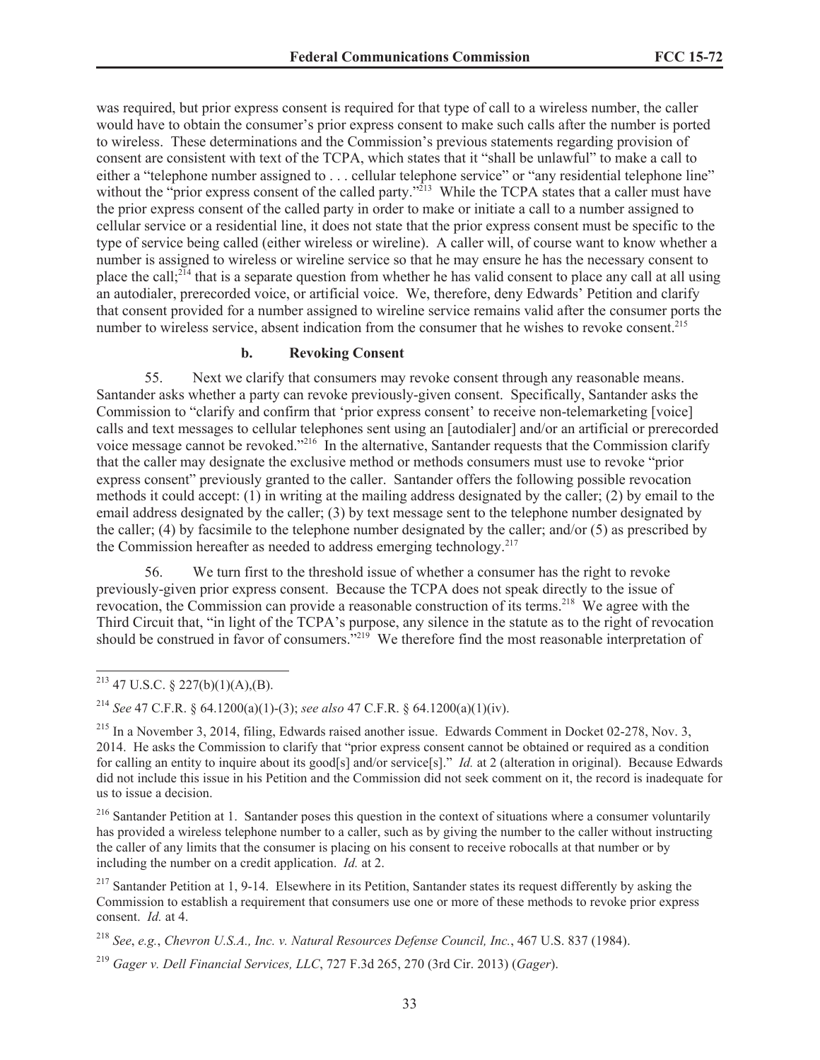was required, but prior express consent is required for that type of call to a wireless number, the caller would have to obtain the consumer's prior express consent to make such calls after the number is ported to wireless. These determinations and the Commission's previous statements regarding provision of consent are consistent with text of the TCPA, which states that it "shall be unlawful" to make a call to either a "telephone number assigned to . . . cellular telephone service" or "any residential telephone line" without the "prior express consent of the called party."[213] While the TCPA states that a caller must have the prior express consent of the called party in order to make or initiate a call to a number assigned to cellular service or a residential line, it does not state that the prior express consent must be specific to the type of service being called (either wireless or wireline). A caller will, of course want to know whether a number is assigned to wireless or wireline service so that he may ensure he has the necessary consent to place the call;[214] that is a separate question from whether he has valid consent to place any call at all using an autodialer, prerecorded voice, or artificial voice. We, therefore, deny Edwards' Petition and clarify that consent provided for a number assigned to wireline service remains valid after the consumer ports the number to wireless service, absent indication from the consumer that he wishes to revoke consent.[215]

#### b. Revoking Consent

55. Next we clarify that consumers may revoke consent through any reasonable means. Santander asks whether a party can revoke previously-given consent. Specifically, Santander asks the Commission to "clarify and confirm that 'prior express consent' to receive non-telemarketing [voice] calls and text messages to cellular telephones sent using an [autodialer] and/or an artificial or prerecorded voice message cannot be revoked."[216] In the alternative, Santander requests that the Commission clarify that the caller may designate the exclusive method or methods consumers must use to revoke "prior express consent" previously granted to the caller. Santander offers the following possible revocation methods it could accept: (1) in writing at the mailing address designated by the caller; (2) by email to the email address designated by the caller; (3) by text message sent to the telephone number designated by the caller; (4) by facsimile to the telephone number designated by the caller; and/or (5) as prescribed by the Commission hereafter as needed to address emerging technology.[217]

56. We turn first to the threshold issue of whether a consumer has the right to revoke previously-given prior express consent. Because the TCPA does not speak directly to the issue of revocation, the Commission can provide a reasonable construction of its terms.[218] We agree with the Third Circuit that, "in light of the TCPA's purpose, any silence in the statute as to the right of revocation should be construed in favor of consumers."[219] We therefore find the most reasonable interpretation of

---

[213] 47 U.S.C. § 227(b)(1)(A),(B).

[214] *See* 47 C.F.R. § 64.1200(a)(1)-(3); *see also* 47 C.F.R. § 64.1200(a)(1)(iv).

[215] In a November 3, 2014, filing, Edwards raised another issue. Edwards Comment in Docket 02-278, Nov. 3, 2014. He asks the Commission to clarify that "prior express consent cannot be obtained or required as a condition for calling an entity to inquire about its good[s] and/or service[s]." *Id.* at 2 (alteration in original). Because Edwards did not include this issue in his Petition and the Commission did not seek comment on it, the record is inadequate for us to issue a decision.

[216] Santander Petition at 1. Santander poses this question in the context of situations where a consumer voluntarily has provided a wireless telephone number to a caller, such as by giving the number to the caller without instructing the caller of any limits that the consumer is placing on his consent to receive robocalls at that number or by including the number on a credit application. *Id.* at 2.

[217] Santander Petition at 1, 9-14. Elsewhere in its Petition, Santander states its request differently by asking the Commission to establish a requirement that consumers use one or more of these methods to revoke prior express consent. *Id.* at 4.

[218] *See*, *e.g.*, *Chevron U.S.A., Inc. v. Natural Resources Defense Council, Inc.*, 467 U.S. 837 (1984).

[219] *Gager v. Dell Financial Services, LLC*, 727 F.3d 265, 270 (3rd Cir. 2013) (*Gager*).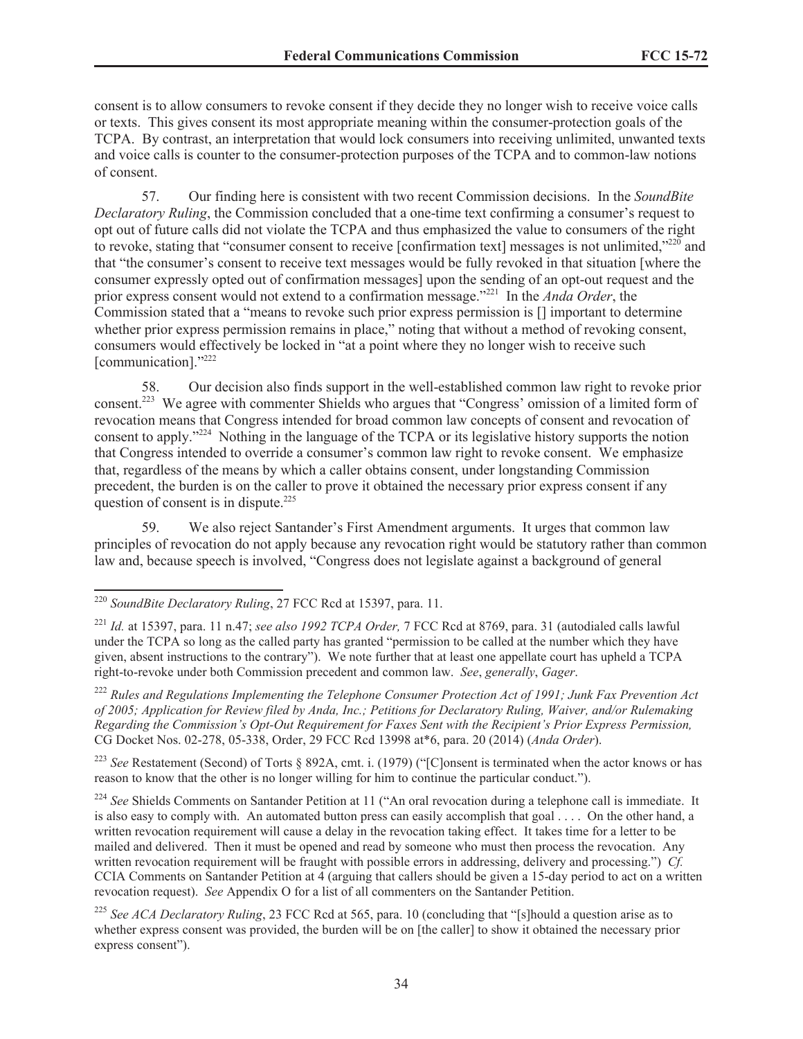consent is to allow consumers to revoke consent if they decide they no longer wish to receive voice calls or texts. This gives consent its most appropriate meaning within the consumer-protection goals of the TCPA. By contrast, an interpretation that would lock consumers into receiving unlimited, unwanted texts and voice calls is counter to the consumer-protection purposes of the TCPA and to common-law notions of consent.

57. Our finding here is consistent with two recent Commission decisions. In the *SoundBite Declaratory Ruling*, the Commission concluded that a one-time text confirming a consumer's request to opt out of future calls did not violate the TCPA and thus emphasized the value to consumers of the right to revoke, stating that "consumer consent to receive [confirmation text] messages is not unlimited,"[220] and that "the consumer's consent to receive text messages would be fully revoked in that situation [where the consumer expressly opted out of confirmation messages] upon the sending of an opt-out request and the prior express consent would not extend to a confirmation message."[221] In the *Anda Order*, the Commission stated that a "means to revoke such prior express permission is [] important to determine whether prior express permission remains in place," noting that without a method of revoking consent, consumers would effectively be locked in "at a point where they no longer wish to receive such [communication]."[222]

58. Our decision also finds support in the well-established common law right to revoke prior consent.[223] We agree with commenter Shields who argues that "Congress' omission of a limited form of revocation means that Congress intended for broad common law concepts of consent and revocation of consent to apply."[224] Nothing in the language of the TCPA or its legislative history supports the notion that Congress intended to override a consumer's common law right to revoke consent. We emphasize that, regardless of the means by which a caller obtains consent, under longstanding Commission precedent, the burden is on the caller to prove it obtained the necessary prior express consent if any question of consent is in dispute.[225]

59. We also reject Santander's First Amendment arguments. It urges that common law principles of revocation do not apply because any revocation right would be statutory rather than common law and, because speech is involved, "Congress does not legislate against a background of general

---

[220] *SoundBite Declaratory Ruling*, 27 FCC Rcd at 15397, para. 11.

[221] *Id.* at 15397, para. 11 n.47; *see also 1992 TCPA Order,* 7 FCC Rcd at 8769, para. 31 (autodialed calls lawful under the TCPA so long as the called party has granted "permission to be called at the number which they have given, absent instructions to the contrary"). We note further that at least one appellate court has upheld a TCPA right-to-revoke under both Commission precedent and common law. *See*, *generally*, *Gager*.

[222] *Rules and Regulations Implementing the Telephone Consumer Protection Act of 1991; Junk Fax Prevention Act of 2005; Application for Review filed by Anda, Inc.; Petitions for Declaratory Ruling, Waiver, and/or Rulemaking Regarding the Commission's Opt-Out Requirement for Faxes Sent with the Recipient's Prior Express Permission,* CG Docket Nos. 02-278, 05-338, Order, 29 FCC Rcd 13998 at*6, para. 20 (2014) (*Anda Order*).

[223] *See* Restatement (Second) of Torts § 892A, cmt. i. (1979) ("[C]onsent is terminated when the actor knows or has reason to know that the other is no longer willing for him to continue the particular conduct.").

[224] *See* Shields Comments on Santander Petition at 11 ("An oral revocation during a telephone call is immediate. It is also easy to comply with. An automated button press can easily accomplish that goal . . . . On the other hand, a written revocation requirement will cause a delay in the revocation taking effect. It takes time for a letter to be mailed and delivered. Then it must be opened and read by someone who must then process the revocation. Any written revocation requirement will be fraught with possible errors in addressing, delivery and processing.") *Cf.* CCIA Comments on Santander Petition at 4 (arguing that callers should be given a 15-day period to act on a written revocation request). *See* Appendix O for a list of all commenters on the Santander Petition.

[225] *See ACA Declaratory Ruling*, 23 FCC Rcd at 565, para. 10 (concluding that "[s]hould a question arise as to whether express consent was provided, the burden will be on [the caller] to show it obtained the necessary prior express consent").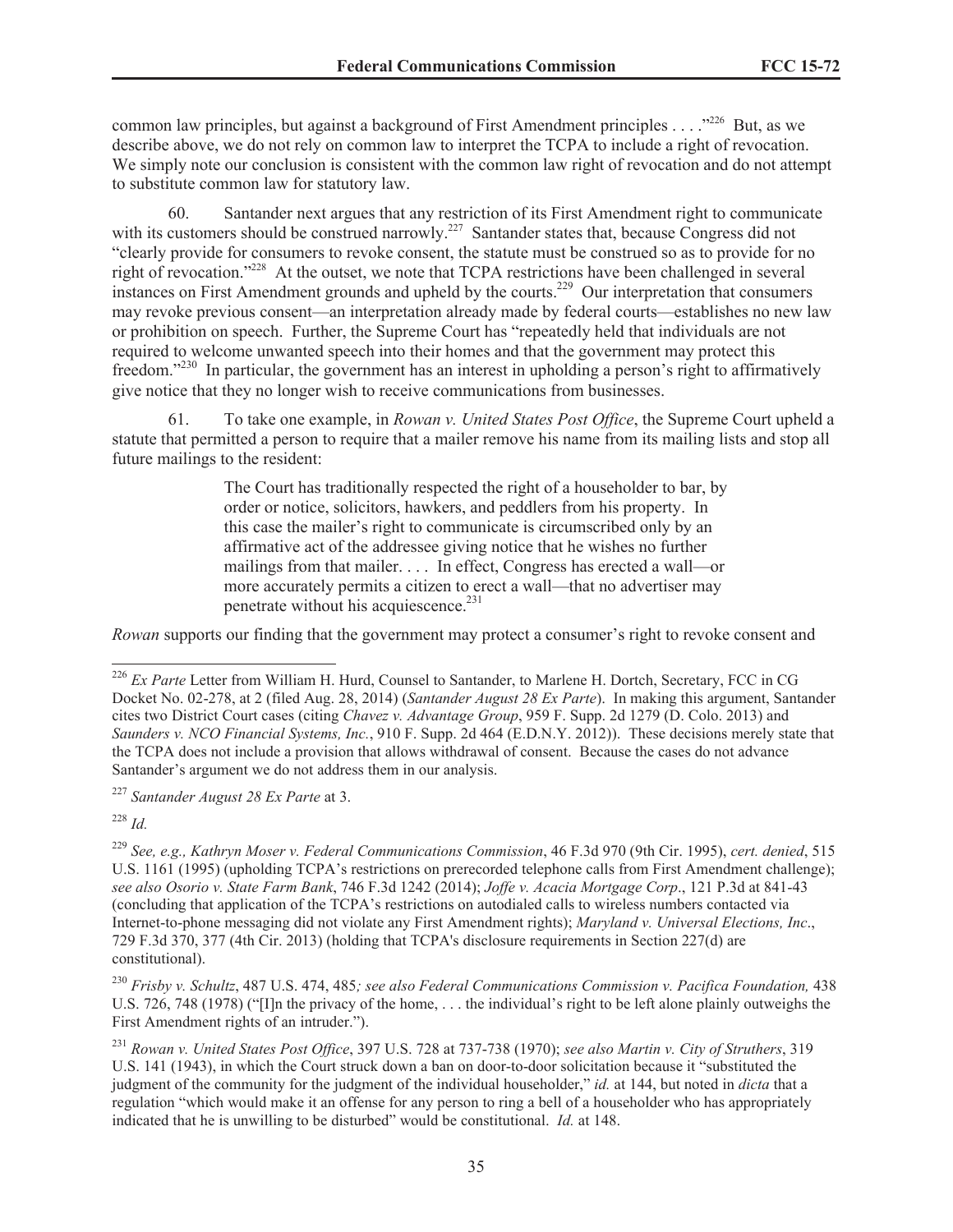common law principles, but against a background of First Amendment principles . . . ."[226] But, as we describe above, we do not rely on common law to interpret the TCPA to include a right of revocation. We simply note our conclusion is consistent with the common law right of revocation and do not attempt to substitute common law for statutory law.

60. Santander next argues that any restriction of its First Amendment right to communicate with its customers should be construed narrowly.[227] Santander states that, because Congress did not "clearly provide for consumers to revoke consent, the statute must be construed so as to provide for no right of revocation."[228] At the outset, we note that TCPA restrictions have been challenged in several instances on First Amendment grounds and upheld by the courts.[229] Our interpretation that consumers may revoke previous consent—an interpretation already made by federal courts—establishes no new law or prohibition on speech. Further, the Supreme Court has "repeatedly held that individuals are not required to welcome unwanted speech into their homes and that the government may protect this freedom."[230] In particular, the government has an interest in upholding a person's right to affirmatively give notice that they no longer wish to receive communications from businesses.

61. To take one example, in *Rowan v. United States Post Office*, the Supreme Court upheld a statute that permitted a person to require that a mailer remove his name from its mailing lists and stop all future mailings to the resident:

> The Court has traditionally respected the right of a householder to bar, by order or notice, solicitors, hawkers, and peddlers from his property. In this case the mailer's right to communicate is circumscribed only by an affirmative act of the addressee giving notice that he wishes no further mailings from that mailer. . . . In effect, Congress has erected a wall—or more accurately permits a citizen to erect a wall—that no advertiser may penetrate without his acquiescence.[231]

*Rowan* supports our finding that the government may protect a consumer's right to revoke consent and

---

[226] *Ex Parte* Letter from William H. Hurd, Counsel to Santander, to Marlene H. Dortch, Secretary, FCC in CG Docket No. 02-278, at 2 (filed Aug. 28, 2014) (*Santander August 28 Ex Parte*). In making this argument, Santander cites two District Court cases (citing *Chavez v. Advantage Group*, 959 F. Supp. 2d 1279 (D. Colo. 2013) and *Saunders v. NCO Financial Systems, Inc.*, 910 F. Supp. 2d 464 (E.D.N.Y. 2012)). These decisions merely state that the TCPA does not include a provision that allows withdrawal of consent. Because the cases do not advance Santander's argument we do not address them in our analysis.

[227] *Santander August 28 Ex Parte* at 3.

[228] *Id.*

[229] *See, e.g., Kathryn Moser v. Federal Communications Commission*, 46 F.3d 970 (9th Cir. 1995), *cert. denied*, 515 U.S. 1161 (1995) (upholding TCPA's restrictions on prerecorded telephone calls from First Amendment challenge); *see also Osorio v. State Farm Bank*, 746 F.3d 1242 (2014); *Joffe v. Acacia Mortgage Corp*., 121 P.3d at 841-43 (concluding that application of the TCPA's restrictions on autodialed calls to wireless numbers contacted via Internet-to-phone messaging did not violate any First Amendment rights); *Maryland v. Universal Elections, Inc*., 729 F.3d 370, 377 (4th Cir. 2013) (holding that TCPA's disclosure requirements in Section 227(d) are constitutional).

[230] *Frisby v. Schultz*, 487 U.S. 474, 485*; see also Federal Communications Commission v. Pacifica Foundation,* 438 U.S. 726, 748 (1978) ("[I]n the privacy of the home, . . . the individual's right to be left alone plainly outweighs the First Amendment rights of an intruder.").

[231] *Rowan v. United States Post Office*, 397 U.S. 728 at 737-738 (1970); *see also Martin v. City of Struthers*, 319 U.S. 141 (1943), in which the Court struck down a ban on door-to-door solicitation because it "substituted the judgment of the community for the judgment of the individual householder," *id.* at 144, but noted in *dicta* that a regulation "which would make it an offense for any person to ring a bell of a householder who has appropriately indicated that he is unwilling to be disturbed" would be constitutional. *Id.* at 148.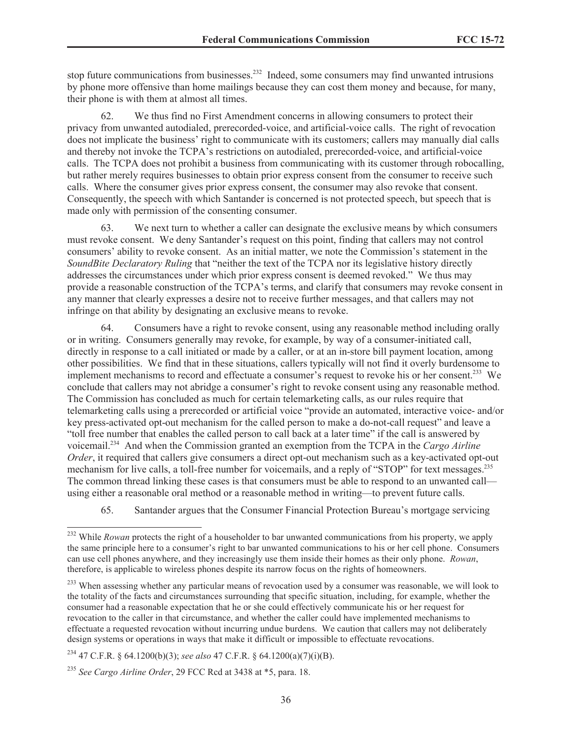stop future communications from businesses.[232] Indeed, some consumers may find unwanted intrusions by phone more offensive than home mailings because they can cost them money and because, for many, their phone is with them at almost all times.

62. We thus find no First Amendment concerns in allowing consumers to protect their privacy from unwanted autodialed, prerecorded-voice, and artificial-voice calls. The right of revocation does not implicate the business' right to communicate with its customers; callers may manually dial calls and thereby not invoke the TCPA's restrictions on autodialed, prerecorded-voice, and artificial-voice calls. The TCPA does not prohibit a business from communicating with its customer through robocalling, but rather merely requires businesses to obtain prior express consent from the consumer to receive such calls. Where the consumer gives prior express consent, the consumer may also revoke that consent. Consequently, the speech with which Santander is concerned is not protected speech, but speech that is made only with permission of the consenting consumer.

63. We next turn to whether a caller can designate the exclusive means by which consumers must revoke consent. We deny Santander's request on this point, finding that callers may not control consumers' ability to revoke consent. As an initial matter, we note the Commission's statement in the *SoundBite Declaratory Ruling* that "neither the text of the TCPA nor its legislative history directly addresses the circumstances under which prior express consent is deemed revoked." We thus may provide a reasonable construction of the TCPA's terms, and clarify that consumers may revoke consent in any manner that clearly expresses a desire not to receive further messages, and that callers may not infringe on that ability by designating an exclusive means to revoke.

64. Consumers have a right to revoke consent, using any reasonable method including orally or in writing. Consumers generally may revoke, for example, by way of a consumer-initiated call, directly in response to a call initiated or made by a caller, or at an in-store bill payment location, among other possibilities. We find that in these situations, callers typically will not find it overly burdensome to implement mechanisms to record and effectuate a consumer's request to revoke his or her consent.[233] We conclude that callers may not abridge a consumer's right to revoke consent using any reasonable method. The Commission has concluded as much for certain telemarketing calls, as our rules require that telemarketing calls using a prerecorded or artificial voice "provide an automated, interactive voice- and/or key press-activated opt-out mechanism for the called person to make a do-not-call request" and leave a "toll free number that enables the called person to call back at a later time" if the call is answered by voicemail.[234] And when the Commission granted an exemption from the TCPA in the *Cargo Airline Order*, it required that callers give consumers a direct opt-out mechanism such as a key-activated opt-out mechanism for live calls, a toll-free number for voicemails, and a reply of "STOP" for text messages.[235] The common thread linking these cases is that consumers must be able to respond to an unwanted call—using either a reasonable oral method or a reasonable method in writing—to prevent future calls.

65. Santander argues that the Consumer Financial Protection Bureau's mortgage servicing

---

[232] While *Rowan* protects the right of a householder to bar unwanted communications from his property, we apply the same principle here to a consumer's right to bar unwanted communications to his or her cell phone. Consumers can use cell phones anywhere, and they increasingly use them inside their homes as their only phone. *Rowan*, therefore, is applicable to wireless phones despite its narrow focus on the rights of homeowners.

[233] When assessing whether any particular means of revocation used by a consumer was reasonable, we will look to the totality of the facts and circumstances surrounding that specific situation, including, for example, whether the consumer had a reasonable expectation that he or she could effectively communicate his or her request for revocation to the caller in that circumstance, and whether the caller could have implemented mechanisms to effectuate a requested revocation without incurring undue burdens. We caution that callers may not deliberately design systems or operations in ways that make it difficult or impossible to effectuate revocations.

[234] 47 C.F.R. § 64.1200(b)(3); *see also* 47 C.F.R. § 64.1200(a)(7)(i)(B).

[235] *See Cargo Airline Order*, 29 FCC Rcd at 3438 at *5, para. 18.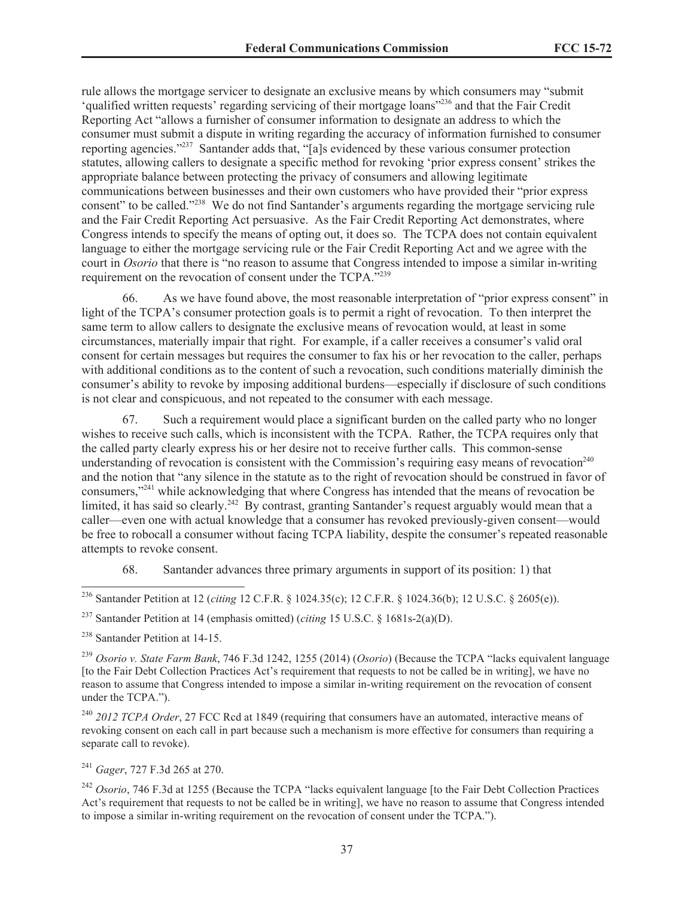rule allows the mortgage servicer to designate an exclusive means by which consumers may "submit 'qualified written requests' regarding servicing of their mortgage loans"[236] and that the Fair Credit Reporting Act "allows a furnisher of consumer information to designate an address to which the consumer must submit a dispute in writing regarding the accuracy of information furnished to consumer reporting agencies."[237] Santander adds that, "[a]s evidenced by these various consumer protection statutes, allowing callers to designate a specific method for revoking 'prior express consent' strikes the appropriate balance between protecting the privacy of consumers and allowing legitimate communications between businesses and their own customers who have provided their "prior express consent" to be called."[238] We do not find Santander's arguments regarding the mortgage servicing rule and the Fair Credit Reporting Act persuasive. As the Fair Credit Reporting Act demonstrates, where Congress intends to specify the means of opting out, it does so. The TCPA does not contain equivalent language to either the mortgage servicing rule or the Fair Credit Reporting Act and we agree with the court in *Osorio* that there is "no reason to assume that Congress intended to impose a similar in-writing requirement on the revocation of consent under the TCPA."[239]

66. As we have found above, the most reasonable interpretation of "prior express consent" in light of the TCPA's consumer protection goals is to permit a right of revocation. To then interpret the same term to allow callers to designate the exclusive means of revocation would, at least in some circumstances, materially impair that right. For example, if a caller receives a consumer's valid oral consent for certain messages but requires the consumer to fax his or her revocation to the caller, perhaps with additional conditions as to the content of such a revocation, such conditions materially diminish the consumer's ability to revoke by imposing additional burdens—especially if disclosure of such conditions is not clear and conspicuous, and not repeated to the consumer with each message.

67. Such a requirement would place a significant burden on the called party who no longer wishes to receive such calls, which is inconsistent with the TCPA. Rather, the TCPA requires only that the called party clearly express his or her desire not to receive further calls. This common-sense understanding of revocation is consistent with the Commission's requiring easy means of revocation[240] and the notion that "any silence in the statute as to the right of revocation should be construed in favor of consumers,"[241] while acknowledging that where Congress has intended that the means of revocation be limited, it has said so clearly.[242] By contrast, granting Santander's request arguably would mean that a caller—even one with actual knowledge that a consumer has revoked previously-given consent—would be free to robocall a consumer without facing TCPA liability, despite the consumer's repeated reasonable attempts to revoke consent.

68. Santander advances three primary arguments in support of its position: 1) that

---

[236] Santander Petition at 12 (*citing* 12 C.F.R. § 1024.35(c); 12 C.F.R. § 1024.36(b); 12 U.S.C. § 2605(e)).

[237] Santander Petition at 14 (emphasis omitted) (*citing* 15 U.S.C. § 1681s-2(a)(D).

[238] Santander Petition at 14-15.

[239] *Osorio v. State Farm Bank*, 746 F.3d 1242, 1255 (2014) (*Osorio*) (Because the TCPA "lacks equivalent language [to the Fair Debt Collection Practices Act's requirement that requests to not be called be in writing], we have no reason to assume that Congress intended to impose a similar in-writing requirement on the revocation of consent under the TCPA.").

[240] *2012 TCPA Order*, 27 FCC Rcd at 1849 (requiring that consumers have an automated, interactive means of revoking consent on each call in part because such a mechanism is more effective for consumers than requiring a separate call to revoke).

[241] *Gager*, 727 F.3d 265 at 270.

[242] *Osorio*, 746 F.3d at 1255 (Because the TCPA "lacks equivalent language [to the Fair Debt Collection Practices Act's requirement that requests to not be called be in writing], we have no reason to assume that Congress intended to impose a similar in-writing requirement on the revocation of consent under the TCPA.").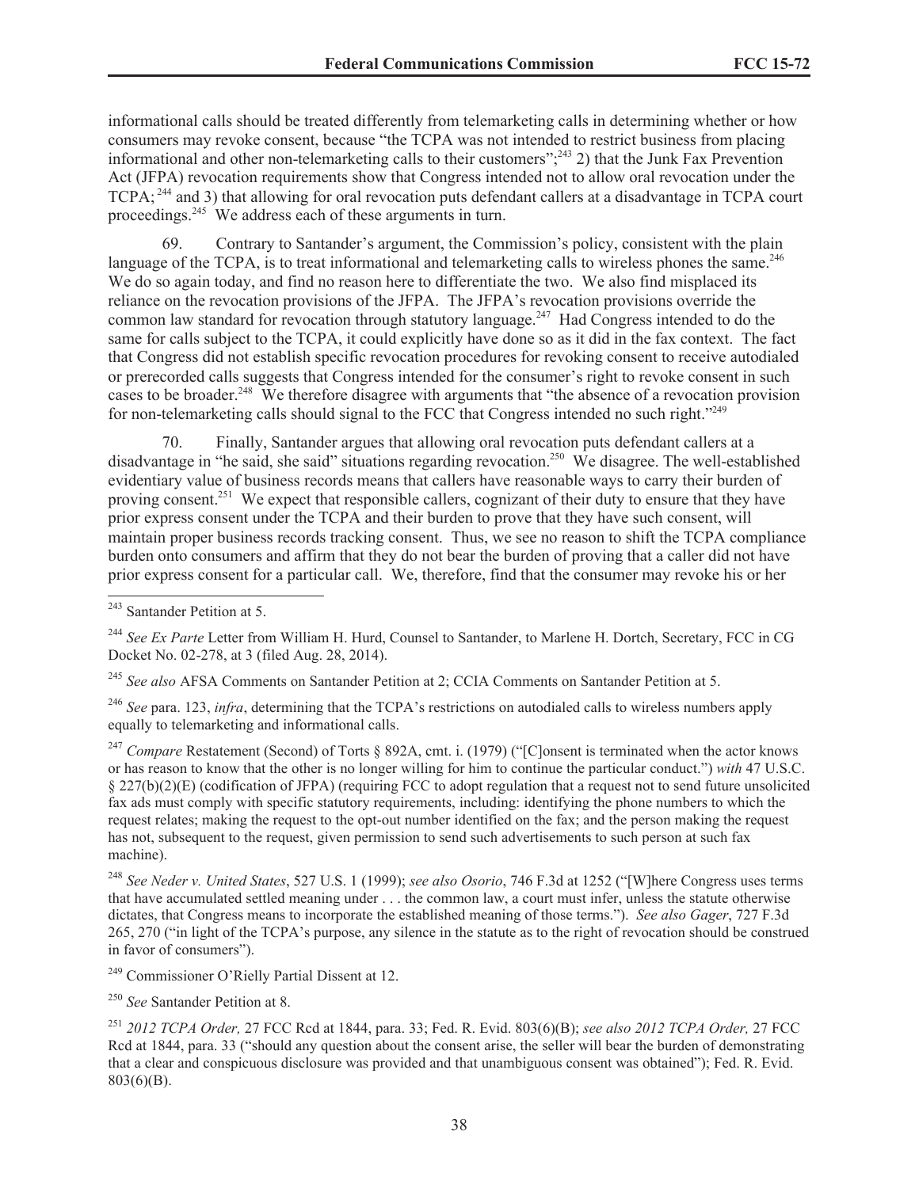informational calls should be treated differently from telemarketing calls in determining whether or how consumers may revoke consent, because "the TCPA was not intended to restrict business from placing informational and other non-telemarketing calls to their customers";[243] 2) that the Junk Fax Prevention Act (JFPA) revocation requirements show that Congress intended not to allow oral revocation under the TCPA;[244] and 3) that allowing for oral revocation puts defendant callers at a disadvantage in TCPA court proceedings.[245] We address each of these arguments in turn.

69. Contrary to Santander's argument, the Commission's policy, consistent with the plain language of the TCPA, is to treat informational and telemarketing calls to wireless phones the same.[246] We do so again today, and find no reason here to differentiate the two. We also find misplaced its reliance on the revocation provisions of the JFPA. The JFPA's revocation provisions override the common law standard for revocation through statutory language.[247] Had Congress intended to do the same for calls subject to the TCPA, it could explicitly have done so as it did in the fax context. The fact that Congress did not establish specific revocation procedures for revoking consent to receive autodialed or prerecorded calls suggests that Congress intended for the consumer's right to revoke consent in such cases to be broader.[248] We therefore disagree with arguments that "the absence of a revocation provision for non-telemarketing calls should signal to the FCC that Congress intended no such right."[249]

70. Finally, Santander argues that allowing oral revocation puts defendant callers at a disadvantage in "he said, she said" situations regarding revocation.[250] We disagree. The well-established evidentiary value of business records means that callers have reasonable ways to carry their burden of proving consent.[251] We expect that responsible callers, cognizant of their duty to ensure that they have prior express consent under the TCPA and their burden to prove that they have such consent, will maintain proper business records tracking consent. Thus, we see no reason to shift the TCPA compliance burden onto consumers and affirm that they do not bear the burden of proving that a caller did not have prior express consent for a particular call. We, therefore, find that the consumer may revoke his or her

---

[243] Santander Petition at 5.

[244] *See Ex Parte* Letter from William H. Hurd, Counsel to Santander, to Marlene H. Dortch, Secretary, FCC in CG Docket No. 02-278, at 3 (filed Aug. 28, 2014).

[245] *See also* AFSA Comments on Santander Petition at 2; CCIA Comments on Santander Petition at 5.

[246] *See* para. 123, *infra*, determining that the TCPA's restrictions on autodialed calls to wireless numbers apply equally to telemarketing and informational calls.

[247] *Compare* Restatement (Second) of Torts § 892A, cmt. i. (1979) ("[C]onsent is terminated when the actor knows or has reason to know that the other is no longer willing for him to continue the particular conduct.") *with* 47 U.S.C. § 227(b)(2)(E) (codification of JFPA) (requiring FCC to adopt regulation that a request not to send future unsolicited fax ads must comply with specific statutory requirements, including: identifying the phone numbers to which the request relates; making the request to the opt-out number identified on the fax; and the person making the request has not, subsequent to the request, given permission to send such advertisements to such person at such fax machine).

[248] *See Neder v. United States*, 527 U.S. 1 (1999); *see also Osorio*, 746 F.3d at 1252 ("[W]here Congress uses terms that have accumulated settled meaning under . . . the common law, a court must infer, unless the statute otherwise dictates, that Congress means to incorporate the established meaning of those terms."). *See also Gager*, 727 F.3d 265, 270 ("in light of the TCPA's purpose, any silence in the statute as to the right of revocation should be construed in favor of consumers").

[249] Commissioner O'Rielly Partial Dissent at 12.

[250] *See* Santander Petition at 8.

[251] *2012 TCPA Order,* 27 FCC Rcd at 1844, para. 33; Fed. R. Evid. 803(6)(B); *see also 2012 TCPA Order,* 27 FCC Rcd at 1844, para. 33 ("should any question about the consent arise, the seller will bear the burden of demonstrating that a clear and conspicuous disclosure was provided and that unambiguous consent was obtained"); Fed. R. Evid. 803(6)(B).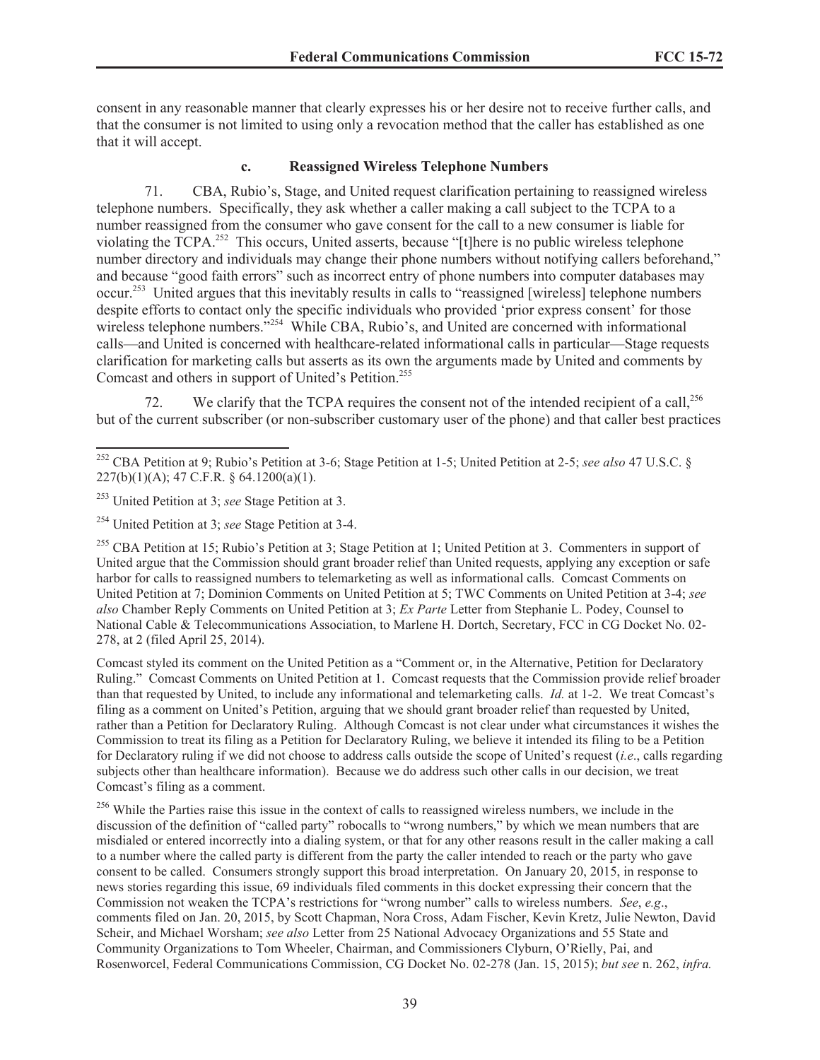consent in any reasonable manner that clearly expresses his or her desire not to receive further calls, and that the consumer is not limited to using only a revocation method that the caller has established as one that it will accept.

#### c. Reassigned Wireless Telephone Numbers

71. CBA, Rubio's, Stage, and United request clarification pertaining to reassigned wireless telephone numbers. Specifically, they ask whether a caller making a call subject to the TCPA to a number reassigned from the consumer who gave consent for the call to a new consumer is liable for violating the TCPA.[252] This occurs, United asserts, because "[t]here is no public wireless telephone number directory and individuals may change their phone numbers without notifying callers beforehand," and because "good faith errors" such as incorrect entry of phone numbers into computer databases may occur.[253] United argues that this inevitably results in calls to "reassigned [wireless] telephone numbers despite efforts to contact only the specific individuals who provided 'prior express consent' for those wireless telephone numbers."[254] While CBA, Rubio's, and United are concerned with informational calls—and United is concerned with healthcare-related informational calls in particular—Stage requests clarification for marketing calls but asserts as its own the arguments made by United and comments by Comcast and others in support of United's Petition.[255]

72. We clarify that the TCPA requires the consent not of the intended recipient of a call,[256] but of the current subscriber (or non-subscriber customary user of the phone) and that caller best practices

---

[252] CBA Petition at 9; Rubio's Petition at 3-6; Stage Petition at 1-5; United Petition at 2-5; *see also* 47 U.S.C. § 227(b)(1)(A); 47 C.F.R. § 64.1200(a)(1).

[253] United Petition at 3; *see* Stage Petition at 3.

[254] United Petition at 3; *see* Stage Petition at 3-4.

[255] CBA Petition at 15; Rubio's Petition at 3; Stage Petition at 1; United Petition at 3. Commenters in support of United argue that the Commission should grant broader relief than United requests, applying any exception or safe harbor for calls to reassigned numbers to telemarketing as well as informational calls. Comcast Comments on United Petition at 7; Dominion Comments on United Petition at 5; TWC Comments on United Petition at 3-4; *see also* Chamber Reply Comments on United Petition at 3; *Ex Parte* Letter from Stephanie L. Podey, Counsel to National Cable & Telecommunications Association, to Marlene H. Dortch, Secretary, FCC in CG Docket No. 02-278, at 2 (filed April 25, 2014).

Comcast styled its comment on the United Petition as a "Comment or, in the Alternative, Petition for Declaratory Ruling." Comcast Comments on United Petition at 1. Comcast requests that the Commission provide relief broader than that requested by United, to include any informational and telemarketing calls. *Id.* at 1-2. We treat Comcast's filing as a comment on United's Petition, arguing that we should grant broader relief than requested by United, rather than a Petition for Declaratory Ruling. Although Comcast is not clear under what circumstances it wishes the Commission to treat its filing as a Petition for Declaratory Ruling, we believe it intended its filing to be a Petition for Declaratory ruling if we did not choose to address calls outside the scope of United's request (*i.e*., calls regarding subjects other than healthcare information). Because we do address such other calls in our decision, we treat Comcast's filing as a comment.

[256] While the Parties raise this issue in the context of calls to reassigned wireless numbers, we include in the discussion of the definition of "called party" robocalls to "wrong numbers," by which we mean numbers that are misdialed or entered incorrectly into a dialing system, or that for any other reasons result in the caller making a call to a number where the called party is different from the party the caller intended to reach or the party who gave consent to be called. Consumers strongly support this broad interpretation. On January 20, 2015, in response to news stories regarding this issue, 69 individuals filed comments in this docket expressing their concern that the Commission not weaken the TCPA's restrictions for "wrong number" calls to wireless numbers. *See*, *e.g*., comments filed on Jan. 20, 2015, by Scott Chapman, Nora Cross, Adam Fischer, Kevin Kretz, Julie Newton, David Scheir, and Michael Worsham; *see also* Letter from 25 National Advocacy Organizations and 55 State and Community Organizations to Tom Wheeler, Chairman, and Commissioners Clyburn, O'Rielly, Pai, and Rosenworcel, Federal Communications Commission, CG Docket No. 02-278 (Jan. 15, 2015); *but see* n. 262, *infra.*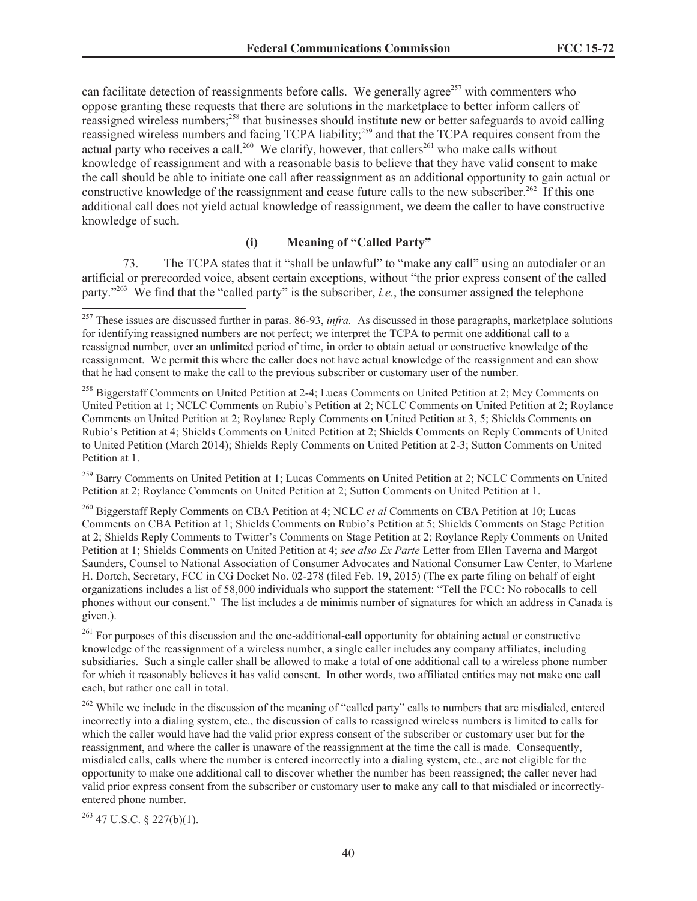can facilitate detection of reassignments before calls. We generally agree[257] with commenters who oppose granting these requests that there are solutions in the marketplace to better inform callers of reassigned wireless numbers;[258] that businesses should institute new or better safeguards to avoid calling reassigned wireless numbers and facing TCPA liability;[259] and that the TCPA requires consent from the actual party who receives a call.[260] We clarify, however, that callers[261] who make calls without knowledge of reassignment and with a reasonable basis to believe that they have valid consent to make the call should be able to initiate one call after reassignment as an additional opportunity to gain actual or constructive knowledge of the reassignment and cease future calls to the new subscriber.[262] If this one additional call does not yield actual knowledge of reassignment, we deem the caller to have constructive knowledge of such.

#### (i) Meaning of "Called Party"

73. The TCPA states that it "shall be unlawful" to "make any call" using an autodialer or an artificial or prerecorded voice, absent certain exceptions, without "the prior express consent of the called party."[263] We find that the "called party" is the subscriber, *i.e.*, the consumer assigned the telephone

---

[257] These issues are discussed further in paras. 86-93, *infra.* As discussed in those paragraphs, marketplace solutions for identifying reassigned numbers are not perfect; we interpret the TCPA to permit one additional call to a reassigned number, over an unlimited period of time, in order to obtain actual or constructive knowledge of the reassignment. We permit this where the caller does not have actual knowledge of the reassignment and can show that he had consent to make the call to the previous subscriber or customary user of the number.

[258] Biggerstaff Comments on United Petition at 2-4; Lucas Comments on United Petition at 2; Mey Comments on United Petition at 1; NCLC Comments on Rubio's Petition at 2; NCLC Comments on United Petition at 2; Roylance Comments on United Petition at 2; Roylance Reply Comments on United Petition at 3, 5; Shields Comments on Rubio's Petition at 4; Shields Comments on United Petition at 2; Shields Comments on Reply Comments of United to United Petition (March 2014); Shields Reply Comments on United Petition at 2-3; Sutton Comments on United Petition at 1.

[259] Barry Comments on United Petition at 1; Lucas Comments on United Petition at 2; NCLC Comments on United Petition at 2; Roylance Comments on United Petition at 2; Sutton Comments on United Petition at 1.

[260] Biggerstaff Reply Comments on CBA Petition at 4; NCLC *et al* Comments on CBA Petition at 10; Lucas Comments on CBA Petition at 1; Shields Comments on Rubio's Petition at 5; Shields Comments on Stage Petition at 2; Shields Reply Comments to Twitter's Comments on Stage Petition at 2; Roylance Reply Comments on United Petition at 1; Shields Comments on United Petition at 4; *see also Ex Parte* Letter from Ellen Taverna and Margot Saunders, Counsel to National Association of Consumer Advocates and National Consumer Law Center, to Marlene H. Dortch, Secretary, FCC in CG Docket No. 02-278 (filed Feb. 19, 2015) (The ex parte filing on behalf of eight organizations includes a list of 58,000 individuals who support the statement: "Tell the FCC: No robocalls to cell phones without our consent." The list includes a de minimis number of signatures for which an address in Canada is given.).

[261] For purposes of this discussion and the one-additional-call opportunity for obtaining actual or constructive knowledge of the reassignment of a wireless number, a single caller includes any company affiliates, including subsidiaries. Such a single caller shall be allowed to make a total of one additional call to a wireless phone number for which it reasonably believes it has valid consent. In other words, two affiliated entities may not make one call each, but rather one call in total.

[262] While we include in the discussion of the meaning of "called party" calls to numbers that are misdialed, entered incorrectly into a dialing system, etc., the discussion of calls to reassigned wireless numbers is limited to calls for which the caller would have had the valid prior express consent of the subscriber or customary user but for the reassignment, and where the caller is unaware of the reassignment at the time the call is made. Consequently, misdialed calls, calls where the number is entered incorrectly into a dialing system, etc., are not eligible for the opportunity to make one additional call to discover whether the number has been reassigned; the caller never had valid prior express consent from the subscriber or customary user to make any call to that misdialed or incorrectly-entered phone number.

[263] 47 U.S.C. § 227(b)(1).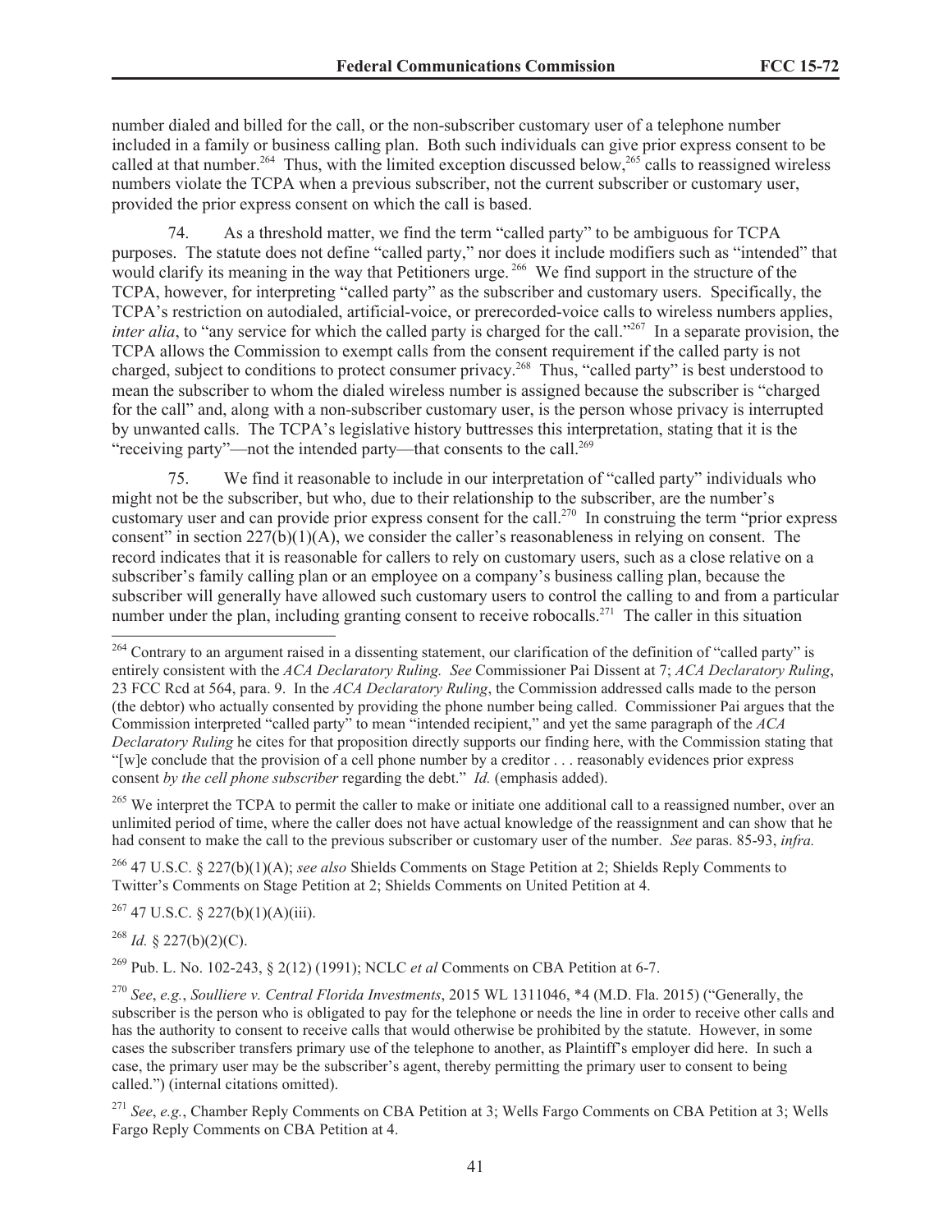number dialed and billed for the call, or the non-subscriber customary user of a telephone number included in a family or business calling plan. Both such individuals can give prior express consent to be called at that number.[264] Thus, with the limited exception discussed below,[265] calls to reassigned wireless numbers violate the TCPA when a previous subscriber, not the current subscriber or customary user, provided the prior express consent on which the call is based.

74. As a threshold matter, we find the term "called party" to be ambiguous for TCPA purposes. The statute does not define "called party," nor does it include modifiers such as "intended" that would clarify its meaning in the way that Petitioners urge.[266] We find support in the structure of the TCPA, however, for interpreting "called party" as the subscriber and customary users. Specifically, the TCPA's restriction on autodialed, artificial-voice, or prerecorded-voice calls to wireless numbers applies, *inter alia*, to "any service for which the called party is charged for the call."[267] In a separate provision, the TCPA allows the Commission to exempt calls from the consent requirement if the called party is not charged, subject to conditions to protect consumer privacy.[268] Thus, "called party" is best understood to mean the subscriber to whom the dialed wireless number is assigned because the subscriber is "charged for the call" and, along with a non-subscriber customary user, is the person whose privacy is interrupted by unwanted calls. The TCPA's legislative history buttresses this interpretation, stating that it is the "receiving party"—not the intended party—that consents to the call.[269]

75. We find it reasonable to include in our interpretation of "called party" individuals who might not be the subscriber, but who, due to their relationship to the subscriber, are the number's customary user and can provide prior express consent for the call.[270] In construing the term "prior express consent" in section 227(b)(1)(A), we consider the caller's reasonableness in relying on consent. The record indicates that it is reasonable for callers to rely on customary users, such as a close relative on a subscriber's family calling plan or an employee on a company's business calling plan, because the subscriber will generally have allowed such customary users to control the calling to and from a particular number under the plan, including granting consent to receive robocalls.[271] The caller in this situation

---

[264] Contrary to an argument raised in a dissenting statement, our clarification of the definition of "called party" is entirely consistent with the *ACA Declaratory Ruling. See* Commissioner Pai Dissent at 7; *ACA Declaratory Ruling*, 23 FCC Rcd at 564, para. 9. In the *ACA Declaratory Ruling*, the Commission addressed calls made to the person (the debtor) who actually consented by providing the phone number being called. Commissioner Pai argues that the Commission interpreted "called party" to mean "intended recipient," and yet the same paragraph of the *ACA Declaratory Ruling* he cites for that proposition directly supports our finding here, with the Commission stating that "[w]e conclude that the provision of a cell phone number by a creditor . . . reasonably evidences prior express consent *by the cell phone subscriber* regarding the debt." *Id.* (emphasis added).

[265] We interpret the TCPA to permit the caller to make or initiate one additional call to a reassigned number, over an unlimited period of time, where the caller does not have actual knowledge of the reassignment and can show that he had consent to make the call to the previous subscriber or customary user of the number. *See* paras. 85-93, *infra.*

[266] 47 U.S.C. § 227(b)(1)(A); *see also* Shields Comments on Stage Petition at 2; Shields Reply Comments to Twitter's Comments on Stage Petition at 2; Shields Comments on United Petition at 4.

[267] 47 U.S.C. § 227(b)(1)(A)(iii).

[268] *Id.* § 227(b)(2)(C).

[269] Pub. L. No. 102-243, § 2(12) (1991); NCLC *et al* Comments on CBA Petition at 6-7.

[270] *See*, *e.g.*, *Soulliere v. Central Florida Investments*, 2015 WL 1311046, *4 (M.D. Fla. 2015) ("Generally, the subscriber is the person who is obligated to pay for the telephone or needs the line in order to receive other calls and has the authority to consent to receive calls that would otherwise be prohibited by the statute. However, in some cases the subscriber transfers primary use of the telephone to another, as Plaintiff's employer did here. In such a case, the primary user may be the subscriber's agent, thereby permitting the primary user to consent to being called.") (internal citations omitted).

[271] *See*, *e.g.*, Chamber Reply Comments on CBA Petition at 3; Wells Fargo Comments on CBA Petition at 3; Wells Fargo Reply Comments on CBA Petition at 4.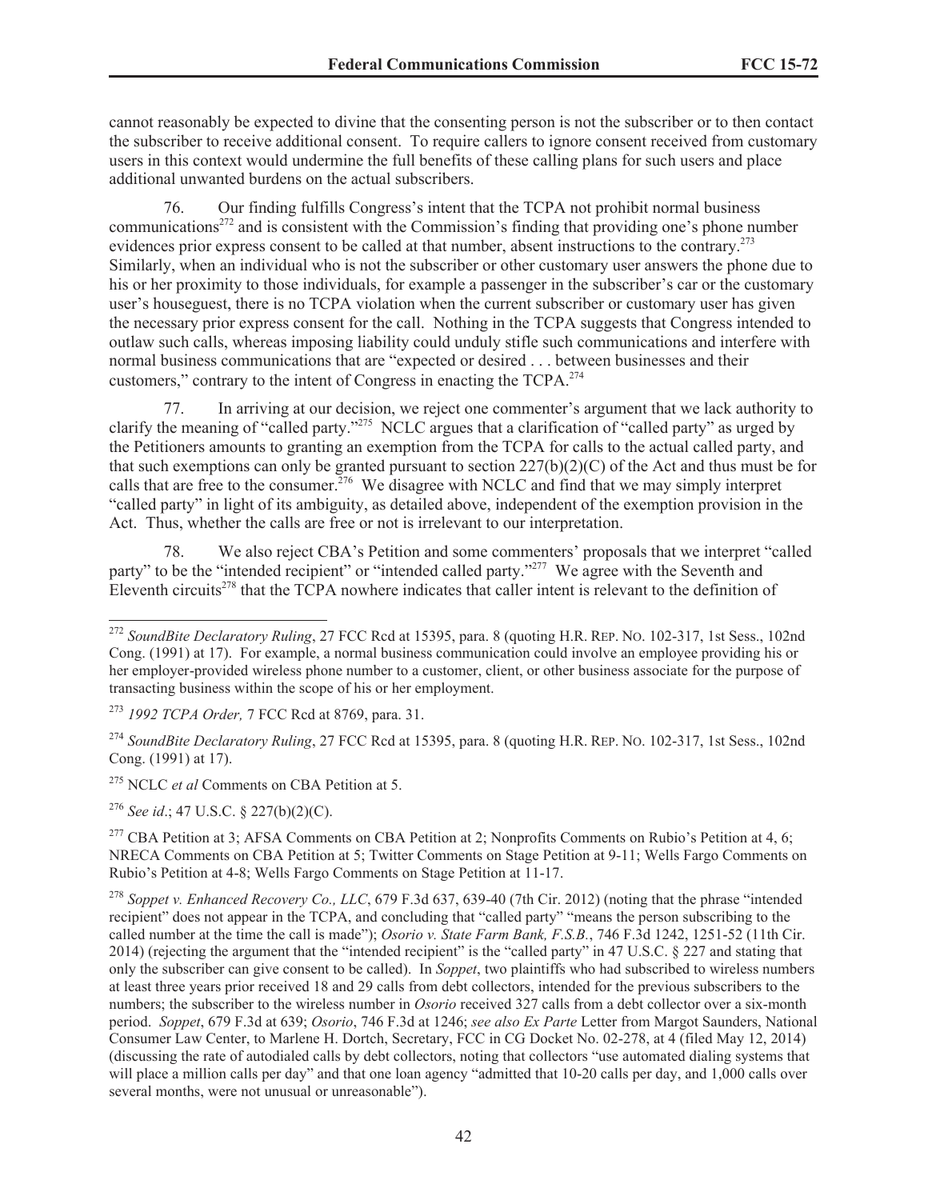cannot reasonably be expected to divine that the consenting person is not the subscriber or to then contact the subscriber to receive additional consent. To require callers to ignore consent received from customary users in this context would undermine the full benefits of these calling plans for such users and place additional unwanted burdens on the actual subscribers.

76. Our finding fulfills Congress's intent that the TCPA not prohibit normal business communications[272] and is consistent with the Commission's finding that providing one's phone number evidences prior express consent to be called at that number, absent instructions to the contrary.[273] Similarly, when an individual who is not the subscriber or other customary user answers the phone due to his or her proximity to those individuals, for example a passenger in the subscriber's car or the customary user's houseguest, there is no TCPA violation when the current subscriber or customary user has given the necessary prior express consent for the call. Nothing in the TCPA suggests that Congress intended to outlaw such calls, whereas imposing liability could unduly stifle such communications and interfere with normal business communications that are "expected or desired . . . between businesses and their customers," contrary to the intent of Congress in enacting the TCPA.[274]

77. In arriving at our decision, we reject one commenter's argument that we lack authority to clarify the meaning of "called party."[275] NCLC argues that a clarification of "called party" as urged by the Petitioners amounts to granting an exemption from the TCPA for calls to the actual called party, and that such exemptions can only be granted pursuant to section 227(b)(2)(C) of the Act and thus must be for calls that are free to the consumer.[276] We disagree with NCLC and find that we may simply interpret "called party" in light of its ambiguity, as detailed above, independent of the exemption provision in the Act. Thus, whether the calls are free or not is irrelevant to our interpretation.

78. We also reject CBA's Petition and some commenters' proposals that we interpret "called party" to be the "intended recipient" or "intended called party."[277] We agree with the Seventh and Eleventh circuits[278] that the TCPA nowhere indicates that caller intent is relevant to the definition of

---

[272] *SoundBite Declaratory Ruling*, 27 FCC Rcd at 15395, para. 8 (quoting H.R. REP. NO. 102-317, 1st Sess., 102nd Cong. (1991) at 17). For example, a normal business communication could involve an employee providing his or her employer-provided wireless phone number to a customer, client, or other business associate for the purpose of transacting business within the scope of his or her employment.

[273] *1992 TCPA Order,* 7 FCC Rcd at 8769, para. 31.

[274] *SoundBite Declaratory Ruling*, 27 FCC Rcd at 15395, para. 8 (quoting H.R. REP. NO. 102-317, 1st Sess., 102nd Cong. (1991) at 17).

[275] NCLC *et al* Comments on CBA Petition at 5.

[276] *See id*.; 47 U.S.C. § 227(b)(2)(C).

[277] CBA Petition at 3; AFSA Comments on CBA Petition at 2; Nonprofits Comments on Rubio's Petition at 4, 6; NRECA Comments on CBA Petition at 5; Twitter Comments on Stage Petition at 9-11; Wells Fargo Comments on Rubio's Petition at 4-8; Wells Fargo Comments on Stage Petition at 11-17.

[278] *Soppet v. Enhanced Recovery Co., LLC*, 679 F.3d 637, 639-40 (7th Cir. 2012) (noting that the phrase "intended recipient" does not appear in the TCPA, and concluding that "called party" "means the person subscribing to the called number at the time the call is made"); *Osorio v. State Farm Bank, F.S.B.*, 746 F.3d 1242, 1251-52 (11th Cir. 2014) (rejecting the argument that the "intended recipient" is the "called party" in 47 U.S.C. § 227 and stating that only the subscriber can give consent to be called). In *Soppet*, two plaintiffs who had subscribed to wireless numbers at least three years prior received 18 and 29 calls from debt collectors, intended for the previous subscribers to the numbers; the subscriber to the wireless number in *Osorio* received 327 calls from a debt collector over a six-month period. *Soppet*, 679 F.3d at 639; *Osorio*, 746 F.3d at 1246; *see also Ex Parte* Letter from Margot Saunders, National Consumer Law Center, to Marlene H. Dortch, Secretary, FCC in CG Docket No. 02-278, at 4 (filed May 12, 2014) (discussing the rate of autodialed calls by debt collectors, noting that collectors "use automated dialing systems that will place a million calls per day" and that one loan agency "admitted that 10-20 calls per day, and 1,000 calls over several months, were not unusual or unreasonable").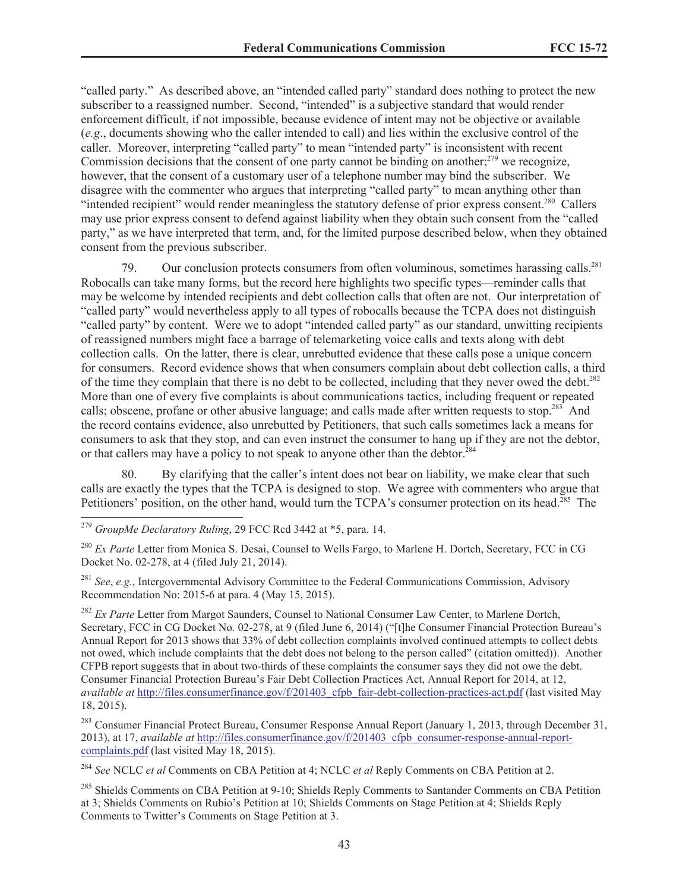"called party." As described above, an "intended called party" standard does nothing to protect the new subscriber to a reassigned number. Second, "intended" is a subjective standard that would render enforcement difficult, if not impossible, because evidence of intent may not be objective or available (*e.g*., documents showing who the caller intended to call) and lies within the exclusive control of the caller. Moreover, interpreting "called party" to mean "intended party" is inconsistent with recent Commission decisions that the consent of one party cannot be binding on another;[279] we recognize, however, that the consent of a customary user of a telephone number may bind the subscriber. We disagree with the commenter who argues that interpreting "called party" to mean anything other than "intended recipient" would render meaningless the statutory defense of prior express consent.[280] Callers may use prior express consent to defend against liability when they obtain such consent from the "called party," as we have interpreted that term, and, for the limited purpose described below, when they obtained consent from the previous subscriber.

79. Our conclusion protects consumers from often voluminous, sometimes harassing calls.[281] Robocalls can take many forms, but the record here highlights two specific types—reminder calls that may be welcome by intended recipients and debt collection calls that often are not. Our interpretation of "called party" would nevertheless apply to all types of robocalls because the TCPA does not distinguish "called party" by content. Were we to adopt "intended called party" as our standard, unwitting recipients of reassigned numbers might face a barrage of telemarketing voice calls and texts along with debt collection calls. On the latter, there is clear, unrebutted evidence that these calls pose a unique concern for consumers. Record evidence shows that when consumers complain about debt collection calls, a third of the time they complain that there is no debt to be collected, including that they never owed the debt.[282] More than one of every five complaints is about communications tactics, including frequent or repeated calls; obscene, profane or other abusive language; and calls made after written requests to stop.[283] And the record contains evidence, also unrebutted by Petitioners, that such calls sometimes lack a means for consumers to ask that they stop, and can even instruct the consumer to hang up if they are not the debtor, or that callers may have a policy to not speak to anyone other than the debtor.[284]

80. By clarifying that the caller's intent does not bear on liability, we make clear that such calls are exactly the types that the TCPA is designed to stop. We agree with commenters who argue that Petitioners' position, on the other hand, would turn the TCPA's consumer protection on its head.[285] The

---

[279] *GroupMe Declaratory Ruling*, 29 FCC Rcd 3442 at *5, para. 14.

[280] *Ex Parte* Letter from Monica S. Desai, Counsel to Wells Fargo, to Marlene H. Dortch, Secretary, FCC in CG Docket No. 02-278, at 4 (filed July 21, 2014).

[281] *See*, *e.g.*, Intergovernmental Advisory Committee to the Federal Communications Commission, Advisory Recommendation No: 2015-6 at para. 4 (May 15, 2015).

[282] *Ex Parte* Letter from Margot Saunders, Counsel to National Consumer Law Center, to Marlene Dortch, Secretary, FCC in CG Docket No. 02-278, at 9 (filed June 6, 2014) ("[t]he Consumer Financial Protection Bureau's Annual Report for 2013 shows that 33% of debt collection complaints involved continued attempts to collect debts not owed, which include complaints that the debt does not belong to the person called" (citation omitted)). Another CFPB report suggests that in about two-thirds of these complaints the consumer says they did not owe the debt. Consumer Financial Protection Bureau's Fair Debt Collection Practices Act, Annual Report for 2014, at 12, *available at* http://files.consumerfinance.gov/f/201403_cfpb_fair-debt-collection-practices-act.pdf (last visited May 18, 2015).

[283] Consumer Financial Protect Bureau, Consumer Response Annual Report (January 1, 2013, through December 31, 2013), at 17, *available at* http://files.consumerfinance.gov/f/201403_cfpb_consumer-response-annual-report-complaints.pdf (last visited May 18, 2015).

[284] *See* NCLC *et al* Comments on CBA Petition at 4; NCLC *et al* Reply Comments on CBA Petition at 2.

[285] Shields Comments on CBA Petition at 9-10; Shields Reply Comments to Santander Comments on CBA Petition at 3; Shields Comments on Rubio's Petition at 10; Shields Comments on Stage Petition at 4; Shields Reply Comments to Twitter's Comments on Stage Petition at 3.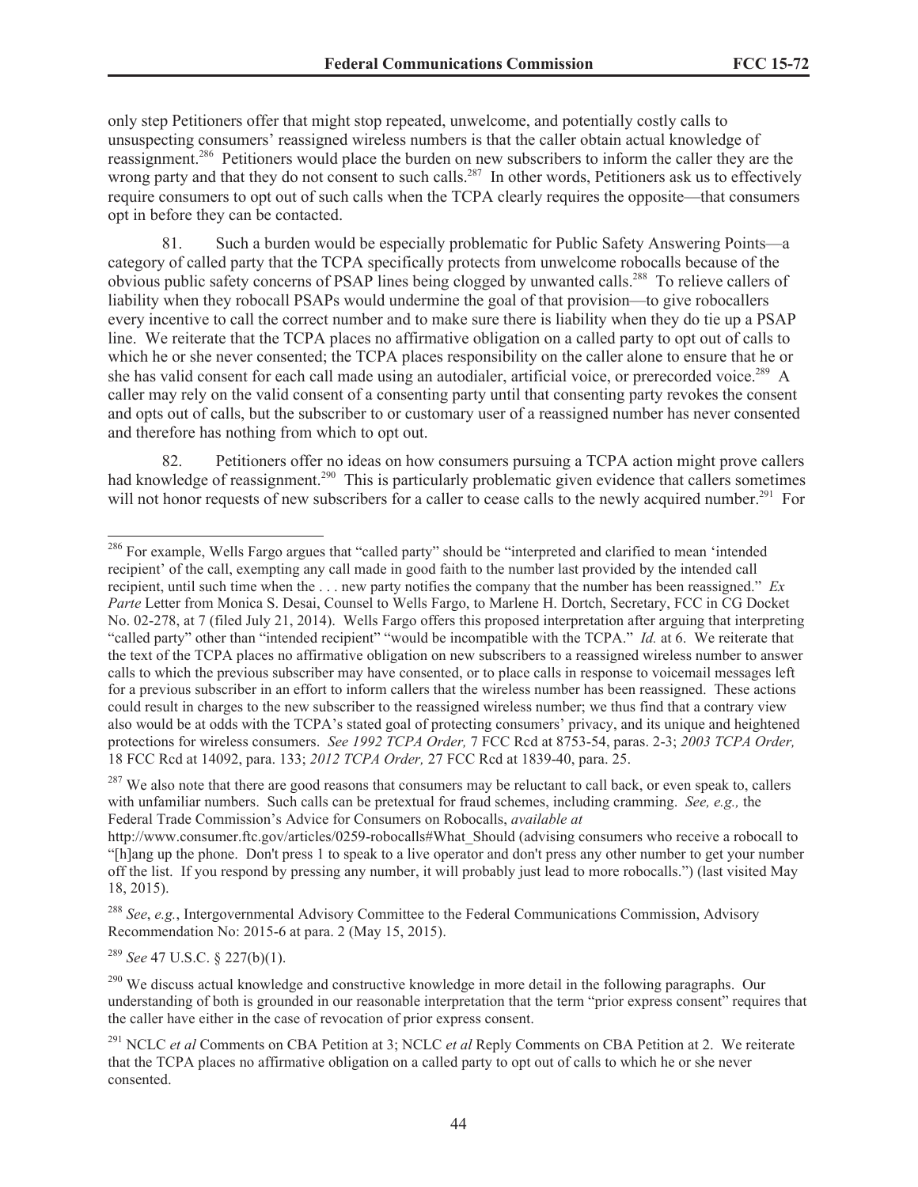only step Petitioners offer that might stop repeated, unwelcome, and potentially costly calls to unsuspecting consumers' reassigned wireless numbers is that the caller obtain actual knowledge of reassignment.[286] Petitioners would place the burden on new subscribers to inform the caller they are the wrong party and that they do not consent to such calls.[287] In other words, Petitioners ask us to effectively require consumers to opt out of such calls when the TCPA clearly requires the opposite—that consumers opt in before they can be contacted.

81. Such a burden would be especially problematic for Public Safety Answering Points—a category of called party that the TCPA specifically protects from unwelcome robocalls because of the obvious public safety concerns of PSAP lines being clogged by unwanted calls.[288] To relieve callers of liability when they robocall PSAPs would undermine the goal of that provision—to give robocallers every incentive to call the correct number and to make sure there is liability when they do tie up a PSAP line. We reiterate that the TCPA places no affirmative obligation on a called party to opt out of calls to which he or she never consented; the TCPA places responsibility on the caller alone to ensure that he or she has valid consent for each call made using an autodialer, artificial voice, or prerecorded voice.[289] A caller may rely on the valid consent of a consenting party until that consenting party revokes the consent and opts out of calls, but the subscriber to or customary user of a reassigned number has never consented and therefore has nothing from which to opt out.

82. Petitioners offer no ideas on how consumers pursuing a TCPA action might prove callers had knowledge of reassignment.[290] This is particularly problematic given evidence that callers sometimes will not honor requests of new subscribers for a caller to cease calls to the newly acquired number.[291] For

---

[286] For example, Wells Fargo argues that "called party" should be "interpreted and clarified to mean 'intended recipient' of the call, exempting any call made in good faith to the number last provided by the intended call recipient, until such time when the . . . new party notifies the company that the number has been reassigned." *Ex Parte* Letter from Monica S. Desai, Counsel to Wells Fargo, to Marlene H. Dortch, Secretary, FCC in CG Docket No. 02-278, at 7 (filed July 21, 2014). Wells Fargo offers this proposed interpretation after arguing that interpreting "called party" other than "intended recipient" "would be incompatible with the TCPA." *Id.* at 6. We reiterate that the text of the TCPA places no affirmative obligation on new subscribers to a reassigned wireless number to answer calls to which the previous subscriber may have consented, or to place calls in response to voicemail messages left for a previous subscriber in an effort to inform callers that the wireless number has been reassigned. These actions could result in charges to the new subscriber to the reassigned wireless number; we thus find that a contrary view also would be at odds with the TCPA's stated goal of protecting consumers' privacy, and its unique and heightened protections for wireless consumers. *See 1992 TCPA Order,* 7 FCC Rcd at 8753-54, paras. 2-3; *2003 TCPA Order,* 18 FCC Rcd at 14092, para. 133; *2012 TCPA Order,* 27 FCC Rcd at 1839-40, para. 25.

[287] We also note that there are good reasons that consumers may be reluctant to call back, or even speak to, callers with unfamiliar numbers. Such calls can be pretextual for fraud schemes, including cramming. *See, e.g.,* the Federal Trade Commission's Advice for Consumers on Robocalls, *available at* http://www.consumer.ftc.gov/articles/0259-robocalls#What_Should (advising consumers who receive a robocall to "[h]ang up the phone. Don't press 1 to speak to a live operator and don't press any other number to get your number off the list. If you respond by pressing any number, it will probably just lead to more robocalls.") (last visited May 18, 2015).

[288] *See*, *e.g.*, Intergovernmental Advisory Committee to the Federal Communications Commission, Advisory Recommendation No: 2015-6 at para. 2 (May 15, 2015).

[289] *See* 47 U.S.C. § 227(b)(1).

[290] We discuss actual knowledge and constructive knowledge in more detail in the following paragraphs. Our understanding of both is grounded in our reasonable interpretation that the term "prior express consent" requires that the caller have either in the case of revocation of prior express consent.

[291] NCLC *et al* Comments on CBA Petition at 3; NCLC *et al* Reply Comments on CBA Petition at 2. We reiterate that the TCPA places no affirmative obligation on a called party to opt out of calls to which he or she never consented.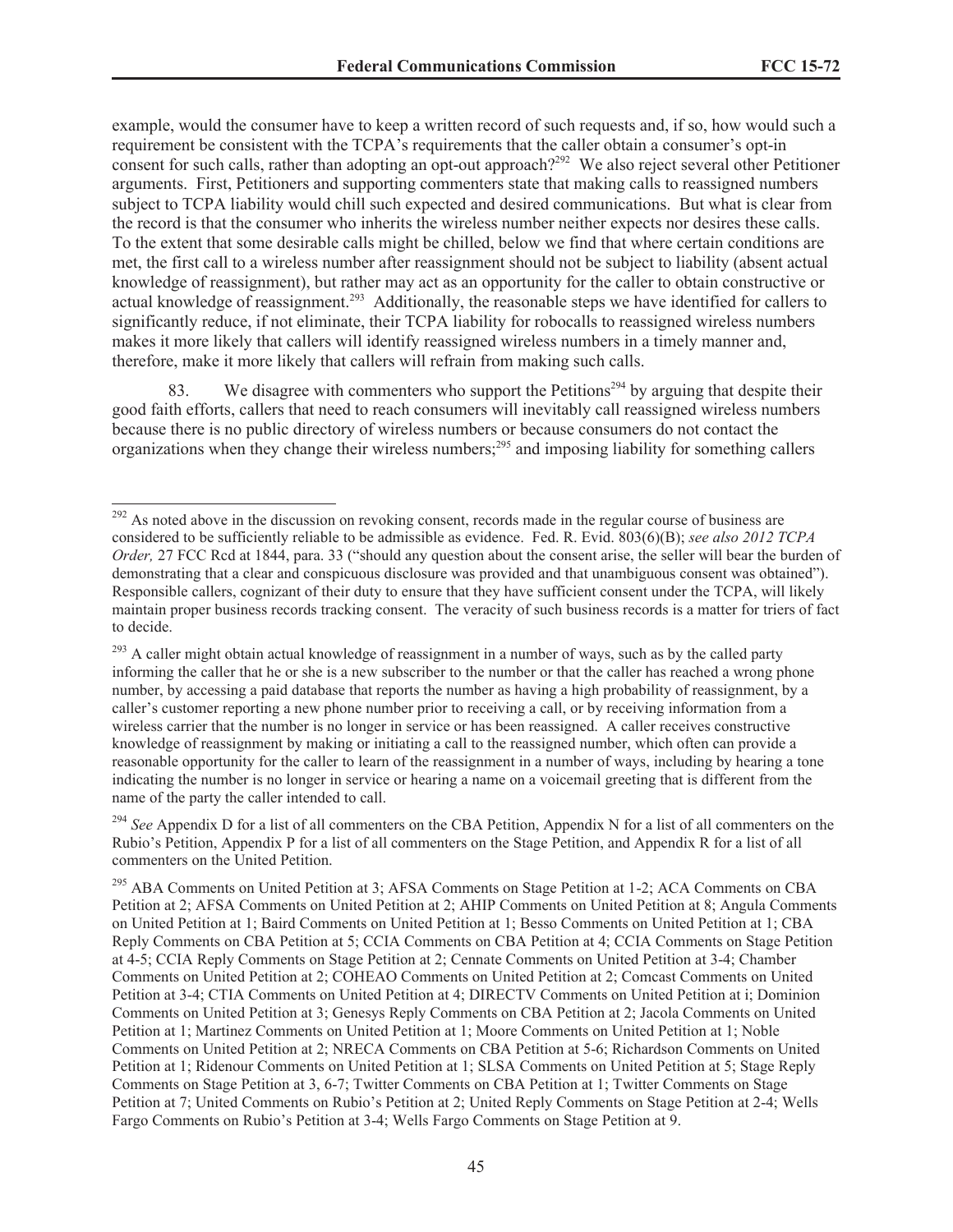example, would the consumer have to keep a written record of such requests and, if so, how would such a requirement be consistent with the TCPA's requirements that the caller obtain a consumer's opt-in consent for such calls, rather than adopting an opt-out approach?[292] We also reject several other Petitioner arguments. First, Petitioners and supporting commenters state that making calls to reassigned numbers subject to TCPA liability would chill such expected and desired communications. But what is clear from the record is that the consumer who inherits the wireless number neither expects nor desires these calls. To the extent that some desirable calls might be chilled, below we find that where certain conditions are met, the first call to a wireless number after reassignment should not be subject to liability (absent actual knowledge of reassignment), but rather may act as an opportunity for the caller to obtain constructive or actual knowledge of reassignment.[293] Additionally, the reasonable steps we have identified for callers to significantly reduce, if not eliminate, their TCPA liability for robocalls to reassigned wireless numbers makes it more likely that callers will identify reassigned wireless numbers in a timely manner and, therefore, make it more likely that callers will refrain from making such calls.

83. We disagree with commenters who support the Petitions[294] by arguing that despite their good faith efforts, callers that need to reach consumers will inevitably call reassigned wireless numbers because there is no public directory of wireless numbers or because consumers do not contact the organizations when they change their wireless numbers;[295] and imposing liability for something callers

---

[292] As noted above in the discussion on revoking consent, records made in the regular course of business are considered to be sufficiently reliable to be admissible as evidence. Fed. R. Evid. 803(6)(B); *see also 2012 TCPA Order,* 27 FCC Rcd at 1844, para. 33 ("should any question about the consent arise, the seller will bear the burden of demonstrating that a clear and conspicuous disclosure was provided and that unambiguous consent was obtained"). Responsible callers, cognizant of their duty to ensure that they have sufficient consent under the TCPA, will likely maintain proper business records tracking consent. The veracity of such business records is a matter for triers of fact to decide.

[293] A caller might obtain actual knowledge of reassignment in a number of ways, such as by the called party informing the caller that he or she is a new subscriber to the number or that the caller has reached a wrong phone number, by accessing a paid database that reports the number as having a high probability of reassignment, by a caller's customer reporting a new phone number prior to receiving a call, or by receiving information from a wireless carrier that the number is no longer in service or has been reassigned. A caller receives constructive knowledge of reassignment by making or initiating a call to the reassigned number, which often can provide a reasonable opportunity for the caller to learn of the reassignment in a number of ways, including by hearing a tone indicating the number is no longer in service or hearing a name on a voicemail greeting that is different from the name of the party the caller intended to call.

[294] *See* Appendix D for a list of all commenters on the CBA Petition, Appendix N for a list of all commenters on the Rubio's Petition, Appendix P for a list of all commenters on the Stage Petition, and Appendix R for a list of all commenters on the United Petition.

[295] ABA Comments on United Petition at 3; AFSA Comments on Stage Petition at 1-2; ACA Comments on CBA Petition at 2; AFSA Comments on United Petition at 2; AHIP Comments on United Petition at 8; Angula Comments on United Petition at 1; Baird Comments on United Petition at 1; Besso Comments on United Petition at 1; CBA Reply Comments on CBA Petition at 5; CCIA Comments on CBA Petition at 4; CCIA Comments on Stage Petition at 4-5; CCIA Reply Comments on Stage Petition at 2; Cennate Comments on United Petition at 3-4; Chamber Comments on United Petition at 2; COHEAO Comments on United Petition at 2; Comcast Comments on United Petition at 3-4; CTIA Comments on United Petition at 4; DIRECTV Comments on United Petition at i; Dominion Comments on United Petition at 3; Genesys Reply Comments on CBA Petition at 2; Jacola Comments on United Petition at 1; Martinez Comments on United Petition at 1; Moore Comments on United Petition at 1; Noble Comments on United Petition at 2; NRECA Comments on CBA Petition at 5-6; Richardson Comments on United Petition at 1; Ridenour Comments on United Petition at 1; SLSA Comments on United Petition at 5; Stage Reply Comments on Stage Petition at 3, 6-7; Twitter Comments on CBA Petition at 1; Twitter Comments on Stage Petition at 7; United Comments on Rubio's Petition at 2; United Reply Comments on Stage Petition at 2-4; Wells Fargo Comments on Rubio's Petition at 3-4; Wells Fargo Comments on Stage Petition at 9.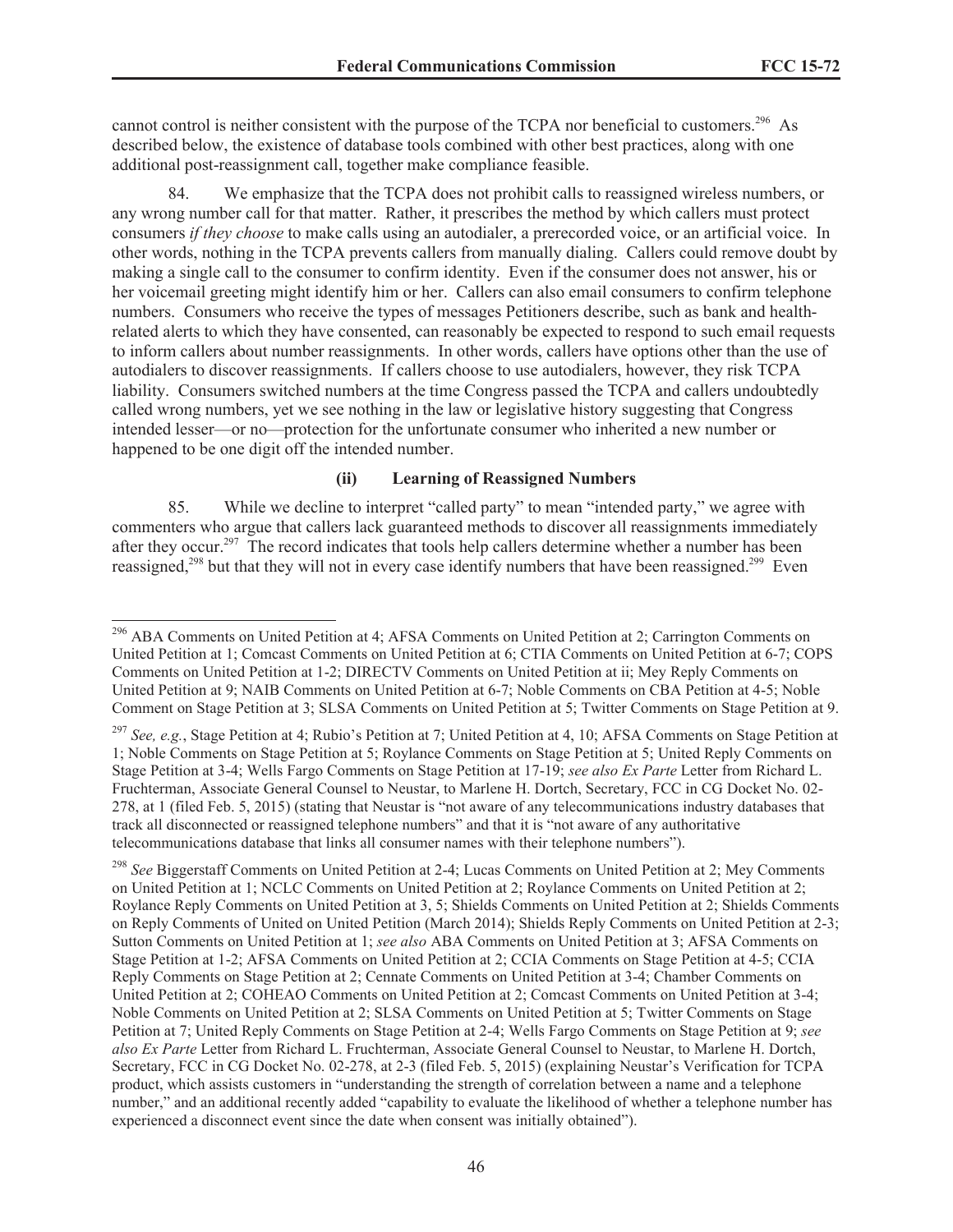cannot control is neither consistent with the purpose of the TCPA nor beneficial to customers.[296] As described below, the existence of database tools combined with other best practices, along with one additional post-reassignment call, together make compliance feasible.

84. We emphasize that the TCPA does not prohibit calls to reassigned wireless numbers, or any wrong number call for that matter. Rather, it prescribes the method by which callers must protect consumers *if they choose* to make calls using an autodialer, a prerecorded voice, or an artificial voice. In other words, nothing in the TCPA prevents callers from manually dialing. Callers could remove doubt by making a single call to the consumer to confirm identity. Even if the consumer does not answer, his or her voicemail greeting might identify him or her. Callers can also email consumers to confirm telephone numbers. Consumers who receive the types of messages Petitioners describe, such as bank and health-related alerts to which they have consented, can reasonably be expected to respond to such email requests to inform callers about number reassignments. In other words, callers have options other than the use of autodialers to discover reassignments. If callers choose to use autodialers, however, they risk TCPA liability. Consumers switched numbers at the time Congress passed the TCPA and callers undoubtedly called wrong numbers, yet we see nothing in the law or legislative history suggesting that Congress intended lesser—or no—protection for the unfortunate consumer who inherited a new number or happened to be one digit off the intended number.

#### (ii) Learning of Reassigned Numbers

85. While we decline to interpret "called party" to mean "intended party," we agree with commenters who argue that callers lack guaranteed methods to discover all reassignments immediately after they occur.[297] The record indicates that tools help callers determine whether a number has been reassigned,[298] but that they will not in every case identify numbers that have been reassigned.[299] Even

---

[296] ABA Comments on United Petition at 4; AFSA Comments on United Petition at 2; Carrington Comments on United Petition at 1; Comcast Comments on United Petition at 6; CTIA Comments on United Petition at 6-7; COPS Comments on United Petition at 1-2; DIRECTV Comments on United Petition at ii; Mey Reply Comments on United Petition at 9; NAIB Comments on United Petition at 6-7; Noble Comments on CBA Petition at 4-5; Noble Comment on Stage Petition at 3; SLSA Comments on United Petition at 5; Twitter Comments on Stage Petition at 9.

[297] *See, e.g.*, Stage Petition at 4; Rubio's Petition at 7; United Petition at 4, 10; AFSA Comments on Stage Petition at 1; Noble Comments on Stage Petition at 5; Roylance Comments on Stage Petition at 5; United Reply Comments on Stage Petition at 3-4; Wells Fargo Comments on Stage Petition at 17-19; *see also Ex Parte* Letter from Richard L. Fruchterman, Associate General Counsel to Neustar, to Marlene H. Dortch, Secretary, FCC in CG Docket No. 02-278, at 1 (filed Feb. 5, 2015) (stating that Neustar is "not aware of any telecommunications industry databases that track all disconnected or reassigned telephone numbers" and that it is "not aware of any authoritative telecommunications database that links all consumer names with their telephone numbers").

[298] *See* Biggerstaff Comments on United Petition at 2-4; Lucas Comments on United Petition at 2; Mey Comments on United Petition at 1; NCLC Comments on United Petition at 2; Roylance Comments on United Petition at 2; Roylance Reply Comments on United Petition at 3, 5; Shields Comments on United Petition at 2; Shields Comments on Reply Comments of United on United Petition (March 2014); Shields Reply Comments on United Petition at 2-3; Sutton Comments on United Petition at 1; *see also* ABA Comments on United Petition at 3; AFSA Comments on Stage Petition at 1-2; AFSA Comments on United Petition at 2; CCIA Comments on Stage Petition at 4-5; CCIA Reply Comments on Stage Petition at 2; Cennate Comments on United Petition at 3-4; Chamber Comments on United Petition at 2; COHEAO Comments on United Petition at 2; Comcast Comments on United Petition at 3-4; Noble Comments on United Petition at 2; SLSA Comments on United Petition at 5; Twitter Comments on Stage Petition at 7; United Reply Comments on Stage Petition at 2-4; Wells Fargo Comments on Stage Petition at 9; *see also Ex Parte* Letter from Richard L. Fruchterman, Associate General Counsel to Neustar, to Marlene H. Dortch, Secretary, FCC in CG Docket No. 02-278, at 2-3 (filed Feb. 5, 2015) (explaining Neustar's Verification for TCPA product, which assists customers in "understanding the strength of correlation between a name and a telephone number," and an additional recently added "capability to evaluate the likelihood of whether a telephone number has experienced a disconnect event since the date when consent was initially obtained").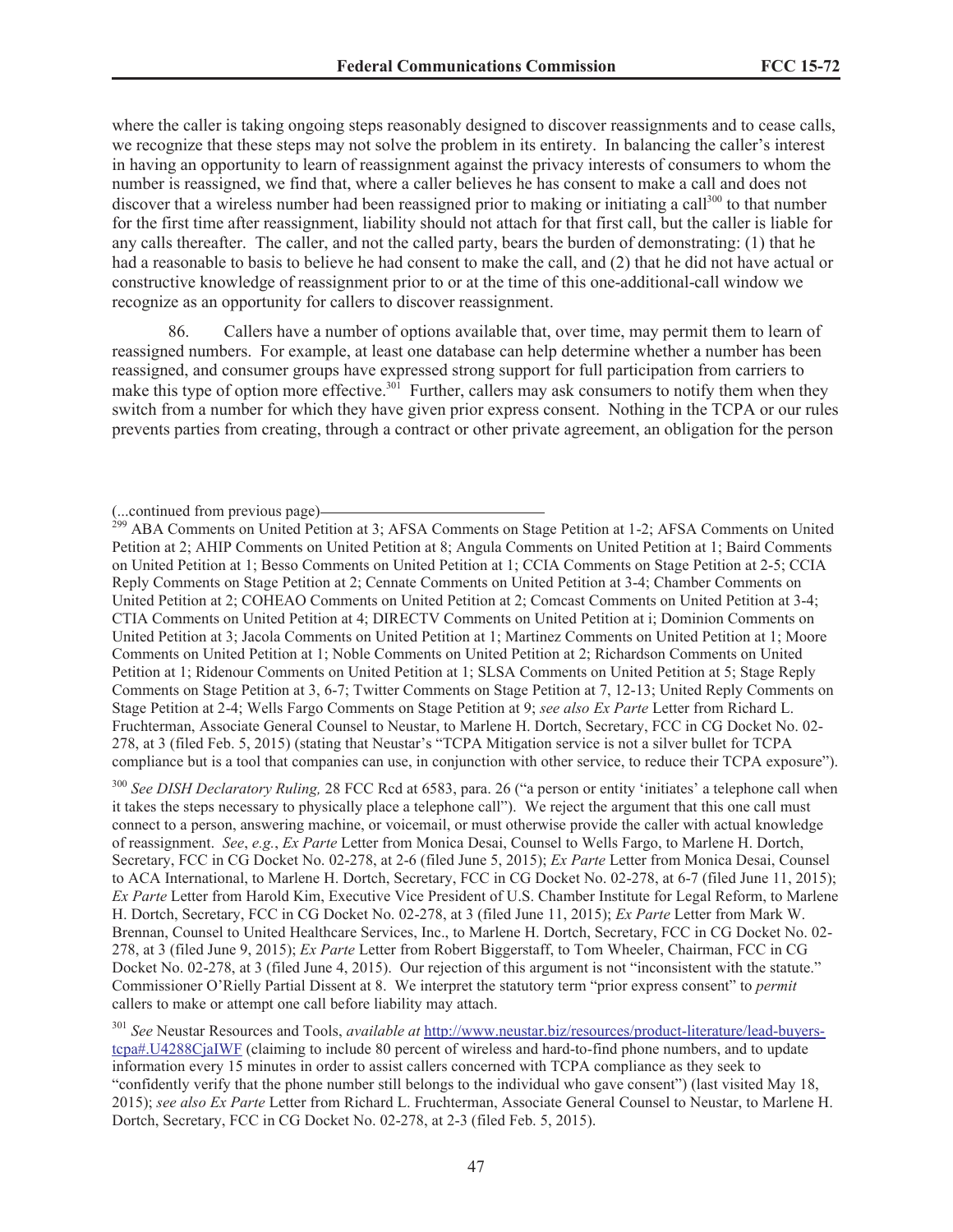where the caller is taking ongoing steps reasonably designed to discover reassignments and to cease calls, we recognize that these steps may not solve the problem in its entirety. In balancing the caller's interest in having an opportunity to learn of reassignment against the privacy interests of consumers to whom the number is reassigned, we find that, where a caller believes he has consent to make a call and does not discover that a wireless number had been reassigned prior to making or initiating a call[300] to that number for the first time after reassignment, liability should not attach for that first call, but the caller is liable for any calls thereafter. The caller, and not the called party, bears the burden of demonstrating: (1) that he had a reasonable to basis to believe he had consent to make the call, and (2) that he did not have actual or constructive knowledge of reassignment prior to or at the time of this one-additional-call window we recognize as an opportunity for callers to discover reassignment.

86. Callers have a number of options available that, over time, may permit them to learn of reassigned numbers. For example, at least one database can help determine whether a number has been reassigned, and consumer groups have expressed strong support for full participation from carriers to make this type of option more effective.[301] Further, callers may ask consumers to notify them when they switch from a number for which they have given prior express consent. Nothing in the TCPA or our rules prevents parties from creating, through a contract or other private agreement, an obligation for the person

(...continued from previous page)

[299] ABA Comments on United Petition at 3; AFSA Comments on Stage Petition at 1-2; AFSA Comments on United Petition at 2; AHIP Comments on United Petition at 8; Angula Comments on United Petition at 1; Baird Comments on United Petition at 1; Besso Comments on United Petition at 1; CCIA Comments on Stage Petition at 2-5; CCIA Reply Comments on Stage Petition at 2; Cennate Comments on United Petition at 3-4; Chamber Comments on United Petition at 2; COHEAO Comments on United Petition at 2; Comcast Comments on United Petition at 3-4; CTIA Comments on United Petition at 4; DIRECTV Comments on United Petition at i; Dominion Comments on United Petition at 3; Jacola Comments on United Petition at 1; Martinez Comments on United Petition at 1; Moore Comments on United Petition at 1; Noble Comments on United Petition at 2; Richardson Comments on United Petition at 1; Ridenour Comments on United Petition at 1; SLSA Comments on United Petition at 5; Stage Reply Comments on Stage Petition at 3, 6-7; Twitter Comments on Stage Petition at 7, 12-13; United Reply Comments on Stage Petition at 2-4; Wells Fargo Comments on Stage Petition at 9; *see also Ex Parte* Letter from Richard L. Fruchterman, Associate General Counsel to Neustar, to Marlene H. Dortch, Secretary, FCC in CG Docket No. 02-278, at 3 (filed Feb. 5, 2015) (stating that Neustar's "TCPA Mitigation service is not a silver bullet for TCPA compliance but is a tool that companies can use, in conjunction with other service, to reduce their TCPA exposure").

[300] *See DISH Declaratory Ruling,* 28 FCC Rcd at 6583, para. 26 ("a person or entity 'initiates' a telephone call when it takes the steps necessary to physically place a telephone call"). We reject the argument that this one call must connect to a person, answering machine, or voicemail, or must otherwise provide the caller with actual knowledge of reassignment. *See*, *e.g.*, *Ex Parte* Letter from Monica Desai, Counsel to Wells Fargo, to Marlene H. Dortch, Secretary, FCC in CG Docket No. 02-278, at 2-6 (filed June 5, 2015); *Ex Parte* Letter from Monica Desai, Counsel to ACA International, to Marlene H. Dortch, Secretary, FCC in CG Docket No. 02-278, at 6-7 (filed June 11, 2015); *Ex Parte* Letter from Harold Kim, Executive Vice President of U.S. Chamber Institute for Legal Reform, to Marlene H. Dortch, Secretary, FCC in CG Docket No. 02-278, at 3 (filed June 11, 2015); *Ex Parte* Letter from Mark W. Brennan, Counsel to United Healthcare Services, Inc., to Marlene H. Dortch, Secretary, FCC in CG Docket No. 02-278, at 3 (filed June 9, 2015); *Ex Parte* Letter from Robert Biggerstaff, to Tom Wheeler, Chairman, FCC in CG Docket No. 02-278, at 3 (filed June 4, 2015). Our rejection of this argument is not "inconsistent with the statute." Commissioner O'Rielly Partial Dissent at 8. We interpret the statutory term "prior express consent" to *permit* callers to make or attempt one call before liability may attach.

[301] *See* Neustar Resources and Tools, *available at* http://www.neustar.biz/resources/product-literature/lead-buyers-tcpa#.U4288CjaIWF (claiming to include 80 percent of wireless and hard-to-find phone numbers, and to update information every 15 minutes in order to assist callers concerned with TCPA compliance as they seek to "confidently verify that the phone number still belongs to the individual who gave consent") (last visited May 18, 2015); *see also Ex Parte* Letter from Richard L. Fruchterman, Associate General Counsel to Neustar, to Marlene H. Dortch, Secretary, FCC in CG Docket No. 02-278, at 2-3 (filed Feb. 5, 2015).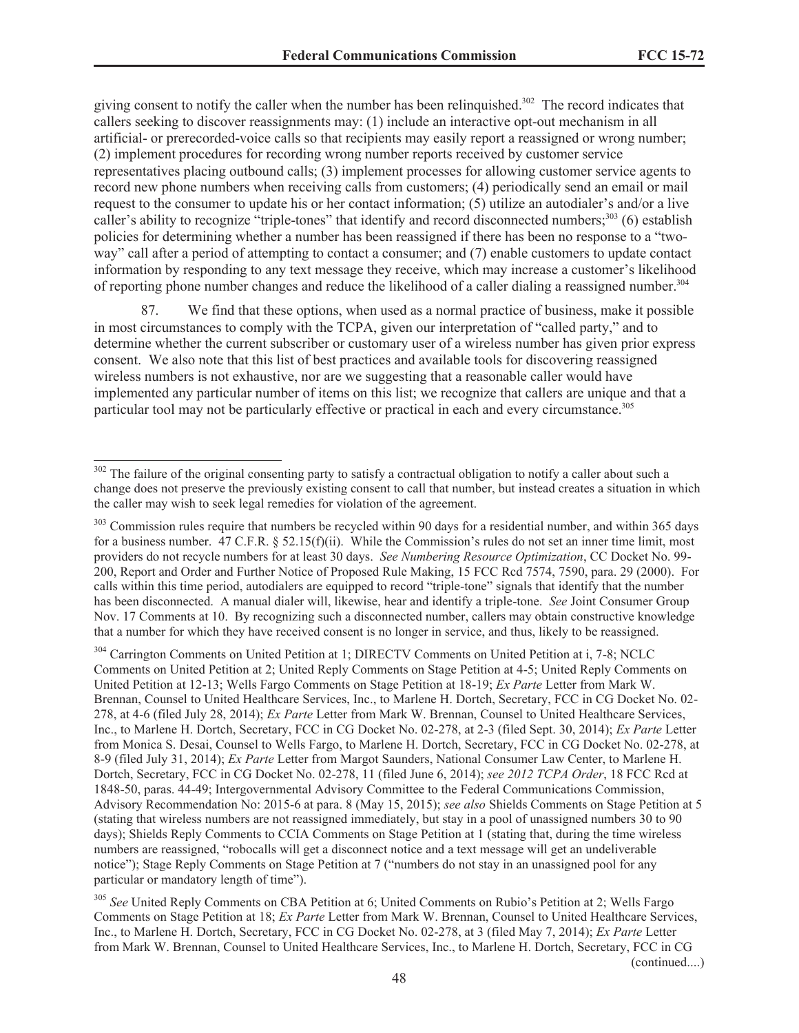giving consent to notify the caller when the number has been relinquished.[302] The record indicates that callers seeking to discover reassignments may: (1) include an interactive opt-out mechanism in all artificial- or prerecorded-voice calls so that recipients may easily report a reassigned or wrong number; (2) implement procedures for recording wrong number reports received by customer service representatives placing outbound calls; (3) implement processes for allowing customer service agents to record new phone numbers when receiving calls from customers; (4) periodically send an email or mail request to the consumer to update his or her contact information; (5) utilize an autodialer's and/or a live caller's ability to recognize "triple-tones" that identify and record disconnected numbers;[303] (6) establish policies for determining whether a number has been reassigned if there has been no response to a "two-way" call after a period of attempting to contact a consumer; and (7) enable customers to update contact information by responding to any text message they receive, which may increase a customer's likelihood of reporting phone number changes and reduce the likelihood of a caller dialing a reassigned number.[304]

87. We find that these options, when used as a normal practice of business, make it possible in most circumstances to comply with the TCPA, given our interpretation of "called party," and to determine whether the current subscriber or customary user of a wireless number has given prior express consent. We also note that this list of best practices and available tools for discovering reassigned wireless numbers is not exhaustive, nor are we suggesting that a reasonable caller would have implemented any particular number of items on this list; we recognize that callers are unique and that a particular tool may not be particularly effective or practical in each and every circumstance.[305]

---

[302] The failure of the original consenting party to satisfy a contractual obligation to notify a caller about such a change does not preserve the previously existing consent to call that number, but instead creates a situation in which the caller may wish to seek legal remedies for violation of the agreement.

[303] Commission rules require that numbers be recycled within 90 days for a residential number, and within 365 days for a business number. 47 C.F.R. § 52.15(f)(ii). While the Commission's rules do not set an inner time limit, most providers do not recycle numbers for at least 30 days. *See Numbering Resource Optimization*, CC Docket No. 99-200, Report and Order and Further Notice of Proposed Rule Making, 15 FCC Rcd 7574, 7590, para. 29 (2000). For calls within this time period, autodialers are equipped to record "triple-tone" signals that identify that the number has been disconnected. A manual dialer will, likewise, hear and identify a triple-tone. *See* Joint Consumer Group Nov. 17 Comments at 10. By recognizing such a disconnected number, callers may obtain constructive knowledge that a number for which they have received consent is no longer in service, and thus, likely to be reassigned.

[304] Carrington Comments on United Petition at 1; DIRECTV Comments on United Petition at i, 7-8; NCLC Comments on United Petition at 2; United Reply Comments on Stage Petition at 4-5; United Reply Comments on United Petition at 12-13; Wells Fargo Comments on Stage Petition at 18-19; *Ex Parte* Letter from Mark W. Brennan, Counsel to United Healthcare Services, Inc., to Marlene H. Dortch, Secretary, FCC in CG Docket No. 02-278, at 4-6 (filed July 28, 2014); *Ex Parte* Letter from Mark W. Brennan, Counsel to United Healthcare Services, Inc., to Marlene H. Dortch, Secretary, FCC in CG Docket No. 02-278, at 2-3 (filed Sept. 30, 2014); *Ex Parte* Letter from Monica S. Desai, Counsel to Wells Fargo, to Marlene H. Dortch, Secretary, FCC in CG Docket No. 02-278, at 8-9 (filed July 31, 2014); *Ex Parte* Letter from Margot Saunders, National Consumer Law Center, to Marlene H. Dortch, Secretary, FCC in CG Docket No. 02-278, 11 (filed June 6, 2014); *see 2012 TCPA Order*, 18 FCC Rcd at 1848-50, paras. 44-49; Intergovernmental Advisory Committee to the Federal Communications Commission, Advisory Recommendation No: 2015-6 at para. 8 (May 15, 2015); *see also* Shields Comments on Stage Petition at 5 (stating that wireless numbers are not reassigned immediately, but stay in a pool of unassigned numbers 30 to 90 days); Shields Reply Comments to CCIA Comments on Stage Petition at 1 (stating that, during the time wireless numbers are reassigned, "robocalls will get a disconnect notice and a text message will get an undeliverable notice"); Stage Reply Comments on Stage Petition at 7 ("numbers do not stay in an unassigned pool for any particular or mandatory length of time").

[305] *See* United Reply Comments on CBA Petition at 6; United Comments on Rubio's Petition at 2; Wells Fargo Comments on Stage Petition at 18; *Ex Parte* Letter from Mark W. Brennan, Counsel to United Healthcare Services, Inc., to Marlene H. Dortch, Secretary, FCC in CG Docket No. 02-278, at 3 (filed May 7, 2014); *Ex Parte* Letter from Mark W. Brennan, Counsel to United Healthcare Services, Inc., to Marlene H. Dortch, Secretary, FCC in CG

(continued....)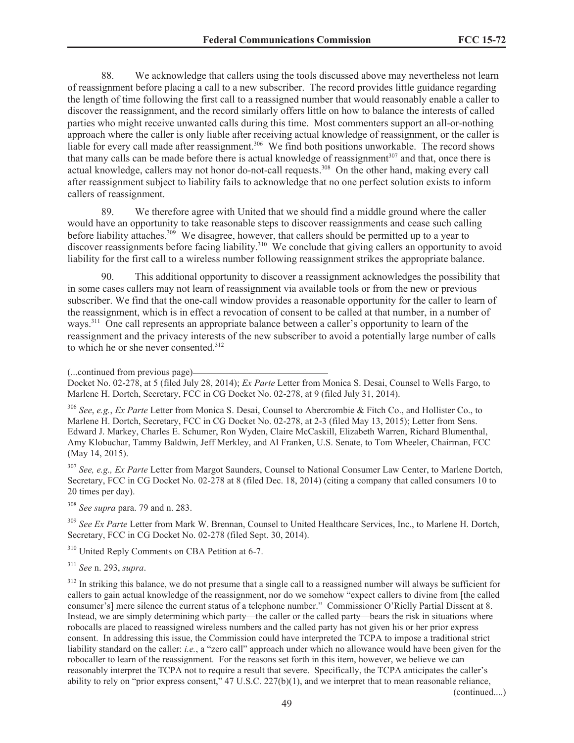88. We acknowledge that callers using the tools discussed above may nevertheless not learn of reassignment before placing a call to a new subscriber. The record provides little guidance regarding the length of time following the first call to a reassigned number that would reasonably enable a caller to discover the reassignment, and the record similarly offers little on how to balance the interests of called parties who might receive unwanted calls during this time. Most commenters support an all-or-nothing approach where the caller is only liable after receiving actual knowledge of reassignment, or the caller is liable for every call made after reassignment.[306] We find both positions unworkable. The record shows that many calls can be made before there is actual knowledge of reassignment[307] and that, once there is actual knowledge, callers may not honor do-not-call requests.[308] On the other hand, making every call after reassignment subject to liability fails to acknowledge that no one perfect solution exists to inform callers of reassignment.

89. We therefore agree with United that we should find a middle ground where the caller would have an opportunity to take reasonable steps to discover reassignments and cease such calling before liability attaches.[309] We disagree, however, that callers should be permitted up to a year to discover reassignments before facing liability.[310] We conclude that giving callers an opportunity to avoid liability for the first call to a wireless number following reassignment strikes the appropriate balance.

90. This additional opportunity to discover a reassignment acknowledges the possibility that in some cases callers may not learn of reassignment via available tools or from the new or previous subscriber. We find that the one-call window provides a reasonable opportunity for the caller to learn of the reassignment, which is in effect a revocation of consent to be called at that number, in a number of ways.[311] One call represents an appropriate balance between a caller's opportunity to learn of the reassignment and the privacy interests of the new subscriber to avoid a potentially large number of calls to which he or she never consented.[312]

(...continued from previous page)

Docket No. 02-278, at 5 (filed July 28, 2014); *Ex Parte* Letter from Monica S. Desai, Counsel to Wells Fargo, to Marlene H. Dortch, Secretary, FCC in CG Docket No. 02-278, at 9 (filed July 31, 2014).

[306] *See*, *e.g.*, *Ex Parte* Letter from Monica S. Desai, Counsel to Abercrombie & Fitch Co., and Hollister Co., to Marlene H. Dortch, Secretary, FCC in CG Docket No. 02-278, at 2-3 (filed May 13, 2015); Letter from Sens. Edward J. Markey, Charles E. Schumer, Ron Wyden, Claire McCaskill, Elizabeth Warren, Richard Blumenthal, Amy Klobuchar, Tammy Baldwin, Jeff Merkley, and Al Franken, U.S. Senate, to Tom Wheeler, Chairman, FCC (May 14, 2015).

[307] *See, e.g., Ex Parte* Letter from Margot Saunders, Counsel to National Consumer Law Center, to Marlene Dortch, Secretary, FCC in CG Docket No. 02-278 at 8 (filed Dec. 18, 2014) (citing a company that called consumers 10 to 20 times per day).

[308] *See supra* para. 79 and n. 283.

[309] *See Ex Parte* Letter from Mark W. Brennan, Counsel to United Healthcare Services, Inc., to Marlene H. Dortch, Secretary, FCC in CG Docket No. 02-278 (filed Sept. 30, 2014).

[310] United Reply Comments on CBA Petition at 6-7.

[311] *See* n. 293, *supra*.

[312] In striking this balance, we do not presume that a single call to a reassigned number will always be sufficient for callers to gain actual knowledge of the reassignment, nor do we somehow "expect callers to divine from [the called consumer's] mere silence the current status of a telephone number." Commissioner O'Rielly Partial Dissent at 8. Instead, we are simply determining which party—the caller or the called party—bears the risk in situations where robocalls are placed to reassigned wireless numbers and the called party has not given his or her prior express consent. In addressing this issue, the Commission could have interpreted the TCPA to impose a traditional strict liability standard on the caller: *i.e.*, a "zero call" approach under which no allowance would have been given for the robocaller to learn of the reassignment. For the reasons set forth in this item, however, we believe we can reasonably interpret the TCPA not to require a result that severe. Specifically, the TCPA anticipates the caller's ability to rely on "prior express consent," 47 U.S.C. 227(b)(1), and we interpret that to mean reasonable reliance,

(continued....)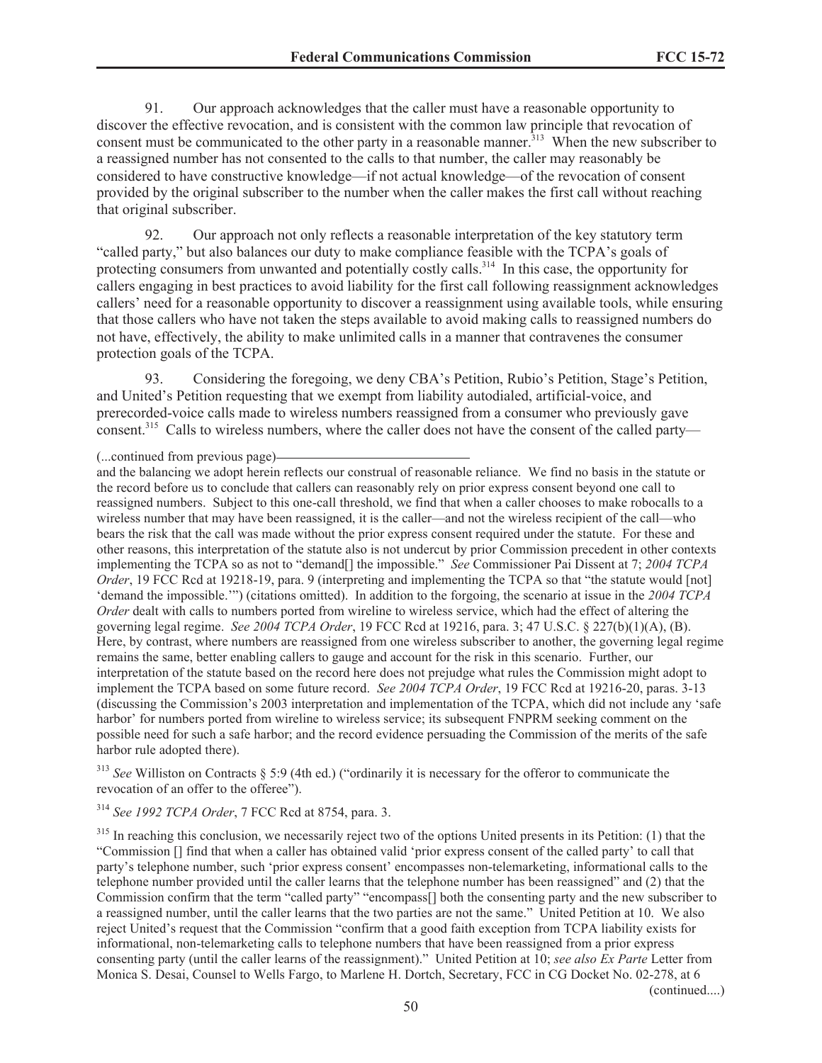91. Our approach acknowledges that the caller must have a reasonable opportunity to discover the effective revocation, and is consistent with the common law principle that revocation of consent must be communicated to the other party in a reasonable manner.[313] When the new subscriber to a reassigned number has not consented to the calls to that number, the caller may reasonably be considered to have constructive knowledge—if not actual knowledge—of the revocation of consent provided by the original subscriber to the number when the caller makes the first call without reaching that original subscriber.

92. Our approach not only reflects a reasonable interpretation of the key statutory term "called party," but also balances our duty to make compliance feasible with the TCPA's goals of protecting consumers from unwanted and potentially costly calls.[314] In this case, the opportunity for callers engaging in best practices to avoid liability for the first call following reassignment acknowledges callers' need for a reasonable opportunity to discover a reassignment using available tools, while ensuring that those callers who have not taken the steps available to avoid making calls to reassigned numbers do not have, effectively, the ability to make unlimited calls in a manner that contravenes the consumer protection goals of the TCPA.

93. Considering the foregoing, we deny CBA's Petition, Rubio's Petition, Stage's Petition, and United's Petition requesting that we exempt from liability autodialed, artificial-voice, and prerecorded-voice calls made to wireless numbers reassigned from a consumer who previously gave consent.[315] Calls to wireless numbers, where the caller does not have the consent of the called party—

---

(...continued from previous page)

and the balancing we adopt herein reflects our construal of reasonable reliance. We find no basis in the statute or the record before us to conclude that callers can reasonably rely on prior express consent beyond one call to reassigned numbers. Subject to this one-call threshold, we find that when a caller chooses to make robocalls to a wireless number that may have been reassigned, it is the caller—and not the wireless recipient of the call—who bears the risk that the call was made without the prior express consent required under the statute. For these and other reasons, this interpretation of the statute also is not undercut by prior Commission precedent in other contexts implementing the TCPA so as not to "demand[] the impossible." *See* Commissioner Pai Dissent at 7; *2004 TCPA Order*, 19 FCC Rcd at 19218-19, para. 9 (interpreting and implementing the TCPA so that "the statute would [not] 'demand the impossible.'") (citations omitted). In addition to the forgoing, the scenario at issue in the *2004 TCPA Order* dealt with calls to numbers ported from wireline to wireless service, which had the effect of altering the governing legal regime. *See 2004 TCPA Order*, 19 FCC Rcd at 19216, para. 3; 47 U.S.C. § 227(b)(1)(A), (B). Here, by contrast, where numbers are reassigned from one wireless subscriber to another, the governing legal regime remains the same, better enabling callers to gauge and account for the risk in this scenario. Further, our interpretation of the statute based on the record here does not prejudge what rules the Commission might adopt to implement the TCPA based on some future record. *See 2004 TCPA Order*, 19 FCC Rcd at 19216-20, paras. 3-13 (discussing the Commission's 2003 interpretation and implementation of the TCPA, which did not include any 'safe harbor' for numbers ported from wireline to wireless service; its subsequent FNPRM seeking comment on the possible need for such a safe harbor; and the record evidence persuading the Commission of the merits of the safe harbor rule adopted there).

[313] *See* Williston on Contracts § 5:9 (4th ed.) ("ordinarily it is necessary for the offeror to communicate the revocation of an offer to the offeree").

[314] *See 1992 TCPA Order*, 7 FCC Rcd at 8754, para. 3.

[315] In reaching this conclusion, we necessarily reject two of the options United presents in its Petition: (1) that the "Commission [] find that when a caller has obtained valid 'prior express consent of the called party' to call that party's telephone number, such 'prior express consent' encompasses non-telemarketing, informational calls to the telephone number provided until the caller learns that the telephone number has been reassigned" and (2) that the Commission confirm that the term "called party" "encompass[] both the consenting party and the new subscriber to a reassigned number, until the caller learns that the two parties are not the same." United Petition at 10. We also reject United's request that the Commission "confirm that a good faith exception from TCPA liability exists for informational, non-telemarketing calls to telephone numbers that have been reassigned from a prior express consenting party (until the caller learns of the reassignment)." United Petition at 10; *see also Ex Parte* Letter from Monica S. Desai, Counsel to Wells Fargo, to Marlene H. Dortch, Secretary, FCC in CG Docket No. 02-278, at 6

(continued....)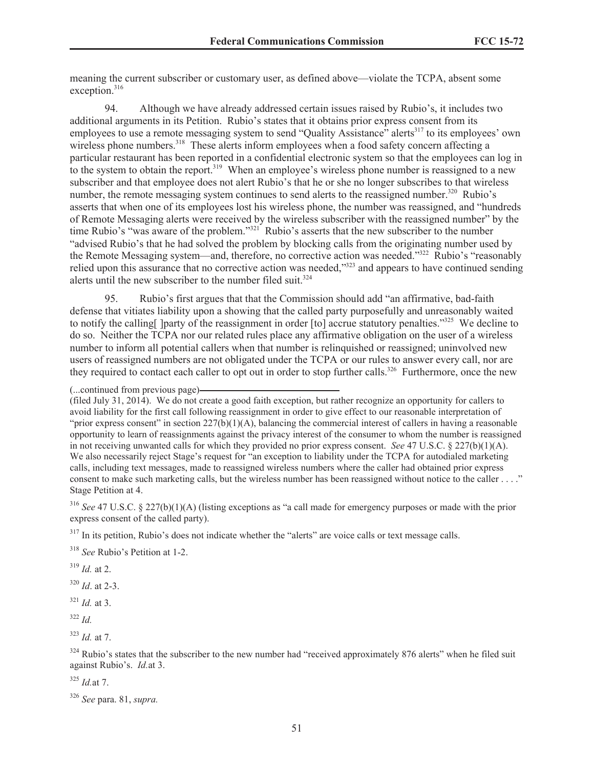meaning the current subscriber or customary user, as defined above—violate the TCPA, absent some exception.[316]

94. Although we have already addressed certain issues raised by Rubio's, it includes two additional arguments in its Petition. Rubio's states that it obtains prior express consent from its employees to use a remote messaging system to send "Quality Assistance" alerts[317] to its employees' own wireless phone numbers.[318] These alerts inform employees when a food safety concern affecting a particular restaurant has been reported in a confidential electronic system so that the employees can log in to the system to obtain the report.[319] When an employee's wireless phone number is reassigned to a new subscriber and that employee does not alert Rubio's that he or she no longer subscribes to that wireless number, the remote messaging system continues to send alerts to the reassigned number.[320] Rubio's asserts that when one of its employees lost his wireless phone, the number was reassigned, and "hundreds of Remote Messaging alerts were received by the wireless subscriber with the reassigned number" by the time Rubio's "was aware of the problem."[321] Rubio's asserts that the new subscriber to the number "advised Rubio's that he had solved the problem by blocking calls from the originating number used by the Remote Messaging system—and, therefore, no corrective action was needed."[322] Rubio's "reasonably relied upon this assurance that no corrective action was needed,"[323] and appears to have continued sending alerts until the new subscriber to the number filed suit.[324]

95. Rubio's first argues that that the Commission should add "an affirmative, bad-faith defense that vitiates liability upon a showing that the called party purposefully and unreasonably waited to notify the calling[ ]party of the reassignment in order [to] accrue statutory penalties."[325] We decline to do so. Neither the TCPA nor our related rules place any affirmative obligation on the user of a wireless number to inform all potential callers when that number is relinquished or reassigned; uninvolved new users of reassigned numbers are not obligated under the TCPA or our rules to answer every call, nor are they required to contact each caller to opt out in order to stop further calls.[326] Furthermore, once the new

(...continued from previous page)

(filed July 31, 2014). We do not create a good faith exception, but rather recognize an opportunity for callers to avoid liability for the first call following reassignment in order to give effect to our reasonable interpretation of "prior express consent" in section 227(b)(1)(A), balancing the commercial interest of callers in having a reasonable opportunity to learn of reassignments against the privacy interest of the consumer to whom the number is reassigned in not receiving unwanted calls for which they provided no prior express consent. *See* 47 U.S.C. § 227(b)(1)(A). We also necessarily reject Stage's request for "an exception to liability under the TCPA for autodialed marketing calls, including text messages, made to reassigned wireless numbers where the caller had obtained prior express consent to make such marketing calls, but the wireless number has been reassigned without notice to the caller . . . ." Stage Petition at 4.

[316] *See* 47 U.S.C. § 227(b)(1)(A) (listing exceptions as "a call made for emergency purposes or made with the prior express consent of the called party).

[317] In its petition, Rubio's does not indicate whether the "alerts" are voice calls or text message calls.

[318] *See* Rubio's Petition at 1-2.

[319] *Id.* at 2.

[320] *Id*. at 2-3.

[321] *Id.* at 3.

[322] *Id.*

[323] *Id.* at 7.

[324] Rubio's states that the subscriber to the new number had "received approximately 876 alerts" when he filed suit against Rubio's. *Id.*at 3.

[325] *Id.*at 7.

[326] *See* para. 81, *supra.*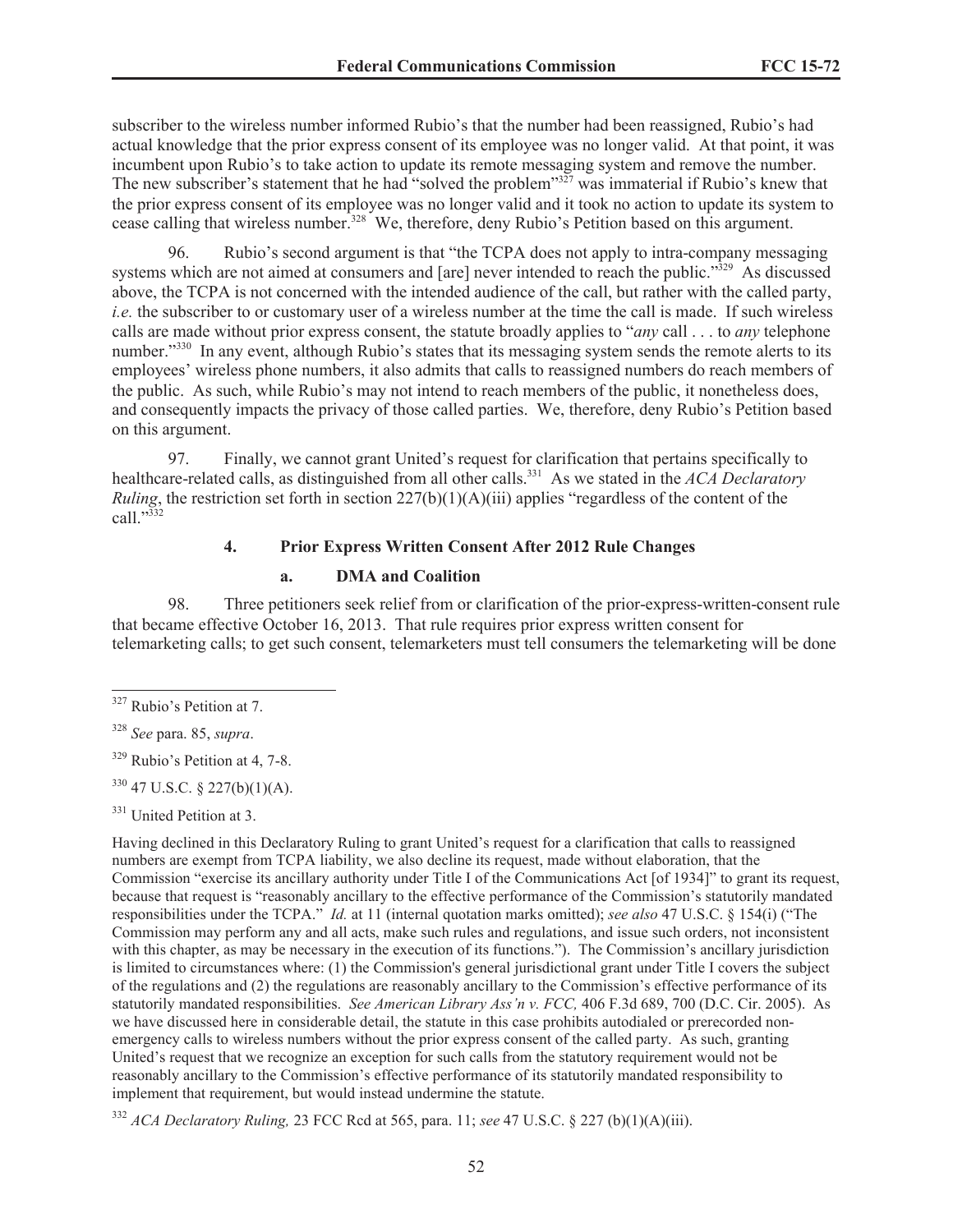subscriber to the wireless number informed Rubio's that the number had been reassigned, Rubio's had actual knowledge that the prior express consent of its employee was no longer valid. At that point, it was incumbent upon Rubio's to take action to update its remote messaging system and remove the number. The new subscriber's statement that he had "solved the problem"[327] was immaterial if Rubio's knew that the prior express consent of its employee was no longer valid and it took no action to update its system to cease calling that wireless number.[328] We, therefore, deny Rubio's Petition based on this argument.

96. Rubio's second argument is that "the TCPA does not apply to intra-company messaging systems which are not aimed at consumers and [are] never intended to reach the public."[329] As discussed above, the TCPA is not concerned with the intended audience of the call, but rather with the called party, *i.e.* the subscriber to or customary user of a wireless number at the time the call is made. If such wireless calls are made without prior express consent, the statute broadly applies to "*any* call . . . to *any* telephone number."[330] In any event, although Rubio's states that its messaging system sends the remote alerts to its employees' wireless phone numbers, it also admits that calls to reassigned numbers do reach members of the public. As such, while Rubio's may not intend to reach members of the public, it nonetheless does, and consequently impacts the privacy of those called parties. We, therefore, deny Rubio's Petition based on this argument.

97. Finally, we cannot grant United's request for clarification that pertains specifically to healthcare-related calls, as distinguished from all other calls.[331] As we stated in the *ACA Declaratory Ruling*, the restriction set forth in section 227(b)(1)(A)(iii) applies "regardless of the content of the call."[332]

### 4. Prior Express Written Consent After 2012 Rule Changes

#### a. DMA and Coalition

98. Three petitioners seek relief from or clarification of the prior-express-written-consent rule that became effective October 16, 2013. That rule requires prior express written consent for telemarketing calls; to get such consent, telemarketers must tell consumers the telemarketing will be done

---

[327] Rubio's Petition at 7.

[328] *See* para. 85, *supra*.

[329] Rubio's Petition at 4, 7-8.

[330] 47 U.S.C. § 227(b)(1)(A).

[331] United Petition at 3.

Having declined in this Declaratory Ruling to grant United's request for a clarification that calls to reassigned numbers are exempt from TCPA liability, we also decline its request, made without elaboration, that the Commission "exercise its ancillary authority under Title I of the Communications Act [of 1934]" to grant its request, because that request is "reasonably ancillary to the effective performance of the Commission's statutorily mandated responsibilities under the TCPA." *Id.* at 11 (internal quotation marks omitted); *see also* 47 U.S.C. § 154(i) ("The Commission may perform any and all acts, make such rules and regulations, and issue such orders, not inconsistent with this chapter, as may be necessary in the execution of its functions."). The Commission's ancillary jurisdiction is limited to circumstances where: (1) the Commission's general jurisdictional grant under Title I covers the subject of the regulations and (2) the regulations are reasonably ancillary to the Commission's effective performance of its statutorily mandated responsibilities. *See American Library Ass'n v. FCC,* 406 F.3d 689, 700 (D.C. Cir. 2005). As we have discussed here in considerable detail, the statute in this case prohibits autodialed or prerecorded non-emergency calls to wireless numbers without the prior express consent of the called party. As such, granting United's request that we recognize an exception for such calls from the statutory requirement would not be reasonably ancillary to the Commission's effective performance of its statutorily mandated responsibility to implement that requirement, but would instead undermine the statute.

[332] *ACA Declaratory Ruling,* 23 FCC Rcd at 565, para. 11; *see* 47 U.S.C. § 227 (b)(1)(A)(iii).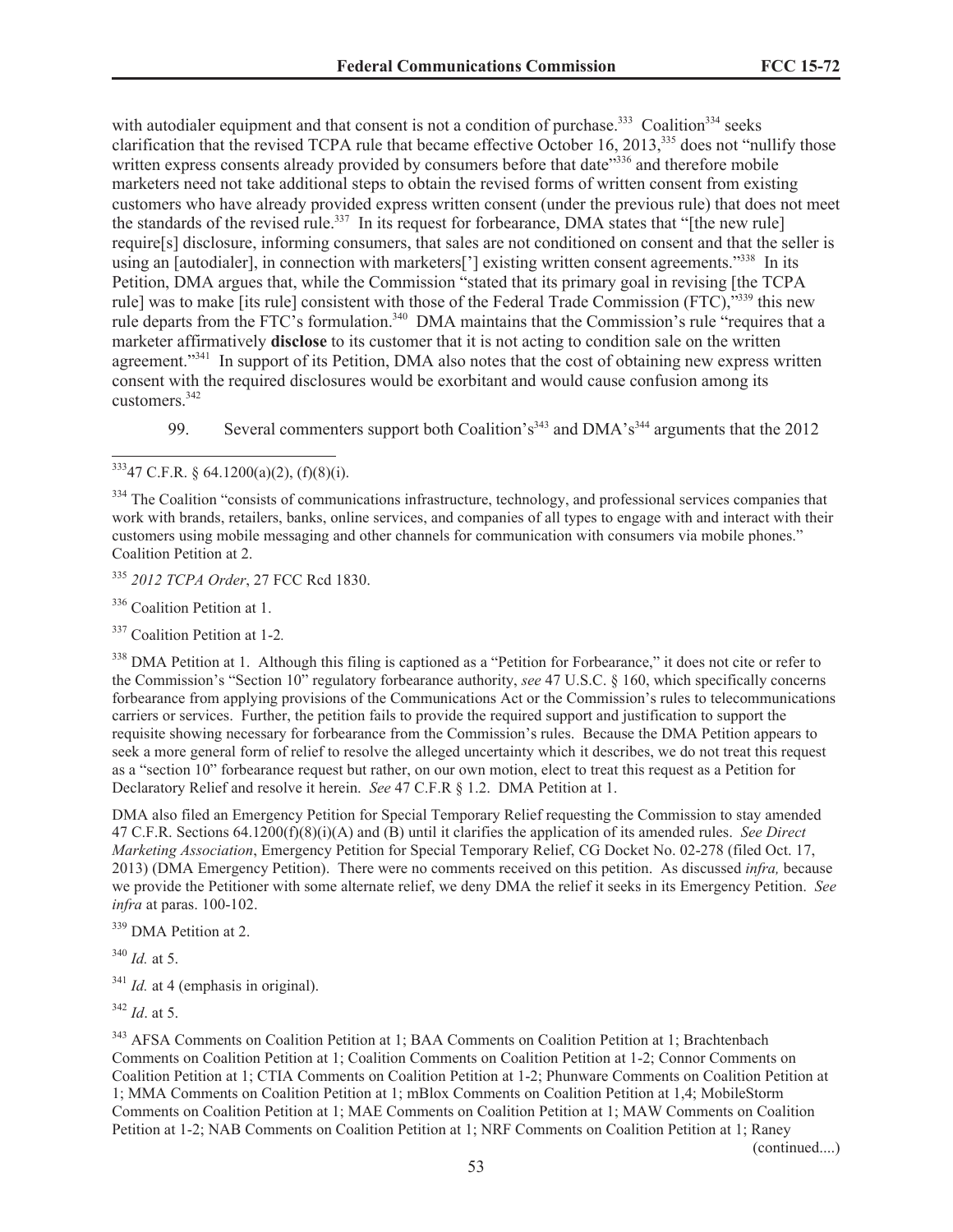with autodialer equipment and that consent is not a condition of purchase.[333] Coalition[334] seeks clarification that the revised TCPA rule that became effective October 16, 2013,[335] does not "nullify those written express consents already provided by consumers before that date"[336] and therefore mobile marketers need not take additional steps to obtain the revised forms of written consent from existing customers who have already provided express written consent (under the previous rule) that does not meet the standards of the revised rule.[337] In its request for forbearance, DMA states that "[the new rule] require[s] disclosure, informing consumers, that sales are not conditioned on consent and that the seller is using an [autodialer], in connection with marketers['] existing written consent agreements."[338] In its Petition, DMA argues that, while the Commission "stated that its primary goal in revising [the TCPA rule] was to make [its rule] consistent with those of the Federal Trade Commission (FTC),"[339] this new rule departs from the FTC's formulation.[340] DMA maintains that the Commission's rule "requires that a marketer affirmatively **disclose** to its customer that it is not acting to condition sale on the written agreement."[341] In support of its Petition, DMA also notes that the cost of obtaining new express written consent with the required disclosures would be exorbitant and would cause confusion among its customers.[342]

99. Several commenters support both Coalition's[343] and DMA's[344] arguments that the 2012

---

[333] 47 C.F.R. § 64.1200(a)(2), (f)(8)(i).

[334] The Coalition "consists of communications infrastructure, technology, and professional services companies that work with brands, retailers, banks, online services, and companies of all types to engage with and interact with their customers using mobile messaging and other channels for communication with consumers via mobile phones." Coalition Petition at 2.

[335] *2012 TCPA Order*, 27 FCC Rcd 1830.

[336] Coalition Petition at 1.

[337] Coalition Petition at 1-2.

[338] DMA Petition at 1. Although this filing is captioned as a "Petition for Forbearance," it does not cite or refer to the Commission's "Section 10" regulatory forbearance authority, *see* 47 U.S.C. § 160, which specifically concerns forbearance from applying provisions of the Communications Act or the Commission's rules to telecommunications carriers or services. Further, the petition fails to provide the required support and justification to support the requisite showing necessary for forbearance from the Commission's rules. Because the DMA Petition appears to seek a more general form of relief to resolve the alleged uncertainty which it describes, we do not treat this request as a "section 10" forbearance request but rather, on our own motion, elect to treat this request as a Petition for Declaratory Relief and resolve it herein. *See* 47 C.F.R § 1.2. DMA Petition at 1.

DMA also filed an Emergency Petition for Special Temporary Relief requesting the Commission to stay amended 47 C.F.R. Sections 64.1200(f)(8)(i)(A) and (B) until it clarifies the application of its amended rules. *See Direct Marketing Association*, Emergency Petition for Special Temporary Relief, CG Docket No. 02-278 (filed Oct. 17, 2013) (DMA Emergency Petition). There were no comments received on this petition. As discussed *infra,* because we provide the Petitioner with some alternate relief, we deny DMA the relief it seeks in its Emergency Petition. *See infra* at paras. 100-102.

[339] DMA Petition at 2.

[340] *Id.* at 5.

[341] *Id.* at 4 (emphasis in original).

[342] *Id*. at 5.

[343] AFSA Comments on Coalition Petition at 1; BAA Comments on Coalition Petition at 1; Brachtenbach Comments on Coalition Petition at 1; Coalition Comments on Coalition Petition at 1-2; Connor Comments on Coalition Petition at 1; CTIA Comments on Coalition Petition at 1-2; Phunware Comments on Coalition Petition at 1; MMA Comments on Coalition Petition at 1; mBlox Comments on Coalition Petition at 1,4; MobileStorm Comments on Coalition Petition at 1; MAE Comments on Coalition Petition at 1; MAW Comments on Coalition Petition at 1-2; NAB Comments on Coalition Petition at 1; NRF Comments on Coalition Petition at 1; Raney

(continued....)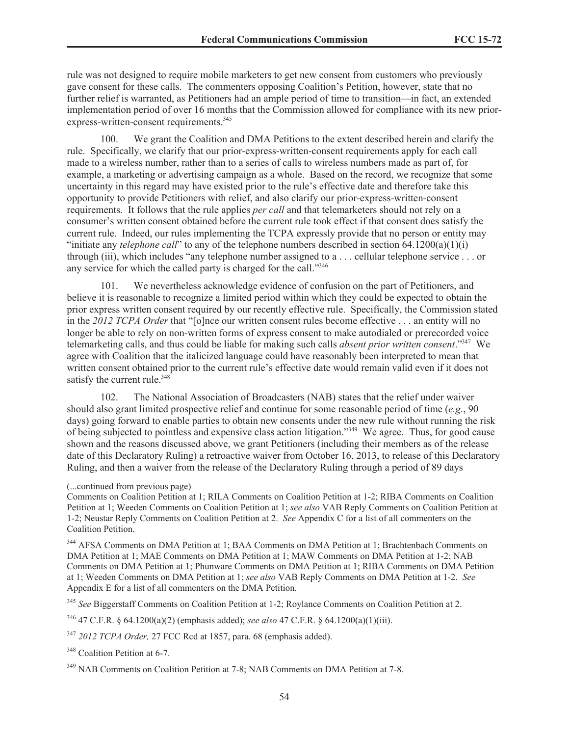rule was not designed to require mobile marketers to get new consent from customers who previously gave consent for these calls. The commenters opposing Coalition's Petition, however, state that no further relief is warranted, as Petitioners had an ample period of time to transition—in fact, an extended implementation period of over 16 months that the Commission allowed for compliance with its new prior-express-written-consent requirements.[345]

100. We grant the Coalition and DMA Petitions to the extent described herein and clarify the rule. Specifically, we clarify that our prior-express-written-consent requirements apply for each call made to a wireless number, rather than to a series of calls to wireless numbers made as part of, for example, a marketing or advertising campaign as a whole. Based on the record, we recognize that some uncertainty in this regard may have existed prior to the rule's effective date and therefore take this opportunity to provide Petitioners with relief, and also clarify our prior-express-written-consent requirements. It follows that the rule applies *per call* and that telemarketers should not rely on a consumer's written consent obtained before the current rule took effect if that consent does satisfy the current rule. Indeed, our rules implementing the TCPA expressly provide that no person or entity may "initiate any *telephone call*" to any of the telephone numbers described in section 64.1200(a)(1)(i) through (iii), which includes "any telephone number assigned to a . . . cellular telephone service . . . or any service for which the called party is charged for the call."[346]

101. We nevertheless acknowledge evidence of confusion on the part of Petitioners, and believe it is reasonable to recognize a limited period within which they could be expected to obtain the prior express written consent required by our recently effective rule. Specifically, the Commission stated in the *2012 TCPA Order* that "[o]nce our written consent rules become effective . . . an entity will no longer be able to rely on non-written forms of express consent to make autodialed or prerecorded voice telemarketing calls, and thus could be liable for making such calls *absent prior written consent*."[347] We agree with Coalition that the italicized language could have reasonably been interpreted to mean that written consent obtained prior to the current rule's effective date would remain valid even if it does not satisfy the current rule.[348]

102. The National Association of Broadcasters (NAB) states that the relief under waiver should also grant limited prospective relief and continue for some reasonable period of time (*e.g.*, 90 days) going forward to enable parties to obtain new consents under the new rule without running the risk of being subjected to pointless and expensive class action litigation."[349] We agree. Thus, for good cause shown and the reasons discussed above, we grant Petitioners (including their members as of the release date of this Declaratory Ruling) a retroactive waiver from October 16, 2013, to release of this Declaratory Ruling, and then a waiver from the release of the Declaratory Ruling through a period of 89 days

(...continued from previous page)
Comments on Coalition Petition at 1; RILA Comments on Coalition Petition at 1-2; RIBA Comments on Coalition Petition at 1; Weeden Comments on Coalition Petition at 1; *see also* VAB Reply Comments on Coalition Petition at 1-2; Neustar Reply Comments on Coalition Petition at 2. *See* Appendix C for a list of all commenters on the Coalition Petition.

[344] AFSA Comments on DMA Petition at 1; BAA Comments on DMA Petition at 1; Brachtenbach Comments on DMA Petition at 1; MAE Comments on DMA Petition at 1; MAW Comments on DMA Petition at 1-2; NAB Comments on DMA Petition at 1; Phunware Comments on DMA Petition at 1; RIBA Comments on DMA Petition at 1; Weeden Comments on DMA Petition at 1; *see also* VAB Reply Comments on DMA Petition at 1-2. *See* Appendix E for a list of all commenters on the DMA Petition.

[345] *See* Biggerstaff Comments on Coalition Petition at 1-2; Roylance Comments on Coalition Petition at 2.

[346] 47 C.F.R. § 64.1200(a)(2) (emphasis added); *see also* 47 C.F.R. § 64.1200(a)(1)(iii).

[347] *2012 TCPA Order,* 27 FCC Rcd at 1857, para. 68 (emphasis added).

[348] Coalition Petition at 6-7.

[349] NAB Comments on Coalition Petition at 7-8; NAB Comments on DMA Petition at 7-8.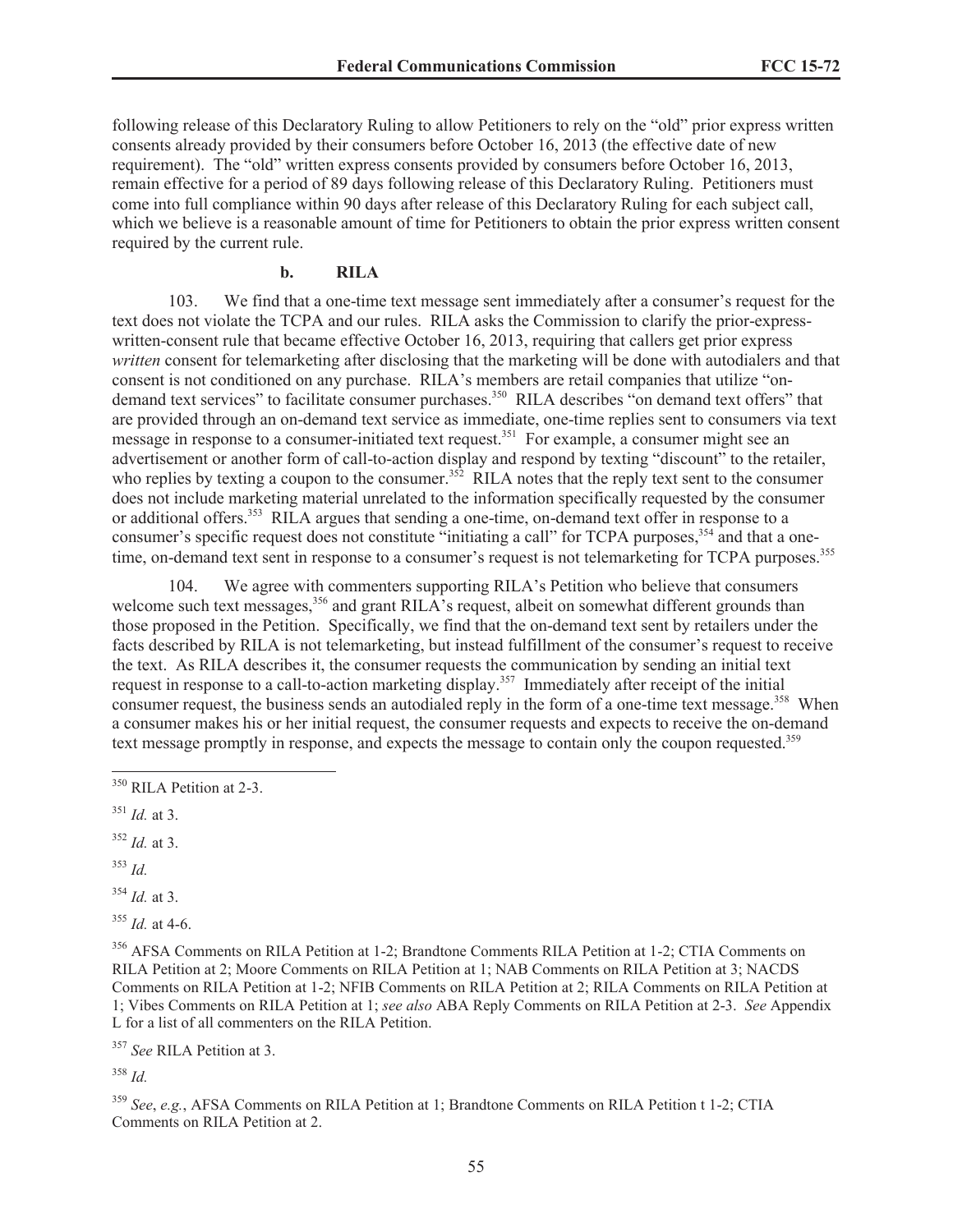following release of this Declaratory Ruling to allow Petitioners to rely on the "old" prior express written consents already provided by their consumers before October 16, 2013 (the effective date of new requirement). The "old" written express consents provided by consumers before October 16, 2013, remain effective for a period of 89 days following release of this Declaratory Ruling. Petitioners must come into full compliance within 90 days after release of this Declaratory Ruling for each subject call, which we believe is a reasonable amount of time for Petitioners to obtain the prior express written consent required by the current rule.

### b. RILA

103. We find that a one-time text message sent immediately after a consumer's request for the text does not violate the TCPA and our rules. RILA asks the Commission to clarify the prior-express-written-consent rule that became effective October 16, 2013, requiring that callers get prior express *written* consent for telemarketing after disclosing that the marketing will be done with autodialers and that consent is not conditioned on any purchase. RILA's members are retail companies that utilize "on-demand text services" to facilitate consumer purchases.[350] RILA describes "on demand text offers" that are provided through an on-demand text service as immediate, one-time replies sent to consumers via text message in response to a consumer-initiated text request.[351] For example, a consumer might see an advertisement or another form of call-to-action display and respond by texting "discount" to the retailer, who replies by texting a coupon to the consumer.[352] RILA notes that the reply text sent to the consumer does not include marketing material unrelated to the information specifically requested by the consumer or additional offers.[353] RILA argues that sending a one-time, on-demand text offer in response to a consumer's specific request does not constitute "initiating a call" for TCPA purposes,[354] and that a one-time, on-demand text sent in response to a consumer's request is not telemarketing for TCPA purposes.[355]

104. We agree with commenters supporting RILA's Petition who believe that consumers welcome such text messages,[356] and grant RILA's request, albeit on somewhat different grounds than those proposed in the Petition. Specifically, we find that the on-demand text sent by retailers under the facts described by RILA is not telemarketing, but instead fulfillment of the consumer's request to receive the text. As RILA describes it, the consumer requests the communication by sending an initial text request in response to a call-to-action marketing display.[357] Immediately after receipt of the initial consumer request, the business sends an autodialed reply in the form of a one-time text message.[358] When a consumer makes his or her initial request, the consumer requests and expects to receive the on-demand text message promptly in response, and expects the message to contain only the coupon requested.[359]

---

[350] RILA Petition at 2-3.

[351] *Id.* at 3.

[352] *Id.* at 3.

[353] *Id.*

[354] *Id.* at 3.

[355] *Id.* at 4-6.

[356] AFSA Comments on RILA Petition at 1-2; Brandtone Comments RILA Petition at 1-2; CTIA Comments on RILA Petition at 2; Moore Comments on RILA Petition at 1; NAB Comments on RILA Petition at 3; NACDS Comments on RILA Petition at 1-2; NFIB Comments on RILA Petition at 2; RILA Comments on RILA Petition at 1; Vibes Comments on RILA Petition at 1; *see also* ABA Reply Comments on RILA Petition at 2-3. *See* Appendix L for a list of all commenters on the RILA Petition.

[357] *See* RILA Petition at 3.

[358] *Id.*

[359] *See*, *e.g.*, AFSA Comments on RILA Petition at 1; Brandtone Comments on RILA Petition t 1-2; CTIA Comments on RILA Petition at 2.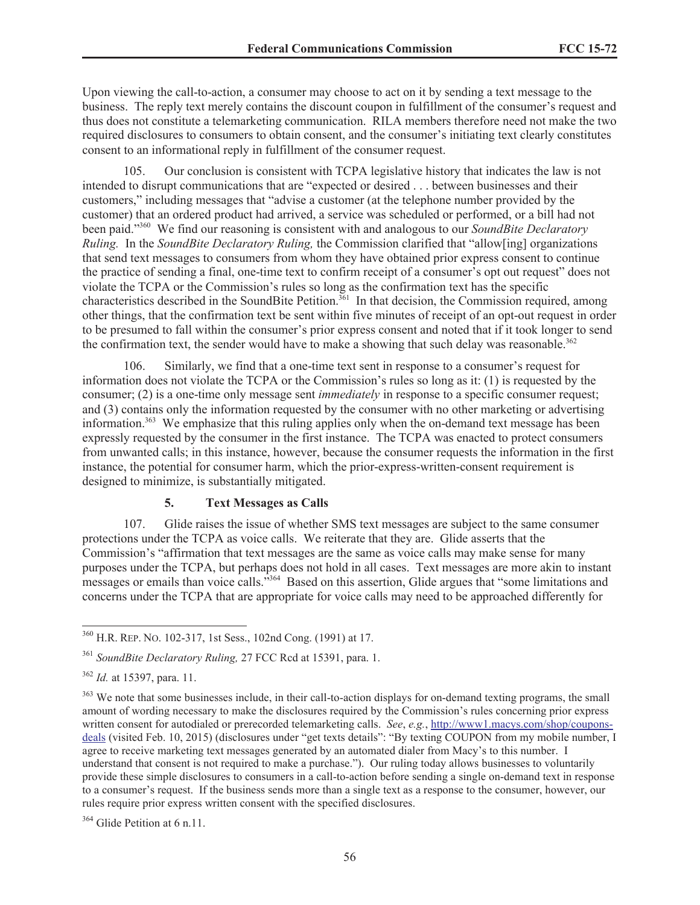Upon viewing the call-to-action, a consumer may choose to act on it by sending a text message to the business. The reply text merely contains the discount coupon in fulfillment of the consumer's request and thus does not constitute a telemarketing communication. RILA members therefore need not make the two required disclosures to consumers to obtain consent, and the consumer's initiating text clearly constitutes consent to an informational reply in fulfillment of the consumer request.

105. Our conclusion is consistent with TCPA legislative history that indicates the law is not intended to disrupt communications that are "expected or desired . . . between businesses and their customers," including messages that "advise a customer (at the telephone number provided by the customer) that an ordered product had arrived, a service was scheduled or performed, or a bill had not been paid."[360] We find our reasoning is consistent with and analogous to our *SoundBite Declaratory Ruling.* In the *SoundBite Declaratory Ruling,* the Commission clarified that "allow[ing] organizations that send text messages to consumers from whom they have obtained prior express consent to continue the practice of sending a final, one-time text to confirm receipt of a consumer's opt out request" does not violate the TCPA or the Commission's rules so long as the confirmation text has the specific characteristics described in the SoundBite Petition.[361] In that decision, the Commission required, among other things, that the confirmation text be sent within five minutes of receipt of an opt-out request in order to be presumed to fall within the consumer's prior express consent and noted that if it took longer to send the confirmation text, the sender would have to make a showing that such delay was reasonable.[362]

106. Similarly, we find that a one-time text sent in response to a consumer's request for information does not violate the TCPA or the Commission's rules so long as it: (1) is requested by the consumer; (2) is a one-time only message sent *immediately* in response to a specific consumer request; and (3) contains only the information requested by the consumer with no other marketing or advertising information.[363] We emphasize that this ruling applies only when the on-demand text message has been expressly requested by the consumer in the first instance. The TCPA was enacted to protect consumers from unwanted calls; in this instance, however, because the consumer requests the information in the first instance, the potential for consumer harm, which the prior-express-written-consent requirement is designed to minimize, is substantially mitigated.

### 5. Text Messages as Calls

107. Glide raises the issue of whether SMS text messages are subject to the same consumer protections under the TCPA as voice calls. We reiterate that they are. Glide asserts that the Commission's "affirmation that text messages are the same as voice calls may make sense for many purposes under the TCPA, but perhaps does not hold in all cases. Text messages are more akin to instant messages or emails than voice calls."[364] Based on this assertion, Glide argues that "some limitations and concerns under the TCPA that are appropriate for voice calls may need to be approached differently for

---

[360] H.R. REP. NO. 102-317, 1st Sess., 102nd Cong. (1991) at 17.

[361] *SoundBite Declaratory Ruling,* 27 FCC Rcd at 15391, para. 1.

[362] *Id.* at 15397, para. 11.

[363] We note that some businesses include, in their call-to-action displays for on-demand texting programs, the small amount of wording necessary to make the disclosures required by the Commission's rules concerning prior express written consent for autodialed or prerecorded telemarketing calls. *See*, *e.g.*, http://www1.macys.com/shop/coupons-deals (visited Feb. 10, 2015) (disclosures under "get texts details": "By texting COUPON from my mobile number, I agree to receive marketing text messages generated by an automated dialer from Macy's to this number. I understand that consent is not required to make a purchase."). Our ruling today allows businesses to voluntarily provide these simple disclosures to consumers in a call-to-action before sending a single on-demand text in response to a consumer's request. If the business sends more than a single text as a response to the consumer, however, our rules require prior express written consent with the specified disclosures.

[364] Glide Petition at 6 n.11.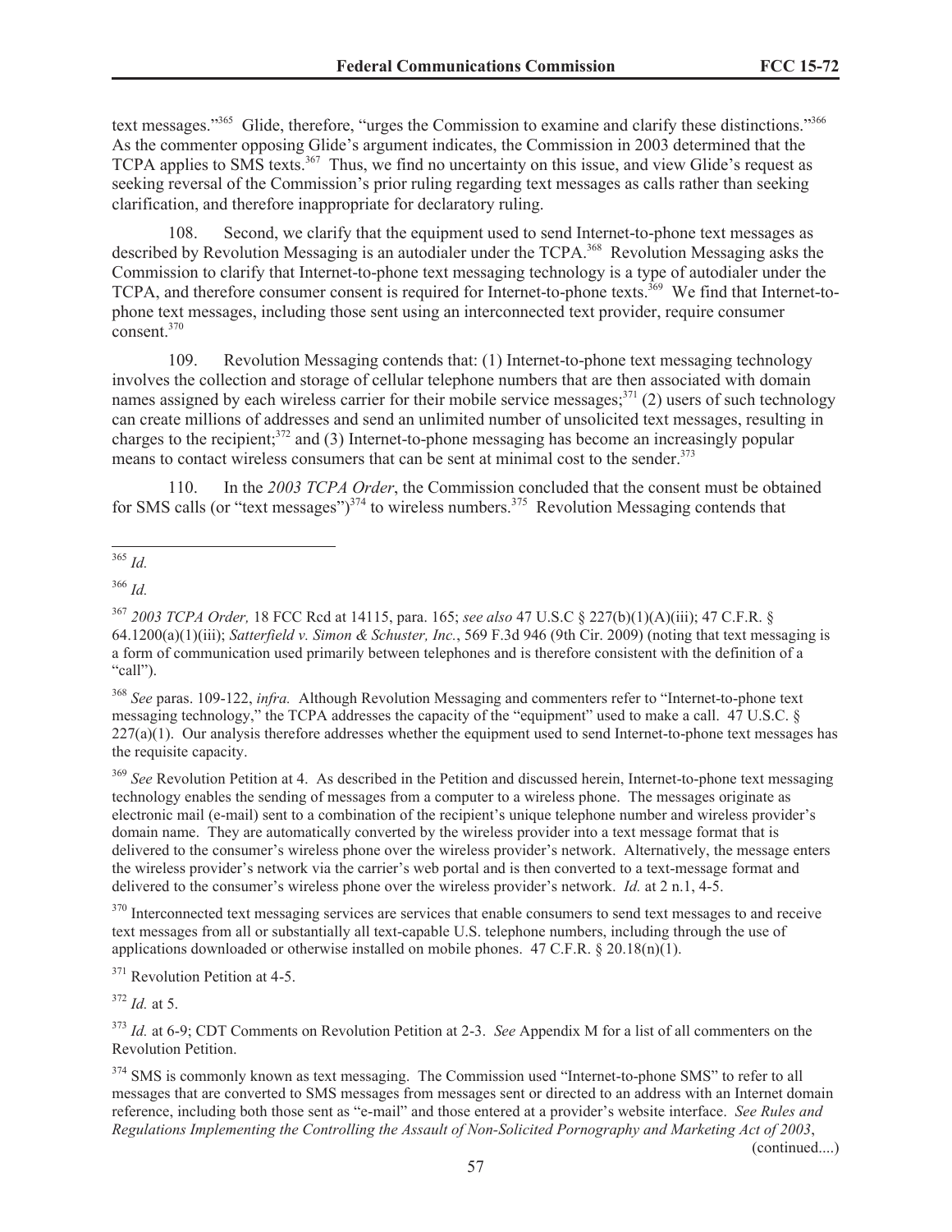text messages."[365] Glide, therefore, "urges the Commission to examine and clarify these distinctions."[366] As the commenter opposing Glide's argument indicates, the Commission in 2003 determined that the TCPA applies to SMS texts.[367] Thus, we find no uncertainty on this issue, and view Glide's request as seeking reversal of the Commission's prior ruling regarding text messages as calls rather than seeking clarification, and therefore inappropriate for declaratory ruling.

108. Second, we clarify that the equipment used to send Internet-to-phone text messages as described by Revolution Messaging is an autodialer under the TCPA.[368] Revolution Messaging asks the Commission to clarify that Internet-to-phone text messaging technology is a type of autodialer under the TCPA, and therefore consumer consent is required for Internet-to-phone texts.[369] We find that Internet-to-phone text messages, including those sent using an interconnected text provider, require consumer consent.[370]

109. Revolution Messaging contends that: (1) Internet-to-phone text messaging technology involves the collection and storage of cellular telephone numbers that are then associated with domain names assigned by each wireless carrier for their mobile service messages;[371] (2) users of such technology can create millions of addresses and send an unlimited number of unsolicited text messages, resulting in charges to the recipient;[372] and (3) Internet-to-phone messaging has become an increasingly popular means to contact wireless consumers that can be sent at minimal cost to the sender.[373]

110. In the *2003 TCPA Order*, the Commission concluded that the consent must be obtained for SMS calls (or "text messages")[374] to wireless numbers.[375] Revolution Messaging contends that

---

[365] *Id.*

[366] *Id.*

[367] *2003 TCPA Order,* 18 FCC Rcd at 14115, para. 165; *see also* 47 U.S.C § 227(b)(1)(A)(iii); 47 C.F.R. § 64.1200(a)(1)(iii); *Satterfield v. Simon & Schuster, Inc.*, 569 F.3d 946 (9th Cir. 2009) (noting that text messaging is a form of communication used primarily between telephones and is therefore consistent with the definition of a "call").

[368] *See* paras. 109-122, *infra.* Although Revolution Messaging and commenters refer to "Internet-to-phone text messaging technology," the TCPA addresses the capacity of the "equipment" used to make a call. 47 U.S.C. § 227(a)(1). Our analysis therefore addresses whether the equipment used to send Internet-to-phone text messages has the requisite capacity.

[369] *See* Revolution Petition at 4. As described in the Petition and discussed herein, Internet-to-phone text messaging technology enables the sending of messages from a computer to a wireless phone. The messages originate as electronic mail (e-mail) sent to a combination of the recipient's unique telephone number and wireless provider's domain name. They are automatically converted by the wireless provider into a text message format that is delivered to the consumer's wireless phone over the wireless provider's network. Alternatively, the message enters the wireless provider's network via the carrier's web portal and is then converted to a text-message format and delivered to the consumer's wireless phone over the wireless provider's network. *Id.* at 2 n.1, 4-5.

[370] Interconnected text messaging services are services that enable consumers to send text messages to and receive text messages from all or substantially all text-capable U.S. telephone numbers, including through the use of applications downloaded or otherwise installed on mobile phones. 47 C.F.R. § 20.18(n)(1).

[371] Revolution Petition at 4-5.

[372] *Id.* at 5.

[373] *Id.* at 6-9; CDT Comments on Revolution Petition at 2-3. *See* Appendix M for a list of all commenters on the Revolution Petition.

[374] SMS is commonly known as text messaging. The Commission used "Internet-to-phone SMS" to refer to all messages that are converted to SMS messages from messages sent or directed to an address with an Internet domain reference, including both those sent as "e-mail" and those entered at a provider's website interface. *See Rules and Regulations Implementing the Controlling the Assault of Non-Solicited Pornography and Marketing Act of 2003*,

(continued....)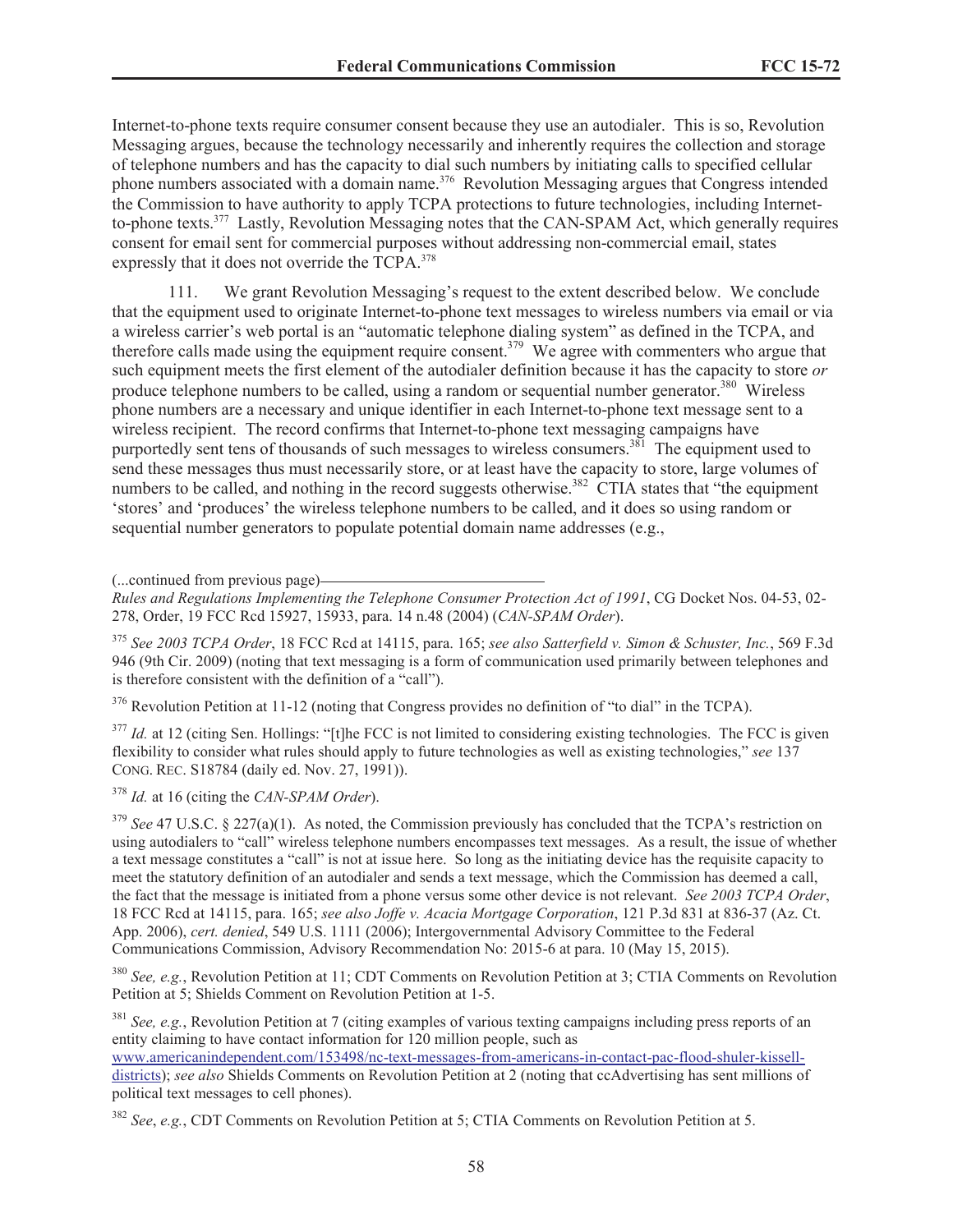Internet-to-phone texts require consumer consent because they use an autodialer. This is so, Revolution Messaging argues, because the technology necessarily and inherently requires the collection and storage of telephone numbers and has the capacity to dial such numbers by initiating calls to specified cellular phone numbers associated with a domain name.[376] Revolution Messaging argues that Congress intended the Commission to have authority to apply TCPA protections to future technologies, including Internet-to-phone texts.[377] Lastly, Revolution Messaging notes that the CAN-SPAM Act, which generally requires consent for email sent for commercial purposes without addressing non-commercial email, states expressly that it does not override the TCPA.[378]

111. We grant Revolution Messaging's request to the extent described below. We conclude that the equipment used to originate Internet-to-phone text messages to wireless numbers via email or via a wireless carrier's web portal is an "automatic telephone dialing system" as defined in the TCPA, and therefore calls made using the equipment require consent.[379] We agree with commenters who argue that such equipment meets the first element of the autodialer definition because it has the capacity to store *or* produce telephone numbers to be called, using a random or sequential number generator.[380] Wireless phone numbers are a necessary and unique identifier in each Internet-to-phone text message sent to a wireless recipient. The record confirms that Internet-to-phone text messaging campaigns have purportedly sent tens of thousands of such messages to wireless consumers.[381] The equipment used to send these messages thus must necessarily store, or at least have the capacity to store, large volumes of numbers to be called, and nothing in the record suggests otherwise.[382] CTIA states that "the equipment 'stores' and 'produces' the wireless telephone numbers to be called, and it does so using random or sequential number generators to populate potential domain name addresses (e.g.,

---

(...continued from previous page)
*Rules and Regulations Implementing the Telephone Consumer Protection Act of 1991*, CG Docket Nos. 04-53, 02-278, Order, 19 FCC Rcd 15927, 15933, para. 14 n.48 (2004) (*CAN-SPAM Order*).

[375] *See 2003 TCPA Order*, 18 FCC Rcd at 14115, para. 165; *see also Satterfield v. Simon & Schuster, Inc.*, 569 F.3d 946 (9th Cir. 2009) (noting that text messaging is a form of communication used primarily between telephones and is therefore consistent with the definition of a "call").

[376] Revolution Petition at 11-12 (noting that Congress provides no definition of "to dial" in the TCPA).

[377] *Id.* at 12 (citing Sen. Hollings: "[t]he FCC is not limited to considering existing technologies. The FCC is given flexibility to consider what rules should apply to future technologies as well as existing technologies," *see* 137 CONG. REC. S18784 (daily ed. Nov. 27, 1991)).

[378] *Id.* at 16 (citing the *CAN-SPAM Order*).

[379] *See* 47 U.S.C. § 227(a)(1). As noted, the Commission previously has concluded that the TCPA's restriction on using autodialers to "call" wireless telephone numbers encompasses text messages. As a result, the issue of whether a text message constitutes a "call" is not at issue here. So long as the initiating device has the requisite capacity to meet the statutory definition of an autodialer and sends a text message, which the Commission has deemed a call, the fact that the message is initiated from a phone versus some other device is not relevant. *See 2003 TCPA Order*, 18 FCC Rcd at 14115, para. 165; *see also Joffe v. Acacia Mortgage Corporation*, 121 P.3d 831 at 836-37 (Az. Ct. App. 2006), *cert. denied*, 549 U.S. 1111 (2006); Intergovernmental Advisory Committee to the Federal Communications Commission, Advisory Recommendation No: 2015-6 at para. 10 (May 15, 2015).

[380] *See, e.g.*, Revolution Petition at 11; CDT Comments on Revolution Petition at 3; CTIA Comments on Revolution Petition at 5; Shields Comment on Revolution Petition at 1-5.

[381] *See, e.g.*, Revolution Petition at 7 (citing examples of various texting campaigns including press reports of an entity claiming to have contact information for 120 million people, such as www.americanindependent.com/153498/nc-text-messages-from-americans-in-contact-pac-flood-shuler-kissell-districts); *see also* Shields Comments on Revolution Petition at 2 (noting that ccAdvertising has sent millions of political text messages to cell phones).

[382] *See*, *e.g.*, CDT Comments on Revolution Petition at 5; CTIA Comments on Revolution Petition at 5.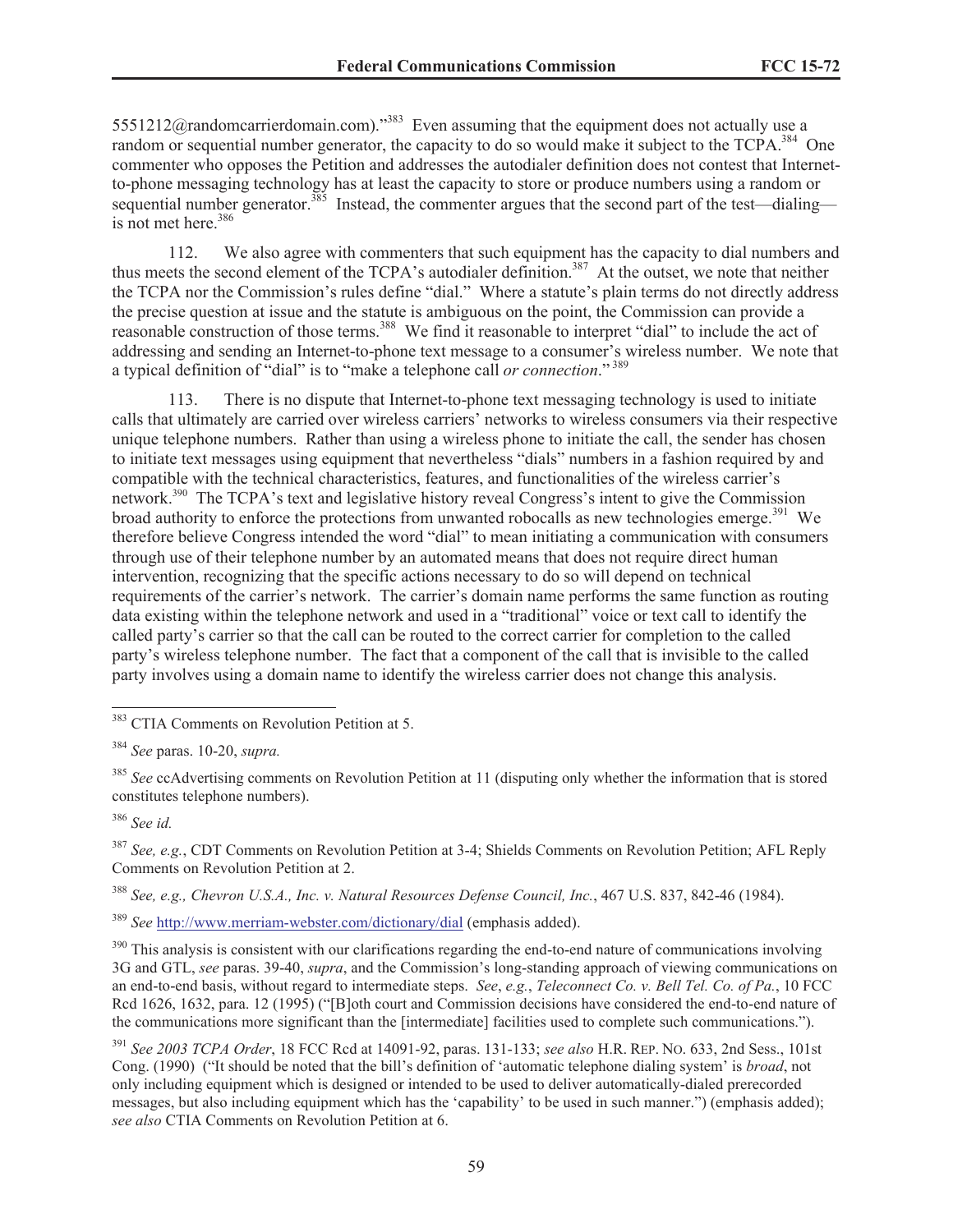5551212@randomcarrierdomain.com)."[383] Even assuming that the equipment does not actually use a random or sequential number generator, the capacity to do so would make it subject to the TCPA.[384] One commenter who opposes the Petition and addresses the autodialer definition does not contest that Internet-to-phone messaging technology has at least the capacity to store or produce numbers using a random or sequential number generator.[385] Instead, the commenter argues that the second part of the test—dialing—is not met here.[386]

112. We also agree with commenters that such equipment has the capacity to dial numbers and thus meets the second element of the TCPA's autodialer definition.[387] At the outset, we note that neither the TCPA nor the Commission's rules define "dial." Where a statute's plain terms do not directly address the precise question at issue and the statute is ambiguous on the point, the Commission can provide a reasonable construction of those terms.[388] We find it reasonable to interpret "dial" to include the act of addressing and sending an Internet-to-phone text message to a consumer's wireless number. We note that a typical definition of "dial" is to "make a telephone call *or connection*."[389]

113. There is no dispute that Internet-to-phone text messaging technology is used to initiate calls that ultimately are carried over wireless carriers' networks to wireless consumers via their respective unique telephone numbers. Rather than using a wireless phone to initiate the call, the sender has chosen to initiate text messages using equipment that nevertheless "dials" numbers in a fashion required by and compatible with the technical characteristics, features, and functionalities of the wireless carrier's network.[390] The TCPA's text and legislative history reveal Congress's intent to give the Commission broad authority to enforce the protections from unwanted robocalls as new technologies emerge.[391] We therefore believe Congress intended the word "dial" to mean initiating a communication with consumers through use of their telephone number by an automated means that does not require direct human intervention, recognizing that the specific actions necessary to do so will depend on technical requirements of the carrier's network. The carrier's domain name performs the same function as routing data existing within the telephone network and used in a "traditional" voice or text call to identify the called party's carrier so that the call can be routed to the correct carrier for completion to the called party's wireless telephone number. The fact that a component of the call that is invisible to the called party involves using a domain name to identify the wireless carrier does not change this analysis.

---

[383] CTIA Comments on Revolution Petition at 5.

[384] *See* paras. 10-20, *supra.*

[385] *See* ccAdvertising comments on Revolution Petition at 11 (disputing only whether the information that is stored constitutes telephone numbers).

[386] *See id.*

[387] *See, e.g.*, CDT Comments on Revolution Petition at 3-4; Shields Comments on Revolution Petition; AFL Reply Comments on Revolution Petition at 2.

[388] *See, e.g., Chevron U.S.A., Inc. v. Natural Resources Defense Council, Inc.*, 467 U.S. 837, 842-46 (1984).

[389] *See* http://www.merriam-webster.com/dictionary/dial (emphasis added).

[390] This analysis is consistent with our clarifications regarding the end-to-end nature of communications involving 3G and GTL, *see* paras. 39-40, *supra*, and the Commission's long-standing approach of viewing communications on an end-to-end basis, without regard to intermediate steps. *See*, *e.g.*, *Teleconnect Co. v. Bell Tel. Co. of Pa.*, 10 FCC Rcd 1626, 1632, para. 12 (1995) ("[B]oth court and Commission decisions have considered the end-to-end nature of the communications more significant than the [intermediate] facilities used to complete such communications.").

[391] *See 2003 TCPA Order*, 18 FCC Rcd at 14091-92, paras. 131-133; *see also* H.R. REP. NO. 633, 2nd Sess., 101st Cong. (1990) ("It should be noted that the bill's definition of 'automatic telephone dialing system' is *broad*, not only including equipment which is designed or intended to be used to deliver automatically-dialed prerecorded messages, but also including equipment which has the 'capability' to be used in such manner.") (emphasis added); *see also* CTIA Comments on Revolution Petition at 6.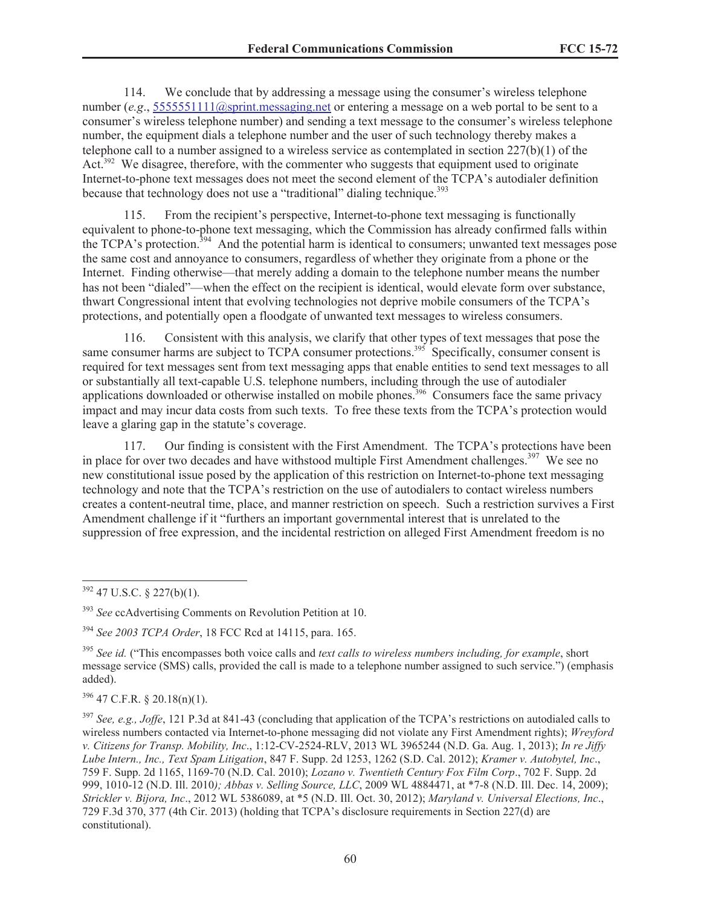114. We conclude that by addressing a message using the consumer's wireless telephone number (*e.g*., 5555551111@sprint.messaging.net or entering a message on a web portal to be sent to a consumer's wireless telephone number) and sending a text message to the consumer's wireless telephone number, the equipment dials a telephone number and the user of such technology thereby makes a telephone call to a number assigned to a wireless service as contemplated in section 227(b)(1) of the Act.[392] We disagree, therefore, with the commenter who suggests that equipment used to originate Internet-to-phone text messages does not meet the second element of the TCPA's autodialer definition because that technology does not use a "traditional" dialing technique.[393]

115. From the recipient's perspective, Internet-to-phone text messaging is functionally equivalent to phone-to-phone text messaging, which the Commission has already confirmed falls within the TCPA's protection.[394] And the potential harm is identical to consumers; unwanted text messages pose the same cost and annoyance to consumers, regardless of whether they originate from a phone or the Internet. Finding otherwise—that merely adding a domain to the telephone number means the number has not been "dialed"—when the effect on the recipient is identical, would elevate form over substance, thwart Congressional intent that evolving technologies not deprive mobile consumers of the TCPA's protections, and potentially open a floodgate of unwanted text messages to wireless consumers.

116. Consistent with this analysis, we clarify that other types of text messages that pose the same consumer harms are subject to TCPA consumer protections.[395] Specifically, consumer consent is required for text messages sent from text messaging apps that enable entities to send text messages to all or substantially all text-capable U.S. telephone numbers, including through the use of autodialer applications downloaded or otherwise installed on mobile phones.[396] Consumers face the same privacy impact and may incur data costs from such texts. To free these texts from the TCPA's protection would leave a glaring gap in the statute's coverage.

117. Our finding is consistent with the First Amendment. The TCPA's protections have been in place for over two decades and have withstood multiple First Amendment challenges.[397] We see no new constitutional issue posed by the application of this restriction on Internet-to-phone text messaging technology and note that the TCPA's restriction on the use of autodialers to contact wireless numbers creates a content-neutral time, place, and manner restriction on speech. Such a restriction survives a First Amendment challenge if it "furthers an important governmental interest that is unrelated to the suppression of free expression, and the incidental restriction on alleged First Amendment freedom is no

---

[392] 47 U.S.C. § 227(b)(1).

[393] *See* ccAdvertising Comments on Revolution Petition at 10.

[394] *See 2003 TCPA Order*, 18 FCC Rcd at 14115, para. 165.

[395] *See id.* ("This encompasses both voice calls and *text calls to wireless numbers including, for example*, short message service (SMS) calls, provided the call is made to a telephone number assigned to such service.") (emphasis added).

[396] 47 C.F.R. § 20.18(n)(1).

[397] *See, e.g., Joffe*, 121 P.3d at 841-43 (concluding that application of the TCPA's restrictions on autodialed calls to wireless numbers contacted via Internet-to-phone messaging did not violate any First Amendment rights); *Wreyford v. Citizens for Transp. Mobility, Inc*., 1:12-CV-2524-RLV, 2013 WL 3965244 (N.D. Ga. Aug. 1, 2013); *In re Jiffy Lube Intern., Inc., Text Spam Litigation*, 847 F. Supp. 2d 1253, 1262 (S.D. Cal. 2012); *Kramer v. Autobytel, Inc*., 759 F. Supp. 2d 1165, 1169-70 (N.D. Cal. 2010); *Lozano v. Twentieth Century Fox Film Corp*., 702 F. Supp. 2d 999, 1010-12 (N.D. Ill. 2010); *Abbas v. Selling Source, LLC*, 2009 WL 4884471, at *7-8 (N.D. Ill. Dec. 14, 2009); *Strickler v. Bijora, Inc*., 2012 WL 5386089, at *5 (N.D. Ill. Oct. 30, 2012); *Maryland v. Universal Elections, Inc*., 729 F.3d 370, 377 (4th Cir. 2013) (holding that TCPA's disclosure requirements in Section 227(d) are constitutional).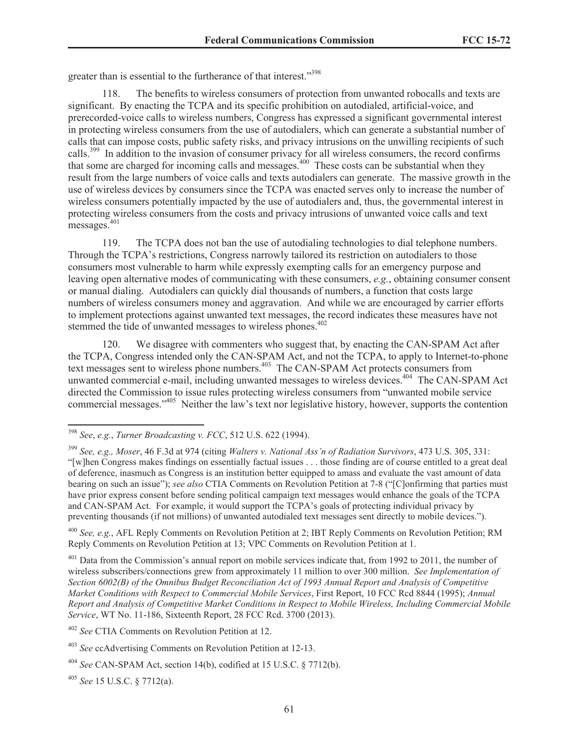greater than is essential to the furtherance of that interest."[398]

118. The benefits to wireless consumers of protection from unwanted robocalls and texts are significant. By enacting the TCPA and its specific prohibition on autodialed, artificial-voice, and prerecorded-voice calls to wireless numbers, Congress has expressed a significant governmental interest in protecting wireless consumers from the use of autodialers, which can generate a substantial number of calls that can impose costs, public safety risks, and privacy intrusions on the unwilling recipients of such calls.[399] In addition to the invasion of consumer privacy for all wireless consumers, the record confirms that some are charged for incoming calls and messages.[400] These costs can be substantial when they result from the large numbers of voice calls and texts autodialers can generate. The massive growth in the use of wireless devices by consumers since the TCPA was enacted serves only to increase the number of wireless consumers potentially impacted by the use of autodialers and, thus, the governmental interest in protecting wireless consumers from the costs and privacy intrusions of unwanted voice calls and text messages.[401]

119. The TCPA does not ban the use of autodialing technologies to dial telephone numbers. Through the TCPA's restrictions, Congress narrowly tailored its restriction on autodialers to those consumers most vulnerable to harm while expressly exempting calls for an emergency purpose and leaving open alternative modes of communicating with these consumers, *e.g.*, obtaining consumer consent or manual dialing. Autodialers can quickly dial thousands of numbers, a function that costs large numbers of wireless consumers money and aggravation. And while we are encouraged by carrier efforts to implement protections against unwanted text messages, the record indicates these measures have not stemmed the tide of unwanted messages to wireless phones.[402]

120. We disagree with commenters who suggest that, by enacting the CAN-SPAM Act after the TCPA, Congress intended only the CAN-SPAM Act, and not the TCPA, to apply to Internet-to-phone text messages sent to wireless phone numbers.[403] The CAN-SPAM Act protects consumers from unwanted commercial e-mail, including unwanted messages to wireless devices.[404] The CAN-SPAM Act directed the Commission to issue rules protecting wireless consumers from "unwanted mobile service commercial messages."[405] Neither the law's text nor legislative history, however, supports the contention

---

[398] *See*, *e.g.*, *Turner Broadcasting v. FCC*, 512 U.S. 622 (1994).

[399] *See, e.g., Moser*, 46 F.3d at 974 (citing *Walters v. National Ass'n of Radiation Survivors*, 473 U.S. 305, 331: "[w]hen Congress makes findings on essentially factual issues . . . those finding are of course entitled to a great deal of deference, inasmuch as Congress is an institution better equipped to amass and evaluate the vast amount of data bearing on such an issue"); *see also* CTIA Comments on Revolution Petition at 7-8 ("[C]onfirming that parties must have prior express consent before sending political campaign text messages would enhance the goals of the TCPA and CAN-SPAM Act. For example, it would support the TCPA's goals of protecting individual privacy by preventing thousands (if not millions) of unwanted autodialed text messages sent directly to mobile devices.").

[400] *See, e.g.*, AFL Reply Comments on Revolution Petition at 2; IBT Reply Comments on Revolution Petition; RM Reply Comments on Revolution Petition at 13; VPC Comments on Revolution Petition at 1.

[401] Data from the Commission's annual report on mobile services indicate that, from 1992 to 2011, the number of wireless subscribers/connections grew from approximately 11 million to over 300 million. *See Implementation of Section 6002(B) of the Omnibus Budget Reconciliation Act of 1993 Annual Report and Analysis of Competitive Market Conditions with Respect to Commercial Mobile Services*, First Report, 10 FCC Rcd 8844 (1995); *Annual Report and Analysis of Competitive Market Conditions in Respect to Mobile Wireless, Including Commercial Mobile Service*, WT No. 11-186, Sixteenth Report, 28 FCC Rcd. 3700 (2013).

[402] *See* CTIA Comments on Revolution Petition at 12.

[403] *See* ccAdvertising Comments on Revolution Petition at 12-13.

[404] *See* CAN-SPAM Act, section 14(b), codified at 15 U.S.C. § 7712(b).

[405] *See* 15 U.S.C. § 7712(a).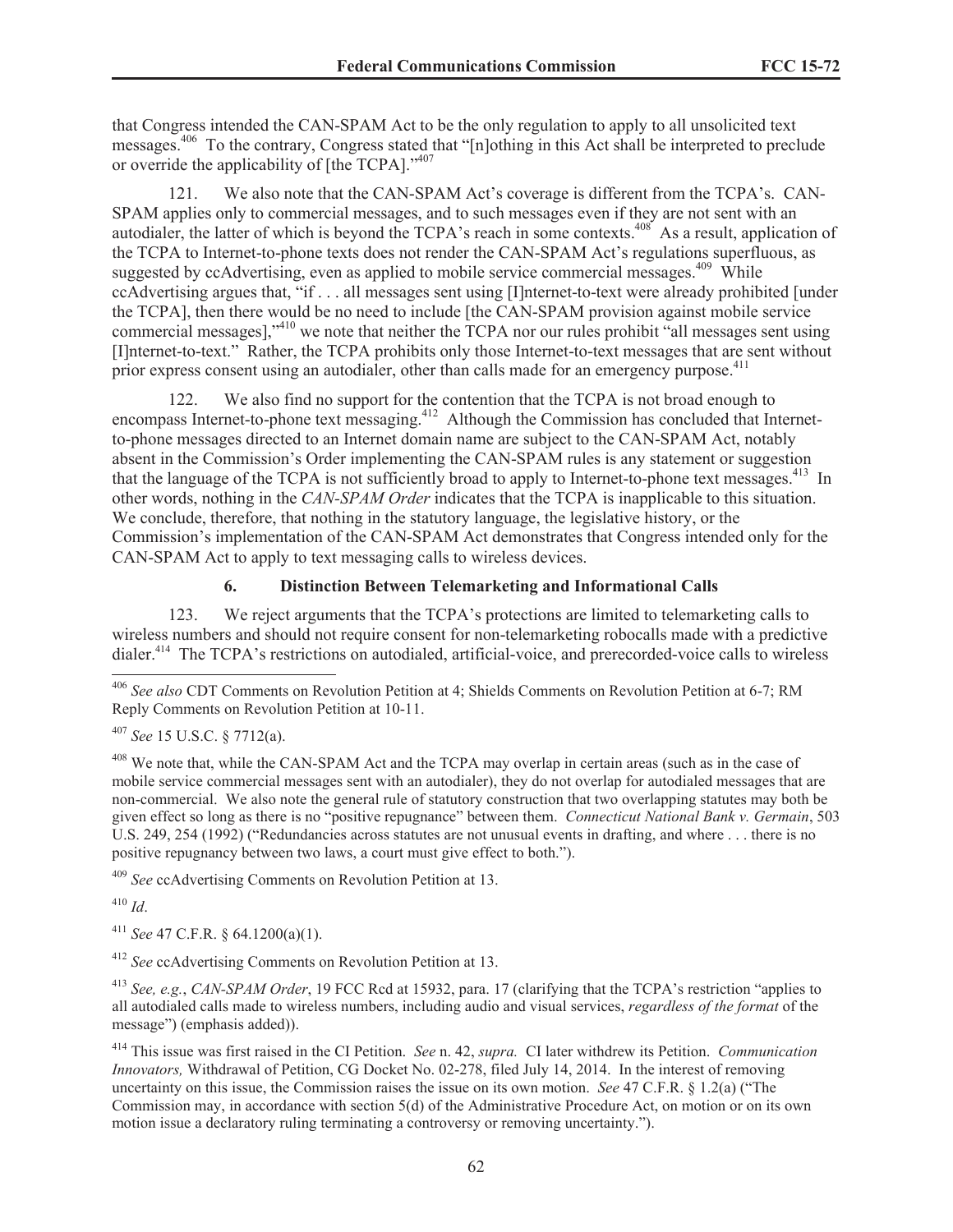that Congress intended the CAN-SPAM Act to be the only regulation to apply to all unsolicited text messages.[406] To the contrary, Congress stated that "[n]othing in this Act shall be interpreted to preclude or override the applicability of [the TCPA]."[407]

121. We also note that the CAN-SPAM Act's coverage is different from the TCPA's. CAN-SPAM applies only to commercial messages, and to such messages even if they are not sent with an autodialer, the latter of which is beyond the TCPA's reach in some contexts.[408] As a result, application of the TCPA to Internet-to-phone texts does not render the CAN-SPAM Act's regulations superfluous, as suggested by ccAdvertising, even as applied to mobile service commercial messages.[409] While ccAdvertising argues that, "if . . . all messages sent using [I]nternet-to-text were already prohibited [under the TCPA], then there would be no need to include [the CAN-SPAM provision against mobile service commercial messages],"[410] we note that neither the TCPA nor our rules prohibit "all messages sent using [I]nternet-to-text." Rather, the TCPA prohibits only those Internet-to-text messages that are sent without prior express consent using an autodialer, other than calls made for an emergency purpose.[411]

122. We also find no support for the contention that the TCPA is not broad enough to encompass Internet-to-phone text messaging.[412] Although the Commission has concluded that Internet-to-phone messages directed to an Internet domain name are subject to the CAN-SPAM Act, notably absent in the Commission's Order implementing the CAN-SPAM rules is any statement or suggestion that the language of the TCPA is not sufficiently broad to apply to Internet-to-phone text messages.[413] In other words, nothing in the *CAN-SPAM Order* indicates that the TCPA is inapplicable to this situation. We conclude, therefore, that nothing in the statutory language, the legislative history, or the Commission's implementation of the CAN-SPAM Act demonstrates that Congress intended only for the CAN-SPAM Act to apply to text messaging calls to wireless devices.

### 6. Distinction Between Telemarketing and Informational Calls

123. We reject arguments that the TCPA's protections are limited to telemarketing calls to wireless numbers and should not require consent for non-telemarketing robocalls made with a predictive dialer.[414] The TCPA's restrictions on autodialed, artificial-voice, and prerecorded-voice calls to wireless

---

[406] *See also* CDT Comments on Revolution Petition at 4; Shields Comments on Revolution Petition at 6-7; RM Reply Comments on Revolution Petition at 10-11.

[407] *See* 15 U.S.C. § 7712(a).

[408] We note that, while the CAN-SPAM Act and the TCPA may overlap in certain areas (such as in the case of mobile service commercial messages sent with an autodialer), they do not overlap for autodialed messages that are non-commercial. We also note the general rule of statutory construction that two overlapping statutes may both be given effect so long as there is no "positive repugnance" between them. *Connecticut National Bank v. Germain*, 503 U.S. 249, 254 (1992) ("Redundancies across statutes are not unusual events in drafting, and where . . . there is no positive repugnance between two laws, a court must give effect to both.").

[409] *See* ccAdvertising Comments on Revolution Petition at 13.

[410] *Id*.

[411] *See* 47 C.F.R. § 64.1200(a)(1).

[412] *See* ccAdvertising Comments on Revolution Petition at 13.

[413] *See, e.g.*, *CAN-SPAM Order*, 19 FCC Rcd at 15932, para. 17 (clarifying that the TCPA's restriction "applies to all autodialed calls made to wireless numbers, including audio and visual services, *regardless of the format* of the message") (emphasis added)).

[414] This issue was first raised in the CI Petition. *See* n. 42, *supra.* CI later withdrew its Petition. *Communication Innovators,* Withdrawal of Petition, CG Docket No. 02-278, filed July 14, 2014. In the interest of removing uncertainty on this issue, the Commission raises the issue on its own motion. *See* 47 C.F.R. § 1.2(a) ("The Commission may, in accordance with section 5(d) of the Administrative Procedure Act, on motion or on its own motion issue a declaratory ruling terminating a controversy or removing uncertainty.").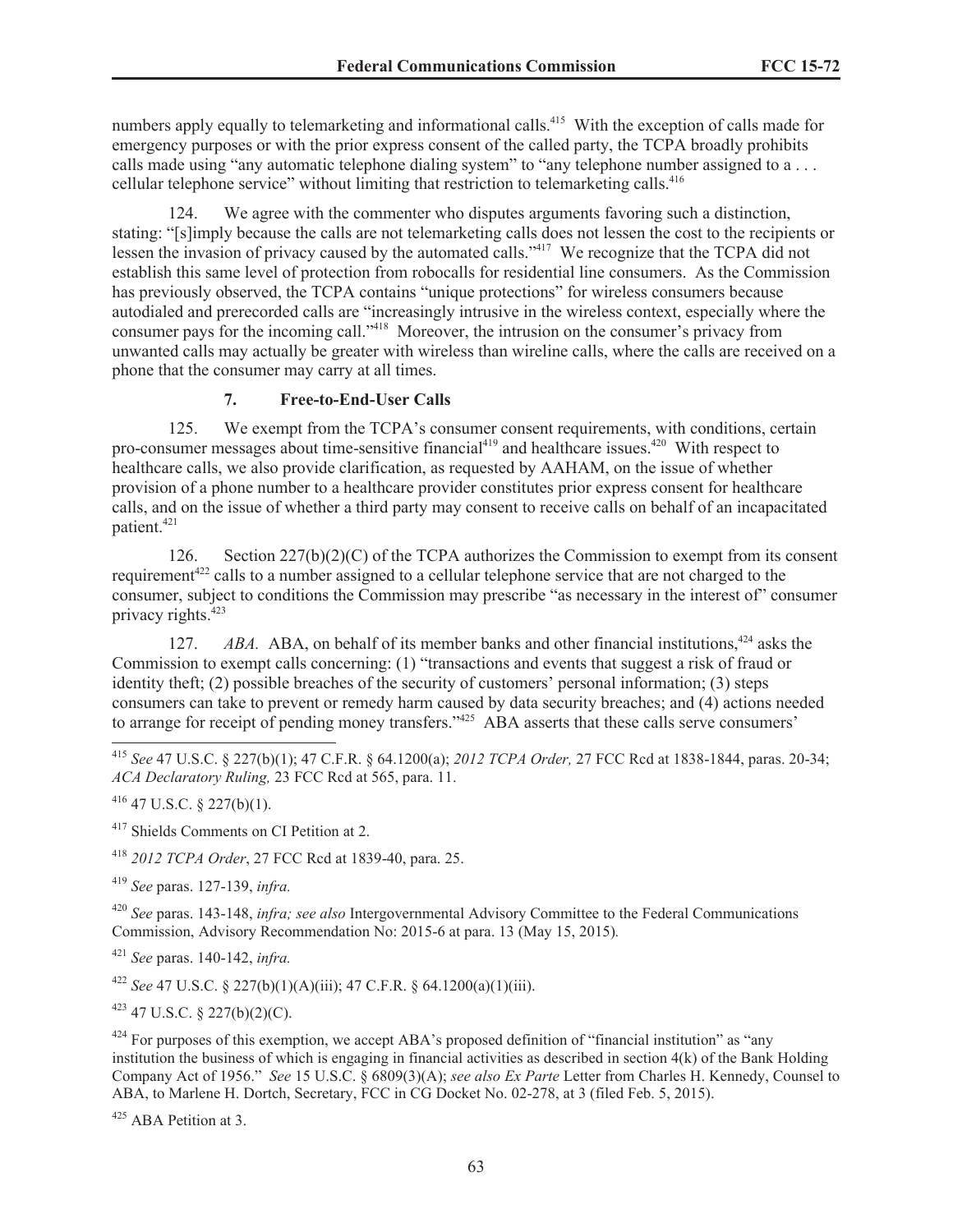numbers apply equally to telemarketing and informational calls.[415] With the exception of calls made for emergency purposes or with the prior express consent of the called party, the TCPA broadly prohibits calls made using "any automatic telephone dialing system" to "any telephone number assigned to a . . . cellular telephone service" without limiting that restriction to telemarketing calls.[416]

124. We agree with the commenter who disputes arguments favoring such a distinction, stating: "[s]imply because the calls are not telemarketing calls does not lessen the cost to the recipients or lessen the invasion of privacy caused by the automated calls."[417] We recognize that the TCPA did not establish this same level of protection from robocalls for residential line consumers. As the Commission has previously observed, the TCPA contains "unique protections" for wireless consumers because autodialed and prerecorded calls are "increasingly intrusive in the wireless context, especially where the consumer pays for the incoming call."[418] Moreover, the intrusion on the consumer's privacy from unwanted calls may actually be greater with wireless than wireline calls, where the calls are received on a phone that the consumer may carry at all times.

### 7. Free-to-End-User Calls

125. We exempt from the TCPA's consumer consent requirements, with conditions, certain pro-consumer messages about time-sensitive financial[419] and healthcare issues.[420] With respect to healthcare calls, we also provide clarification, as requested by AAHAM, on the issue of whether provision of a phone number to a healthcare provider constitutes prior express consent for healthcare calls, and on the issue of whether a third party may consent to receive calls on behalf of an incapacitated patient.[421]

126. Section 227(b)(2)(C) of the TCPA authorizes the Commission to exempt from its consent requirement[422] calls to a number assigned to a cellular telephone service that are not charged to the consumer, subject to conditions the Commission may prescribe "as necessary in the interest of" consumer privacy rights.[423]

127. *ABA.* ABA, on behalf of its member banks and other financial institutions,[424] asks the Commission to exempt calls concerning: (1) "transactions and events that suggest a risk of fraud or identity theft; (2) possible breaches of the security of customers' personal information; (3) steps consumers can take to prevent or remedy harm caused by data security breaches; and (4) actions needed to arrange for receipt of pending money transfers."[425] ABA asserts that these calls serve consumers'

---

[415] *See* 47 U.S.C. § 227(b)(1); 47 C.F.R. § 64.1200(a); *2012 TCPA Order,* 27 FCC Rcd at 1838-1844, paras. 20-34; *ACA Declaratory Ruling,* 23 FCC Rcd at 565, para. 11.

[416] 47 U.S.C. § 227(b)(1).

[417] Shields Comments on CI Petition at 2.

[418] *2012 TCPA Order*, 27 FCC Rcd at 1839-40, para. 25.

[419] *See* paras. 127-139, *infra.*

[420] *See* paras. 143-148, *infra; see also* Intergovernmental Advisory Committee to the Federal Communications Commission, Advisory Recommendation No: 2015-6 at para. 13 (May 15, 2015).

[421] *See* paras. 140-142, *infra.*

[422] *See* 47 U.S.C. § 227(b)(1)(A)(iii); 47 C.F.R. § 64.1200(a)(1)(iii).

[423] 47 U.S.C. § 227(b)(2)(C).

[424] For purposes of this exemption, we accept ABA's proposed definition of "financial institution" as "any institution the business of which is engaging in financial activities as described in section 4(k) of the Bank Holding Company Act of 1956." *See* 15 U.S.C. § 6809(3)(A); *see also Ex Parte* Letter from Charles H. Kennedy, Counsel to ABA, to Marlene H. Dortch, Secretary, FCC in CG Docket No. 02-278, at 3 (filed Feb. 5, 2015).

[425] ABA Petition at 3.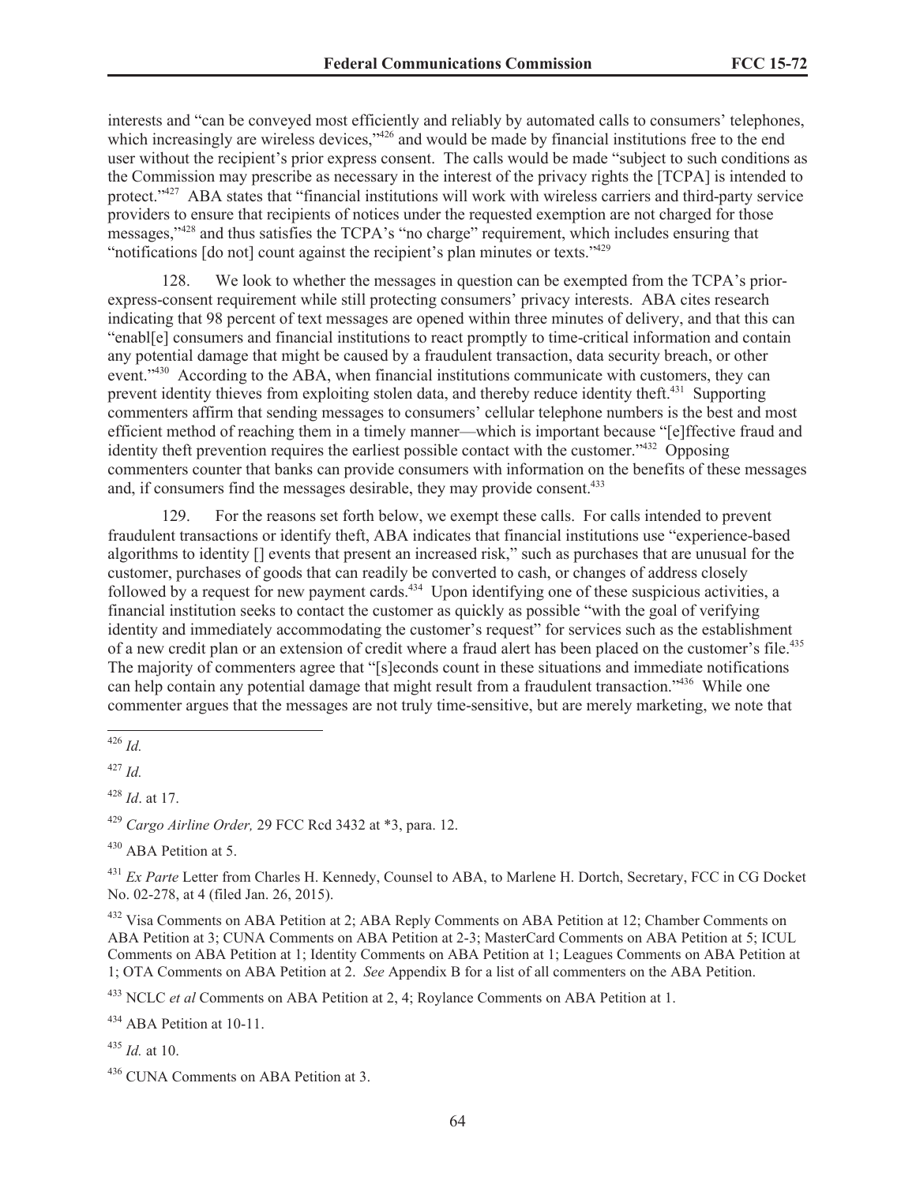interests and "can be conveyed most efficiently and reliably by automated calls to consumers' telephones, which increasingly are wireless devices,"[426] and would be made by financial institutions free to the end user without the recipient's prior express consent. The calls would be made "subject to such conditions as the Commission may prescribe as necessary in the interest of the privacy rights the [TCPA] is intended to protect."[427] ABA states that "financial institutions will work with wireless carriers and third-party service providers to ensure that recipients of notices under the requested exemption are not charged for those messages,"[428] and thus satisfies the TCPA's "no charge" requirement, which includes ensuring that "notifications [do not] count against the recipient's plan minutes or texts."[429]

128. We look to whether the messages in question can be exempted from the TCPA's prior-express-consent requirement while still protecting consumers' privacy interests. ABA cites research indicating that 98 percent of text messages are opened within three minutes of delivery, and that this can "enabl[e] consumers and financial institutions to react promptly to time-critical information and contain any potential damage that might be caused by a fraudulent transaction, data security breach, or other event."[430] According to the ABA, when financial institutions communicate with customers, they can prevent identity thieves from exploiting stolen data, and thereby reduce identity theft.[431] Supporting commenters affirm that sending messages to consumers' cellular telephone numbers is the best and most efficient method of reaching them in a timely manner—which is important because "[e]ffective fraud and identity theft prevention requires the earliest possible contact with the customer."[432] Opposing commenters counter that banks can provide consumers with information on the benefits of these messages and, if consumers find the messages desirable, they may provide consent.[433]

129. For the reasons set forth below, we exempt these calls. For calls intended to prevent fraudulent transactions or identify theft, ABA indicates that financial institutions use "experience-based algorithms to identity [] events that present an increased risk," such as purchases that are unusual for the customer, purchases of goods that can readily be converted to cash, or changes of address closely followed by a request for new payment cards.[434] Upon identifying one of these suspicious activities, a financial institution seeks to contact the customer as quickly as possible "with the goal of verifying identity and immediately accommodating the customer's request" for services such as the establishment of a new credit plan or an extension of credit where a fraud alert has been placed on the customer's file.[435] The majority of commenters agree that "[s]econds count in these situations and immediate notifications can help contain any potential damage that might result from a fraudulent transaction."[436] While one commenter argues that the messages are not truly time-sensitive, but are merely marketing, we note that

---

[426] *Id.*

[427] *Id.*

[428] *Id*. at 17.

[429] *Cargo Airline Order,* 29 FCC Rcd 3432 at *3, para. 12.

[430] ABA Petition at 5.

[431] *Ex Parte* Letter from Charles H. Kennedy, Counsel to ABA, to Marlene H. Dortch, Secretary, FCC in CG Docket No. 02-278, at 4 (filed Jan. 26, 2015).

[432] Visa Comments on ABA Petition at 2; ABA Reply Comments on ABA Petition at 12; Chamber Comments on ABA Petition at 3; CUNA Comments on ABA Petition at 2-3; MasterCard Comments on ABA Petition at 5; ICUL Comments on ABA Petition at 1; Identity Comments on ABA Petition at 1; Leagues Comments on ABA Petition at 1; OTA Comments on ABA Petition at 2. *See* Appendix B for a list of all commenters on the ABA Petition.

[433] NCLC *et al* Comments on ABA Petition at 2, 4; Roylance Comments on ABA Petition at 1.

[434] ABA Petition at 10-11.

[435] *Id.* at 10.

[436] CUNA Comments on ABA Petition at 3.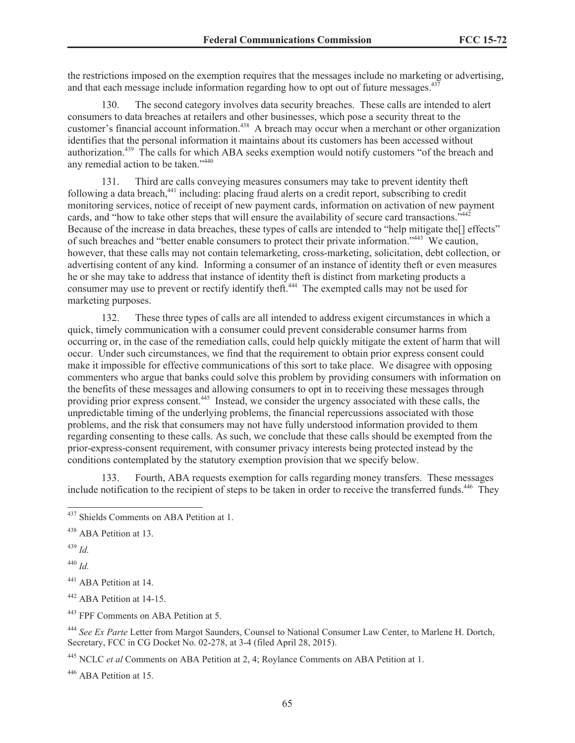the restrictions imposed on the exemption requires that the messages include no marketing or advertising, and that each message include information regarding how to opt out of future messages.[437]

130. The second category involves data security breaches. These calls are intended to alert consumers to data breaches at retailers and other businesses, which pose a security threat to the customer's financial account information.[438] A breach may occur when a merchant or other organization identifies that the personal information it maintains about its customers has been accessed without authorization.[439] The calls for which ABA seeks exemption would notify customers "of the breach and any remedial action to be taken."[440]

131. Third are calls conveying measures consumers may take to prevent identity theft following a data breach,[441] including: placing fraud alerts on a credit report, subscribing to credit monitoring services, notice of receipt of new payment cards, information on activation of new payment cards, and "how to take other steps that will ensure the availability of secure card transactions."[442] Because of the increase in data breaches, these types of calls are intended to "help mitigate the[] effects" of such breaches and "better enable consumers to protect their private information."[443] We caution, however, that these calls may not contain telemarketing, cross-marketing, solicitation, debt collection, or advertising content of any kind. Informing a consumer of an instance of identity theft or even measures he or she may take to address that instance of identity theft is distinct from marketing products a consumer may use to prevent or rectify identify theft.[444] The exempted calls may not be used for marketing purposes.

132. These three types of calls are all intended to address exigent circumstances in which a quick, timely communication with a consumer could prevent considerable consumer harms from occurring or, in the case of the remediation calls, could help quickly mitigate the extent of harm that will occur. Under such circumstances, we find that the requirement to obtain prior express consent could make it impossible for effective communications of this sort to take place. We disagree with opposing commenters who argue that banks could solve this problem by providing consumers with information on the benefits of these messages and allowing consumers to opt in to receiving these messages through providing prior express consent.[445] Instead, we consider the urgency associated with these calls, the unpredictable timing of the underlying problems, the financial repercussions associated with those problems, and the risk that consumers may not have fully understood information provided to them regarding consenting to these calls. As such, we conclude that these calls should be exempted from the prior-express-consent requirement, with consumer privacy interests being protected instead by the conditions contemplated by the statutory exemption provision that we specify below.

133. Fourth, ABA requests exemption for calls regarding money transfers. These messages include notification to the recipient of steps to be taken in order to receive the transferred funds.[446] They

---

[437] Shields Comments on ABA Petition at 1.

[438] ABA Petition at 13.

[439] *Id.*

[440] *Id.*

[441] ABA Petition at 14.

[442] ABA Petition at 14-15.

[443] FPF Comments on ABA Petition at 5.

[444] *See Ex Parte* Letter from Margot Saunders, Counsel to National Consumer Law Center, to Marlene H. Dortch, Secretary, FCC in CG Docket No. 02-278, at 3-4 (filed April 28, 2015).

[445] NCLC *et al* Comments on ABA Petition at 2, 4; Roylance Comments on ABA Petition at 1.

[446] ABA Petition at 15.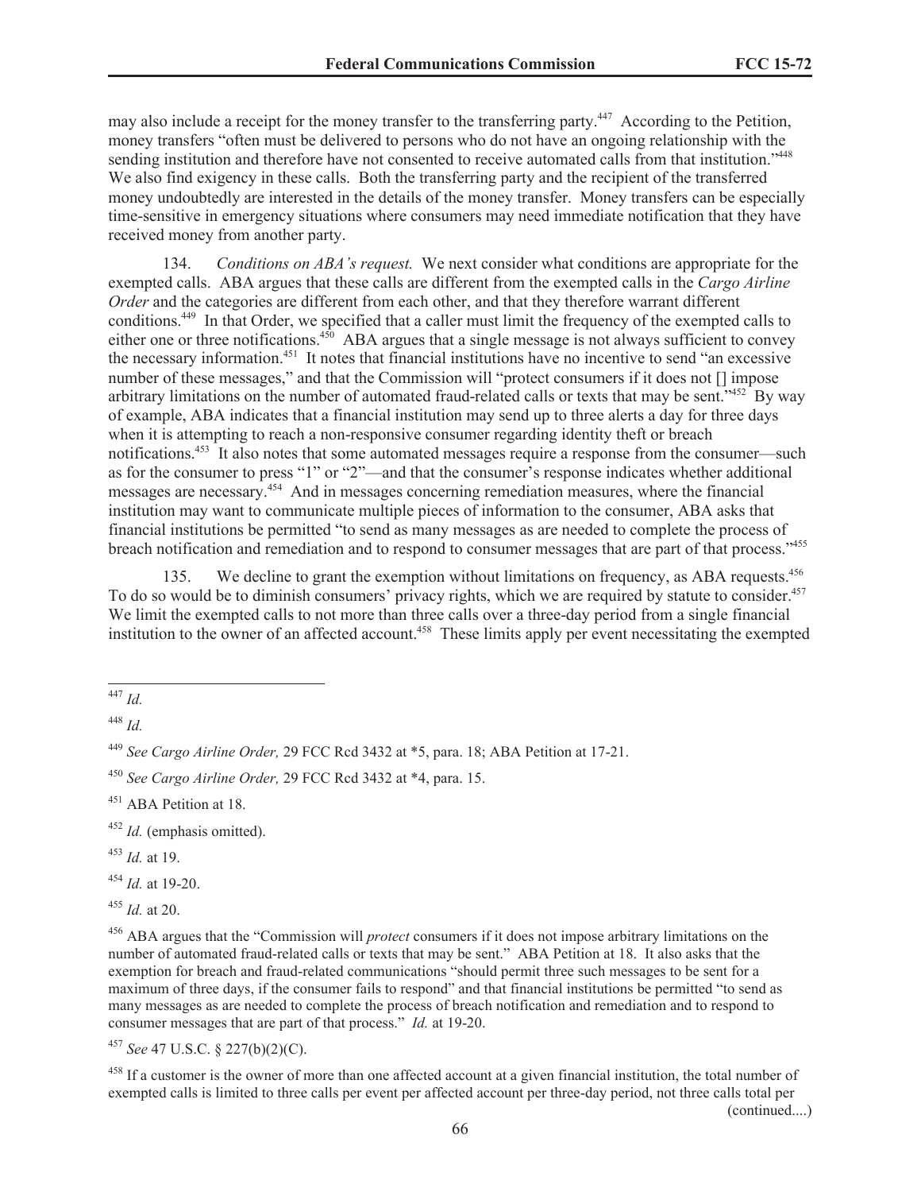may also include a receipt for the money transfer to the transferring party.[447] According to the Petition, money transfers "often must be delivered to persons who do not have an ongoing relationship with the sending institution and therefore have not consented to receive automated calls from that institution."[448] We also find exigency in these calls. Both the transferring party and the recipient of the transferred money undoubtedly are interested in the details of the money transfer. Money transfers can be especially time-sensitive in emergency situations where consumers may need immediate notification that they have received money from another party.

134. *Conditions on ABA's request.* We next consider what conditions are appropriate for the exempted calls. ABA argues that these calls are different from the exempted calls in the *Cargo Airline Order* and the categories are different from each other, and that they therefore warrant different conditions.[449] In that Order, we specified that a caller must limit the frequency of the exempted calls to either one or three notifications.[450] ABA argues that a single message is not always sufficient to convey the necessary information.[451] It notes that financial institutions have no incentive to send "an excessive number of these messages," and that the Commission will "protect consumers if it does not [] impose arbitrary limitations on the number of automated fraud-related calls or texts that may be sent."[452] By way of example, ABA indicates that a financial institution may send up to three alerts a day for three days when it is attempting to reach a non-responsive consumer regarding identity theft or breach notifications.[453] It also notes that some automated messages require a response from the consumer—such as for the consumer to press "1" or "2"—and that the consumer's response indicates whether additional messages are necessary.[454] And in messages concerning remediation measures, where the financial institution may want to communicate multiple pieces of information to the consumer, ABA asks that financial institutions be permitted "to send as many messages as are needed to complete the process of breach notification and remediation and to respond to consumer messages that are part of that process."[455]

135. We decline to grant the exemption without limitations on frequency, as ABA requests.[456] To do so would be to diminish consumers' privacy rights, which we are required by statute to consider.[457] We limit the exempted calls to not more than three calls over a three-day period from a single financial institution to the owner of an affected account.[458] These limits apply per event necessitating the exempted

---

[447] *Id.*

[448] *Id.*

[449] *See Cargo Airline Order,* 29 FCC Rcd 3432 at *5, para. 18; ABA Petition at 17-21.

[450] *See Cargo Airline Order,* 29 FCC Rcd 3432 at *4, para. 15.

[451] ABA Petition at 18.

[452] *Id.* (emphasis omitted).

[453] *Id.* at 19.

[454] *Id.* at 19-20.

[455] *Id.* at 20.

[456] ABA argues that the "Commission will *protect* consumers if it does not impose arbitrary limitations on the number of automated fraud-related calls or texts that may be sent." ABA Petition at 18. It also asks that the exemption for breach and fraud-related communications "should permit three such messages to be sent for a maximum of three days, if the consumer fails to respond" and that financial institutions be permitted "to send as many messages as are needed to complete the process of breach notification and remediation and to respond to consumer messages that are part of that process." *Id.* at 19-20.

[457] *See* 47 U.S.C. § 227(b)(2)(C).

[458] If a customer is the owner of more than one affected account at a given financial institution, the total number of exempted calls is limited to three calls per event per affected account per three-day period, not three calls total per

(continued....)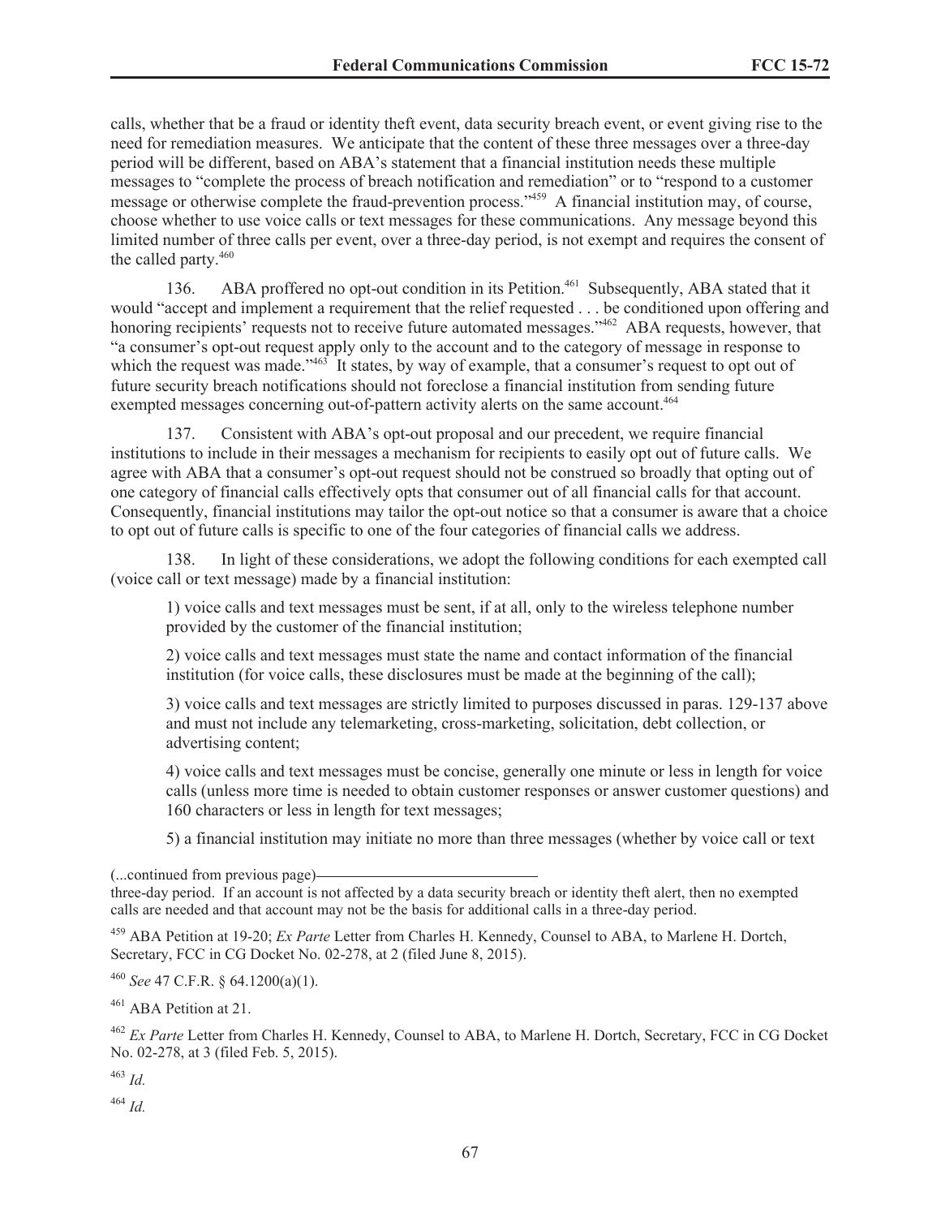calls, whether that be a fraud or identity theft event, data security breach event, or event giving rise to the need for remediation measures. We anticipate that the content of these three messages over a three-day period will be different, based on ABA's statement that a financial institution needs these multiple messages to "complete the process of breach notification and remediation" or to "respond to a customer message or otherwise complete the fraud-prevention process."[459] A financial institution may, of course, choose whether to use voice calls or text messages for these communications. Any message beyond this limited number of three calls per event, over a three-day period, is not exempt and requires the consent of the called party.[460]

136. ABA proffered no opt-out condition in its Petition.[461] Subsequently, ABA stated that it would "accept and implement a requirement that the relief requested . . . be conditioned upon offering and honoring recipients' requests not to receive future automated messages."[462] ABA requests, however, that "a consumer's opt-out request apply only to the account and to the category of message in response to which the request was made."[463] It states, by way of example, that a consumer's request to opt out of future security breach notifications should not foreclose a financial institution from sending future exempted messages concerning out-of-pattern activity alerts on the same account.[464]

137. Consistent with ABA's opt-out proposal and our precedent, we require financial institutions to include in their messages a mechanism for recipients to easily opt out of future calls. We agree with ABA that a consumer's opt-out request should not be construed so broadly that opting out of one category of financial calls effectively opts that consumer out of all financial calls for that account. Consequently, financial institutions may tailor the opt-out notice so that a consumer is aware that a choice to opt out of future calls is specific to one of the four categories of financial calls we address.

138. In light of these considerations, we adopt the following conditions for each exempted call (voice call or text message) made by a financial institution:

1) voice calls and text messages must be sent, if at all, only to the wireless telephone number provided by the customer of the financial institution;

2) voice calls and text messages must state the name and contact information of the financial institution (for voice calls, these disclosures must be made at the beginning of the call);

3) voice calls and text messages are strictly limited to purposes discussed in paras. 129-137 above and must not include any telemarketing, cross-marketing, solicitation, debt collection, or advertising content;

4) voice calls and text messages must be concise, generally one minute or less in length for voice calls (unless more time is needed to obtain customer responses or answer customer questions) and 160 characters or less in length for text messages;

5) a financial institution may initiate no more than three messages (whether by voice call or text

---

(...continued from previous page)
three-day period. If an account is not affected by a data security breach or identity theft alert, then no exempted calls are needed and that account may not be the basis for additional calls in a three-day period.

[459] ABA Petition at 19-20; *Ex Parte* Letter from Charles H. Kennedy, Counsel to ABA, to Marlene H. Dortch, Secretary, FCC in CG Docket No. 02-278, at 2 (filed June 8, 2015).

[460] *See* 47 C.F.R. § 64.1200(a)(1).

[461] ABA Petition at 21.

[462] *Ex Parte* Letter from Charles H. Kennedy, Counsel to ABA, to Marlene H. Dortch, Secretary, FCC in CG Docket No. 02-278, at 3 (filed Feb. 5, 2015).

[463] *Id.*

[464] *Id.*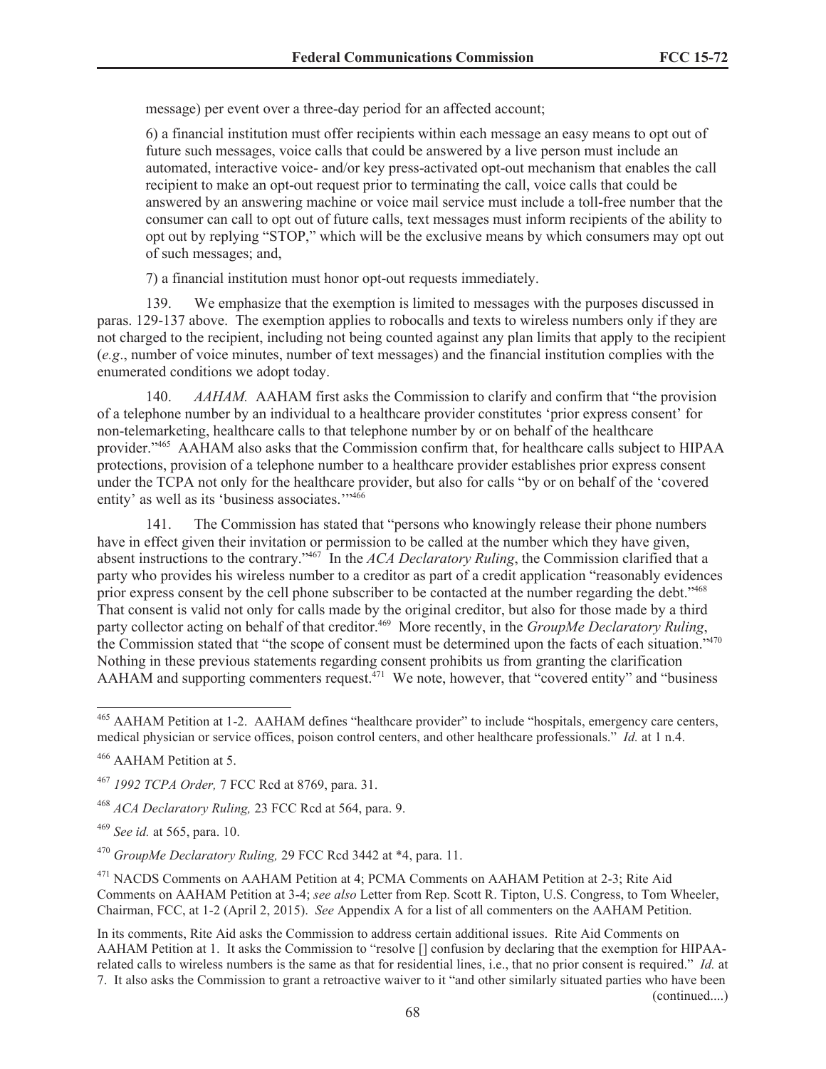message) per event over a three-day period for an affected account;

6) a financial institution must offer recipients within each message an easy means to opt out of future such messages, voice calls that could be answered by a live person must include an automated, interactive voice- and/or key press-activated opt-out mechanism that enables the call recipient to make an opt-out request prior to terminating the call, voice calls that could be answered by an answering machine or voice mail service must include a toll-free number that the consumer can call to opt out of future calls, text messages must inform recipients of the ability to opt out by replying "STOP," which will be the exclusive means by which consumers may opt out of such messages; and,

7) a financial institution must honor opt-out requests immediately.

139. We emphasize that the exemption is limited to messages with the purposes discussed in paras. 129-137 above. The exemption applies to robocalls and texts to wireless numbers only if they are not charged to the recipient, including not being counted against any plan limits that apply to the recipient (*e.g*., number of voice minutes, number of text messages) and the financial institution complies with the enumerated conditions we adopt today.

140. *AAHAM.* AAHAM first asks the Commission to clarify and confirm that "the provision of a telephone number by an individual to a healthcare provider constitutes 'prior express consent' for non-telemarketing, healthcare calls to that telephone number by or on behalf of the healthcare provider."[465] AAHAM also asks that the Commission confirm that, for healthcare calls subject to HIPAA protections, provision of a telephone number to a healthcare provider establishes prior express consent under the TCPA not only for the healthcare provider, but also for calls "by or on behalf of the 'covered entity' as well as its 'business associates.'"[466]

141. The Commission has stated that "persons who knowingly release their phone numbers have in effect given their invitation or permission to be called at the number which they have given, absent instructions to the contrary."[467] In the *ACA Declaratory Ruling*, the Commission clarified that a party who provides his wireless number to a creditor as part of a credit application "reasonably evidences prior express consent by the cell phone subscriber to be contacted at the number regarding the debt."[468] That consent is valid not only for calls made by the original creditor, but also for those made by a third party collector acting on behalf of that creditor.[469] More recently, in the *GroupMe Declaratory Ruling*, the Commission stated that "the scope of consent must be determined upon the facts of each situation."[470] Nothing in these previous statements regarding consent prohibits us from granting the clarification AAHAM and supporting commenters request.[471] We note, however, that "covered entity" and "business

---

[465] AAHAM Petition at 1-2. AAHAM defines "healthcare provider" to include "hospitals, emergency care centers, medical physician or service offices, poison control centers, and other healthcare professionals." *Id.* at 1 n.4.

[466] AAHAM Petition at 5.

[467] *1992 TCPA Order,* 7 FCC Rcd at 8769, para. 31.

[468] *ACA Declaratory Ruling,* 23 FCC Rcd at 564, para. 9.

[469] *See id.* at 565, para. 10.

[470] *GroupMe Declaratory Ruling,* 29 FCC Rcd 3442 at *4, para. 11.

[471] NACDS Comments on AAHAM Petition at 4; PCMA Comments on AAHAM Petition at 2-3; Rite Aid Comments on AAHAM Petition at 3-4; *see also* Letter from Rep. Scott R. Tipton, U.S. Congress, to Tom Wheeler, Chairman, FCC, at 1-2 (April 2, 2015). *See* Appendix A for a list of all commenters on the AAHAM Petition.

In its comments, Rite Aid asks the Commission to address certain additional issues. Rite Aid Comments on AAHAM Petition at 1. It asks the Commission to "resolve [] confusion by declaring that the exemption for HIPAA-related calls to wireless numbers is the same as that for residential lines, i.e., that no prior consent is required." *Id.* at 7. It also asks the Commission to grant a retroactive waiver to it "and other similarly situated parties who have been

(continued....)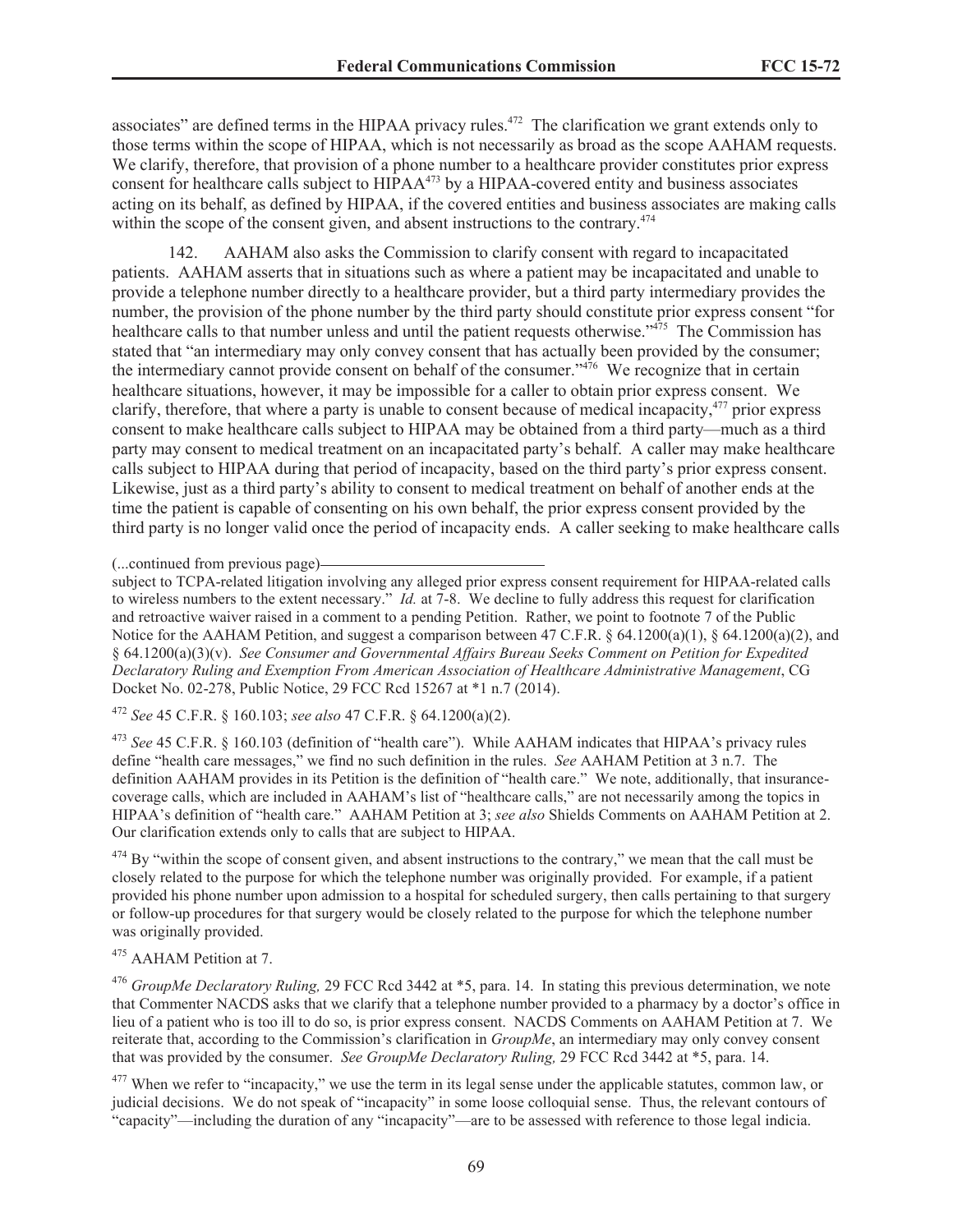associates" are defined terms in the HIPAA privacy rules.[472] The clarification we grant extends only to those terms within the scope of HIPAA, which is not necessarily as broad as the scope AAHAM requests. We clarify, therefore, that provision of a phone number to a healthcare provider constitutes prior express consent for healthcare calls subject to HIPAA[473] by a HIPAA-covered entity and business associates acting on its behalf, as defined by HIPAA, if the covered entities and business associates are making calls within the scope of the consent given, and absent instructions to the contrary.[474]

142. AAHAM also asks the Commission to clarify consent with regard to incapacitated patients. AAHAM asserts that in situations such as where a patient may be incapacitated and unable to provide a telephone number directly to a healthcare provider, but a third party intermediary provides the number, the provision of the phone number by the third party should constitute prior express consent "for healthcare calls to that number unless and until the patient requests otherwise."[475] The Commission has stated that "an intermediary may only convey consent that has actually been provided by the consumer; the intermediary cannot provide consent on behalf of the consumer."[476] We recognize that in certain healthcare situations, however, it may be impossible for a caller to obtain prior express consent. We clarify, therefore, that where a party is unable to consent because of medical incapacity,[477] prior express consent to make healthcare calls subject to HIPAA may be obtained from a third party—much as a third party may consent to medical treatment on an incapacitated party's behalf. A caller may make healthcare calls subject to HIPAA during that period of incapacity, based on the third party's prior express consent. Likewise, just as a third party's ability to consent to medical treatment on behalf of another ends at the time the patient is capable of consenting on his own behalf, the prior express consent provided by the third party is no longer valid once the period of incapacity ends. A caller seeking to make healthcare calls

(...continued from previous page)

subject to TCPA-related litigation involving any alleged prior express consent requirement for HIPAA-related calls to wireless numbers to the extent necessary." *Id.* at 7-8. We decline to fully address this request for clarification and retroactive waiver raised in a comment to a pending Petition. Rather, we point to footnote 7 of the Public Notice for the AAHAM Petition, and suggest a comparison between 47 C.F.R. § 64.1200(a)(1), § 64.1200(a)(2), and § 64.1200(a)(3)(v). *See Consumer and Governmental Affairs Bureau Seeks Comment on Petition for Expedited Declaratory Ruling and Exemption From American Association of Healthcare Administrative Management*, CG Docket No. 02-278, Public Notice, 29 FCC Rcd 15267 at *1 n.7 (2014).

[472] *See* 45 C.F.R. § 160.103; *see also* 47 C.F.R. § 64.1200(a)(2).

[473] *See* 45 C.F.R. § 160.103 (definition of "health care"). While AAHAM indicates that HIPAA's privacy rules define "health care messages," we find no such definition in the rules. *See* AAHAM Petition at 3 n.7. The definition AAHAM provides in its Petition is the definition of "health care." We note, additionally, that insurance-coverage calls, which are included in AAHAM's list of "healthcare calls," are not necessarily among the topics in HIPAA's definition of "health care." AAHAM Petition at 3; *see also* Shields Comments on AAHAM Petition at 2. Our clarification extends only to calls that are subject to HIPAA.

[474] By "within the scope of consent given, and absent instructions to the contrary," we mean that the call must be closely related to the purpose for which the telephone number was originally provided. For example, if a patient provided his phone number upon admission to a hospital for scheduled surgery, then calls pertaining to that surgery or follow-up procedures for that surgery would be closely related to the purpose for which the telephone number was originally provided.

[475] AAHAM Petition at 7.

[476] *GroupMe Declaratory Ruling,* 29 FCC Rcd 3442 at *5, para. 14. In stating this previous determination, we note that Commenter NACDS asks that we clarify that a telephone number provided to a pharmacy by a doctor's office in lieu of a patient who is too ill to do so, is prior express consent. NACDS Comments on AAHAM Petition at 7. We reiterate that, according to the Commission's clarification in *GroupMe*, an intermediary may only convey consent that was provided by the consumer. *See GroupMe Declaratory Ruling,* 29 FCC Rcd 3442 at *5, para. 14.

[477] When we refer to "incapacity," we use the term in its legal sense under the applicable statutes, common law, or judicial decisions. We do not speak of "incapacity" in some loose colloquial sense. Thus, the relevant contours of "capacity"—including the duration of any "incapacity"—are to be assessed with reference to those legal indicia.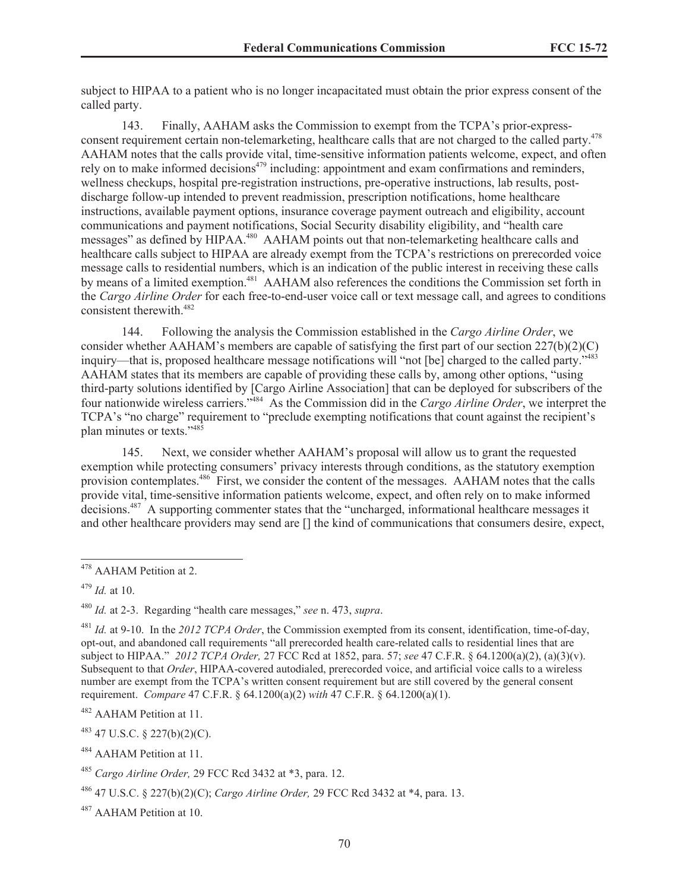subject to HIPAA to a patient who is no longer incapacitated must obtain the prior express consent of the called party.

143. Finally, AAHAM asks the Commission to exempt from the TCPA's prior-express-consent requirement certain non-telemarketing, healthcare calls that are not charged to the called party.[478] AAHAM notes that the calls provide vital, time-sensitive information patients welcome, expect, and often rely on to make informed decisions[479] including: appointment and exam confirmations and reminders, wellness checkups, hospital pre-registration instructions, pre-operative instructions, lab results, post-discharge follow-up intended to prevent readmission, prescription notifications, home healthcare instructions, available payment options, insurance coverage payment outreach and eligibility, account communications and payment notifications, Social Security disability eligibility, and "health care messages" as defined by HIPAA.[480] AAHAM points out that non-telemarketing healthcare calls and healthcare calls subject to HIPAA are already exempt from the TCPA's restrictions on prerecorded voice message calls to residential numbers, which is an indication of the public interest in receiving these calls by means of a limited exemption.[481] AAHAM also references the conditions the Commission set forth in the *Cargo Airline Order* for each free-to-end-user voice call or text message call, and agrees to conditions consistent therewith.[482]

144. Following the analysis the Commission established in the *Cargo Airline Order*, we consider whether AAHAM's members are capable of satisfying the first part of our section 227(b)(2)(C) inquiry—that is, proposed healthcare message notifications will "not [be] charged to the called party."[483] AAHAM states that its members are capable of providing these calls by, among other options, "using third-party solutions identified by [Cargo Airline Association] that can be deployed for subscribers of the four nationwide wireless carriers."[484] As the Commission did in the *Cargo Airline Order*, we interpret the TCPA's "no charge" requirement to "preclude exempting notifications that count against the recipient's plan minutes or texts."[485]

145. Next, we consider whether AAHAM's proposal will allow us to grant the requested exemption while protecting consumers' privacy interests through conditions, as the statutory exemption provision contemplates.[486] First, we consider the content of the messages. AAHAM notes that the calls provide vital, time-sensitive information patients welcome, expect, and often rely on to make informed decisions.[487] A supporting commenter states that the "uncharged, informational healthcare messages it and other healthcare providers may send are [] the kind of communications that consumers desire, expect,

---

[478] AAHAM Petition at 2.

[479] *Id.* at 10.

[480] *Id.* at 2-3. Regarding "health care messages," *see* n. 473, *supra*.

[481] *Id.* at 9-10. In the *2012 TCPA Order*, the Commission exempted from its consent, identification, time-of-day, opt-out, and abandoned call requirements "all prerecorded health care-related calls to residential lines that are subject to HIPAA." *2012 TCPA Order,* 27 FCC Rcd at 1852, para. 57; *see* 47 C.F.R. § 64.1200(a)(2), (a)(3)(v). Subsequent to that *Order*, HIPAA-covered autodialed, prerecorded voice, and artificial voice calls to a wireless number are exempt from the TCPA's written consent requirement but are still covered by the general consent requirement. *Compare* 47 C.F.R. § 64.1200(a)(2) *with* 47 C.F.R. § 64.1200(a)(1).

[482] AAHAM Petition at 11.

[483] 47 U.S.C. § 227(b)(2)(C).

[484] AAHAM Petition at 11.

[485] *Cargo Airline Order,* 29 FCC Rcd 3432 at *3, para. 12.

[486] 47 U.S.C. § 227(b)(2)(C); *Cargo Airline Order,* 29 FCC Rcd 3432 at *4, para. 13.

[487] AAHAM Petition at 10.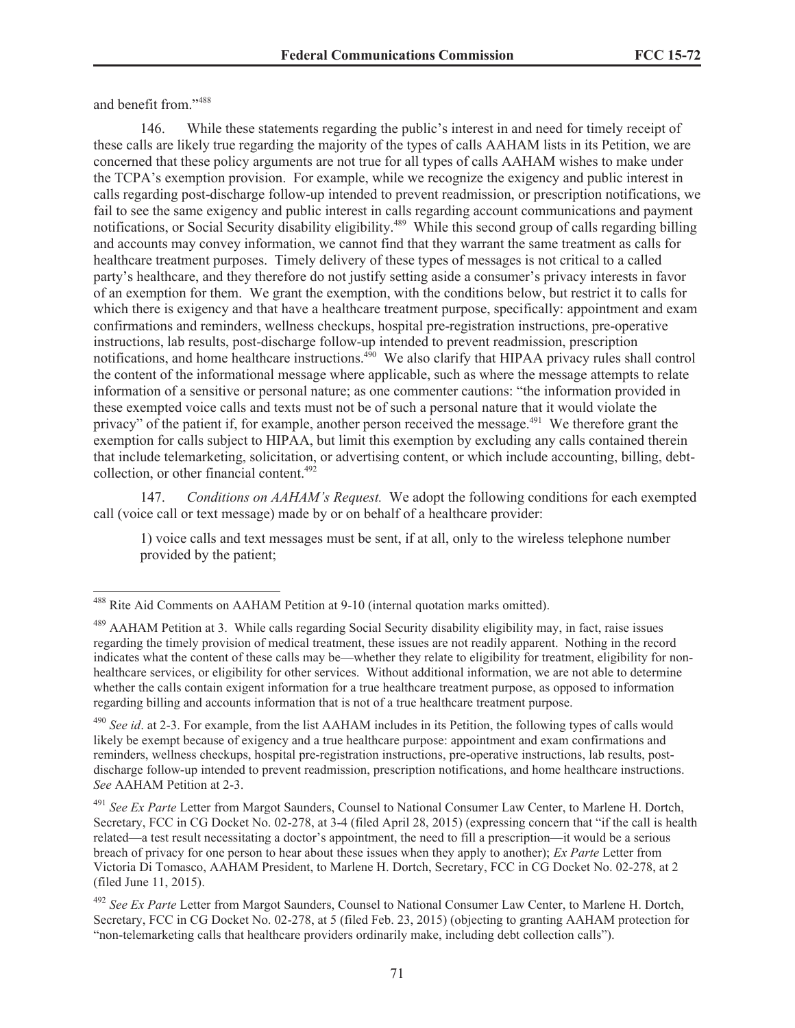and benefit from."[488]

146. While these statements regarding the public's interest in and need for timely receipt of these calls are likely true regarding the majority of the types of calls AAHAM lists in its Petition, we are concerned that these policy arguments are not true for all types of calls AAHAM wishes to make under the TCPA's exemption provision. For example, while we recognize the exigency and public interest in calls regarding post-discharge follow-up intended to prevent readmission, or prescription notifications, we fail to see the same exigency and public interest in calls regarding account communications and payment notifications, or Social Security disability eligibility.[489] While this second group of calls regarding billing and accounts may convey information, we cannot find that they warrant the same treatment as calls for healthcare treatment purposes. Timely delivery of these types of messages is not critical to a called party's healthcare, and they therefore do not justify setting aside a consumer's privacy interests in favor of an exemption for them. We grant the exemption, with the conditions below, but restrict it to calls for which there is exigency and that have a healthcare treatment purpose, specifically: appointment and exam confirmations and reminders, wellness checkups, hospital pre-registration instructions, pre-operative instructions, lab results, post-discharge follow-up intended to prevent readmission, prescription notifications, and home healthcare instructions.[490] We also clarify that HIPAA privacy rules shall control the content of the informational message where applicable, such as where the message attempts to relate information of a sensitive or personal nature; as one commenter cautions: "the information provided in these exempted voice calls and texts must not be of such a personal nature that it would violate the privacy" of the patient if, for example, another person received the message.[491] We therefore grant the exemption for calls subject to HIPAA, but limit this exemption by excluding any calls contained therein that include telemarketing, solicitation, or advertising content, or which include accounting, billing, debt-collection, or other financial content.[492]

147. *Conditions on AAHAM's Request.* We adopt the following conditions for each exempted call (voice call or text message) made by or on behalf of a healthcare provider:

1) voice calls and text messages must be sent, if at all, only to the wireless telephone number provided by the patient;

---

[488] Rite Aid Comments on AAHAM Petition at 9-10 (internal quotation marks omitted).

[489] AAHAM Petition at 3. While calls regarding Social Security disability eligibility may, in fact, raise issues regarding the timely provision of medical treatment, these issues are not readily apparent. Nothing in the record indicates what the content of these calls may be—whether they relate to eligibility for treatment, eligibility for non-healthcare services, or eligibility for other services. Without additional information, we are not able to determine whether the calls contain exigent information for a true healthcare treatment purpose, as opposed to information regarding billing and accounts information that is not of a true healthcare treatment purpose.

[490] *See id*. at 2-3. For example, from the list AAHAM includes in its Petition, the following types of calls would likely be exempt because of exigency and a true healthcare purpose: appointment and exam confirmations and reminders, wellness checkups, hospital pre-registration instructions, pre-operative instructions, lab results, post-discharge follow-up intended to prevent readmission, prescription notifications, and home healthcare instructions. *See* AAHAM Petition at 2-3.

[491] *See Ex Parte* Letter from Margot Saunders, Counsel to National Consumer Law Center, to Marlene H. Dortch, Secretary, FCC in CG Docket No. 02-278, at 3-4 (filed April 28, 2015) (expressing concern that "if the call is health related—a test result necessitating a doctor's appointment, the need to fill a prescription—it would be a serious breach of privacy for one person to hear about these issues when they apply to another); *Ex Parte* Letter from Victoria Di Tomasco, AAHAM President, to Marlene H. Dortch, Secretary, FCC in CG Docket No. 02-278, at 2 (filed June 11, 2015).

[492] *See Ex Parte* Letter from Margot Saunders, Counsel to National Consumer Law Center, to Marlene H. Dortch, Secretary, FCC in CG Docket No. 02-278, at 5 (filed Feb. 23, 2015) (objecting to granting AAHAM protection for "non-telemarketing calls that healthcare providers ordinarily make, including debt collection calls").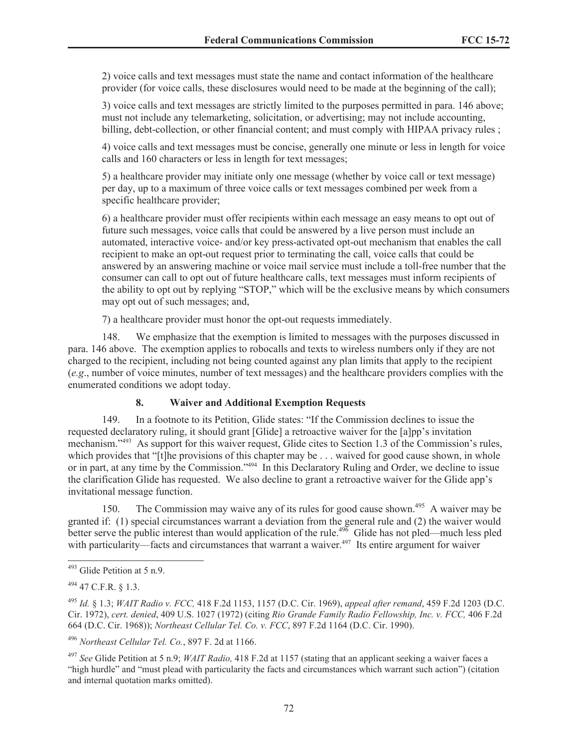2) voice calls and text messages must state the name and contact information of the healthcare provider (for voice calls, these disclosures would need to be made at the beginning of the call);

3) voice calls and text messages are strictly limited to the purposes permitted in para. 146 above; must not include any telemarketing, solicitation, or advertising; may not include accounting, billing, debt-collection, or other financial content; and must comply with HIPAA privacy rules ;

4) voice calls and text messages must be concise, generally one minute or less in length for voice calls and 160 characters or less in length for text messages;

5) a healthcare provider may initiate only one message (whether by voice call or text message) per day, up to a maximum of three voice calls or text messages combined per week from a specific healthcare provider;

6) a healthcare provider must offer recipients within each message an easy means to opt out of future such messages, voice calls that could be answered by a live person must include an automated, interactive voice- and/or key press-activated opt-out mechanism that enables the call recipient to make an opt-out request prior to terminating the call, voice calls that could be answered by an answering machine or voice mail service must include a toll-free number that the consumer can call to opt out of future healthcare calls, text messages must inform recipients of the ability to opt out by replying "STOP," which will be the exclusive means by which consumers may opt out of such messages; and,

7) a healthcare provider must honor the opt-out requests immediately.

148. We emphasize that the exemption is limited to messages with the purposes discussed in para. 146 above. The exemption applies to robocalls and texts to wireless numbers only if they are not charged to the recipient, including not being counted against any plan limits that apply to the recipient (*e.g*., number of voice minutes, number of text messages) and the healthcare providers complies with the enumerated conditions we adopt today.

### 8. Waiver and Additional Exemption Requests

149. In a footnote to its Petition, Glide states: "If the Commission declines to issue the requested declaratory ruling, it should grant [Glide] a retroactive waiver for the [a]pp's invitation mechanism."[493] As support for this waiver request, Glide cites to Section 1.3 of the Commission's rules, which provides that "[t]he provisions of this chapter may be . . . waived for good cause shown, in whole or in part, at any time by the Commission."[494] In this Declaratory Ruling and Order, we decline to issue the clarification Glide has requested. We also decline to grant a retroactive waiver for the Glide app's invitational message function.

150. The Commission may waive any of its rules for good cause shown.[495] A waiver may be granted if: (1) special circumstances warrant a deviation from the general rule and (2) the waiver would better serve the public interest than would application of the rule.[496] Glide has not pled—much less pled with particularity—facts and circumstances that warrant a waiver.[497] Its entire argument for waiver

---

[493] Glide Petition at 5 n.9.

[494] 47 C.F.R. § 1.3.

[495] *Id.* § 1.3; *WAIT Radio v. FCC,* 418 F.2d 1153, 1157 (D.C. Cir. 1969), *appeal after remand*, 459 F.2d 1203 (D.C. Cir. 1972), *cert. denied*, 409 U.S. 1027 (1972) (citing *Rio Grande Family Radio Fellowship, Inc. v. FCC,* 406 F.2d 664 (D.C. Cir. 1968)); *Northeast Cellular Tel. Co. v. FCC*, 897 F.2d 1164 (D.C. Cir. 1990).

[496] *Northeast Cellular Tel. Co.*, 897 F. 2d at 1166.

[497] *See* Glide Petition at 5 n.9; *WAIT Radio,* 418 F.2d at 1157 (stating that an applicant seeking a waiver faces a "high hurdle" and "must plead with particularity the facts and circumstances which warrant such action") (citation and internal quotation marks omitted).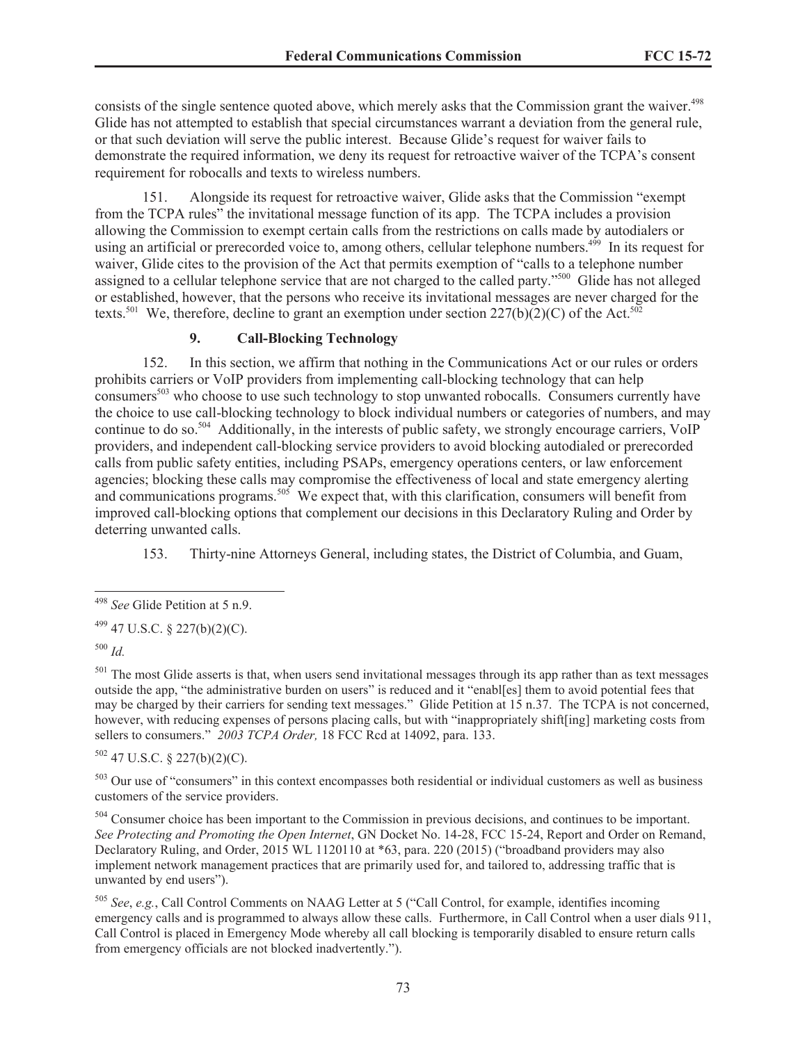consists of the single sentence quoted above, which merely asks that the Commission grant the waiver.[498] Glide has not attempted to establish that special circumstances warrant a deviation from the general rule, or that such deviation will serve the public interest. Because Glide's request for waiver fails to demonstrate the required information, we deny its request for retroactive waiver of the TCPA's consent requirement for robocalls and texts to wireless numbers.

151. Alongside its request for retroactive waiver, Glide asks that the Commission "exempt from the TCPA rules" the invitational message function of its app. The TCPA includes a provision allowing the Commission to exempt certain calls from the restrictions on calls made by autodialers or using an artificial or prerecorded voice to, among others, cellular telephone numbers.[499] In its request for waiver, Glide cites to the provision of the Act that permits exemption of "calls to a telephone number assigned to a cellular telephone service that are not charged to the called party."[500] Glide has not alleged or established, however, that the persons who receive its invitational messages are never charged for the texts.[501] We, therefore, decline to grant an exemption under section 227(b)(2)(C) of the Act.[502]

### 9. Call-Blocking Technology

152. In this section, we affirm that nothing in the Communications Act or our rules or orders prohibits carriers or VoIP providers from implementing call-blocking technology that can help consumers[503] who choose to use such technology to stop unwanted robocalls. Consumers currently have the choice to use call-blocking technology to block individual numbers or categories of numbers, and may continue to do so.[504] Additionally, in the interests of public safety, we strongly encourage carriers, VoIP providers, and independent call-blocking service providers to avoid blocking autodialed or prerecorded calls from public safety entities, including PSAPs, emergency operations centers, or law enforcement agencies; blocking these calls may compromise the effectiveness of local and state emergency alerting and communications programs.[505] We expect that, with this clarification, consumers will benefit from improved call-blocking options that complement our decisions in this Declaratory Ruling and Order by deterring unwanted calls.

153. Thirty-nine Attorneys General, including states, the District of Columbia, and Guam,

---

[498] *See* Glide Petition at 5 n.9.

[499] 47 U.S.C. § 227(b)(2)(C).

[500] *Id.*

[501] The most Glide asserts is that, when users send invitational messages through its app rather than as text messages outside the app, "the administrative burden on users" is reduced and it "enabl[es] them to avoid potential fees that may be charged by their carriers for sending text messages." Glide Petition at 15 n.37. The TCPA is not concerned, however, with reducing expenses of persons placing calls, but with "inappropriately shift[ing] marketing costs from sellers to consumers." *2003 TCPA Order,* 18 FCC Rcd at 14092, para. 133.

[502] 47 U.S.C. § 227(b)(2)(C).

[503] Our use of "consumers" in this context encompasses both residential or individual customers as well as business customers of the service providers.

[504] Consumer choice has been important to the Commission in previous decisions, and continues to be important. *See Protecting and Promoting the Open Internet*, GN Docket No. 14-28, FCC 15-24, Report and Order on Remand, Declaratory Ruling, and Order, 2015 WL 1120110 at *63, para. 220 (2015) ("broadband providers may also implement network management practices that are primarily used for, and tailored to, addressing traffic that is unwanted by end users").

[505] *See*, *e.g.*, Call Control Comments on NAAG Letter at 5 ("Call Control, for example, identifies incoming emergency calls and is programmed to always allow these calls. Furthermore, in Call Control when a user dials 911, Call Control is placed in Emergency Mode whereby all call blocking is temporarily disabled to ensure return calls from emergency officials are not blocked inadvertently.").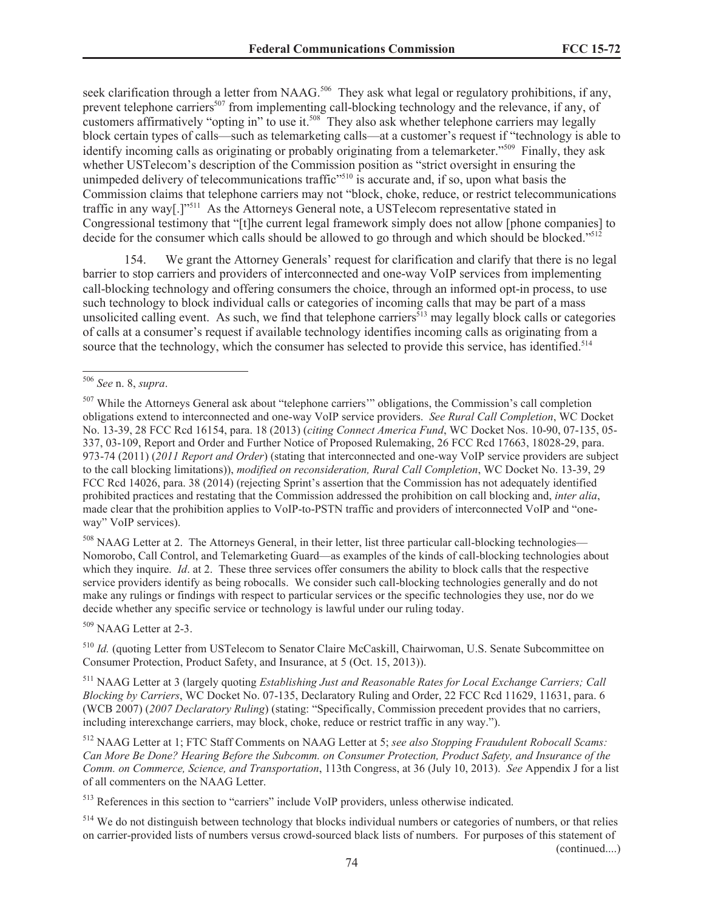seek clarification through a letter from NAAG.[506] They ask what legal or regulatory prohibitions, if any, prevent telephone carriers[507] from implementing call-blocking technology and the relevance, if any, of customers affirmatively "opting in" to use it.[508] They also ask whether telephone carriers may legally block certain types of calls—such as telemarketing calls—at a customer's request if "technology is able to identify incoming calls as originating or probably originating from a telemarketer."[509] Finally, they ask whether USTelecom's description of the Commission position as "strict oversight in ensuring the unimpeded delivery of telecommunications traffic"[510] is accurate and, if so, upon what basis the Commission claims that telephone carriers may not "block, choke, reduce, or restrict telecommunications traffic in any way[.]"[511] As the Attorneys General note, a USTelecom representative stated in Congressional testimony that "[t]he current legal framework simply does not allow [phone companies] to decide for the consumer which calls should be allowed to go through and which should be blocked."[512]

154. We grant the Attorney Generals' request for clarification and clarify that there is no legal barrier to stop carriers and providers of interconnected and one-way VoIP services from implementing call-blocking technology and offering consumers the choice, through an informed opt-in process, to use such technology to block individual calls or categories of incoming calls that may be part of a mass unsolicited calling event. As such, we find that telephone carriers[513] may legally block calls or categories of calls at a consumer's request if available technology identifies incoming calls as originating from a source that the technology, which the consumer has selected to provide this service, has identified.[514]

---

[506] *See* n. 8, *supra*.

[507] While the Attorneys General ask about "telephone carriers'" obligations, the Commission's call completion obligations extend to interconnected and one-way VoIP service providers. *See Rural Call Completion*, WC Docket No. 13-39, 28 FCC Rcd 16154, para. 18 (2013) (*citing Connect America Fund*, WC Docket Nos. 10-90, 07-135, 05-337, 03-109, Report and Order and Further Notice of Proposed Rulemaking, 26 FCC Rcd 17663, 18028-29, para. 973-74 (2011) (*2011 Report and Order*) (stating that interconnected and one-way VoIP service providers are subject to the call blocking limitations)), *modified on reconsideration, Rural Call Completion*, WC Docket No. 13-39, 29 FCC Rcd 14026, para. 38 (2014) (rejecting Sprint's assertion that the Commission has not adequately identified prohibited practices and restating that the Commission addressed the prohibition on call blocking and, *inter alia*, made clear that the prohibition applies to VoIP-to-PSTN traffic and providers of interconnected VoIP and "one-way" VoIP services).

[508] NAAG Letter at 2. The Attorneys General, in their letter, list three particular call-blocking technologies—Nomorobo, Call Control, and Telemarketing Guard—as examples of the kinds of call-blocking technologies about which they inquire. *Id*. at 2. These three services offer consumers the ability to block calls that the respective service providers identify as being robocalls. We consider such call-blocking technologies generally and do not make any rulings or findings with respect to particular services or the specific technologies they use, nor do we decide whether any specific service or technology is lawful under our ruling today.

[509] NAAG Letter at 2-3.

[510] *Id.* (quoting Letter from USTelecom to Senator Claire McCaskill, Chairwoman, U.S. Senate Subcommittee on Consumer Protection, Product Safety, and Insurance, at 5 (Oct. 15, 2013)).

[511] NAAG Letter at 3 (largely quoting *Establishing Just and Reasonable Rates for Local Exchange Carriers; Call Blocking by Carriers*, WC Docket No. 07-135, Declaratory Ruling and Order, 22 FCC Rcd 11629, 11631, para. 6 (WCB 2007) (*2007 Declaratory Ruling*) (stating: "Specifically, Commission precedent provides that no carriers, including interexchange carriers, may block, choke, reduce or restrict traffic in any way.").

[512] NAAG Letter at 1; FTC Staff Comments on NAAG Letter at 5; *see also Stopping Fraudulent Robocall Scams: Can More Be Done? Hearing Before the Subcomm. on Consumer Protection, Product Safety, and Insurance of the Comm. on Commerce, Science, and Transportation*, 113th Congress, at 36 (July 10, 2013). *See* Appendix J for a list of all commenters on the NAAG Letter.

[513] References in this section to "carriers" include VoIP providers, unless otherwise indicated.

[514] We do not distinguish between technology that blocks individual numbers or categories of numbers, or that relies on carrier-provided lists of numbers versus crowd-sourced black lists of numbers. For purposes of this statement of

(continued....)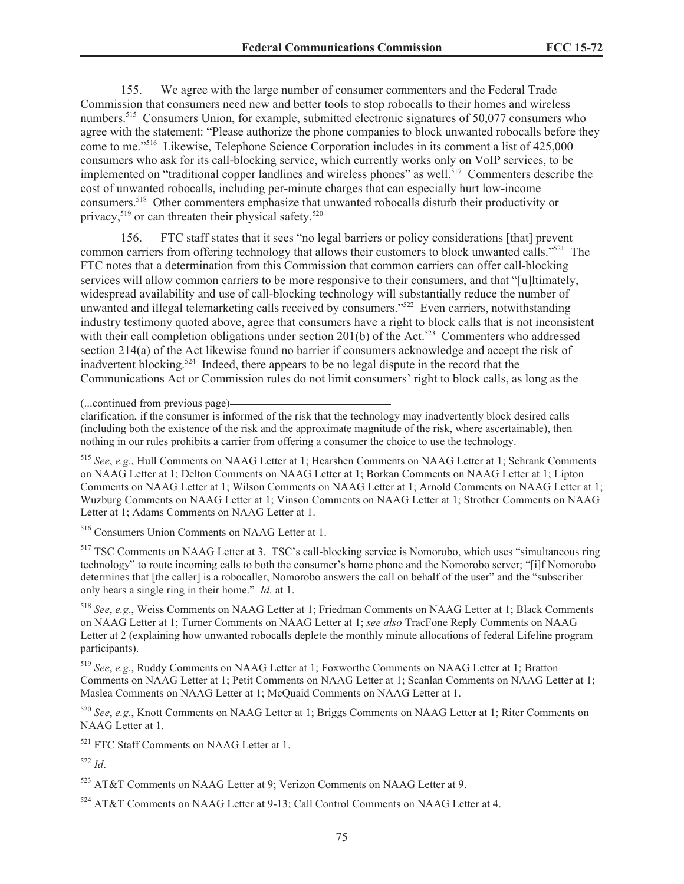155. We agree with the large number of consumer commenters and the Federal Trade Commission that consumers need new and better tools to stop robocalls to their homes and wireless numbers.[515] Consumers Union, for example, submitted electronic signatures of 50,077 consumers who agree with the statement: "Please authorize the phone companies to block unwanted robocalls before they come to me."[516] Likewise, Telephone Science Corporation includes in its comment a list of 425,000 consumers who ask for its call-blocking service, which currently works only on VoIP services, to be implemented on "traditional copper landlines and wireless phones" as well.[517] Commenters describe the cost of unwanted robocalls, including per-minute charges that can especially hurt low-income consumers.[518] Other commenters emphasize that unwanted robocalls disturb their productivity or privacy,[519] or can threaten their physical safety.[520]

156. FTC staff states that it sees "no legal barriers or policy considerations [that] prevent common carriers from offering technology that allows their customers to block unwanted calls."[521] The FTC notes that a determination from this Commission that common carriers can offer call-blocking services will allow common carriers to be more responsive to their consumers, and that "[u]ltimately, widespread availability and use of call-blocking technology will substantially reduce the number of unwanted and illegal telemarketing calls received by consumers."[522] Even carriers, notwithstanding industry testimony quoted above, agree that consumers have a right to block calls that is not inconsistent with their call completion obligations under section 201(b) of the Act.[523] Commenters who addressed section 214(a) of the Act likewise found no barrier if consumers acknowledge and accept the risk of inadvertent blocking.[524] Indeed, there appears to be no legal dispute in the record that the Communications Act or Commission rules do not limit consumers' right to block calls, as long as the

(...continued from previous page)

clarification, if the consumer is informed of the risk that the technology may inadvertently block desired calls (including both the existence of the risk and the approximate magnitude of the risk, where ascertainable), then nothing in our rules prohibits a carrier from offering a consumer the choice to use the technology.

[515] *See*, *e.g*., Hull Comments on NAAG Letter at 1; Hearshen Comments on NAAG Letter at 1; Schrank Comments on NAAG Letter at 1; Delton Comments on NAAG Letter at 1; Borkan Comments on NAAG Letter at 1; Lipton Comments on NAAG Letter at 1; Wilson Comments on NAAG Letter at 1; Arnold Comments on NAAG Letter at 1; Wuzburg Comments on NAAG Letter at 1; Vinson Comments on NAAG Letter at 1; Strother Comments on NAAG Letter at 1; Adams Comments on NAAG Letter at 1.

[516] Consumers Union Comments on NAAG Letter at 1.

[517] TSC Comments on NAAG Letter at 3. TSC's call-blocking service is Nomorobo, which uses "simultaneous ring technology" to route incoming calls to both the consumer's home phone and the Nomorobo server; "[i]f Nomorobo determines that [the caller] is a robocaller, Nomorobo answers the call on behalf of the user" and the "subscriber only hears a single ring in their home." *Id.* at 1.

[518] *See*, *e.g*., Weiss Comments on NAAG Letter at 1; Friedman Comments on NAAG Letter at 1; Black Comments on NAAG Letter at 1; Turner Comments on NAAG Letter at 1; *see also* TracFone Reply Comments on NAAG Letter at 2 (explaining how unwanted robocalls deplete the monthly minute allocations of federal Lifeline program participants).

[519] *See*, *e.g*., Ruddy Comments on NAAG Letter at 1; Foxworthe Comments on NAAG Letter at 1; Bratton Comments on NAAG Letter at 1; Petit Comments on NAAG Letter at 1; Scanlan Comments on NAAG Letter at 1; Maslea Comments on NAAG Letter at 1; McQuaid Comments on NAAG Letter at 1.

[520] *See*, *e.g*., Knott Comments on NAAG Letter at 1; Briggs Comments on NAAG Letter at 1; Riter Comments on NAAG Letter at 1.

[521] FTC Staff Comments on NAAG Letter at 1.

[522] *Id*.

[523] AT&T Comments on NAAG Letter at 9; Verizon Comments on NAAG Letter at 9.

[524] AT&T Comments on NAAG Letter at 9-13; Call Control Comments on NAAG Letter at 4.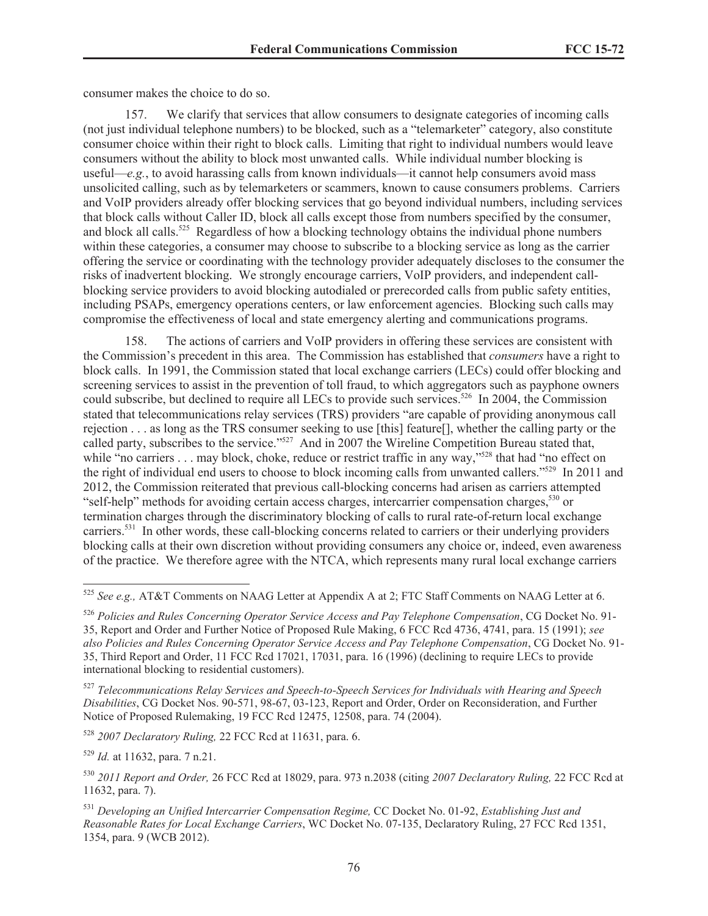consumer makes the choice to do so.

157. We clarify that services that allow consumers to designate categories of incoming calls (not just individual telephone numbers) to be blocked, such as a "telemarketer" category, also constitute consumer choice within their right to block calls. Limiting that right to individual numbers would leave consumers without the ability to block most unwanted calls. While individual number blocking is useful—*e.g.*, to avoid harassing calls from known individuals—it cannot help consumers avoid mass unsolicited calling, such as by telemarketers or scammers, known to cause consumers problems. Carriers and VoIP providers already offer blocking services that go beyond individual numbers, including services that block calls without Caller ID, block all calls except those from numbers specified by the consumer, and block all calls.[525] Regardless of how a blocking technology obtains the individual phone numbers within these categories, a consumer may choose to subscribe to a blocking service as long as the carrier offering the service or coordinating with the technology provider adequately discloses to the consumer the risks of inadvertent blocking. We strongly encourage carriers, VoIP providers, and independent call-blocking service providers to avoid blocking autodialed or prerecorded calls from public safety entities, including PSAPs, emergency operations centers, or law enforcement agencies. Blocking such calls may compromise the effectiveness of local and state emergency alerting and communications programs.

158. The actions of carriers and VoIP providers in offering these services are consistent with the Commission's precedent in this area. The Commission has established that *consumers* have a right to block calls. In 1991, the Commission stated that local exchange carriers (LECs) could offer blocking and screening services to assist in the prevention of toll fraud, to which aggregators such as payphone owners could subscribe, but declined to require all LECs to provide such services.[526] In 2004, the Commission stated that telecommunications relay services (TRS) providers "are capable of providing anonymous call rejection . . . as long as the TRS consumer seeking to use [this] feature[], whether the calling party or the called party, subscribes to the service."[527] And in 2007 the Wireline Competition Bureau stated that, while "no carriers . . . may block, choke, reduce or restrict traffic in any way,"[528] that had "no effect on the right of individual end users to choose to block incoming calls from unwanted callers."[529] In 2011 and 2012, the Commission reiterated that previous call-blocking concerns had arisen as carriers attempted "self-help" methods for avoiding certain access charges, intercarrier compensation charges,[530] or termination charges through the discriminatory blocking of calls to rural rate-of-return local exchange carriers.[531] In other words, these call-blocking concerns related to carriers or their underlying providers blocking calls at their own discretion without providing consumers any choice or, indeed, even awareness of the practice. We therefore agree with the NTCA, which represents many rural local exchange carriers

---

[525] *See e.g.,* AT&T Comments on NAAG Letter at Appendix A at 2; FTC Staff Comments on NAAG Letter at 6.

[526] *Policies and Rules Concerning Operator Service Access and Pay Telephone Compensation*, CG Docket No. 91-35, Report and Order and Further Notice of Proposed Rule Making, 6 FCC Rcd 4736, 4741, para. 15 (1991); *see also Policies and Rules Concerning Operator Service Access and Pay Telephone Compensation*, CG Docket No. 91-35, Third Report and Order, 11 FCC Rcd 17021, 17031, para. 16 (1996) (declining to require LECs to provide international blocking to residential customers).

[527] *Telecommunications Relay Services and Speech-to-Speech Services for Individuals with Hearing and Speech Disabilities*, CG Docket Nos. 90-571, 98-67, 03-123, Report and Order, Order on Reconsideration, and Further Notice of Proposed Rulemaking, 19 FCC Rcd 12475, 12508, para. 74 (2004).

[528] *2007 Declaratory Ruling,* 22 FCC Rcd at 11631, para. 6.

[529] *Id.* at 11632, para. 7 n.21.

[530] *2011 Report and Order,* 26 FCC Rcd at 18029, para. 973 n.2038 (citing *2007 Declaratory Ruling,* 22 FCC Rcd at 11632, para. 7).

[531] *Developing an Unified Intercarrier Compensation Regime,* CC Docket No. 01-92, *Establishing Just and Reasonable Rates for Local Exchange Carriers*, WC Docket No. 07-135, Declaratory Ruling, 27 FCC Rcd 1351, 1354, para. 9 (WCB 2012).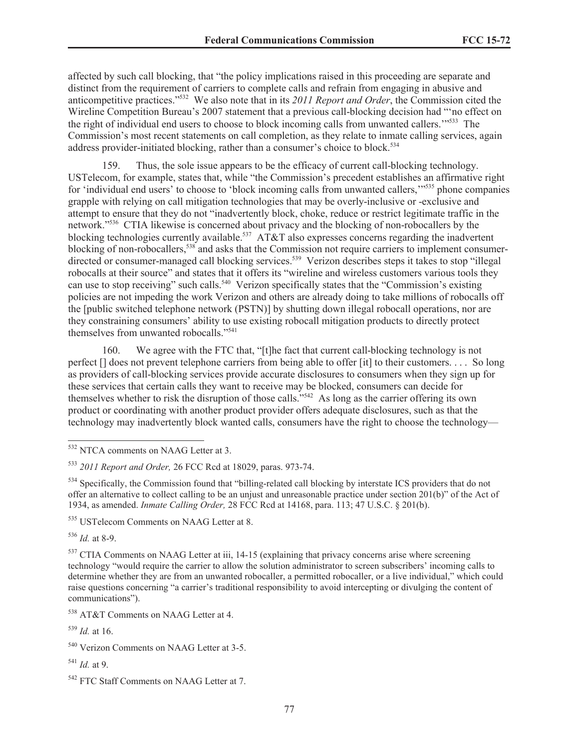affected by such call blocking, that "the policy implications raised in this proceeding are separate and distinct from the requirement of carriers to complete calls and refrain from engaging in abusive and anticompetitive practices."[532] We also note that in its *2011 Report and Order*, the Commission cited the Wireline Competition Bureau's 2007 statement that a previous call-blocking decision had "'no effect on the right of individual end users to choose to block incoming calls from unwanted callers.'"[533] The Commission's most recent statements on call completion, as they relate to inmate calling services, again address provider-initiated blocking, rather than a consumer's choice to block.[534]

159. Thus, the sole issue appears to be the efficacy of current call-blocking technology. USTelecom, for example, states that, while "the Commission's precedent establishes an affirmative right for 'individual end users' to choose to 'block incoming calls from unwanted callers,'"[535] phone companies grapple with relying on call mitigation technologies that may be overly-inclusive or -exclusive and attempt to ensure that they do not "inadvertently block, choke, reduce or restrict legitimate traffic in the network."[536] CTIA likewise is concerned about privacy and the blocking of non-robocallers by the blocking technologies currently available.[537] AT&T also expresses concerns regarding the inadvertent blocking of non-robocallers,[538] and asks that the Commission not require carriers to implement consumer-directed or consumer-managed call blocking services.[539] Verizon describes steps it takes to stop "illegal robocalls at their source" and states that it offers its "wireline and wireless customers various tools they can use to stop receiving" such calls.[540] Verizon specifically states that the "Commission's existing policies are not impeding the work Verizon and others are already doing to take millions of robocalls off the [public switched telephone network (PSTN)] by shutting down illegal robocall operations, nor are they constraining consumers' ability to use existing robocall mitigation products to directly protect themselves from unwanted robocalls."[541]

160. We agree with the FTC that, "[t]he fact that current call-blocking technology is not perfect [] does not prevent telephone carriers from being able to offer [it] to their customers. . . . So long as providers of call-blocking services provide accurate disclosures to consumers when they sign up for these services that certain calls they want to receive may be blocked, consumers can decide for themselves whether to risk the disruption of those calls."[542] As long as the carrier offering its own product or coordinating with another product provider offers adequate disclosures, such as that the technology may inadvertently block wanted calls, consumers have the right to choose the technology—

[532] NTCA comments on NAAG Letter at 3.

[533] *2011 Report and Order,* 26 FCC Rcd at 18029, paras. 973-74.

[534] Specifically, the Commission found that "billing-related call blocking by interstate ICS providers that do not offer an alternative to collect calling to be an unjust and unreasonable practice under section 201(b)" of the Act of 1934, as amended. *Inmate Calling Order,* 28 FCC Rcd at 14168, para. 113; 47 U.S.C. § 201(b).

[535] USTelecom Comments on NAAG Letter at 8.

[536] *Id.* at 8-9.

[537] CTIA Comments on NAAG Letter at iii, 14-15 (explaining that privacy concerns arise where screening technology "would require the carrier to allow the solution administrator to screen subscribers' incoming calls to determine whether they are from an unwanted robocaller, a permitted robocaller, or a live individual," which could raise questions concerning "a carrier's traditional responsibility to avoid intercepting or divulging the content of communications").

[538] AT&T Comments on NAAG Letter at 4.

[539] *Id.* at 16.

[540] Verizon Comments on NAAG Letter at 3-5.

[541] *Id.* at 9.

[542] FTC Staff Comments on NAAG Letter at 7.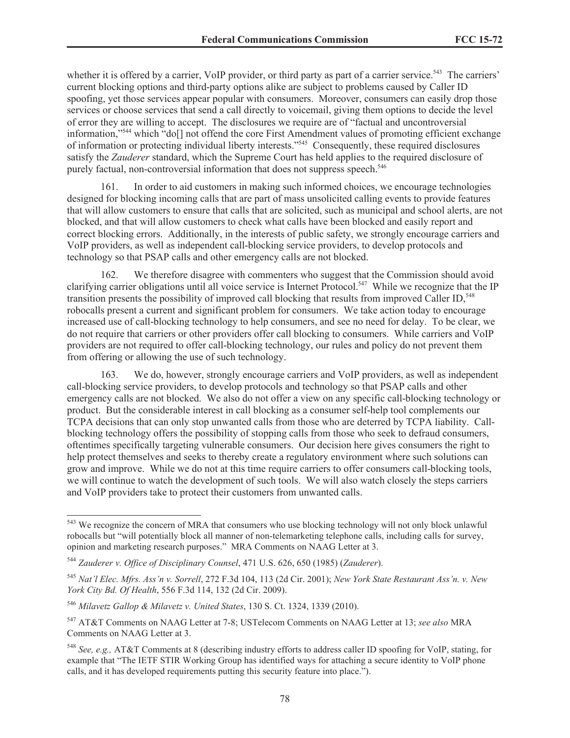whether it is offered by a carrier, VoIP provider, or third party as part of a carrier service.[543] The carriers' current blocking options and third-party options alike are subject to problems caused by Caller ID spoofing, yet those services appear popular with consumers. Moreover, consumers can easily drop those services or choose services that send a call directly to voicemail, giving them options to decide the level of error they are willing to accept. The disclosures we require are of "factual and uncontroversial information,"[544] which "do[] not offend the core First Amendment values of promoting efficient exchange of information or protecting individual liberty interests."[545] Consequently, these required disclosures satisfy the *Zauderer* standard, which the Supreme Court has held applies to the required disclosure of purely factual, non-controversial information that does not suppress speech.[546]

161. In order to aid customers in making such informed choices, we encourage technologies designed for blocking incoming calls that are part of mass unsolicited calling events to provide features that will allow customers to ensure that calls that are solicited, such as municipal and school alerts, are not blocked, and that will allow customers to check what calls have been blocked and easily report and correct blocking errors. Additionally, in the interests of public safety, we strongly encourage carriers and VoIP providers, as well as independent call-blocking service providers, to develop protocols and technology so that PSAP calls and other emergency calls are not blocked.

162. We therefore disagree with commenters who suggest that the Commission should avoid clarifying carrier obligations until all voice service is Internet Protocol.[547] While we recognize that the IP transition presents the possibility of improved call blocking that results from improved Caller ID,[548] robocalls present a current and significant problem for consumers. We take action today to encourage increased use of call-blocking technology to help consumers, and see no need for delay. To be clear, we do not require that carriers or other providers offer call blocking to consumers. While carriers and VoIP providers are not required to offer call-blocking technology, our rules and policy do not prevent them from offering or allowing the use of such technology.

163. We do, however, strongly encourage carriers and VoIP providers, as well as independent call-blocking service providers, to develop protocols and technology so that PSAP calls and other emergency calls are not blocked. We also do not offer a view on any specific call-blocking technology or product. But the considerable interest in call blocking as a consumer self-help tool complements our TCPA decisions that can only stop unwanted calls from those who are deterred by TCPA liability. Call-blocking technology offers the possibility of stopping calls from those who seek to defraud consumers, oftentimes specifically targeting vulnerable consumers. Our decision here gives consumers the right to help protect themselves and seeks to thereby create a regulatory environment where such solutions can grow and improve. While we do not at this time require carriers to offer consumers call-blocking tools, we will continue to watch the development of such tools. We will also watch closely the steps carriers and VoIP providers take to protect their customers from unwanted calls.

---

[543] We recognize the concern of MRA that consumers who use blocking technology will not only block unlawful robocalls but "will potentially block all manner of non-telemarketing telephone calls, including calls for survey, opinion and marketing research purposes." MRA Comments on NAAG Letter at 3.

[544] *Zauderer v. Office of Disciplinary Counsel*, 471 U.S. 626, 650 (1985) (*Zauderer*).

[545] *Nat'l Elec. Mfrs. Ass'n v. Sorrell*, 272 F.3d 104, 113 (2d Cir. 2001); *New York State Restaurant Ass'n. v. New York City Bd. Of Health*, 556 F.3d 114, 132 (2d Cir. 2009).

[546] *Milavetz Gallop & Milavetz v. United States*, 130 S. Ct. 1324, 1339 (2010).

[547] AT&T Comments on NAAG Letter at 7-8; USTelecom Comments on NAAG Letter at 13; *see also* MRA Comments on NAAG Letter at 3.

[548] *See, e.g.,* AT&T Comments at 8 (describing industry efforts to address caller ID spoofing for VoIP, stating, for example that "The IETF STIR Working Group has identified ways for attaching a secure identity to VoIP phone calls, and it has developed requirements putting this security feature into place.").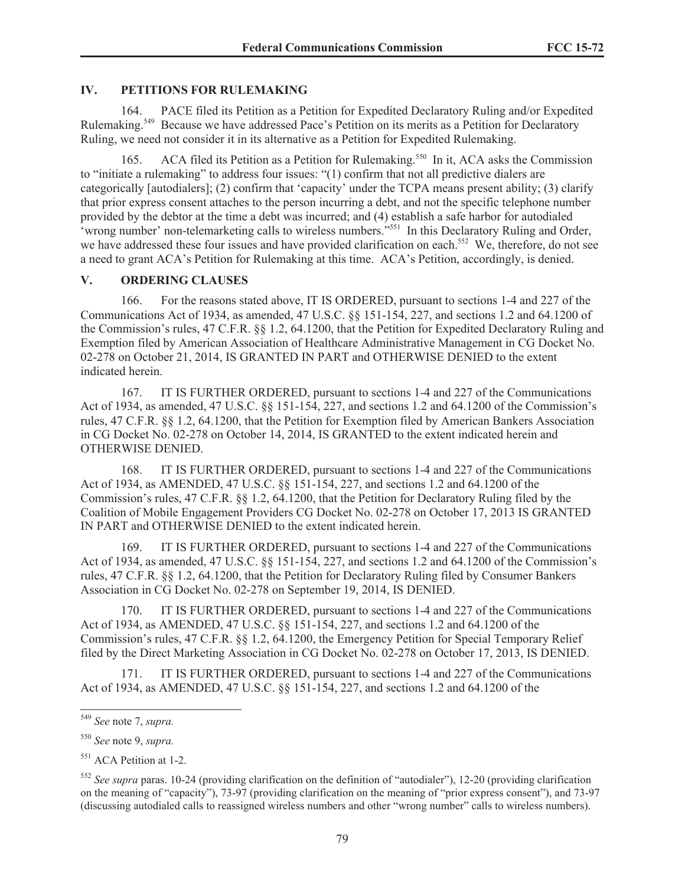## IV. PETITIONS FOR RULEMAKING

164. PACE filed its Petition as a Petition for Expedited Declaratory Ruling and/or Expedited Rulemaking.[549] Because we have addressed Pace's Petition on its merits as a Petition for Declaratory Ruling, we need not consider it in its alternative as a Petition for Expedited Rulemaking.

165. ACA filed its Petition as a Petition for Rulemaking.[550] In it, ACA asks the Commission to "initiate a rulemaking" to address four issues: "(1) confirm that not all predictive dialers are categorically [autodialers]; (2) confirm that 'capacity' under the TCPA means present ability; (3) clarify that prior express consent attaches to the person incurring a debt, and not the specific telephone number provided by the debtor at the time a debt was incurred; and (4) establish a safe harbor for autodialed 'wrong number' non-telemarketing calls to wireless numbers."[551] In this Declaratory Ruling and Order, we have addressed these four issues and have provided clarification on each.[552] We, therefore, do not see a need to grant ACA's Petition for Rulemaking at this time. ACA's Petition, accordingly, is denied.

## V. ORDERING CLAUSES

166. For the reasons stated above, IT IS ORDERED, pursuant to sections 1-4 and 227 of the Communications Act of 1934, as amended, 47 U.S.C. §§ 151-154, 227, and sections 1.2 and 64.1200 of the Commission's rules, 47 C.F.R. §§ 1.2, 64.1200, that the Petition for Expedited Declaratory Ruling and Exemption filed by American Association of Healthcare Administrative Management in CG Docket No. 02-278 on October 21, 2014, IS GRANTED IN PART and OTHERWISE DENIED to the extent indicated herein.

167. IT IS FURTHER ORDERED, pursuant to sections 1-4 and 227 of the Communications Act of 1934, as amended, 47 U.S.C. §§ 151-154, 227, and sections 1.2 and 64.1200 of the Commission's rules, 47 C.F.R. §§ 1.2, 64.1200, that the Petition for Exemption filed by American Bankers Association in CG Docket No. 02-278 on October 14, 2014, IS GRANTED to the extent indicated herein and OTHERWISE DENIED.

168. IT IS FURTHER ORDERED, pursuant to sections 1-4 and 227 of the Communications Act of 1934, as AMENDED, 47 U.S.C. §§ 151-154, 227, and sections 1.2 and 64.1200 of the Commission's rules, 47 C.F.R. §§ 1.2, 64.1200, that the Petition for Declaratory Ruling filed by the Coalition of Mobile Engagement Providers CG Docket No. 02-278 on October 17, 2013 IS GRANTED IN PART and OTHERWISE DENIED to the extent indicated herein.

169. IT IS FURTHER ORDERED, pursuant to sections 1-4 and 227 of the Communications Act of 1934, as amended, 47 U.S.C. §§ 151-154, 227, and sections 1.2 and 64.1200 of the Commission's rules, 47 C.F.R. §§ 1.2, 64.1200, that the Petition for Declaratory Ruling filed by Consumer Bankers Association in CG Docket No. 02-278 on September 19, 2014, IS DENIED.

170. IT IS FURTHER ORDERED, pursuant to sections 1-4 and 227 of the Communications Act of 1934, as AMENDED, 47 U.S.C. §§ 151-154, 227, and sections 1.2 and 64.1200 of the Commission's rules, 47 C.F.R. §§ 1.2, 64.1200, the Emergency Petition for Special Temporary Relief filed by the Direct Marketing Association in CG Docket No. 02-278 on October 17, 2013, IS DENIED.

171. IT IS FURTHER ORDERED, pursuant to sections 1-4 and 227 of the Communications Act of 1934, as AMENDED, 47 U.S.C. §§ 151-154, 227, and sections 1.2 and 64.1200 of the

---

[549] *See* note 7, *supra.*

[550] *See* note 9, *supra.*

[551] ACA Petition at 1-2.

[552] *See supra* paras. 10-24 (providing clarification on the definition of "autodialer"), 12-20 (providing clarification on the meaning of "capacity"), 73-97 (providing clarification on the meaning of "prior express consent"), and 73-97 (discussing autodialed calls to reassigned wireless numbers and other "wrong number" calls to wireless numbers).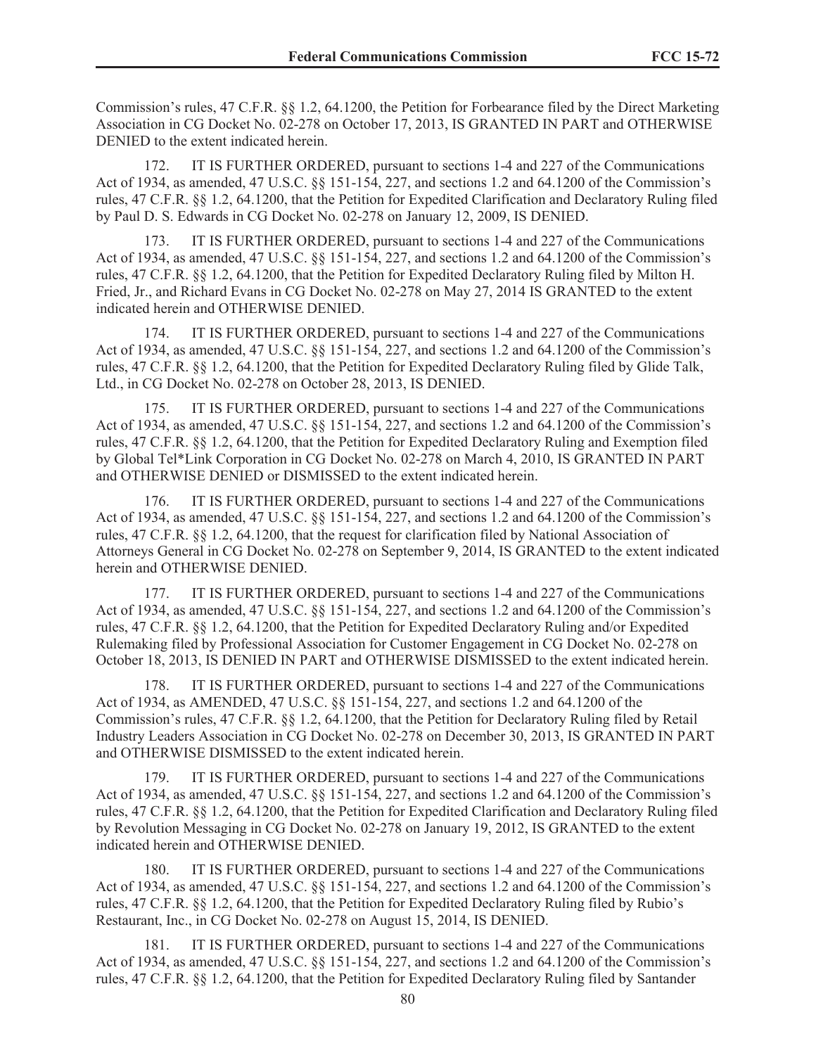Commission's rules, 47 C.F.R. §§ 1.2, 64.1200, the Petition for Forbearance filed by the Direct Marketing Association in CG Docket No. 02-278 on October 17, 2013, IS GRANTED IN PART and OTHERWISE DENIED to the extent indicated herein.

172. IT IS FURTHER ORDERED, pursuant to sections 1-4 and 227 of the Communications Act of 1934, as amended, 47 U.S.C. §§ 151-154, 227, and sections 1.2 and 64.1200 of the Commission's rules, 47 C.F.R. §§ 1.2, 64.1200, that the Petition for Expedited Clarification and Declaratory Ruling filed by Paul D. S. Edwards in CG Docket No. 02-278 on January 12, 2009, IS DENIED.

173. IT IS FURTHER ORDERED, pursuant to sections 1-4 and 227 of the Communications Act of 1934, as amended, 47 U.S.C. §§ 151-154, 227, and sections 1.2 and 64.1200 of the Commission's rules, 47 C.F.R. §§ 1.2, 64.1200, that the Petition for Expedited Declaratory Ruling filed by Milton H. Fried, Jr., and Richard Evans in CG Docket No. 02-278 on May 27, 2014 IS GRANTED to the extent indicated herein and OTHERWISE DENIED.

174. IT IS FURTHER ORDERED, pursuant to sections 1-4 and 227 of the Communications Act of 1934, as amended, 47 U.S.C. §§ 151-154, 227, and sections 1.2 and 64.1200 of the Commission's rules, 47 C.F.R. §§ 1.2, 64.1200, that the Petition for Expedited Declaratory Ruling filed by Glide Talk, Ltd., in CG Docket No. 02-278 on October 28, 2013, IS DENIED.

175. IT IS FURTHER ORDERED, pursuant to sections 1-4 and 227 of the Communications Act of 1934, as amended, 47 U.S.C. §§ 151-154, 227, and sections 1.2 and 64.1200 of the Commission's rules, 47 C.F.R. §§ 1.2, 64.1200, that the Petition for Expedited Declaratory Ruling and Exemption filed by Global Tel*Link Corporation in CG Docket No. 02-278 on March 4, 2010, IS GRANTED IN PART and OTHERWISE DENIED or DISMISSED to the extent indicated herein.

176. IT IS FURTHER ORDERED, pursuant to sections 1-4 and 227 of the Communications Act of 1934, as amended, 47 U.S.C. §§ 151-154, 227, and sections 1.2 and 64.1200 of the Commission's rules, 47 C.F.R. §§ 1.2, 64.1200, that the request for clarification filed by National Association of Attorneys General in CG Docket No. 02-278 on September 9, 2014, IS GRANTED to the extent indicated herein and OTHERWISE DENIED.

177. IT IS FURTHER ORDERED, pursuant to sections 1-4 and 227 of the Communications Act of 1934, as amended, 47 U.S.C. §§ 151-154, 227, and sections 1.2 and 64.1200 of the Commission's rules, 47 C.F.R. §§ 1.2, 64.1200, that the Petition for Expedited Declaratory Ruling and/or Expedited Rulemaking filed by Professional Association for Customer Engagement in CG Docket No. 02-278 on October 18, 2013, IS DENIED IN PART and OTHERWISE DISMISSED to the extent indicated herein.

178. IT IS FURTHER ORDERED, pursuant to sections 1-4 and 227 of the Communications Act of 1934, as AMENDED, 47 U.S.C. §§ 151-154, 227, and sections 1.2 and 64.1200 of the Commission's rules, 47 C.F.R. §§ 1.2, 64.1200, that the Petition for Declaratory Ruling filed by Retail Industry Leaders Association in CG Docket No. 02-278 on December 30, 2013, IS GRANTED IN PART and OTHERWISE DISMISSED to the extent indicated herein.

179. IT IS FURTHER ORDERED, pursuant to sections 1-4 and 227 of the Communications Act of 1934, as amended, 47 U.S.C. §§ 151-154, 227, and sections 1.2 and 64.1200 of the Commission's rules, 47 C.F.R. §§ 1.2, 64.1200, that the Petition for Expedited Clarification and Declaratory Ruling filed by Revolution Messaging in CG Docket No. 02-278 on January 19, 2012, IS GRANTED to the extent indicated herein and OTHERWISE DENIED.

180. IT IS FURTHER ORDERED, pursuant to sections 1-4 and 227 of the Communications Act of 1934, as amended, 47 U.S.C. §§ 151-154, 227, and sections 1.2 and 64.1200 of the Commission's rules, 47 C.F.R. §§ 1.2, 64.1200, that the Petition for Expedited Declaratory Ruling filed by Rubio's Restaurant, Inc., in CG Docket No. 02-278 on August 15, 2014, IS DENIED.

181. IT IS FURTHER ORDERED, pursuant to sections 1-4 and 227 of the Communications Act of 1934, as amended, 47 U.S.C. §§ 151-154, 227, and sections 1.2 and 64.1200 of the Commission's rules, 47 C.F.R. §§ 1.2, 64.1200, that the Petition for Expedited Declaratory Ruling filed by Santander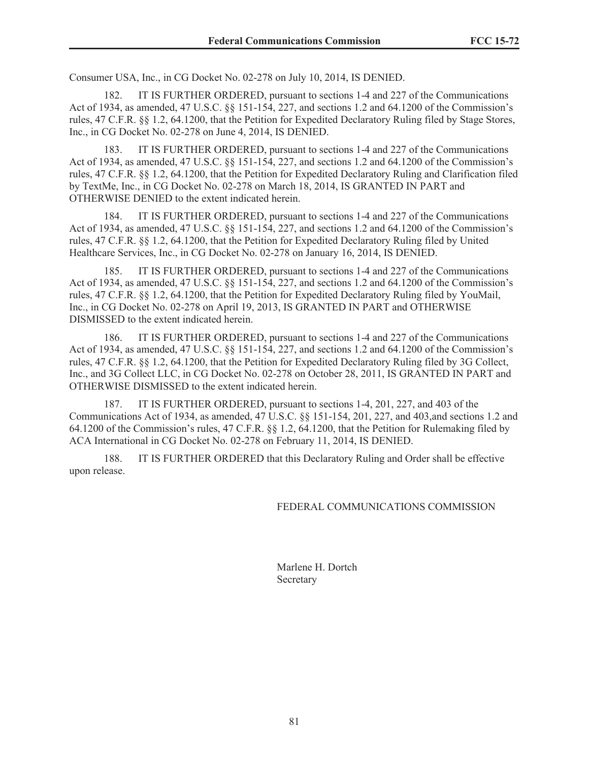Consumer USA, Inc., in CG Docket No. 02-278 on July 10, 2014, IS DENIED.

182. IT IS FURTHER ORDERED, pursuant to sections 1-4 and 227 of the Communications Act of 1934, as amended, 47 U.S.C. §§ 151-154, 227, and sections 1.2 and 64.1200 of the Commission's rules, 47 C.F.R. §§ 1.2, 64.1200, that the Petition for Expedited Declaratory Ruling filed by Stage Stores, Inc., in CG Docket No. 02-278 on June 4, 2014, IS DENIED.

183. IT IS FURTHER ORDERED, pursuant to sections 1-4 and 227 of the Communications Act of 1934, as amended, 47 U.S.C. §§ 151-154, 227, and sections 1.2 and 64.1200 of the Commission's rules, 47 C.F.R. §§ 1.2, 64.1200, that the Petition for Expedited Declaratory Ruling and Clarification filed by TextMe, Inc., in CG Docket No. 02-278 on March 18, 2014, IS GRANTED IN PART and OTHERWISE DENIED to the extent indicated herein.

184. IT IS FURTHER ORDERED, pursuant to sections 1-4 and 227 of the Communications Act of 1934, as amended, 47 U.S.C. §§ 151-154, 227, and sections 1.2 and 64.1200 of the Commission's rules, 47 C.F.R. §§ 1.2, 64.1200, that the Petition for Expedited Declaratory Ruling filed by United Healthcare Services, Inc., in CG Docket No. 02-278 on January 16, 2014, IS DENIED.

185. IT IS FURTHER ORDERED, pursuant to sections 1-4 and 227 of the Communications Act of 1934, as amended, 47 U.S.C. §§ 151-154, 227, and sections 1.2 and 64.1200 of the Commission's rules, 47 C.F.R. §§ 1.2, 64.1200, that the Petition for Expedited Declaratory Ruling filed by YouMail, Inc., in CG Docket No. 02-278 on April 19, 2013, IS GRANTED IN PART and OTHERWISE DISMISSED to the extent indicated herein.

186. IT IS FURTHER ORDERED, pursuant to sections 1-4 and 227 of the Communications Act of 1934, as amended, 47 U.S.C. §§ 151-154, 227, and sections 1.2 and 64.1200 of the Commission's rules, 47 C.F.R. §§ 1.2, 64.1200, that the Petition for Expedited Declaratory Ruling filed by 3G Collect, Inc., and 3G Collect LLC, in CG Docket No. 02-278 on October 28, 2011, IS GRANTED IN PART and OTHERWISE DISMISSED to the extent indicated herein.

187. IT IS FURTHER ORDERED, pursuant to sections 1-4, 201, 227, and 403 of the Communications Act of 1934, as amended, 47 U.S.C. §§ 151-154, 201, 227, and 403,and sections 1.2 and 64.1200 of the Commission's rules, 47 C.F.R. §§ 1.2, 64.1200, that the Petition for Rulemaking filed by ACA International in CG Docket No. 02-278 on February 11, 2014, IS DENIED.

188. IT IS FURTHER ORDERED that this Declaratory Ruling and Order shall be effective upon release.

FEDERAL COMMUNICATIONS COMMISSION

Marlene H. Dortch
Secretary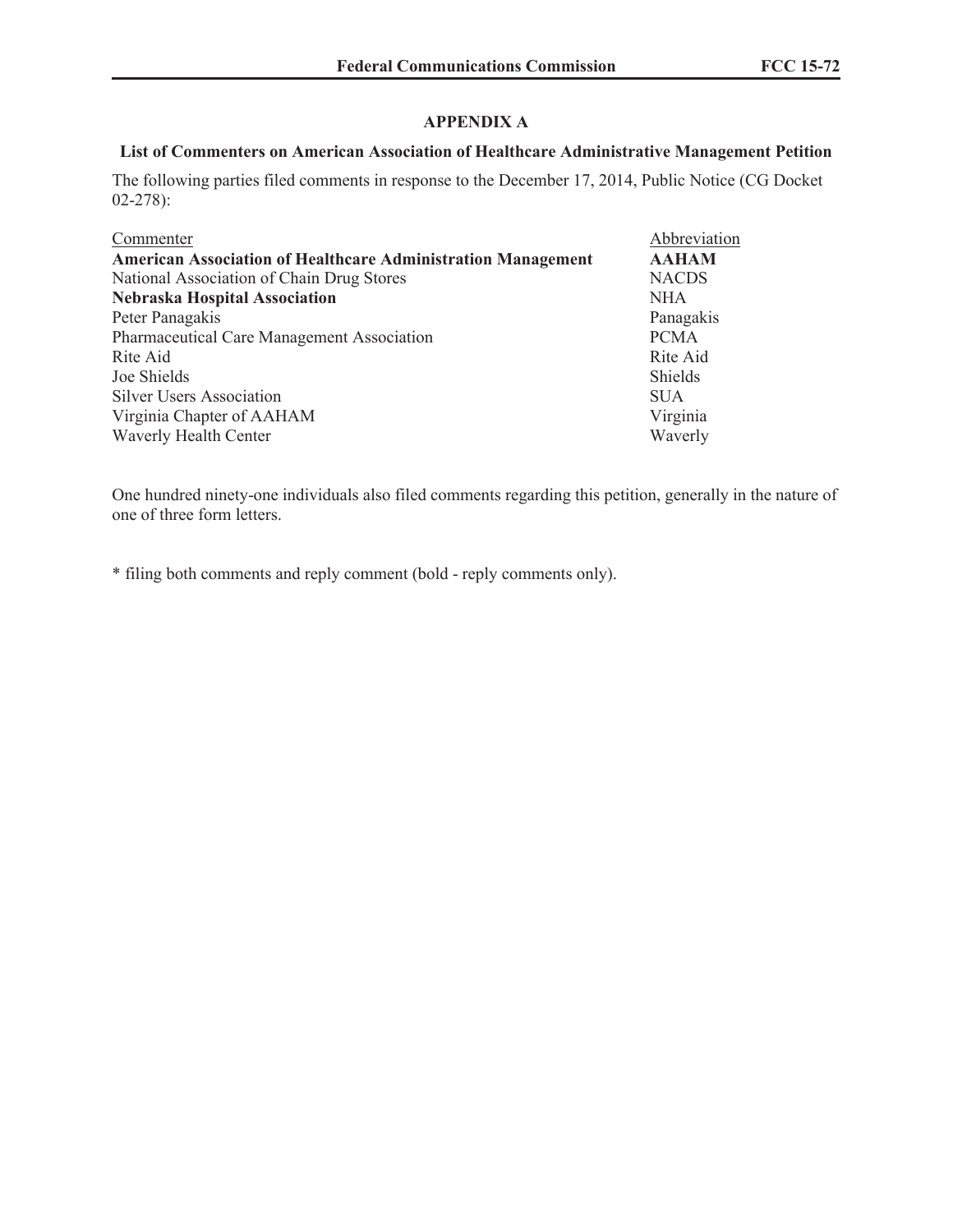## APPENDIX A

### List of Commenters on American Association of Healthcare Administrative Management Petition

The following parties filed comments in response to the December 17, 2014, Public Notice (CG Docket 02-278):

| Commenter | Abbreviation |
|---|---|
| **American Association of Healthcare Administration Management** | **AAHAM** |
| National Association of Chain Drug Stores | NACDS |
| **Nebraska Hospital Association** | NHA |
| Peter Panagakis | Panagakis |
| Pharmaceutical Care Management Association | PCMA |
| Rite Aid | Rite Aid |
| Joe Shields | Shields |
| Silver Users Association | SUA |
| Virginia Chapter of AAHAM | Virginia |
| Waverly Health Center | Waverly |

One hundred ninety-one individuals also filed comments regarding this petition, generally in the nature of one of three form letters.

* filing both comments and reply comment (bold - reply comments only).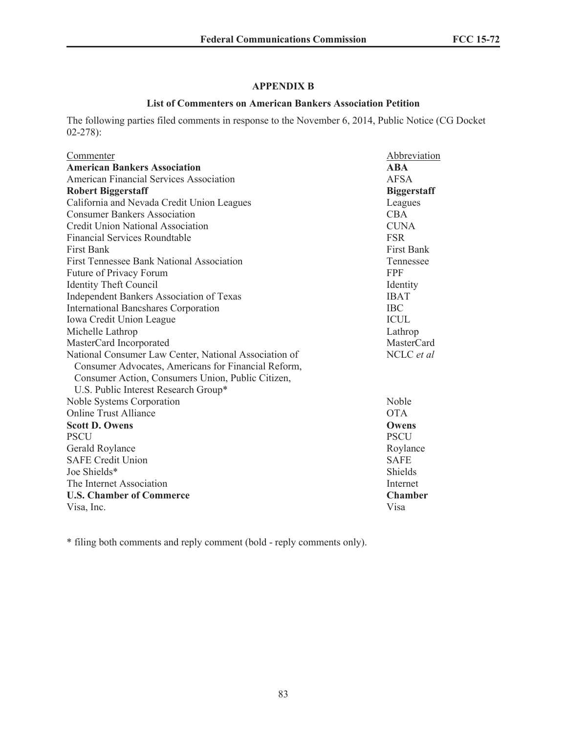## APPENDIX B

### List of Commenters on American Bankers Association Petition

The following parties filed comments in response to the November 6, 2014, Public Notice (CG Docket 02-278):

| Commenter | Abbreviation |
|---|---|
| **American Bankers Association** | **ABA** |
| American Financial Services Association | AFSA |
| **Robert Biggerstaff** | **Biggerstaff** |
| California and Nevada Credit Union Leagues | Leagues |
| Consumer Bankers Association | CBA |
| Credit Union National Association | CUNA |
| Financial Services Roundtable | FSR |
| First Bank | First Bank |
| First Tennessee Bank National Association | Tennessee |
| Future of Privacy Forum | FPF |
| Identity Theft Council | Identity |
| Independent Bankers Association of Texas | IBAT |
| International Bancshares Corporation | IBC |
| Iowa Credit Union League | ICUL |
| Michelle Lathrop | Lathrop |
| MasterCard Incorporated | MasterCard |
| National Consumer Law Center, National Association of Consumer Advocates, Americans for Financial Reform, Consumer Action, Consumers Union, Public Citizen, U.S. Public Interest Research Group* | NCLC *et al* |
| Noble Systems Corporation | Noble |
| Online Trust Alliance | OTA |
| **Scott D. Owens** | **Owens** |
| PSCU | PSCU |
| Gerald Roylance | Roylance |
| SAFE Credit Union | SAFE |
| Joe Shields* | Shields |
| The Internet Association | Internet |
| **U.S. Chamber of Commerce** | **Chamber** |
| Visa, Inc. | Visa |

\* filing both comments and reply comment (bold - reply comments only).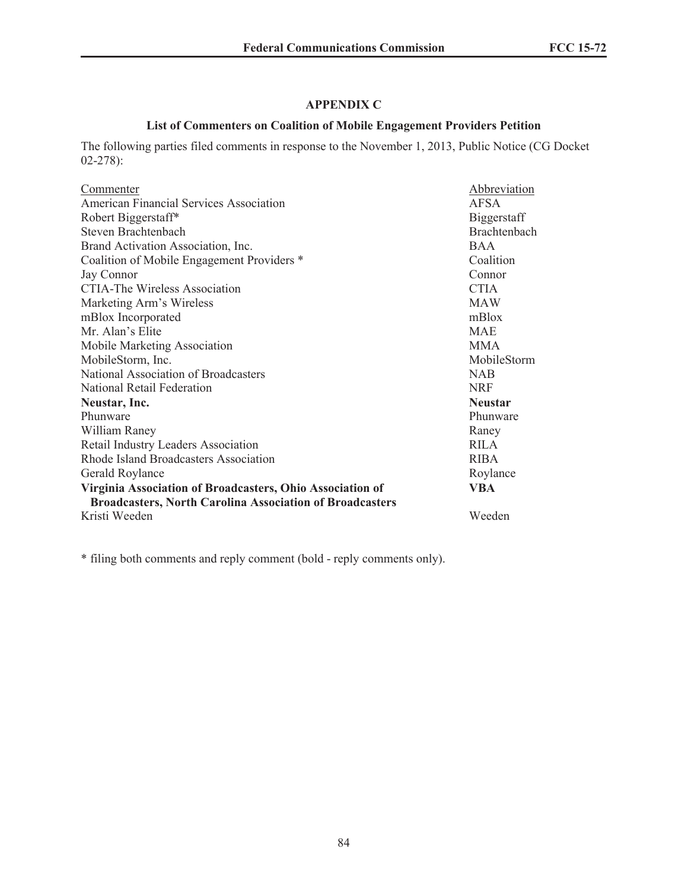## APPENDIX C

### List of Commenters on Coalition of Mobile Engagement Providers Petition

The following parties filed comments in response to the November 1, 2013, Public Notice (CG Docket 02-278):

| Commenter | Abbreviation |
|---|---|
| American Financial Services Association | AFSA |
| Robert Biggerstaff* | Biggerstaff |
| Steven Brachtenbach | Brachtenbach |
| Brand Activation Association, Inc. | BAA |
| Coalition of Mobile Engagement Providers * | Coalition |
| Jay Connor | Connor |
| CTIA-The Wireless Association | CTIA |
| Marketing Arm's Wireless | MAW |
| mBlox Incorporated | mBlox |
| Mr. Alan's Elite | MAE |
| Mobile Marketing Association | MMA |
| MobileStorm, Inc. | MobileStorm |
| National Association of Broadcasters | NAB |
| National Retail Federation | NRF |
| **Neustar, Inc.** | **Neustar** |
| Phunware | Phunware |
| William Raney | Raney |
| Retail Industry Leaders Association | RILA |
| Rhode Island Broadcasters Association | RIBA |
| Gerald Roylance | Roylance |
| **Virginia Association of Broadcasters, Ohio Association of Broadcasters, North Carolina Association of Broadcasters** | **VBA** |
| Kristi Weeden | Weeden |

* filing both comments and reply comment (bold - reply comments only).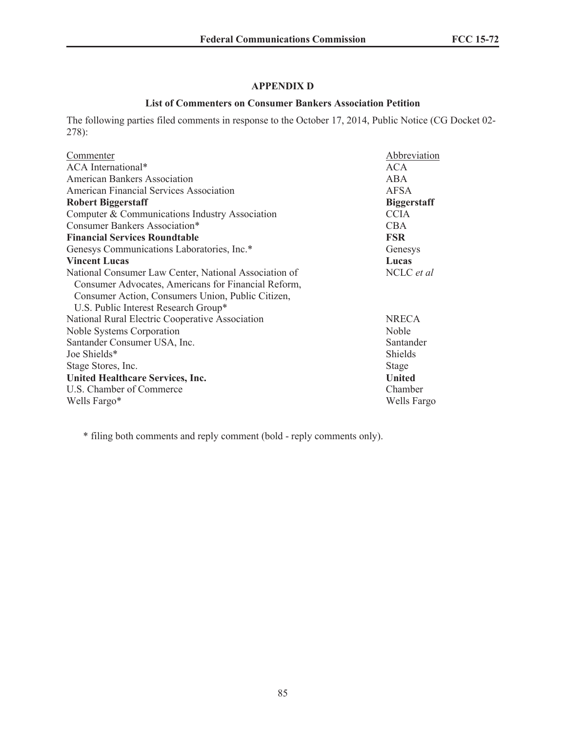## APPENDIX D

### List of Commenters on Consumer Bankers Association Petition

The following parties filed comments in response to the October 17, 2014, Public Notice (CG Docket 02-278):

| Commenter | Abbreviation |
|---|---|
| ACA International* | ACA |
| American Bankers Association | ABA |
| American Financial Services Association | AFSA |
| **Robert Biggerstaff** | **Biggerstaff** |
| Computer & Communications Industry Association | CCIA |
| Consumer Bankers Association* | CBA |
| **Financial Services Roundtable** | **FSR** |
| Genesys Communications Laboratories, Inc.* | Genesys |
| **Vincent Lucas** | **Lucas** |
| National Consumer Law Center, National Association of Consumer Advocates, Americans for Financial Reform, Consumer Action, Consumers Union, Public Citizen, U.S. Public Interest Research Group* | NCLC *et al* |
| National Rural Electric Cooperative Association | NRECA |
| Noble Systems Corporation | Noble |
| Santander Consumer USA, Inc. | Santander |
| Joe Shields* | Shields |
| Stage Stores, Inc. | Stage |
| **United Healthcare Services, Inc.** | **United** |
| U.S. Chamber of Commerce | Chamber |
| Wells Fargo* | Wells Fargo |

\* filing both comments and reply comment (bold - reply comments only).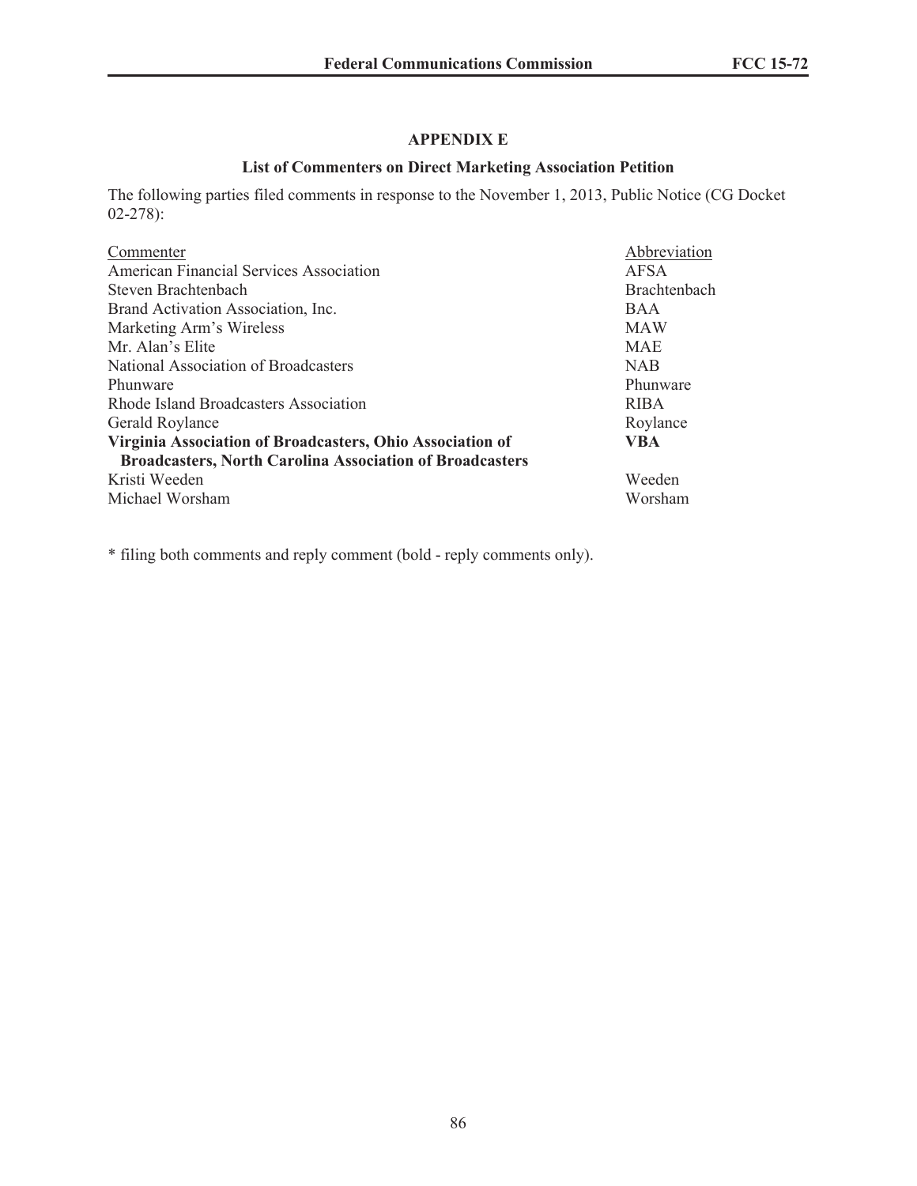## APPENDIX E

### List of Commenters on Direct Marketing Association Petition

The following parties filed comments in response to the November 1, 2013, Public Notice (CG Docket 02-278):

| Commenter | Abbreviation |
|---|---|
| American Financial Services Association | AFSA |
| Steven Brachtenbach | Brachtenbach |
| Brand Activation Association, Inc. | BAA |
| Marketing Arm's Wireless | MAW |
| Mr. Alan's Elite | MAE |
| National Association of Broadcasters | NAB |
| Phunware | Phunware |
| Rhode Island Broadcasters Association | RIBA |
| Gerald Roylance | Roylance |
| **Virginia Association of Broadcasters, Ohio Association of Broadcasters, North Carolina Association of Broadcasters** | **VBA** |
| Kristi Weeden | Weeden |
| Michael Worsham | Worsham |

* filing both comments and reply comment (bold - reply comments only).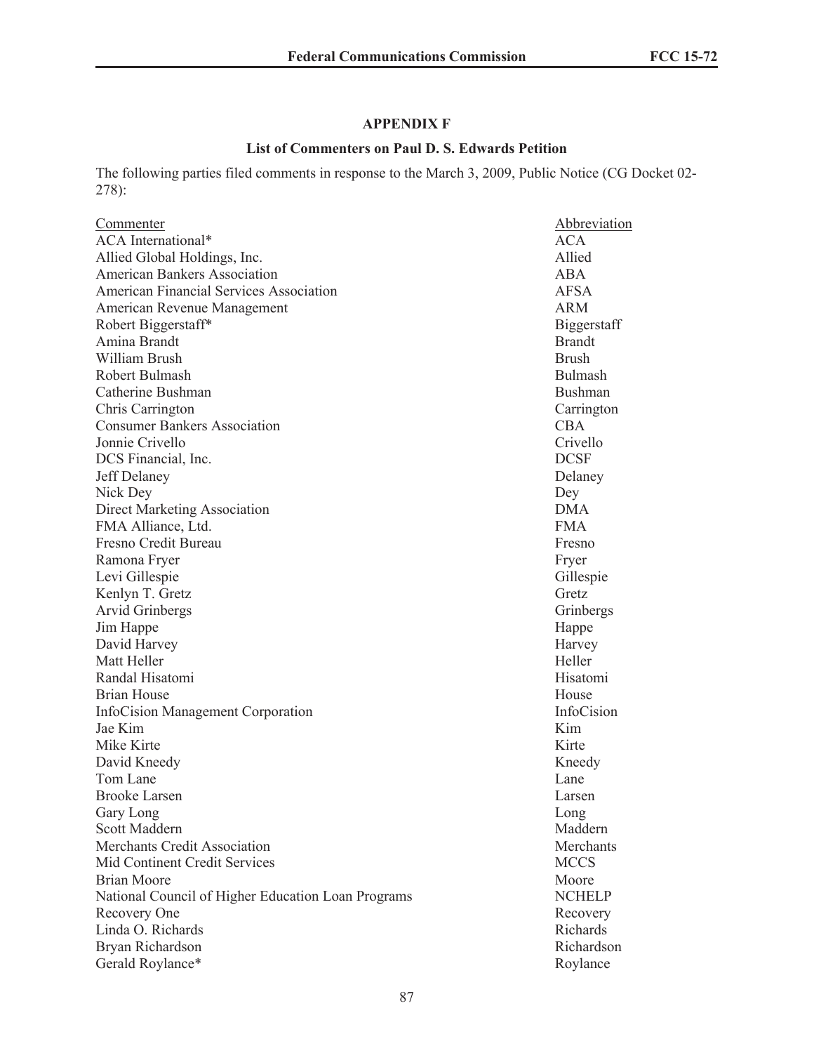## APPENDIX F

### List of Commenters on Paul D. S. Edwards Petition

The following parties filed comments in response to the March 3, 2009, Public Notice (CG Docket 02-278):

| Commenter | Abbreviation |
|---|---|
| ACA International* | ACA |
| Allied Global Holdings, Inc. | Allied |
| American Bankers Association | ABA |
| American Financial Services Association | AFSA |
| American Revenue Management | ARM |
| Robert Biggerstaff* | Biggerstaff |
| Amina Brandt | Brandt |
| William Brush | Brush |
| Robert Bulmash | Bulmash |
| Catherine Bushman | Bushman |
| Chris Carrington | Carrington |
| Consumer Bankers Association | CBA |
| Jonnie Crivello | Crivello |
| DCS Financial, Inc. | DCSF |
| Jeff Delaney | Delaney |
| Nick Dey | Dey |
| Direct Marketing Association | DMA |
| FMA Alliance, Ltd. | FMA |
| Fresno Credit Bureau | Fresno |
| Ramona Fryer | Fryer |
| Levi Gillespie | Gillespie |
| Kenlyn T. Gretz | Gretz |
| Arvid Grinbergs | Grinbergs |
| Jim Happe | Happe |
| David Harvey | Harvey |
| Matt Heller | Heller |
| Randal Hisatomi | Hisatomi |
| Brian House | House |
| InfoCision Management Corporation | InfoCision |
| Jae Kim | Kim |
| Mike Kirte | Kirte |
| David Kneedy | Kneedy |
| Tom Lane | Lane |
| Brooke Larsen | Larsen |
| Gary Long | Long |
| Scott Maddern | Maddern |
| Merchants Credit Association | Merchants |
| Mid Continent Credit Services | MCCS |
| Brian Moore | Moore |
| National Council of Higher Education Loan Programs | NCHELP |
| Recovery One | Recovery |
| Linda O. Richards | Richards |
| Bryan Richardson | Richardson |
| Gerald Roylance* | Roylance |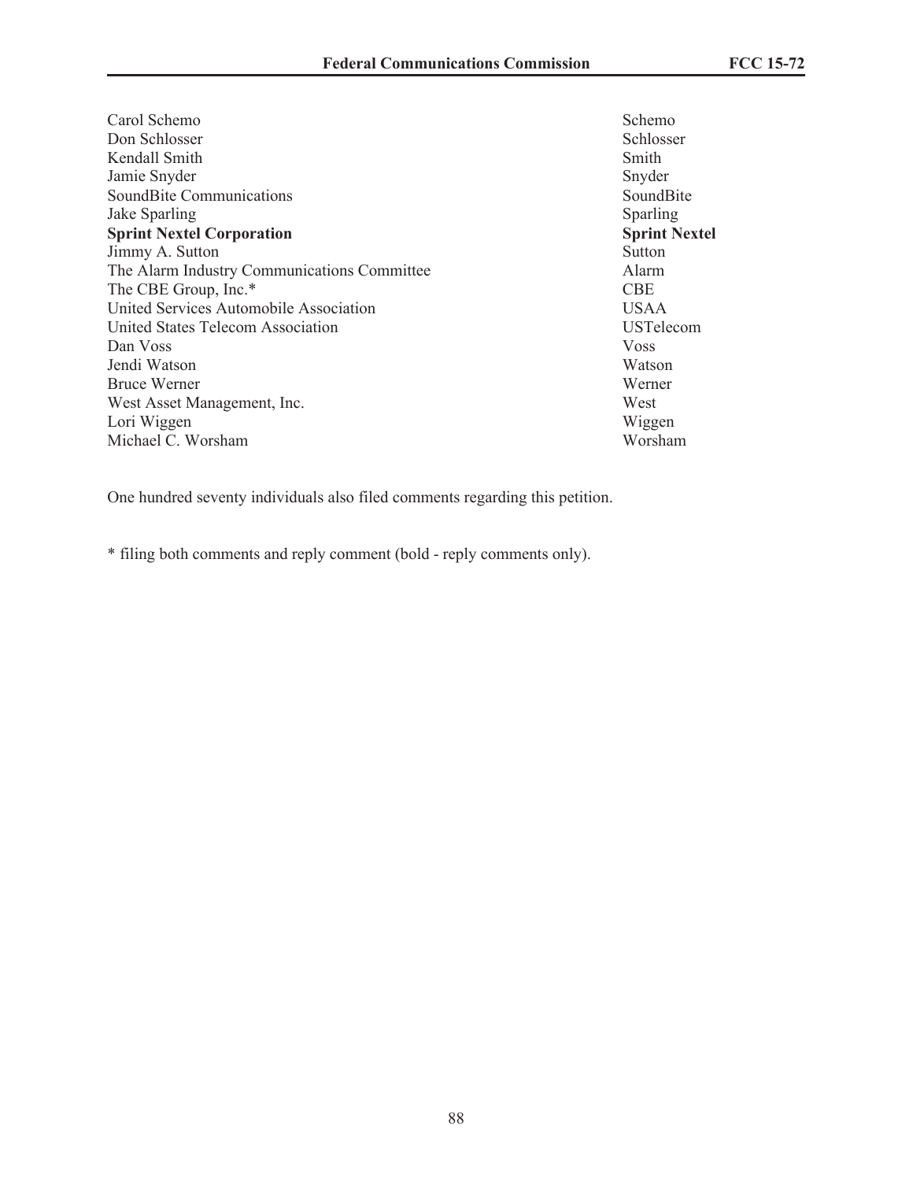| | |
|---|---|
| Carol Schemo | Schemo |
| Don Schlosser | Schlosser |
| Kendall Smith | Smith |
| Jamie Snyder | Snyder |
| SoundBite Communications | SoundBite |
| Jake Sparling | Sparling |
| **Sprint Nextel Corporation** | **Sprint Nextel** |
| Jimmy A. Sutton | Sutton |
| The Alarm Industry Communications Committee | Alarm |
| The CBE Group, Inc.* | CBE |
| United Services Automobile Association | USAA |
| United States Telecom Association | USTelecom |
| Dan Voss | Voss |
| Jendi Watson | Watson |
| Bruce Werner | Werner |
| West Asset Management, Inc. | West |
| Lori Wiggen | Wiggen |
| Michael C. Worsham | Worsham |

One hundred seventy individuals also filed comments regarding this petition.

* filing both comments and reply comment (bold - reply comments only).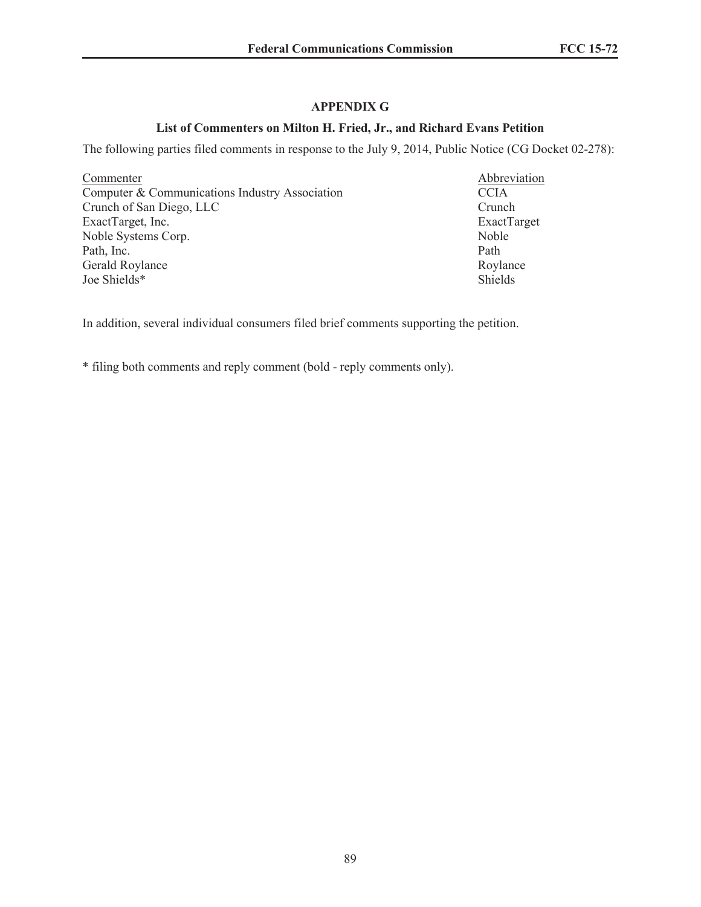## APPENDIX G

### List of Commenters on Milton H. Fried, Jr., and Richard Evans Petition

The following parties filed comments in response to the July 9, 2014, Public Notice (CG Docket 02-278):

| Commenter | Abbreviation |
|---|---|
| Computer & Communications Industry Association | CCIA |
| Crunch of San Diego, LLC | Crunch |
| ExactTarget, Inc. | ExactTarget |
| Noble Systems Corp. | Noble |
| Path, Inc. | Path |
| Gerald Roylance | Roylance |
| Joe Shields* | Shields |

In addition, several individual consumers filed brief comments supporting the petition.

* filing both comments and reply comment (bold - reply comments only).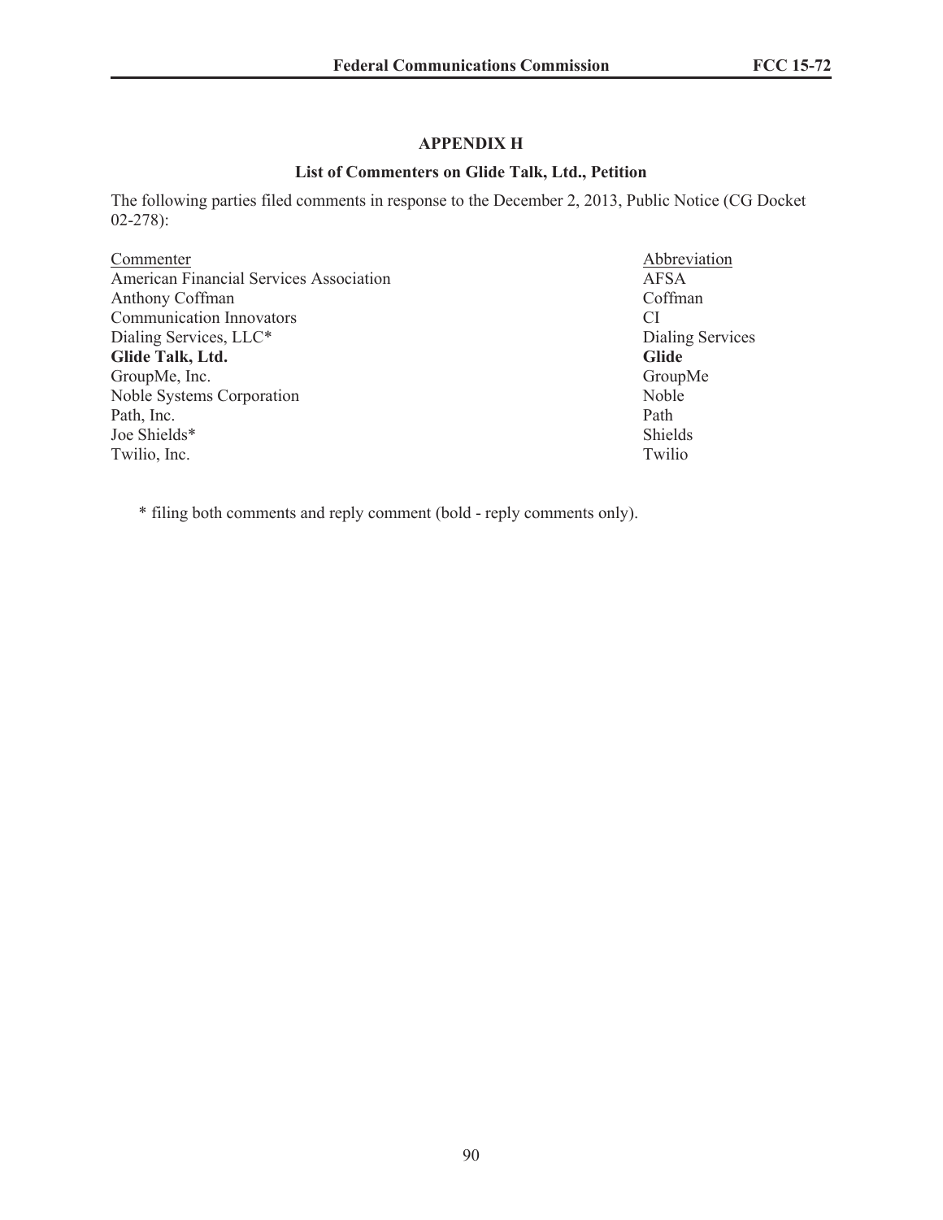## APPENDIX H

### List of Commenters on Glide Talk, Ltd., Petition

The following parties filed comments in response to the December 2, 2013, Public Notice (CG Docket 02-278):

| Commenter | Abbreviation |
|---|---|
| American Financial Services Association | AFSA |
| Anthony Coffman | Coffman |
| Communication Innovators | CI |
| Dialing Services, LLC* | Dialing Services |
| **Glide Talk, Ltd.** | **Glide** |
| GroupMe, Inc. | GroupMe |
| Noble Systems Corporation | Noble |
| Path, Inc. | Path |
| Joe Shields* | Shields |
| Twilio, Inc. | Twilio |

\* filing both comments and reply comment (bold - reply comments only).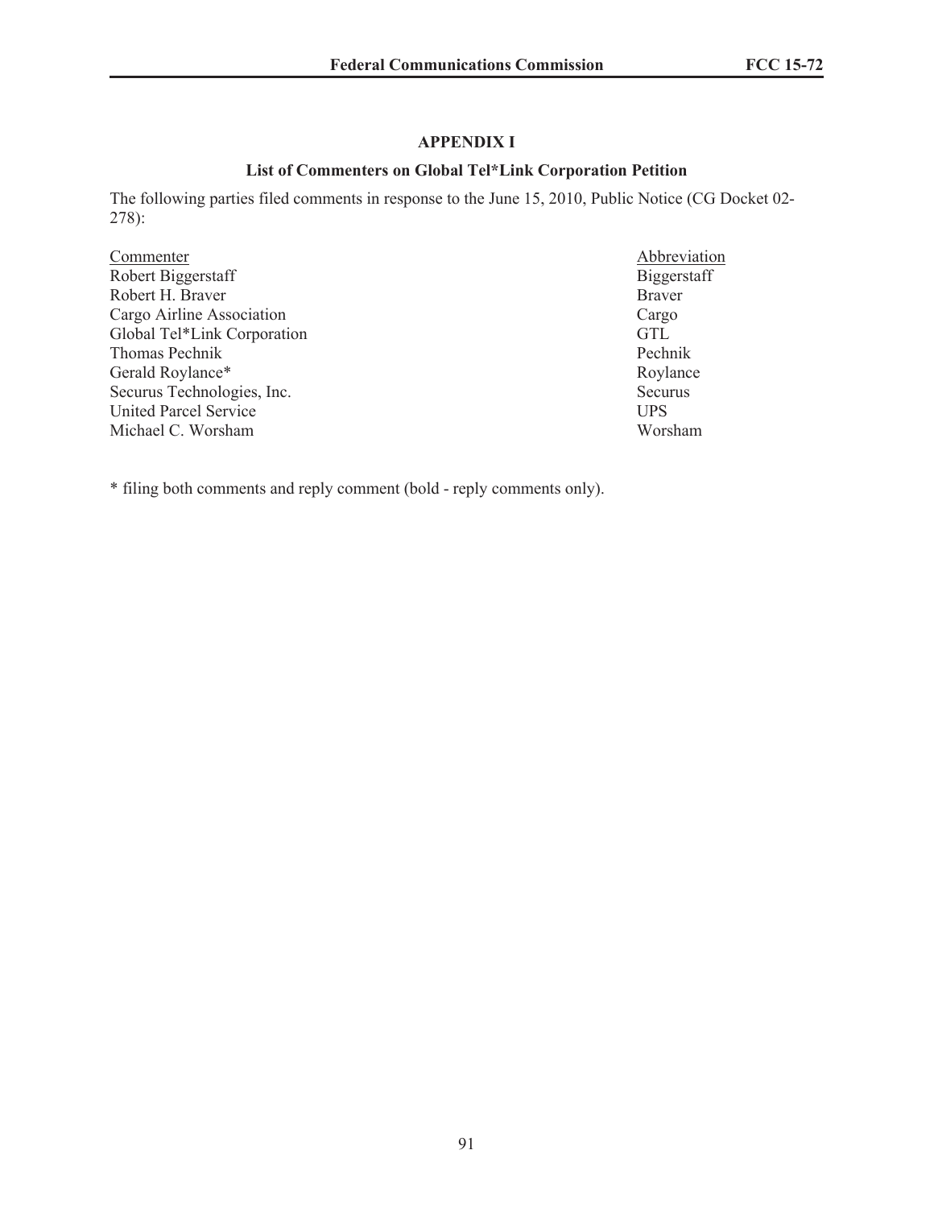## APPENDIX I

### List of Commenters on Global Tel*Link Corporation Petition

The following parties filed comments in response to the June 15, 2010, Public Notice (CG Docket 02-278):

| Commenter | Abbreviation |
|---|---|
| Robert Biggerstaff | Biggerstaff |
| Robert H. Braver | Braver |
| Cargo Airline Association | Cargo |
| Global Tel*Link Corporation | GTL |
| Thomas Pechnik | Pechnik |
| Gerald Roylance* | Roylance |
| Securus Technologies, Inc. | Securus |
| United Parcel Service | UPS |
| Michael C. Worsham | Worsham |

* filing both comments and reply comment (bold - reply comments only).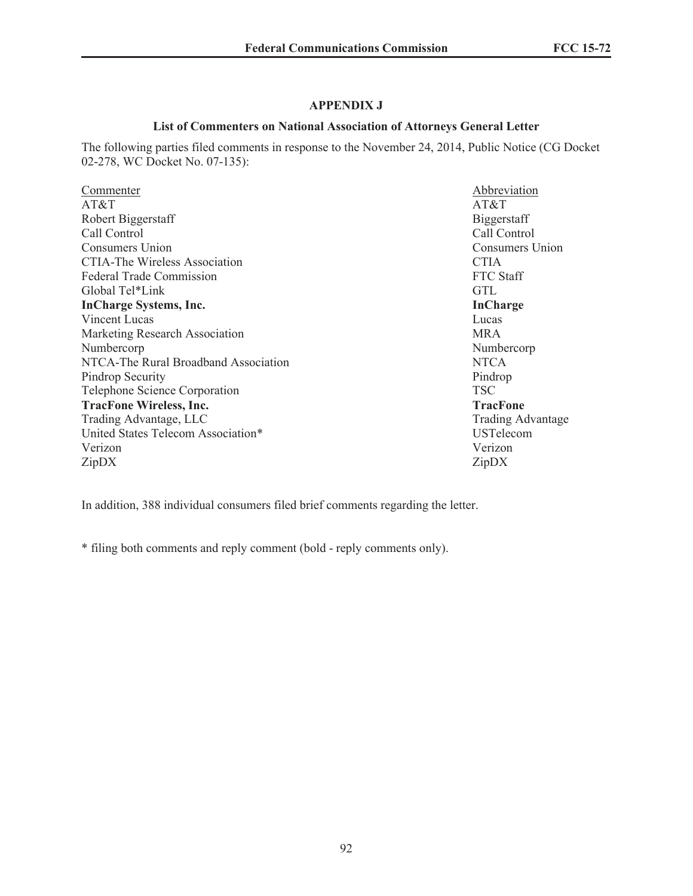## APPENDIX J

### List of Commenters on National Association of Attorneys General Letter

The following parties filed comments in response to the November 24, 2014, Public Notice (CG Docket 02-278, WC Docket No. 07-135):

| Commenter | Abbreviation |
|---|---|
| AT&T | AT&T |
| Robert Biggerstaff | Biggerstaff |
| Call Control | Call Control |
| Consumers Union | Consumers Union |
| CTIA-The Wireless Association | CTIA |
| Federal Trade Commission | FTC Staff |
| Global Tel*Link | GTL |
| **InCharge Systems, Inc.** | **InCharge** |
| Vincent Lucas | Lucas |
| Marketing Research Association | MRA |
| Numbercorp | Numbercorp |
| NTCA-The Rural Broadband Association | NTCA |
| Pindrop Security | Pindrop |
| Telephone Science Corporation | TSC |
| **TracFone Wireless, Inc.** | **TracFone** |
| Trading Advantage, LLC | Trading Advantage |
| United States Telecom Association* | USTelecom |
| Verizon | Verizon |
| ZipDX | ZipDX |

In addition, 388 individual consumers filed brief comments regarding the letter.

* filing both comments and reply comment (bold - reply comments only).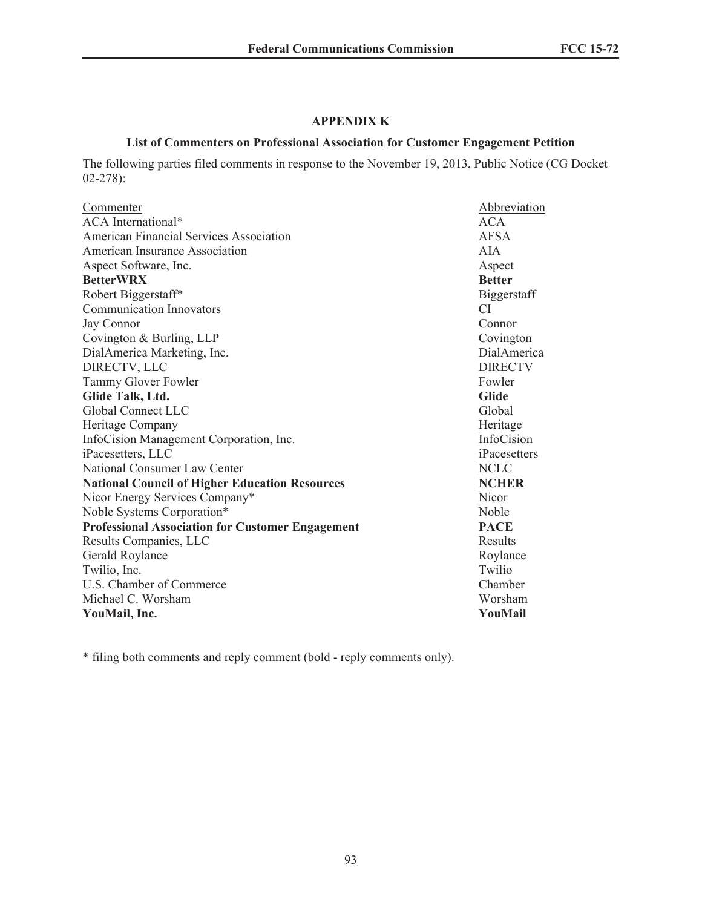## APPENDIX K

### List of Commenters on Professional Association for Customer Engagement Petition

The following parties filed comments in response to the November 19, 2013, Public Notice (CG Docket 02-278):

| Commenter | Abbreviation |
|---|---|
| ACA International* | ACA |
| American Financial Services Association | AFSA |
| American Insurance Association | AIA |
| Aspect Software, Inc. | Aspect |
| **BetterWRX** | **Better** |
| Robert Biggerstaff* | Biggerstaff |
| Communication Innovators | CI |
| Jay Connor | Connor |
| Covington & Burling, LLP | Covington |
| DialAmerica Marketing, Inc. | DialAmerica |
| DIRECTV, LLC | DIRECTV |
| Tammy Glover Fowler | Fowler |
| **Glide Talk, Ltd.** | **Glide** |
| Global Connect LLC | Global |
| Heritage Company | Heritage |
| InfoCision Management Corporation, Inc. | InfoCision |
| iPacesetters, LLC | iPacesetters |
| National Consumer Law Center | NCLC |
| **National Council of Higher Education Resources** | **NCHER** |
| Nicor Energy Services Company* | Nicor |
| Noble Systems Corporation* | Noble |
| **Professional Association for Customer Engagement** | **PACE** |
| Results Companies, LLC | Results |
| Gerald Roylance | Roylance |
| Twilio, Inc. | Twilio |
| U.S. Chamber of Commerce | Chamber |
| Michael C. Worsham | Worsham |
| **YouMail, Inc.** | **YouMail** |

* filing both comments and reply comment (bold - reply comments only).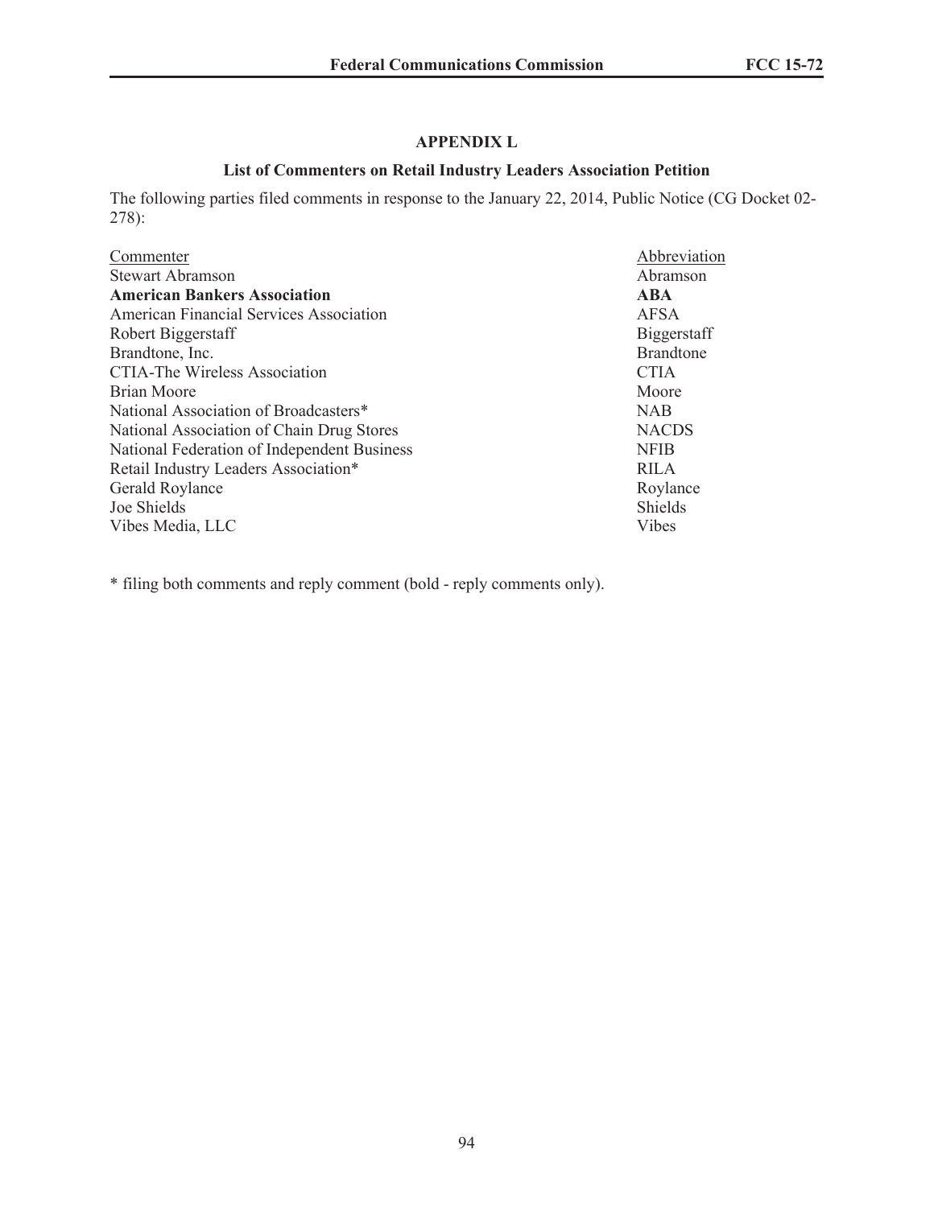## APPENDIX L

### List of Commenters on Retail Industry Leaders Association Petition

The following parties filed comments in response to the January 22, 2014, Public Notice (CG Docket 02-278):

| Commenter | Abbreviation |
|---|---|
| Stewart Abramson | Abramson |
| **American Bankers Association** | **ABA** |
| American Financial Services Association | AFSA |
| Robert Biggerstaff | Biggerstaff |
| Brandtone, Inc. | Brandtone |
| CTIA-The Wireless Association | CTIA |
| Brian Moore | Moore |
| National Association of Broadcasters* | NAB |
| National Association of Chain Drug Stores | NACDS |
| National Federation of Independent Business | NFIB |
| Retail Industry Leaders Association* | RILA |
| Gerald Roylance | Roylance |
| Joe Shields | Shields |
| Vibes Media, LLC | Vibes |

* filing both comments and reply comment (bold - reply comments only).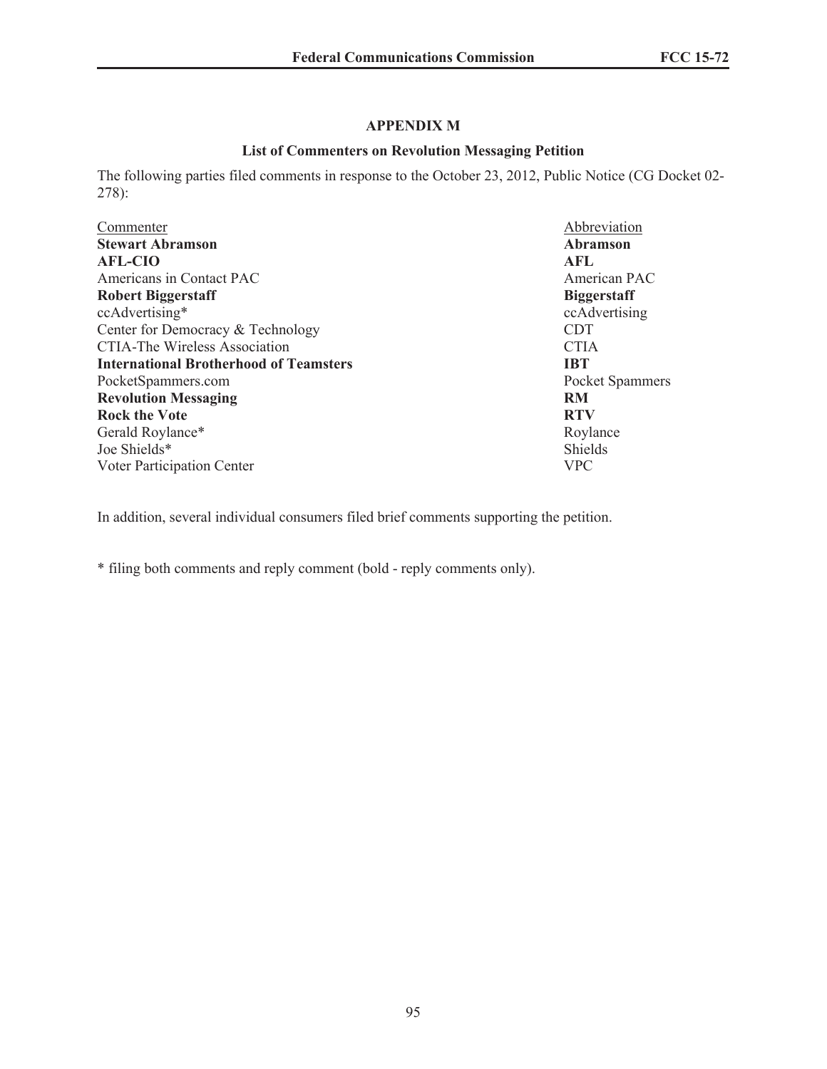## APPENDIX M

### List of Commenters on Revolution Messaging Petition

The following parties filed comments in response to the October 23, 2012, Public Notice (CG Docket 02-278):

| Commenter | Abbreviation |
|---|---|
| **Stewart Abramson** | **Abramson** |
| **AFL-CIO** | **AFL** |
| Americans in Contact PAC | American PAC |
| **Robert Biggerstaff** | **Biggerstaff** |
| ccAdvertising* | ccAdvertising |
| Center for Democracy & Technology | CDT |
| CTIA-The Wireless Association | CTIA |
| **International Brotherhood of Teamsters** | **IBT** |
| PocketSpammers.com | Pocket Spammers |
| **Revolution Messaging** | **RM** |
| **Rock the Vote** | **RTV** |
| Gerald Roylance* | Roylance |
| Joe Shields* | Shields |
| Voter Participation Center | VPC |

In addition, several individual consumers filed brief comments supporting the petition.

* filing both comments and reply comment (bold - reply comments only).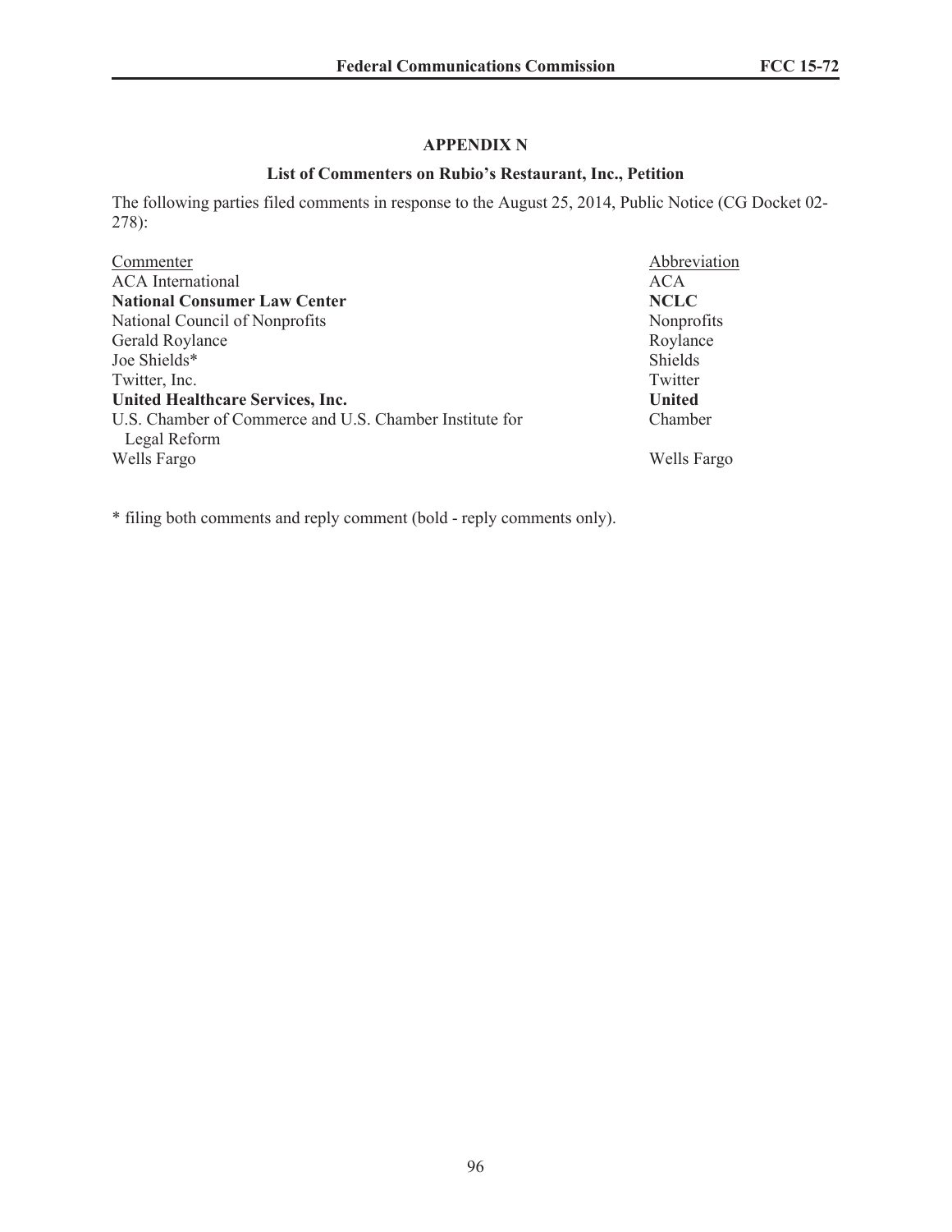## APPENDIX N

### List of Commenters on Rubio's Restaurant, Inc., Petition

The following parties filed comments in response to the August 25, 2014, Public Notice (CG Docket 02-278):

| Commenter | Abbreviation |
|---|---|
| ACA International | ACA |
| **National Consumer Law Center** | **NCLC** |
| National Council of Nonprofits | Nonprofits |
| Gerald Roylance | Roylance |
| Joe Shields* | Shields |
| Twitter, Inc. | Twitter |
| **United Healthcare Services, Inc.** | **United** |
| U.S. Chamber of Commerce and U.S. Chamber Institute for Legal Reform | Chamber |
| Wells Fargo | Wells Fargo |

* filing both comments and reply comment (bold - reply comments only).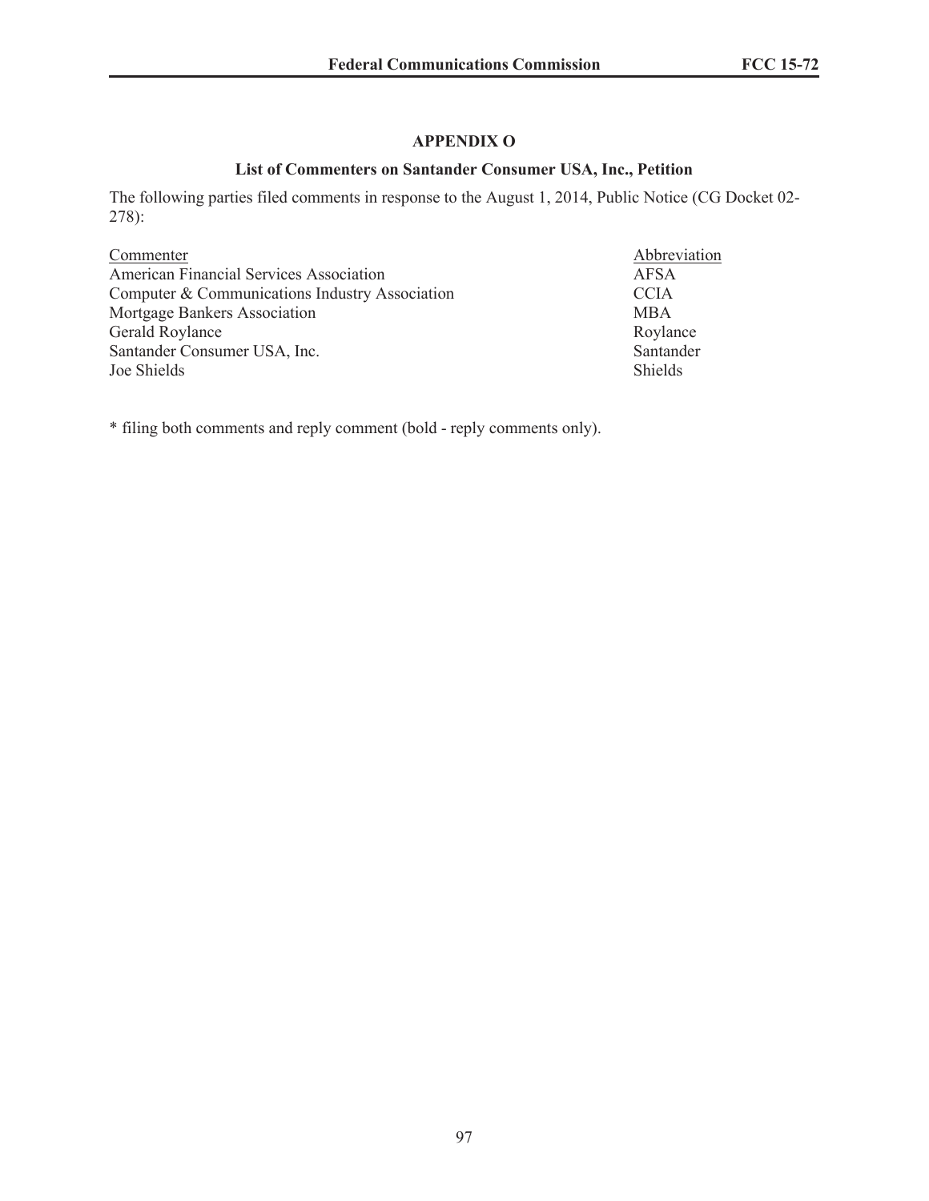## APPENDIX O

### List of Commenters on Santander Consumer USA, Inc., Petition

The following parties filed comments in response to the August 1, 2014, Public Notice (CG Docket 02-278):

| Commenter | Abbreviation |
|---|---|
| American Financial Services Association | AFSA |
| Computer & Communications Industry Association | CCIA |
| Mortgage Bankers Association | MBA |
| Gerald Roylance | Roylance |
| Santander Consumer USA, Inc. | Santander |
| Joe Shields | Shields |

* filing both comments and reply comment (bold - reply comments only).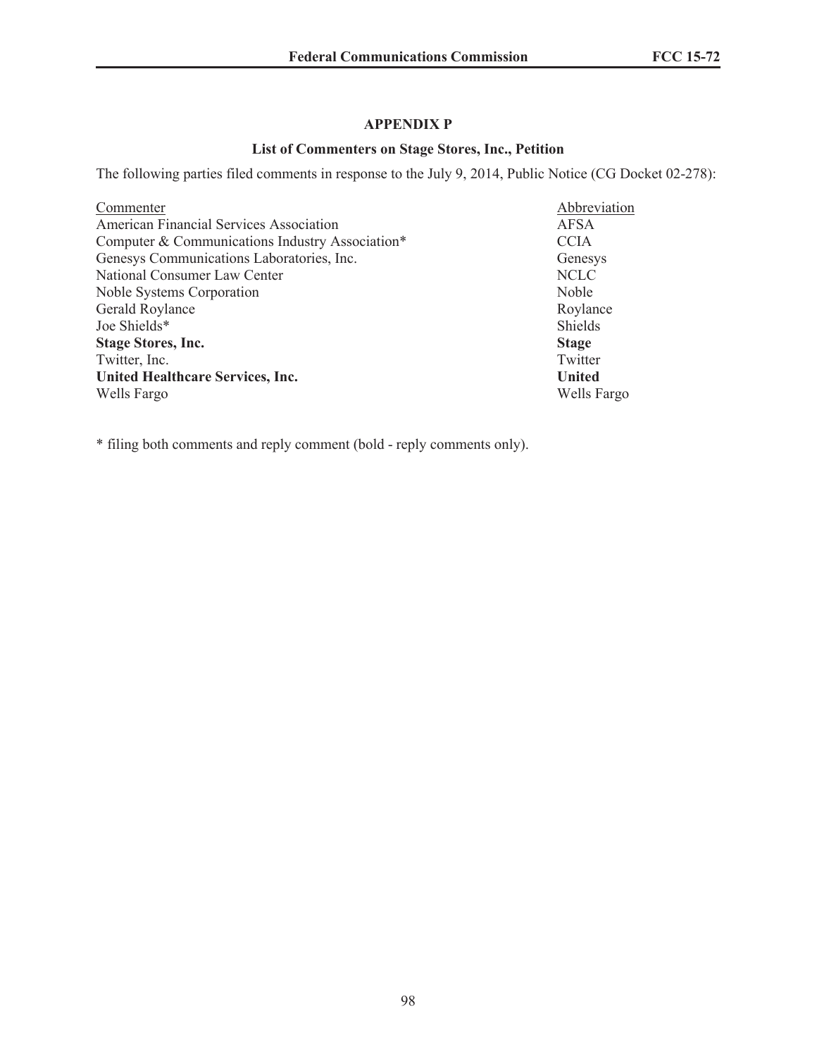## APPENDIX P

### List of Commenters on Stage Stores, Inc., Petition

The following parties filed comments in response to the July 9, 2014, Public Notice (CG Docket 02-278):

| Commenter | Abbreviation |
|---|---|
| American Financial Services Association | AFSA |
| Computer & Communications Industry Association* | CCIA |
| Genesys Communications Laboratories, Inc. | Genesys |
| National Consumer Law Center | NCLC |
| Noble Systems Corporation | Noble |
| Gerald Roylance | Roylance |
| Joe Shields* | Shields |
| **Stage Stores, Inc.** | **Stage** |
| Twitter, Inc. | Twitter |
| **United Healthcare Services, Inc.** | **United** |
| Wells Fargo | Wells Fargo |

* filing both comments and reply comment (bold - reply comments only).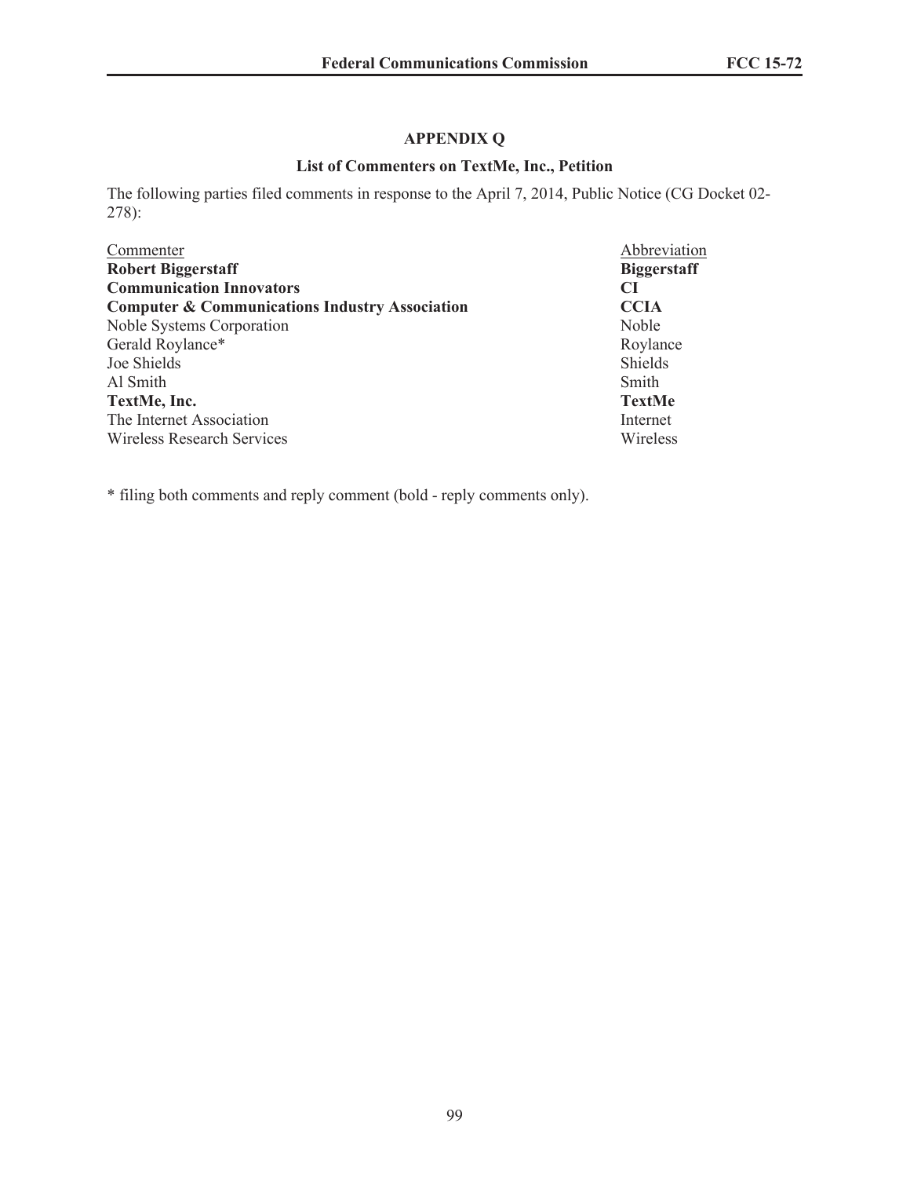## APPENDIX Q

### List of Commenters on TextMe, Inc., Petition

The following parties filed comments in response to the April 7, 2014, Public Notice (CG Docket 02-278):

| Commenter | Abbreviation |
|---|---|
| **Robert Biggerstaff** | **Biggerstaff** |
| **Communication Innovators** | **CI** |
| **Computer & Communications Industry Association** | **CCIA** |
| Noble Systems Corporation | Noble |
| Gerald Roylance* | Roylance |
| Joe Shields | Shields |
| Al Smith | Smith |
| **TextMe, Inc.** | **TextMe** |
| The Internet Association | Internet |
| Wireless Research Services | Wireless |

* filing both comments and reply comment (bold - reply comments only).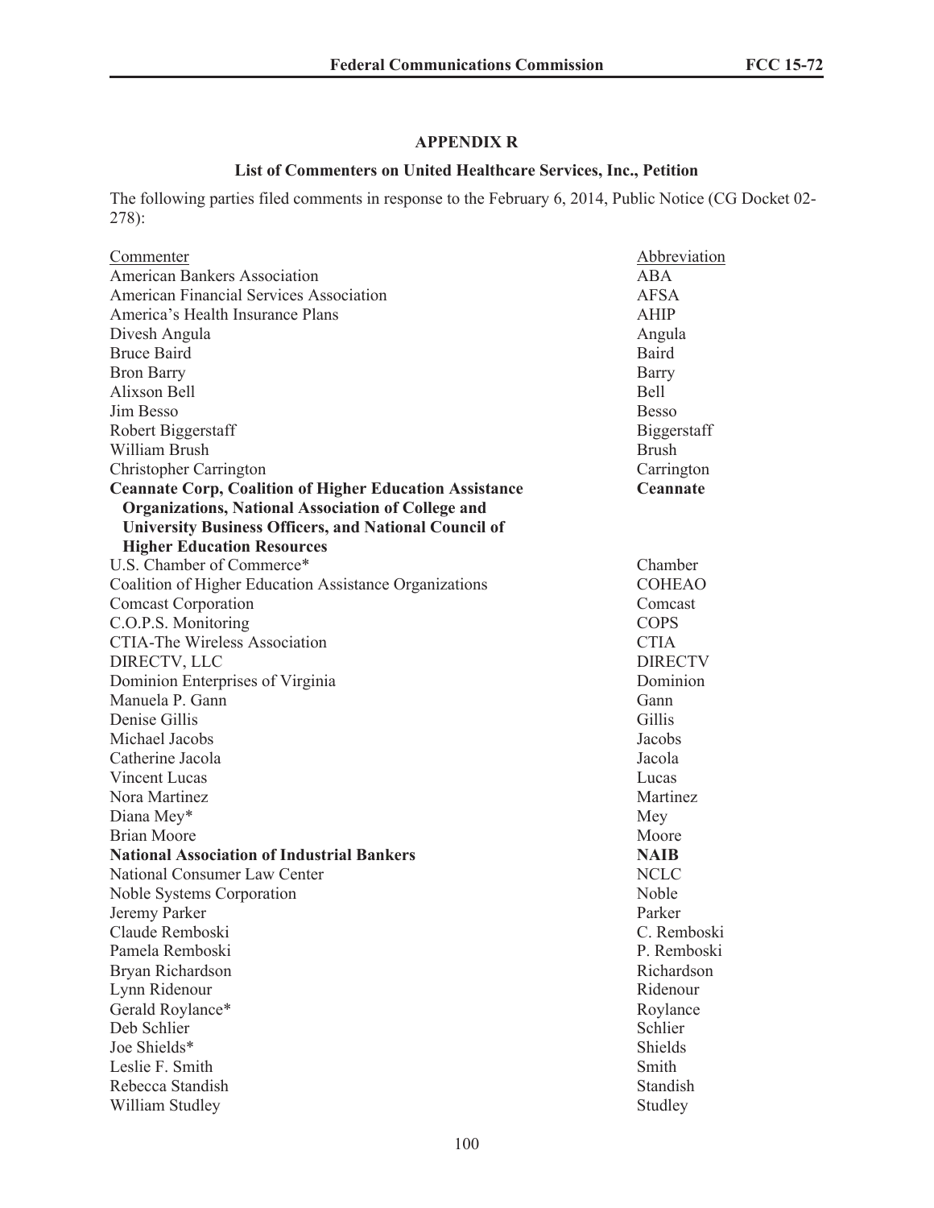**APPENDIX R**

**List of Commenters on United Healthcare Services, Inc., Petition**

The following parties filed comments in response to the February 6, 2014, Public Notice (CG Docket 02-278):

| Commenter | Abbreviation |
|---|---|
| American Bankers Association | ABA |
| American Financial Services Association | AFSA |
| America's Health Insurance Plans | AHIP |
| Divesh Angula | Angula |
| Bruce Baird | Baird |
| Bron Barry | Barry |
| Alixson Bell | Bell |
| Jim Besso | Besso |
| Robert Biggerstaff | Biggerstaff |
| William Brush | Brush |
| Christopher Carrington | Carrington |
| **Ceannate Corp, Coalition of Higher Education Assistance Organizations, National Association of College and University Business Officers, and National Council of Higher Education Resources** | **Ceannate** |
| U.S. Chamber of Commerce* | Chamber |
| Coalition of Higher Education Assistance Organizations | COHEAO |
| Comcast Corporation | Comcast |
| C.O.P.S. Monitoring | COPS |
| CTIA-The Wireless Association | CTIA |
| DIRECTV, LLC | DIRECTV |
| Dominion Enterprises of Virginia | Dominion |
| Manuela P. Gann | Gann |
| Denise Gillis | Gillis |
| Michael Jacobs | Jacobs |
| Catherine Jacola | Jacola |
| Vincent Lucas | Lucas |
| Nora Martinez | Martinez |
| Diana Mey* | Mey |
| Brian Moore | Moore |
| **National Association of Industrial Bankers** | **NAIB** |
| National Consumer Law Center | NCLC |
| Noble Systems Corporation | Noble |
| Jeremy Parker | Parker |
| Claude Remboski | C. Remboski |
| Pamela Remboski | P. Remboski |
| Bryan Richardson | Richardson |
| Lynn Ridenour | Ridenour |
| Gerald Roylance* | Roylance |
| Deb Schlier | Schlier |
| Joe Shields* | Shields |
| Leslie F. Smith | Smith |
| Rebecca Standish | Standish |
| William Studley | Studley |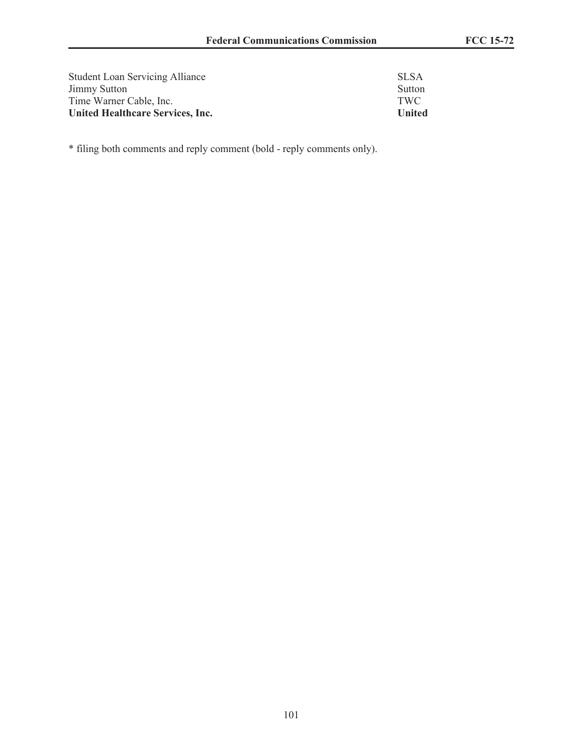| | |
|---|---|
| Student Loan Servicing Alliance | SLSA |
| Jimmy Sutton | Sutton |
| Time Warner Cable, Inc. | TWC |
| **United Healthcare Services, Inc.** | **United** |

* filing both comments and reply comment (bold - reply comments only).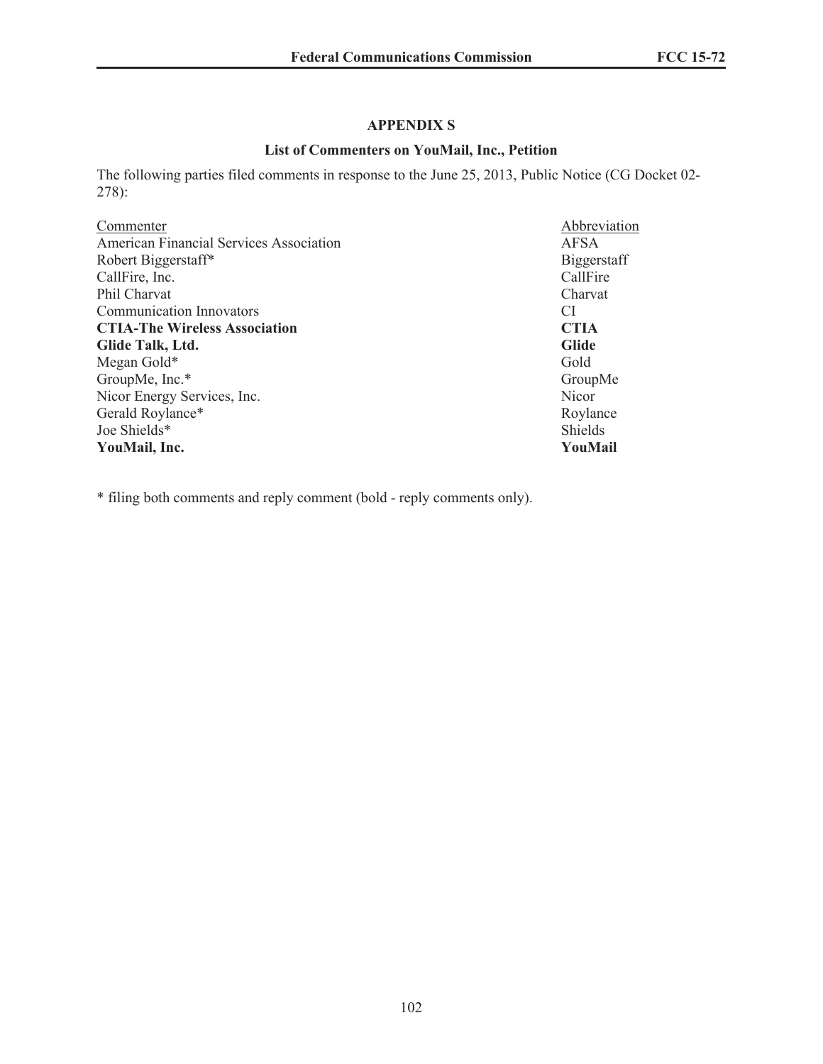## APPENDIX S

### List of Commenters on YouMail, Inc., Petition

The following parties filed comments in response to the June 25, 2013, Public Notice (CG Docket 02-278):

| Commenter | Abbreviation |
| --- | --- |
| American Financial Services Association | AFSA |
| Robert Biggerstaff* | Biggerstaff |
| CallFire, Inc. | CallFire |
| Phil Charvat | Charvat |
| Communication Innovators | CI |
| **CTIA-The Wireless Association** | **CTIA** |
| **Glide Talk, Ltd.** | **Glide** |
| Megan Gold* | Gold |
| GroupMe, Inc.* | GroupMe |
| Nicor Energy Services, Inc. | Nicor |
| Gerald Roylance* | Roylance |
| Joe Shields* | Shields |
| **YouMail, Inc.** | **YouMail** |

* filing both comments and reply comment (bold - reply comments only).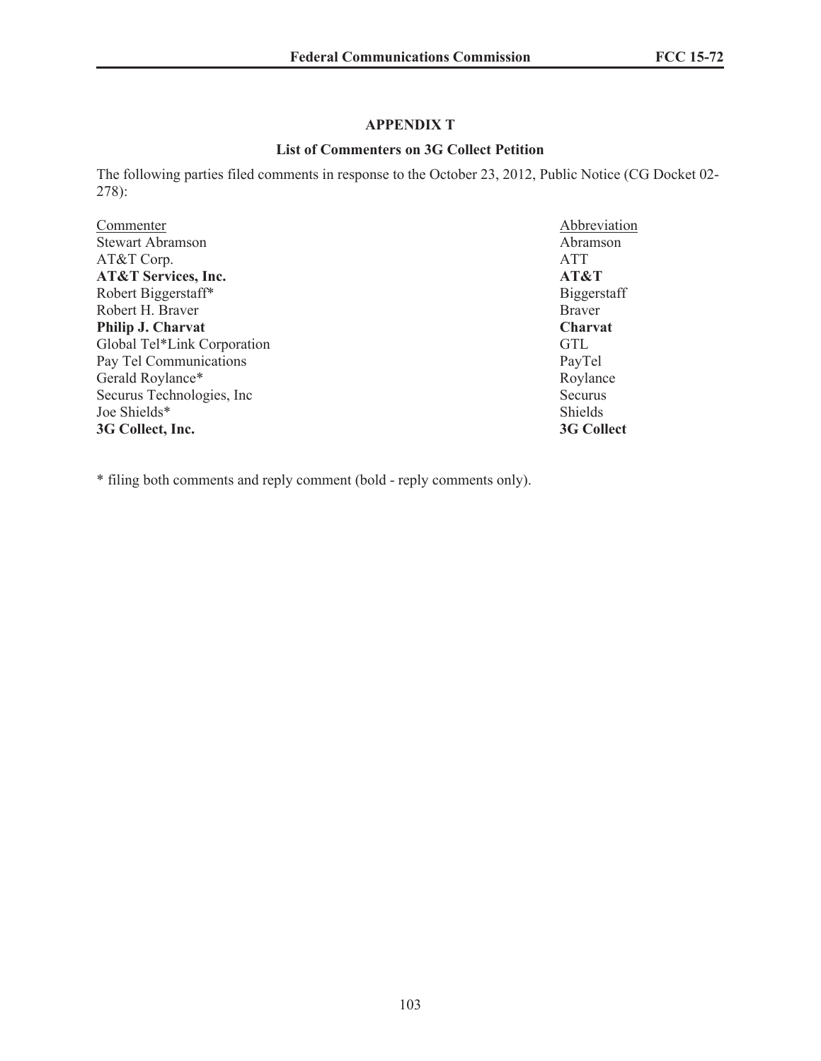## APPENDIX T

### List of Commenters on 3G Collect Petition

The following parties filed comments in response to the October 23, 2012, Public Notice (CG Docket 02-278):

| Commenter | Abbreviation |
|---|---|
| Stewart Abramson | Abramson |
| AT&T Corp. | ATT |
| **AT&T Services, Inc.** | **AT&T** |
| Robert Biggerstaff* | Biggerstaff |
| Robert H. Braver | Braver |
| **Philip J. Charvat** | **Charvat** |
| Global Tel*Link Corporation | GTL |
| Pay Tel Communications | PayTel |
| Gerald Roylance* | Roylance |
| Securus Technologies, Inc | Securus |
| Joe Shields* | Shields |
| **3G Collect, Inc.** | **3G Collect** |

* filing both comments and reply comment (bold - reply comments only).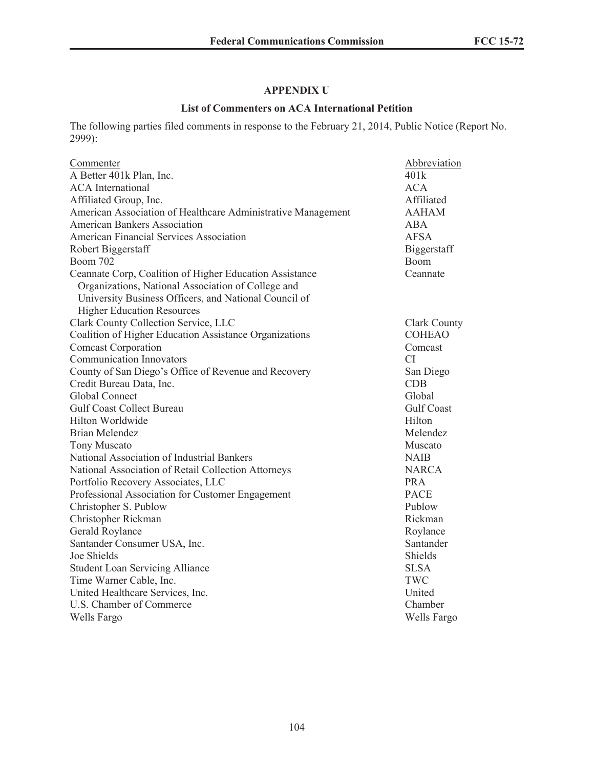## APPENDIX U

### List of Commenters on ACA International Petition

The following parties filed comments in response to the February 21, 2014, Public Notice (Report No. 2999):

| Commenter | Abbreviation |
|---|---|
| A Better 401k Plan, Inc. | 401k |
| ACA International | ACA |
| Affiliated Group, Inc. | Affiliated |
| American Association of Healthcare Administrative Management | AAHAM |
| American Bankers Association | ABA |
| American Financial Services Association | AFSA |
| Robert Biggerstaff | Biggerstaff |
| Boom 702 | Boom |
| Ceannate Corp, Coalition of Higher Education Assistance Organizations, National Association of College and University Business Officers, and National Council of Higher Education Resources | Ceannate |
| Clark County Collection Service, LLC | Clark County |
| Coalition of Higher Education Assistance Organizations | COHEAO |
| Comcast Corporation | Comcast |
| Communication Innovators | CI |
| County of San Diego's Office of Revenue and Recovery | San Diego |
| Credit Bureau Data, Inc. | CDB |
| Global Connect | Global |
| Gulf Coast Collect Bureau | Gulf Coast |
| Hilton Worldwide | Hilton |
| Brian Melendez | Melendez |
| Tony Muscato | Muscato |
| National Association of Industrial Bankers | NAIB |
| National Association of Retail Collection Attorneys | NARCA |
| Portfolio Recovery Associates, LLC | PRA |
| Professional Association for Customer Engagement | PACE |
| Christopher S. Publow | Publow |
| Christopher Rickman | Rickman |
| Gerald Roylance | Roylance |
| Santander Consumer USA, Inc. | Santander |
| Joe Shields | Shields |
| Student Loan Servicing Alliance | SLSA |
| Time Warner Cable, Inc. | TWC |
| United Healthcare Services, Inc. | United |
| U.S. Chamber of Commerce | Chamber |
| Wells Fargo | Wells Fargo |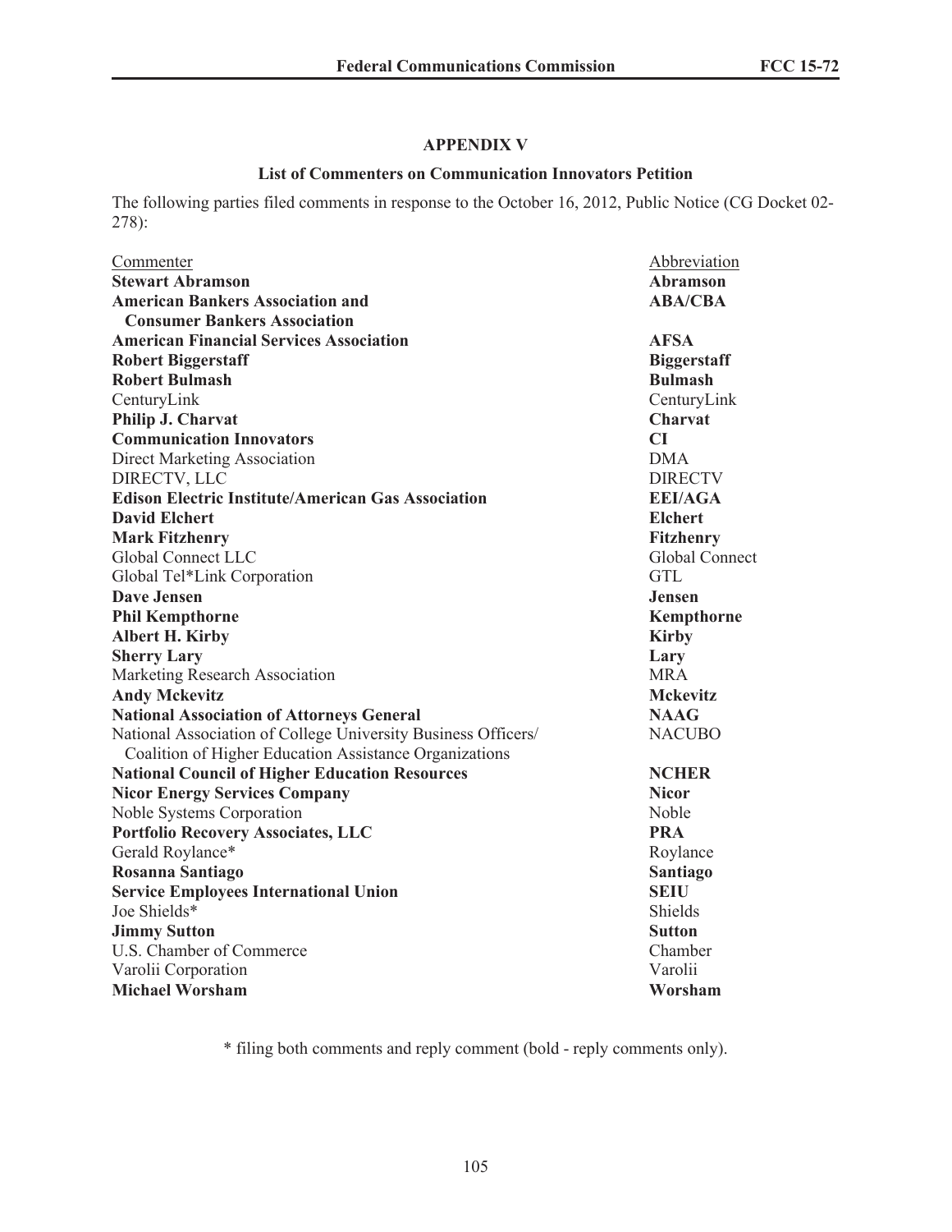## APPENDIX V

### List of Commenters on Communication Innovators Petition

The following parties filed comments in response to the October 16, 2012, Public Notice (CG Docket 02-278):

| Commenter | Abbreviation |
|---|---|
| **Stewart Abramson** | **Abramson** |
| **American Bankers Association and Consumer Bankers Association** | **ABA/CBA** |
| **American Financial Services Association** | **AFSA** |
| **Robert Biggerstaff** | **Biggerstaff** |
| **Robert Bulmash** | **Bulmash** |
| CenturyLink | CenturyLink |
| **Philip J. Charvat** | **Charvat** |
| **Communication Innovators** | **CI** |
| Direct Marketing Association | DMA |
| DIRECTV, LLC | DIRECTV |
| **Edison Electric Institute/American Gas Association** | **EEI/AGA** |
| **David Elchert** | **Elchert** |
| **Mark Fitzhenry** | **Fitzhenry** |
| Global Connect LLC | Global Connect |
| Global Tel*Link Corporation | GTL |
| **Dave Jensen** | **Jensen** |
| **Phil Kempthorne** | **Kempthorne** |
| **Albert H. Kirby** | **Kirby** |
| **Sherry Lary** | **Lary** |
| Marketing Research Association | MRA |
| **Andy Mckevitz** | **Mckevitz** |
| **National Association of Attorneys General** | **NAAG** |
| National Association of College University Business Officers/ Coalition of Higher Education Assistance Organizations | NACUBO |
| **National Council of Higher Education Resources** | **NCHER** |
| **Nicor Energy Services Company** | **Nicor** |
| Noble Systems Corporation | Noble |
| **Portfolio Recovery Associates, LLC** | **PRA** |
| Gerald Roylance* | Roylance |
| **Rosanna Santiago** | **Santiago** |
| **Service Employees International Union** | **SEIU** |
| Joe Shields* | Shields |
| **Jimmy Sutton** | **Sutton** |
| U.S. Chamber of Commerce | Chamber |
| Varolii Corporation | Varolii |
| **Michael Worsham** | **Worsham** |

\* filing both comments and reply comment (bold - reply comments only).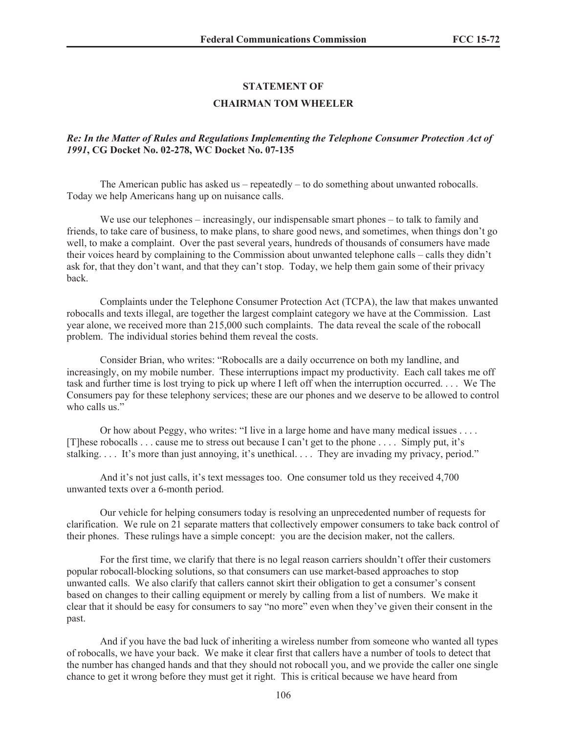## STATEMENT OF
## CHAIRMAN TOM WHEELER

***Re: In the Matter of Rules and Regulations Implementing the Telephone Consumer Protection Act of 1991*, CG Docket No. 02-278, WC Docket No. 07-135**

The American public has asked us – repeatedly – to do something about unwanted robocalls. Today we help Americans hang up on nuisance calls.

We use our telephones – increasingly, our indispensable smart phones – to talk to family and friends, to take care of business, to make plans, to share good news, and sometimes, when things don't go well, to make a complaint. Over the past several years, hundreds of thousands of consumers have made their voices heard by complaining to the Commission about unwanted telephone calls – calls they didn't ask for, that they don't want, and that they can't stop. Today, we help them gain some of their privacy back.

Complaints under the Telephone Consumer Protection Act (TCPA), the law that makes unwanted robocalls and texts illegal, are together the largest complaint category we have at the Commission. Last year alone, we received more than 215,000 such complaints. The data reveal the scale of the robocall problem. The individual stories behind them reveal the costs.

Consider Brian, who writes: "Robocalls are a daily occurrence on both my landline, and increasingly, on my mobile number. These interruptions impact my productivity. Each call takes me off task and further time is lost trying to pick up where I left off when the interruption occurred. . . . We The Consumers pay for these telephony services; these are our phones and we deserve to be allowed to control who calls us."

Or how about Peggy, who writes: "I live in a large home and have many medical issues . . . . [T]hese robocalls . . . cause me to stress out because I can't get to the phone . . . . Simply put, it's stalking. . . . It's more than just annoying, it's unethical. . . . They are invading my privacy, period."

And it's not just calls, it's text messages too. One consumer told us they received 4,700 unwanted texts over a 6-month period.

Our vehicle for helping consumers today is resolving an unprecedented number of requests for clarification. We rule on 21 separate matters that collectively empower consumers to take back control of their phones. These rulings have a simple concept: you are the decision maker, not the callers.

For the first time, we clarify that there is no legal reason carriers shouldn't offer their customers popular robocall-blocking solutions, so that consumers can use market-based approaches to stop unwanted calls. We also clarify that callers cannot skirt their obligation to get a consumer's consent based on changes to their calling equipment or merely by calling from a list of numbers. We make it clear that it should be easy for consumers to say "no more" even when they've given their consent in the past.

And if you have the bad luck of inheriting a wireless number from someone who wanted all types of robocalls, we have your back. We make it clear first that callers have a number of tools to detect that the number has changed hands and that they should not robocall you, and we provide the caller one single chance to get it wrong before they must get it right. This is critical because we have heard from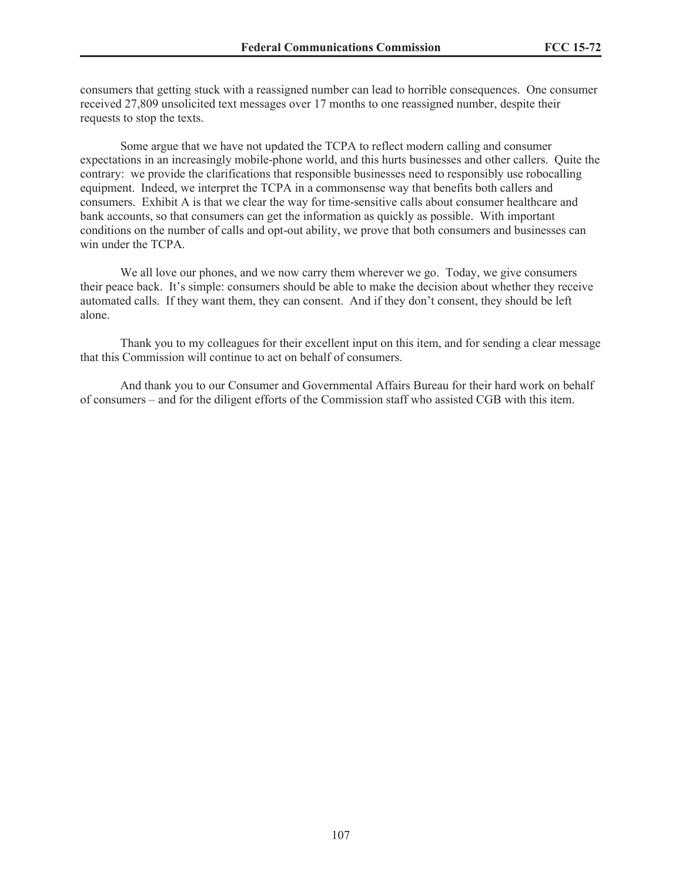consumers that getting stuck with a reassigned number can lead to horrible consequences. One consumer received 27,809 unsolicited text messages over 17 months to one reassigned number, despite their requests to stop the texts.

Some argue that we have not updated the TCPA to reflect modern calling and consumer expectations in an increasingly mobile-phone world, and this hurts businesses and other callers. Quite the contrary: we provide the clarifications that responsible businesses need to responsibly use robocalling equipment. Indeed, we interpret the TCPA in a commonsense way that benefits both callers and consumers. Exhibit A is that we clear the way for time-sensitive calls about consumer healthcare and bank accounts, so that consumers can get the information as quickly as possible. With important conditions on the number of calls and opt-out ability, we prove that both consumers and businesses can win under the TCPA.

We all love our phones, and we now carry them wherever we go. Today, we give consumers their peace back. It's simple: consumers should be able to make the decision about whether they receive automated calls. If they want them, they can consent. And if they don't consent, they should be left alone.

Thank you to my colleagues for their excellent input on this item, and for sending a clear message that this Commission will continue to act on behalf of consumers.

And thank you to our Consumer and Governmental Affairs Bureau for their hard work on behalf of consumers – and for the diligent efforts of the Commission staff who assisted CGB with this item.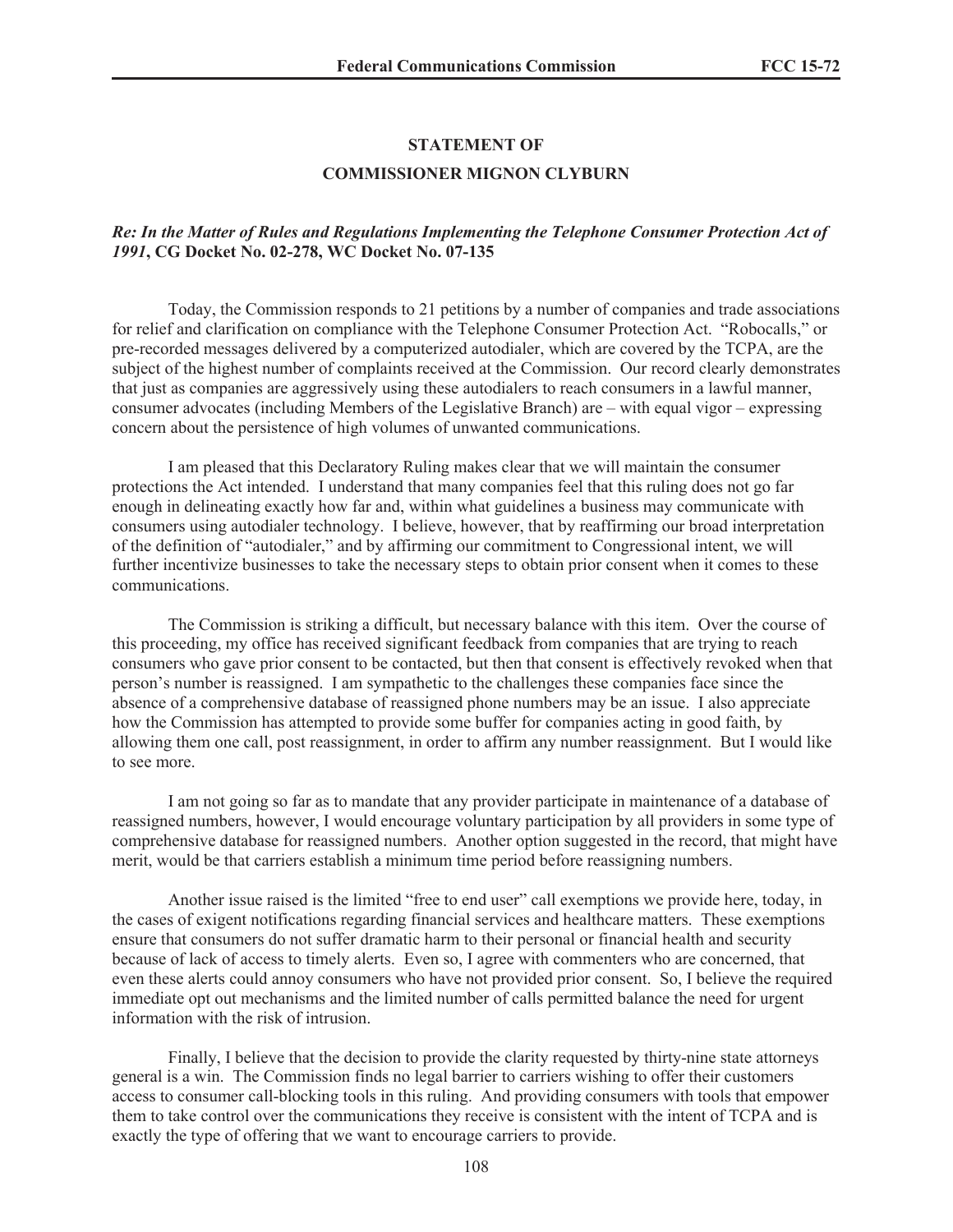## STATEMENT OF

## COMMISSIONER MIGNON CLYBURN

***Re: In the Matter of Rules and Regulations Implementing the Telephone Consumer Protection Act of 1991*, CG Docket No. 02-278, WC Docket No. 07-135**

Today, the Commission responds to 21 petitions by a number of companies and trade associations for relief and clarification on compliance with the Telephone Consumer Protection Act. "Robocalls," or pre-recorded messages delivered by a computerized autodialer, which are covered by the TCPA, are the subject of the highest number of complaints received at the Commission. Our record clearly demonstrates that just as companies are aggressively using these autodialers to reach consumers in a lawful manner, consumer advocates (including Members of the Legislative Branch) are – with equal vigor – expressing concern about the persistence of high volumes of unwanted communications.

I am pleased that this Declaratory Ruling makes clear that we will maintain the consumer protections the Act intended. I understand that many companies feel that this ruling does not go far enough in delineating exactly how far and, within what guidelines a business may communicate with consumers using autodialer technology. I believe, however, that by reaffirming our broad interpretation of the definition of "autodialer," and by affirming our commitment to Congressional intent, we will further incentivize businesses to take the necessary steps to obtain prior consent when it comes to these communications.

The Commission is striking a difficult, but necessary balance with this item. Over the course of this proceeding, my office has received significant feedback from companies that are trying to reach consumers who gave prior consent to be contacted, but then that consent is effectively revoked when that person's number is reassigned. I am sympathetic to the challenges these companies face since the absence of a comprehensive database of reassigned phone numbers may be an issue. I also appreciate how the Commission has attempted to provide some buffer for companies acting in good faith, by allowing them one call, post reassignment, in order to affirm any number reassignment. But I would like to see more.

I am not going so far as to mandate that any provider participate in maintenance of a database of reassigned numbers, however, I would encourage voluntary participation by all providers in some type of comprehensive database for reassigned numbers. Another option suggested in the record, that might have merit, would be that carriers establish a minimum time period before reassigning numbers.

Another issue raised is the limited "free to end user" call exemptions we provide here, today, in the cases of exigent notifications regarding financial services and healthcare matters. These exemptions ensure that consumers do not suffer dramatic harm to their personal or financial health and security because of lack of access to timely alerts. Even so, I agree with commenters who are concerned, that even these alerts could annoy consumers who have not provided prior consent. So, I believe the required immediate opt out mechanisms and the limited number of calls permitted balance the need for urgent information with the risk of intrusion.

Finally, I believe that the decision to provide the clarity requested by thirty-nine state attorneys general is a win. The Commission finds no legal barrier to carriers wishing to offer their customers access to consumer call-blocking tools in this ruling. And providing consumers with tools that empower them to take control over the communications they receive is consistent with the intent of TCPA and is exactly the type of offering that we want to encourage carriers to provide.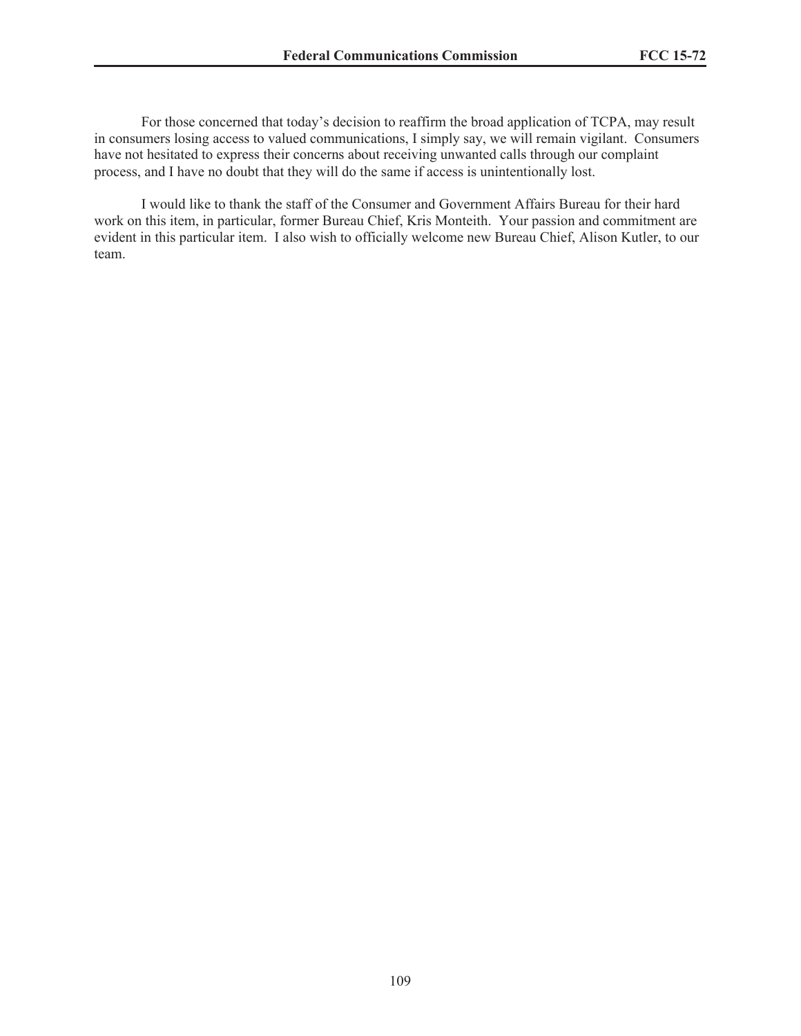For those concerned that today's decision to reaffirm the broad application of TCPA, may result in consumers losing access to valued communications, I simply say, we will remain vigilant. Consumers have not hesitated to express their concerns about receiving unwanted calls through our complaint process, and I have no doubt that they will do the same if access is unintentionally lost.

I would like to thank the staff of the Consumer and Government Affairs Bureau for their hard work on this item, in particular, former Bureau Chief, Kris Monteith. Your passion and commitment are evident in this particular item. I also wish to officially welcome new Bureau Chief, Alison Kutler, to our team.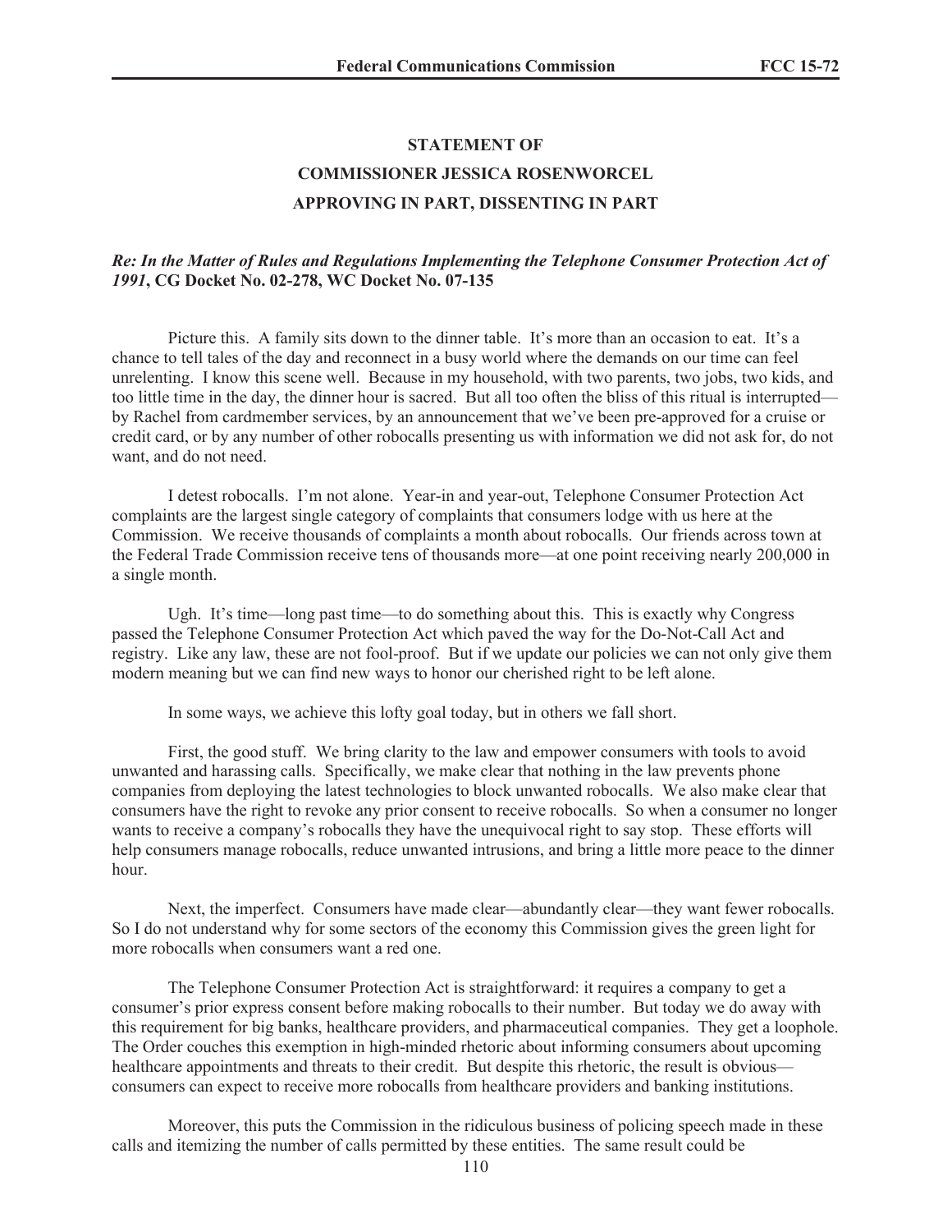## STATEMENT OF
## COMMISSIONER JESSICA ROSENWORCEL
## APPROVING IN PART, DISSENTING IN PART

***Re: In the Matter of Rules and Regulations Implementing the Telephone Consumer Protection Act of 1991*, CG Docket No. 02-278, WC Docket No. 07-135**

Picture this. A family sits down to the dinner table. It's more than an occasion to eat. It's a chance to tell tales of the day and reconnect in a busy world where the demands on our time can feel unrelenting. I know this scene well. Because in my household, with two parents, two jobs, two kids, and too little time in the day, the dinner hour is sacred. But all too often the bliss of this ritual is interrupted—by Rachel from cardmember services, by an announcement that we've been pre-approved for a cruise or credit card, or by any number of other robocalls presenting us with information we did not ask for, do not want, and do not need.

I detest robocalls. I'm not alone. Year-in and year-out, Telephone Consumer Protection Act complaints are the largest single category of complaints that consumers lodge with us here at the Commission. We receive thousands of complaints a month about robocalls. Our friends across town at the Federal Trade Commission receive tens of thousands more—at one point receiving nearly 200,000 in a single month.

Ugh. It's time—long past time—to do something about this. This is exactly why Congress passed the Telephone Consumer Protection Act which paved the way for the Do-Not-Call Act and registry. Like any law, these are not fool-proof. But if we update our policies we can not only give them modern meaning but we can find new ways to honor our cherished right to be left alone.

In some ways, we achieve this lofty goal today, but in others we fall short.

First, the good stuff. We bring clarity to the law and empower consumers with tools to avoid unwanted and harassing calls. Specifically, we make clear that nothing in the law prevents phone companies from deploying the latest technologies to block unwanted robocalls. We also make clear that consumers have the right to revoke any prior consent to receive robocalls. So when a consumer no longer wants to receive a company's robocalls they have the unequivocal right to say stop. These efforts will help consumers manage robocalls, reduce unwanted intrusions, and bring a little more peace to the dinner hour.

Next, the imperfect. Consumers have made clear—abundantly clear—they want fewer robocalls. So I do not understand why for some sectors of the economy this Commission gives the green light for more robocalls when consumers want a red one.

The Telephone Consumer Protection Act is straightforward: it requires a company to get a consumer's prior express consent before making robocalls to their number. But today we do away with this requirement for big banks, healthcare providers, and pharmaceutical companies. They get a loophole. The Order couches this exemption in high-minded rhetoric about informing consumers about upcoming healthcare appointments and threats to their credit. But despite this rhetoric, the result is obvious—consumers can expect to receive more robocalls from healthcare providers and banking institutions.

Moreover, this puts the Commission in the ridiculous business of policing speech made in these calls and itemizing the number of calls permitted by these entities. The same result could be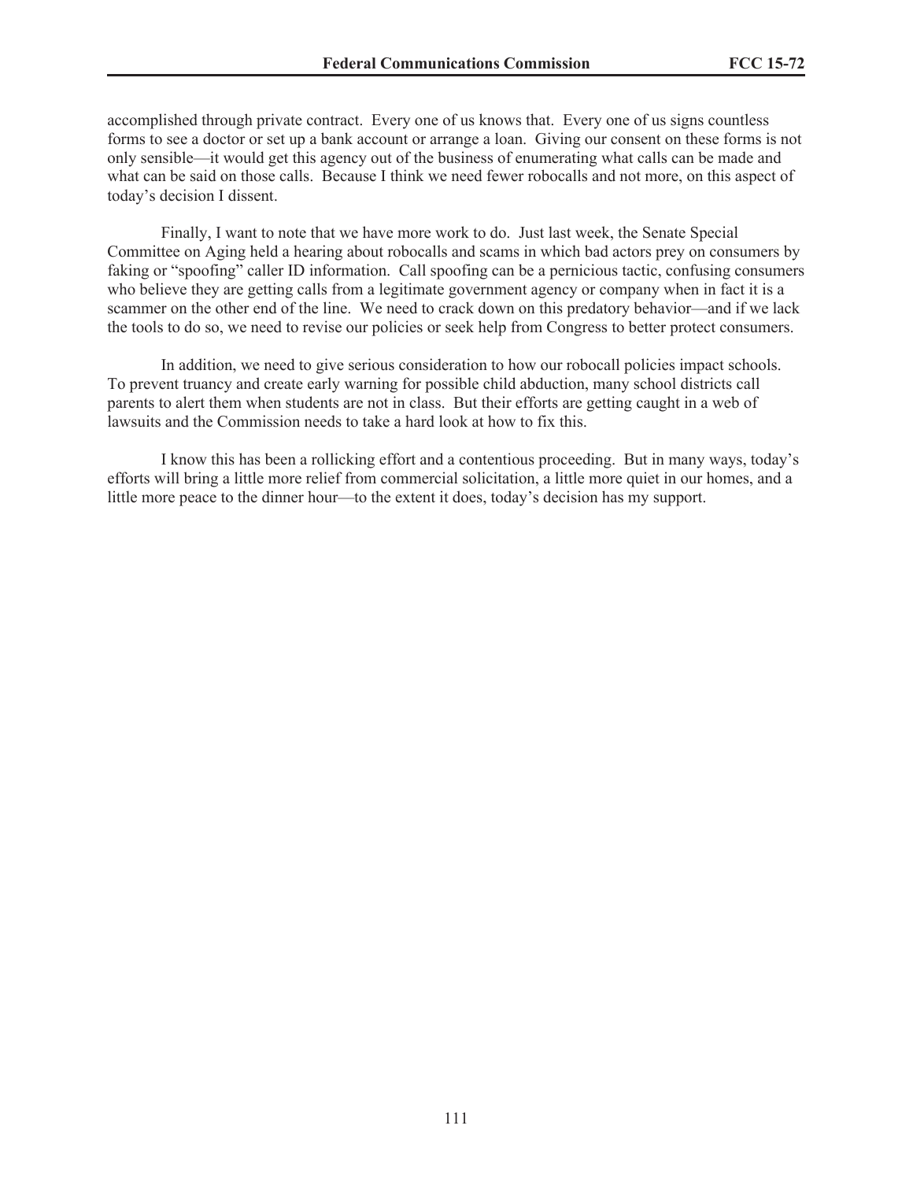accomplished through private contract. Every one of us knows that. Every one of us signs countless forms to see a doctor or set up a bank account or arrange a loan. Giving our consent on these forms is not only sensible—it would get this agency out of the business of enumerating what calls can be made and what can be said on those calls. Because I think we need fewer robocalls and not more, on this aspect of today's decision I dissent.

Finally, I want to note that we have more work to do. Just last week, the Senate Special Committee on Aging held a hearing about robocalls and scams in which bad actors prey on consumers by faking or "spoofing" caller ID information. Call spoofing can be a pernicious tactic, confusing consumers who believe they are getting calls from a legitimate government agency or company when in fact it is a scammer on the other end of the line. We need to crack down on this predatory behavior—and if we lack the tools to do so, we need to revise our policies or seek help from Congress to better protect consumers.

In addition, we need to give serious consideration to how our robocall policies impact schools. To prevent truancy and create early warning for possible child abduction, many school districts call parents to alert them when students are not in class. But their efforts are getting caught in a web of lawsuits and the Commission needs to take a hard look at how to fix this.

I know this has been a rollicking effort and a contentious proceeding. But in many ways, today's efforts will bring a little more relief from commercial solicitation, a little more quiet in our homes, and a little more peace to the dinner hour—to the extent it does, today's decision has my support.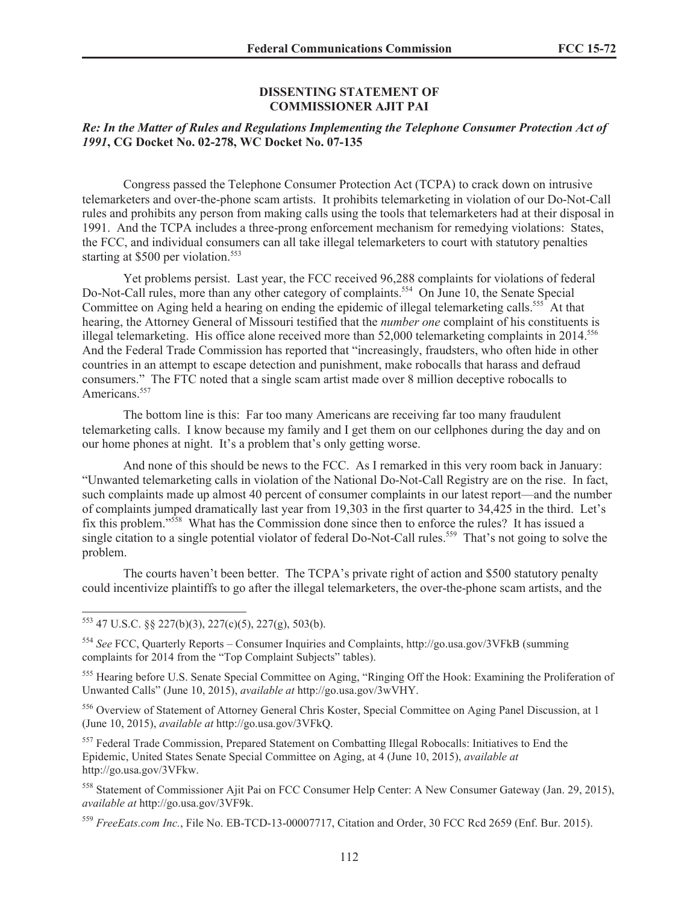**DISSENTING STATEMENT OF COMMISSIONER AJIT PAI**

***Re: In the Matter of Rules and Regulations Implementing the Telephone Consumer Protection Act of 1991*, CG Docket No. 02-278, WC Docket No. 07-135**

Congress passed the Telephone Consumer Protection Act (TCPA) to crack down on intrusive telemarketers and over-the-phone scam artists. It prohibits telemarketing in violation of our Do-Not-Call rules and prohibits any person from making calls using the tools that telemarketers had at their disposal in 1991. And the TCPA includes a three-prong enforcement mechanism for remedying violations: States, the FCC, and individual consumers can all take illegal telemarketers to court with statutory penalties starting at $500 per violation.[553]

Yet problems persist. Last year, the FCC received 96,288 complaints for violations of federal Do-Not-Call rules, more than any other category of complaints.[554] On June 10, the Senate Special Committee on Aging held a hearing on ending the epidemic of illegal telemarketing calls.[555] At that hearing, the Attorney General of Missouri testified that the *number one* complaint of his constituents is illegal telemarketing. His office alone received more than 52,000 telemarketing complaints in 2014.[556] And the Federal Trade Commission has reported that "increasingly, fraudsters, who often hide in other countries in an attempt to escape detection and punishment, make robocalls that harass and defraud consumers." The FTC noted that a single scam artist made over 8 million deceptive robocalls to Americans.[557]

The bottom line is this: Far too many Americans are receiving far too many fraudulent telemarketing calls. I know because my family and I get them on our cellphones during the day and on our home phones at night. It's a problem that's only getting worse.

And none of this should be news to the FCC. As I remarked in this very room back in January: "Unwanted telemarketing calls in violation of the National Do-Not-Call Registry are on the rise. In fact, such complaints made up almost 40 percent of consumer complaints in our latest report—and the number of complaints jumped dramatically last year from 19,303 in the first quarter to 34,425 in the third. Let's fix this problem."[558] What has the Commission done since then to enforce the rules? It has issued a single citation to a single potential violator of federal Do-Not-Call rules.[559] That's not going to solve the problem.

The courts haven't been better. The TCPA's private right of action and $500 statutory penalty could incentivize plaintiffs to go after the illegal telemarketers, the over-the-phone scam artists, and the

---

[553] 47 U.S.C. §§ 227(b)(3), 227(c)(5), 227(g), 503(b).

[554] *See* FCC, Quarterly Reports – Consumer Inquiries and Complaints, http://go.usa.gov/3VFkB (summing complaints for 2014 from the "Top Complaint Subjects" tables).

[555] Hearing before U.S. Senate Special Committee on Aging, "Ringing Off the Hook: Examining the Proliferation of Unwanted Calls" (June 10, 2015), *available at* http://go.usa.gov/3wVHY.

[556] Overview of Statement of Attorney General Chris Koster, Special Committee on Aging Panel Discussion, at 1 (June 10, 2015), *available at* http://go.usa.gov/3VFkQ.

[557] Federal Trade Commission, Prepared Statement on Combatting Illegal Robocalls: Initiatives to End the Epidemic, United States Senate Special Committee on Aging, at 4 (June 10, 2015), *available at* http://go.usa.gov/3VFkw.

[558] Statement of Commissioner Ajit Pai on FCC Consumer Help Center: A New Consumer Gateway (Jan. 29, 2015), *available at* http://go.usa.gov/3VF9k.

[559] *FreeEats.com Inc.*, File No. EB-TCD-13-00007717, Citation and Order, 30 FCC Rcd 2659 (Enf. Bur. 2015).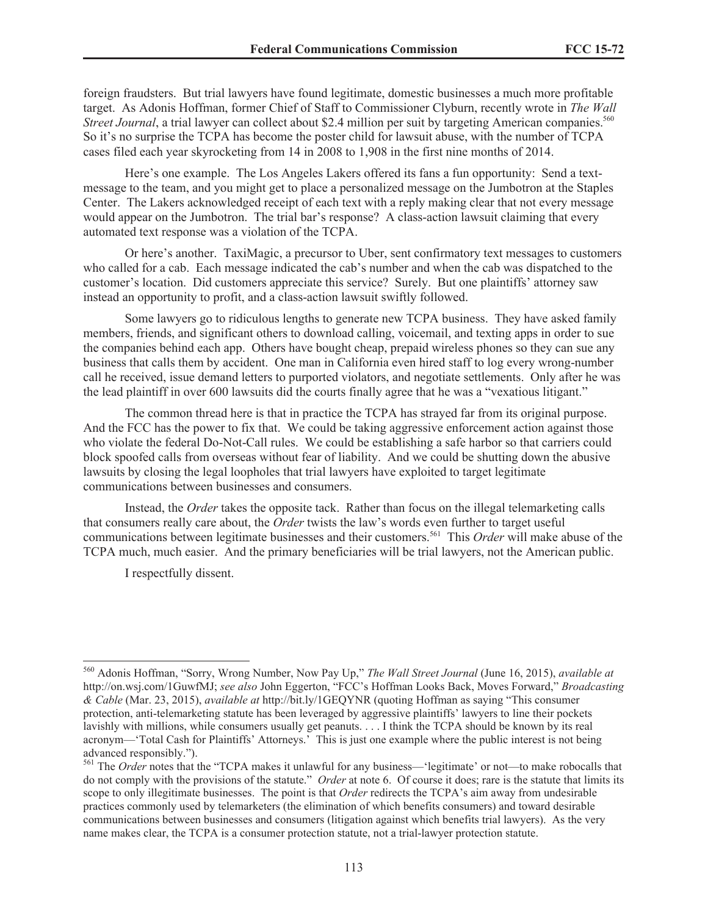foreign fraudsters. But trial lawyers have found legitimate, domestic businesses a much more profitable target. As Adonis Hoffman, former Chief of Staff to Commissioner Clyburn, recently wrote in *The Wall Street Journal*, a trial lawyer can collect about $2.4 million per suit by targeting American companies.[560] So it's no surprise the TCPA has become the poster child for lawsuit abuse, with the number of TCPA cases filed each year skyrocketing from 14 in 2008 to 1,908 in the first nine months of 2014.

Here's one example. The Los Angeles Lakers offered its fans a fun opportunity: Send a text-message to the team, and you might get to place a personalized message on the Jumbotron at the Staples Center. The Lakers acknowledged receipt of each text with a reply making clear that not every message would appear on the Jumbotron. The trial bar's response? A class-action lawsuit claiming that every automated text response was a violation of the TCPA.

Or here's another. TaxiMagic, a precursor to Uber, sent confirmatory text messages to customers who called for a cab. Each message indicated the cab's number and when the cab was dispatched to the customer's location. Did customers appreciate this service? Surely. But one plaintiffs' attorney saw instead an opportunity to profit, and a class-action lawsuit swiftly followed.

Some lawyers go to ridiculous lengths to generate new TCPA business. They have asked family members, friends, and significant others to download calling, voicemail, and texting apps in order to sue the companies behind each app. Others have bought cheap, prepaid wireless phones so they can sue any business that calls them by accident. One man in California even hired staff to log every wrong-number call he received, issue demand letters to purported violators, and negotiate settlements. Only after he was the lead plaintiff in over 600 lawsuits did the courts finally agree that he was a "vexatious litigant."

The common thread here is that in practice the TCPA has strayed far from its original purpose. And the FCC has the power to fix that. We could be taking aggressive enforcement action against those who violate the federal Do-Not-Call rules. We could be establishing a safe harbor so that carriers could block spoofed calls from overseas without fear of liability. And we could be shutting down the abusive lawsuits by closing the legal loopholes that trial lawyers have exploited to target legitimate communications between businesses and consumers.

Instead, the *Order* takes the opposite tack. Rather than focus on the illegal telemarketing calls that consumers really care about, the *Order* twists the law's words even further to target useful communications between legitimate businesses and their customers.[561] This *Order* will make abuse of the TCPA much, much easier. And the primary beneficiaries will be trial lawyers, not the American public.

I respectfully dissent.

---

[560] Adonis Hoffman, "Sorry, Wrong Number, Now Pay Up," *The Wall Street Journal* (June 16, 2015), *available at* http://on.wsj.com/1GuwfMJ; *see also* John Eggerton, "FCC's Hoffman Looks Back, Moves Forward," *Broadcasting & Cable* (Mar. 23, 2015), *available at* http://bit.ly/1GEQYNR (quoting Hoffman as saying "This consumer protection, anti-telemarketing statute has been leveraged by aggressive plaintiffs' lawyers to line their pockets lavishly with millions, while consumers usually get peanuts. . . . I think the TCPA should be known by its real acronym—'Total Cash for Plaintiffs' Attorneys.' This is just one example where the public interest is not being advanced responsibly.").

[561] The *Order* notes that the "TCPA makes it unlawful for any business—'legitimate' or not—to make robocalls that do not comply with the provisions of the statute." *Order* at note 6. Of course it does; rare is the statute that limits its scope to only illegitimate businesses. The point is that *Order* redirects the TCPA's aim away from undesirable practices commonly used by telemarketers (the elimination of which benefits consumers) and toward desirable communications between businesses and consumers (litigation against which benefits trial lawyers). As the very name makes clear, the TCPA is a consumer protection statute, not a trial-lawyer protection statute.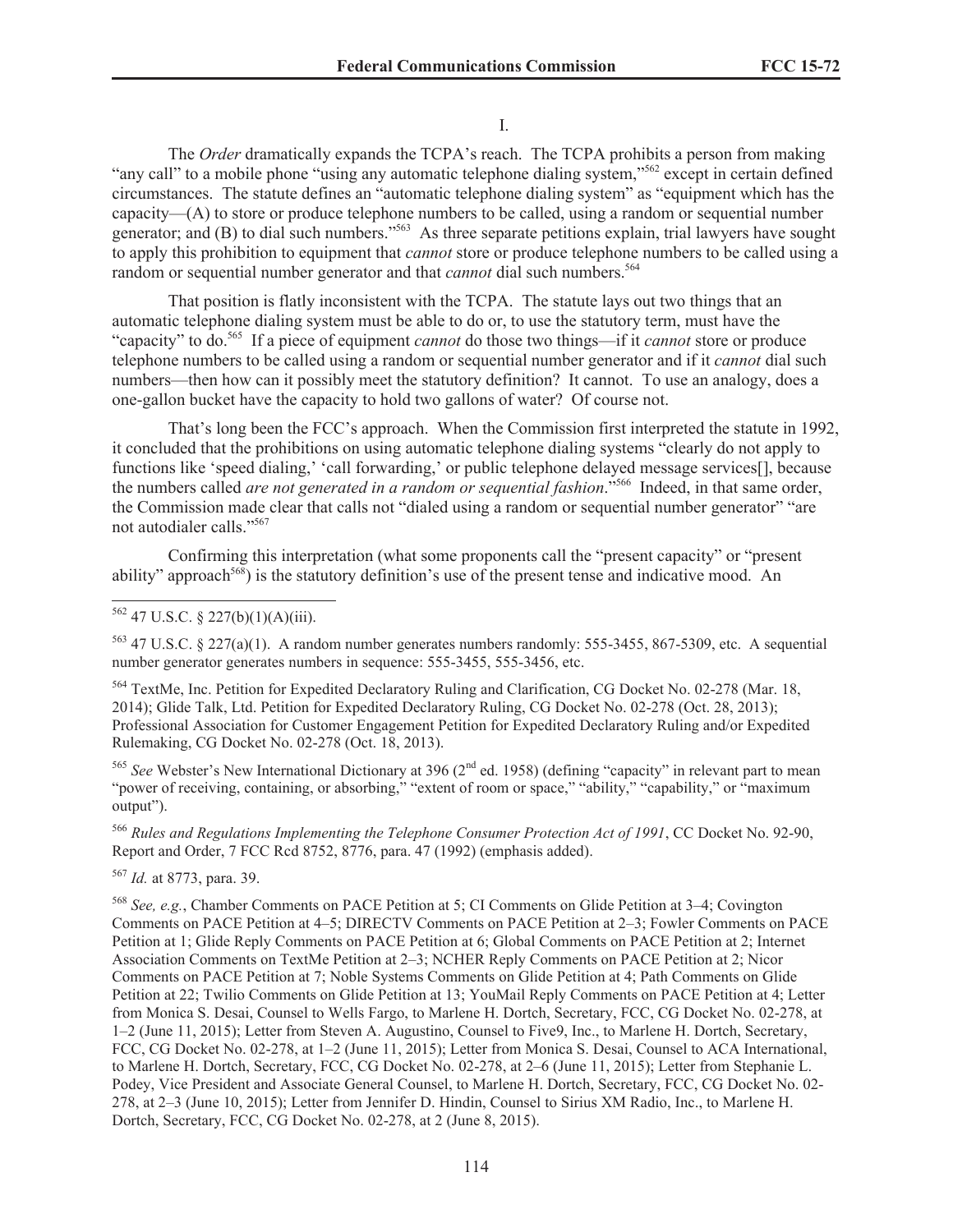I.

The *Order* dramatically expands the TCPA's reach. The TCPA prohibits a person from making "any call" to a mobile phone "using any automatic telephone dialing system,"[562] except in certain defined circumstances. The statute defines an "automatic telephone dialing system" as "equipment which has the capacity—(A) to store or produce telephone numbers to be called, using a random or sequential number generator; and (B) to dial such numbers."[563] As three separate petitions explain, trial lawyers have sought to apply this prohibition to equipment that *cannot* store or produce telephone numbers to be called using a random or sequential number generator and that *cannot* dial such numbers.[564]

That position is flatly inconsistent with the TCPA. The statute lays out two things that an automatic telephone dialing system must be able to do or, to use the statutory term, must have the "capacity" to do.[565] If a piece of equipment *cannot* do those two things—if it *cannot* store or produce telephone numbers to be called using a random or sequential number generator and if it *cannot* dial such numbers—then how can it possibly meet the statutory definition? It cannot. To use an analogy, does a one-gallon bucket have the capacity to hold two gallons of water? Of course not.

That's long been the FCC's approach. When the Commission first interpreted the statute in 1992, it concluded that the prohibitions on using automatic telephone dialing systems "clearly do not apply to functions like 'speed dialing,' 'call forwarding,' or public telephone delayed message services[], because the numbers called *are not generated in a random or sequential fashion*."[566] Indeed, in that same order, the Commission made clear that calls not "dialed using a random or sequential number generator" "are not autodialer calls."[567]

Confirming this interpretation (what some proponents call the "present capacity" or "present ability" approach[568]) is the statutory definition's use of the present tense and indicative mood. An

---

[562] 47 U.S.C. § 227(b)(1)(A)(iii).

[563] 47 U.S.C. § 227(a)(1). A random number generates numbers randomly: 555-3455, 867-5309, etc. A sequential number generator generates numbers in sequence: 555-3455, 555-3456, etc.

[564] TextMe, Inc. Petition for Expedited Declaratory Ruling and Clarification, CG Docket No. 02-278 (Mar. 18, 2014); Glide Talk, Ltd. Petition for Expedited Declaratory Ruling, CG Docket No. 02-278 (Oct. 28, 2013); Professional Association for Customer Engagement Petition for Expedited Declaratory Ruling and/or Expedited Rulemaking, CG Docket No. 02-278 (Oct. 18, 2013).

[565] *See* Webster's New International Dictionary at 396 (2nd ed. 1958) (defining "capacity" in relevant part to mean "power of receiving, containing, or absorbing," "extent of room or space," "ability," "capability," or "maximum output").

[566] *Rules and Regulations Implementing the Telephone Consumer Protection Act of 1991*, CC Docket No. 92-90, Report and Order, 7 FCC Rcd 8752, 8776, para. 47 (1992) (emphasis added).

[567] *Id.* at 8773, para. 39.

[568] *See, e.g.*, Chamber Comments on PACE Petition at 5; CI Comments on Glide Petition at 3–4; Covington Comments on PACE Petition at 4–5; DIRECTV Comments on PACE Petition at 2–3; Fowler Comments on PACE Petition at 1; Glide Reply Comments on PACE Petition at 6; Global Comments on PACE Petition at 2; Internet Association Comments on TextMe Petition at 2–3; NCHER Reply Comments on PACE Petition at 2; Nicor Comments on PACE Petition at 7; Noble Systems Comments on Glide Petition at 4; Path Comments on Glide Petition at 22; Twilio Comments on Glide Petition at 13; YouMail Reply Comments on PACE Petition at 4; Letter from Monica S. Desai, Counsel to Wells Fargo, to Marlene H. Dortch, Secretary, FCC, CG Docket No. 02-278, at 1–2 (June 11, 2015); Letter from Steven A. Augustino, Counsel to Five9, Inc., to Marlene H. Dortch, Secretary, FCC, CG Docket No. 02-278, at 1–2 (June 11, 2015); Letter from Monica S. Desai, Counsel to ACA International, to Marlene H. Dortch, Secretary, FCC, CG Docket No. 02-278, at 2–6 (June 11, 2015); Letter from Stephanie L. Podey, Vice President and Associate General Counsel, to Marlene H. Dortch, Secretary, FCC, CG Docket No. 02-278, at 2–3 (June 10, 2015); Letter from Jennifer D. Hindin, Counsel to Sirius XM Radio, Inc., to Marlene H. Dortch, Secretary, FCC, CG Docket No. 02-278, at 2 (June 8, 2015).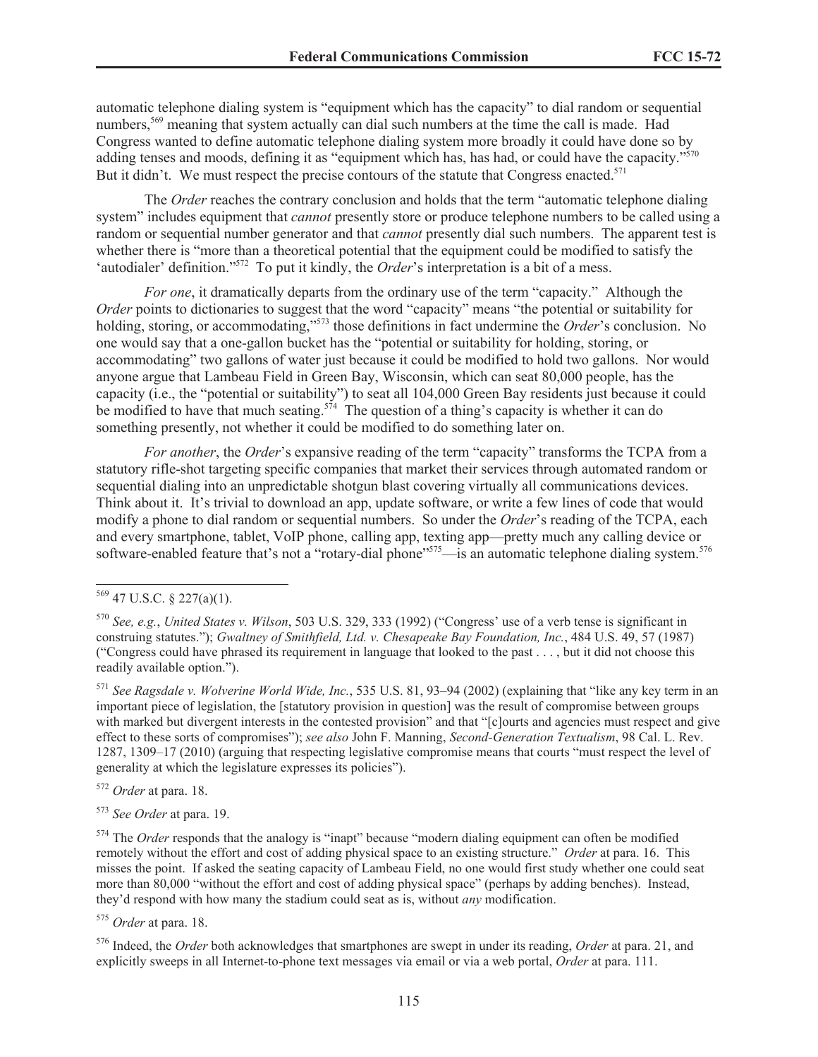automatic telephone dialing system is "equipment which has the capacity" to dial random or sequential numbers,[569] meaning that system actually can dial such numbers at the time the call is made. Had Congress wanted to define automatic telephone dialing system more broadly it could have done so by adding tenses and moods, defining it as "equipment which has, has had, or could have the capacity."[570] But it didn't. We must respect the precise contours of the statute that Congress enacted.[571]

The *Order* reaches the contrary conclusion and holds that the term "automatic telephone dialing system" includes equipment that *cannot* presently store or produce telephone numbers to be called using a random or sequential number generator and that *cannot* presently dial such numbers. The apparent test is whether there is "more than a theoretical potential that the equipment could be modified to satisfy the 'autodialer' definition."[572] To put it kindly, the *Order*'s interpretation is a bit of a mess.

*For one*, it dramatically departs from the ordinary use of the term "capacity." Although the *Order* points to dictionaries to suggest that the word "capacity" means "the potential or suitability for holding, storing, or accommodating,"[573] those definitions in fact undermine the *Order*'s conclusion. No one would say that a one-gallon bucket has the "potential or suitability for holding, storing, or accommodating" two gallons of water just because it could be modified to hold two gallons. Nor would anyone argue that Lambeau Field in Green Bay, Wisconsin, which can seat 80,000 people, has the capacity (i.e., the "potential or suitability") to seat all 104,000 Green Bay residents just because it could be modified to have that much seating.[574] The question of a thing's capacity is whether it can do something presently, not whether it could be modified to do something later on.

*For another*, the *Order*'s expansive reading of the term "capacity" transforms the TCPA from a statutory rifle-shot targeting specific companies that market their services through automated random or sequential dialing into an unpredictable shotgun blast covering virtually all communications devices. Think about it. It's trivial to download an app, update software, or write a few lines of code that would modify a phone to dial random or sequential numbers. So under the *Order*'s reading of the TCPA, each and every smartphone, tablet, VoIP phone, calling app, texting app—pretty much any calling device or software-enabled feature that's not a "rotary-dial phone"[575]—is an automatic telephone dialing system.[576]

---

[569] 47 U.S.C. § 227(a)(1).

[570] *See, e.g.*, *United States v. Wilson*, 503 U.S. 329, 333 (1992) ("Congress' use of a verb tense is significant in construing statutes."); *Gwaltney of Smithfield, Ltd. v. Chesapeake Bay Foundation, Inc.*, 484 U.S. 49, 57 (1987) ("Congress could have phrased its requirement in language that looked to the past . . . , but it did not choose this readily available option.").

[571] *See Ragsdale v. Wolverine World Wide, Inc.*, 535 U.S. 81, 93–94 (2002) (explaining that "like any key term in an important piece of legislation, the [statutory provision in question] was the result of compromise between groups with marked but divergent interests in the contested provision" and that "[c]ourts and agencies must respect and give effect to these sorts of compromises"); *see also* John F. Manning, *Second-Generation Textualism*, 98 Cal. L. Rev. 1287, 1309–17 (2010) (arguing that respecting legislative compromise means that courts "must respect the level of generality at which the legislature expresses its policies").

[572] *Order* at para. 18.

[573] *See Order* at para. 19.

[574] The *Order* responds that the analogy is "inapt" because "modern dialing equipment can often be modified remotely without the effort and cost of adding physical space to an existing structure." *Order* at para. 16. This misses the point. If asked the seating capacity of Lambeau Field, no one would first study whether one could seat more than 80,000 "without the effort and cost of adding physical space" (perhaps by adding benches). Instead, they'd respond with how many the stadium could seat as is, without *any* modification.

[575] *Order* at para. 18.

[576] Indeed, the *Order* both acknowledges that smartphones are swept in under its reading, *Order* at para. 21, and explicitly sweeps in all Internet-to-phone text messages via email or via a web portal, *Order* at para. 111.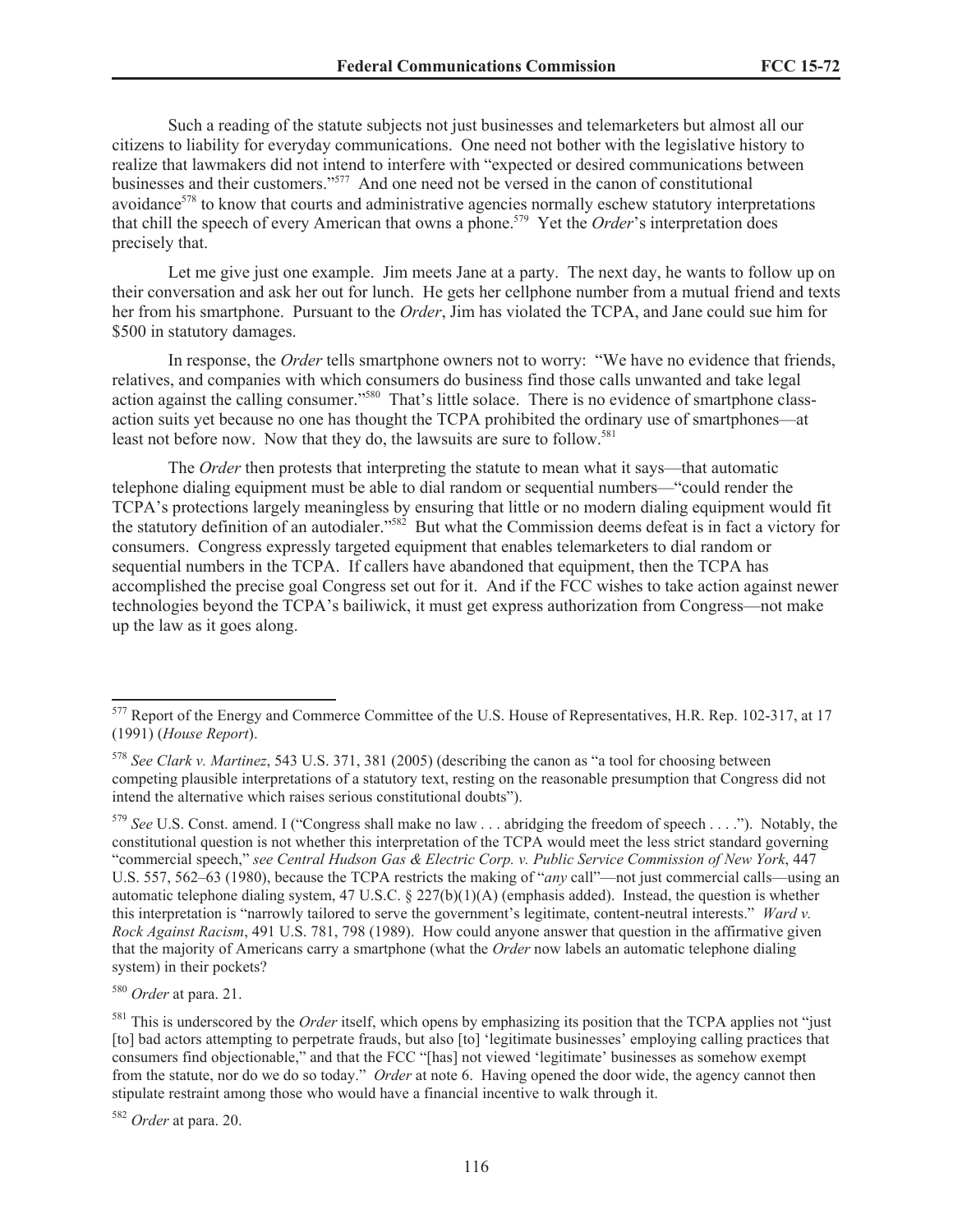Such a reading of the statute subjects not just businesses and telemarketers but almost all our citizens to liability for everyday communications. One need not bother with the legislative history to realize that lawmakers did not intend to interfere with "expected or desired communications between businesses and their customers."[577] And one need not be versed in the canon of constitutional avoidance[578] to know that courts and administrative agencies normally eschew statutory interpretations that chill the speech of every American that owns a phone.[579] Yet the *Order*'s interpretation does precisely that.

Let me give just one example. Jim meets Jane at a party. The next day, he wants to follow up on their conversation and ask her out for lunch. He gets her cellphone number from a mutual friend and texts her from his smartphone. Pursuant to the *Order*, Jim has violated the TCPA, and Jane could sue him for \$500 in statutory damages.

In response, the *Order* tells smartphone owners not to worry: "We have no evidence that friends, relatives, and companies with which consumers do business find those calls unwanted and take legal action against the calling consumer."[580] That's little solace. There is no evidence of smartphone class-action suits yet because no one has thought the TCPA prohibited the ordinary use of smartphones—at least not before now. Now that they do, the lawsuits are sure to follow.[581]

The *Order* then protests that interpreting the statute to mean what it says—that automatic telephone dialing equipment must be able to dial random or sequential numbers—"could render the TCPA's protections largely meaningless by ensuring that little or no modern dialing equipment would fit the statutory definition of an autodialer."[582] But what the Commission deems defeat is in fact a victory for consumers. Congress expressly targeted equipment that enables telemarketers to dial random or sequential numbers in the TCPA. If callers have abandoned that equipment, then the TCPA has accomplished the precise goal Congress set out for it. And if the FCC wishes to take action against newer technologies beyond the TCPA's bailiwick, it must get express authorization from Congress—not make up the law as it goes along.

---

[577] Report of the Energy and Commerce Committee of the U.S. House of Representatives, H.R. Rep. 102-317, at 17 (1991) (*House Report*).

[578] *See Clark v. Martinez*, 543 U.S. 371, 381 (2005) (describing the canon as "a tool for choosing between competing plausible interpretations of a statutory text, resting on the reasonable presumption that Congress did not intend the alternative which raises serious constitutional doubts").

[579] *See* U.S. Const. amend. I ("Congress shall make no law . . . abridging the freedom of speech . . . ."). Notably, the constitutional question is not whether this interpretation of the TCPA would meet the less strict standard governing "commercial speech," *see Central Hudson Gas & Electric Corp. v. Public Service Commission of New York*, 447 U.S. 557, 562–63 (1980), because the TCPA restricts the making of "*any* call"—not just commercial calls—using an automatic telephone dialing system, 47 U.S.C. § 227(b)(1)(A) (emphasis added). Instead, the question is whether this interpretation is "narrowly tailored to serve the government's legitimate, content-neutral interests." *Ward v. Rock Against Racism*, 491 U.S. 781, 798 (1989). How could anyone answer that question in the affirmative given that the majority of Americans carry a smartphone (what the *Order* now labels an automatic telephone dialing system) in their pockets?

[580] *Order* at para. 21.

[581] This is underscored by the *Order* itself, which opens by emphasizing its position that the TCPA applies not "just [to] bad actors attempting to perpetrate frauds, but also [to] 'legitimate businesses' employing calling practices that consumers find objectionable," and that the FCC "[has] not viewed 'legitimate' businesses as somehow exempt from the statute, nor do we do so today." *Order* at note 6. Having opened the door wide, the agency cannot then stipulate restraint among those who would have a financial incentive to walk through it.

[582] *Order* at para. 20.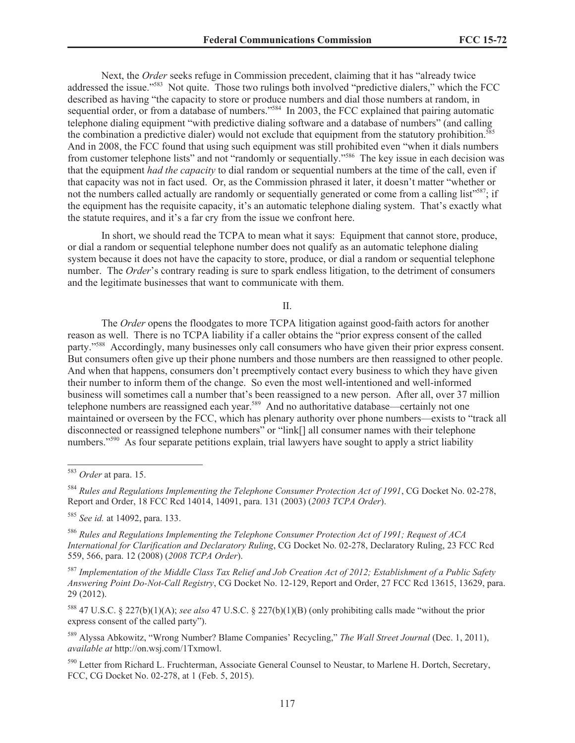Next, the *Order* seeks refuge in Commission precedent, claiming that it has "already twice addressed the issue."[583] Not quite. Those two rulings both involved "predictive dialers," which the FCC described as having "the capacity to store or produce numbers and dial those numbers at random, in sequential order, or from a database of numbers."[584] In 2003, the FCC explained that pairing automatic telephone dialing equipment "with predictive dialing software and a database of numbers" (and calling the combination a predictive dialer) would not exclude that equipment from the statutory prohibition.[585] And in 2008, the FCC found that using such equipment was still prohibited even "when it dials numbers from customer telephone lists" and not "randomly or sequentially."[586] The key issue in each decision was that the equipment *had the capacity* to dial random or sequential numbers at the time of the call, even if that capacity was not in fact used. Or, as the Commission phrased it later, it doesn't matter "whether or not the numbers called actually are randomly or sequentially generated or come from a calling list"[587]; if the equipment has the requisite capacity, it's an automatic telephone dialing system. That's exactly what the statute requires, and it's a far cry from the issue we confront here.

In short, we should read the TCPA to mean what it says: Equipment that cannot store, produce, or dial a random or sequential telephone number does not qualify as an automatic telephone dialing system because it does not have the capacity to store, produce, or dial a random or sequential telephone number. The *Order*'s contrary reading is sure to spark endless litigation, to the detriment of consumers and the legitimate businesses that want to communicate with them.

## II.

The *Order* opens the floodgates to more TCPA litigation against good-faith actors for another reason as well. There is no TCPA liability if a caller obtains the "prior express consent of the called party."[588] Accordingly, many businesses only call consumers who have given their prior express consent. But consumers often give up their phone numbers and those numbers are then reassigned to other people. And when that happens, consumers don't preemptively contact every business to which they have given their number to inform them of the change. So even the most well-intentioned and well-informed business will sometimes call a number that's been reassigned to a new person. After all, over 37 million telephone numbers are reassigned each year.[589] And no authoritative database—certainly not one maintained or overseen by the FCC, which has plenary authority over phone numbers—exists to "track all disconnected or reassigned telephone numbers" or "link[] all consumer names with their telephone numbers."[590] As four separate petitions explain, trial lawyers have sought to apply a strict liability

---

[583] *Order* at para. 15.

[584] *Rules and Regulations Implementing the Telephone Consumer Protection Act of 1991*, CG Docket No. 02-278, Report and Order, 18 FCC Rcd 14014, 14091, para. 131 (2003) (*2003 TCPA Order*).

[585] *See id.* at 14092, para. 133.

[586] *Rules and Regulations Implementing the Telephone Consumer Protection Act of 1991; Request of ACA International for Clarification and Declaratory Ruling*, CG Docket No. 02-278, Declaratory Ruling, 23 FCC Rcd 559, 566, para. 12 (2008) (*2008 TCPA Order*).

[587] *Implementation of the Middle Class Tax Relief and Job Creation Act of 2012; Establishment of a Public Safety Answering Point Do-Not-Call Registry*, CG Docket No. 12-129, Report and Order, 27 FCC Rcd 13615, 13629, para. 29 (2012).

[588] 47 U.S.C. § 227(b)(1)(A); *see also* 47 U.S.C. § 227(b)(1)(B) (only prohibiting calls made "without the prior express consent of the called party").

[589] Alyssa Abkowitz, "Wrong Number? Blame Companies' Recycling," *The Wall Street Journal* (Dec. 1, 2011), *available at* http://on.wsj.com/1Txmowl.

[590] Letter from Richard L. Fruchterman, Associate General Counsel to Neustar, to Marlene H. Dortch, Secretary, FCC, CG Docket No. 02-278, at 1 (Feb. 5, 2015).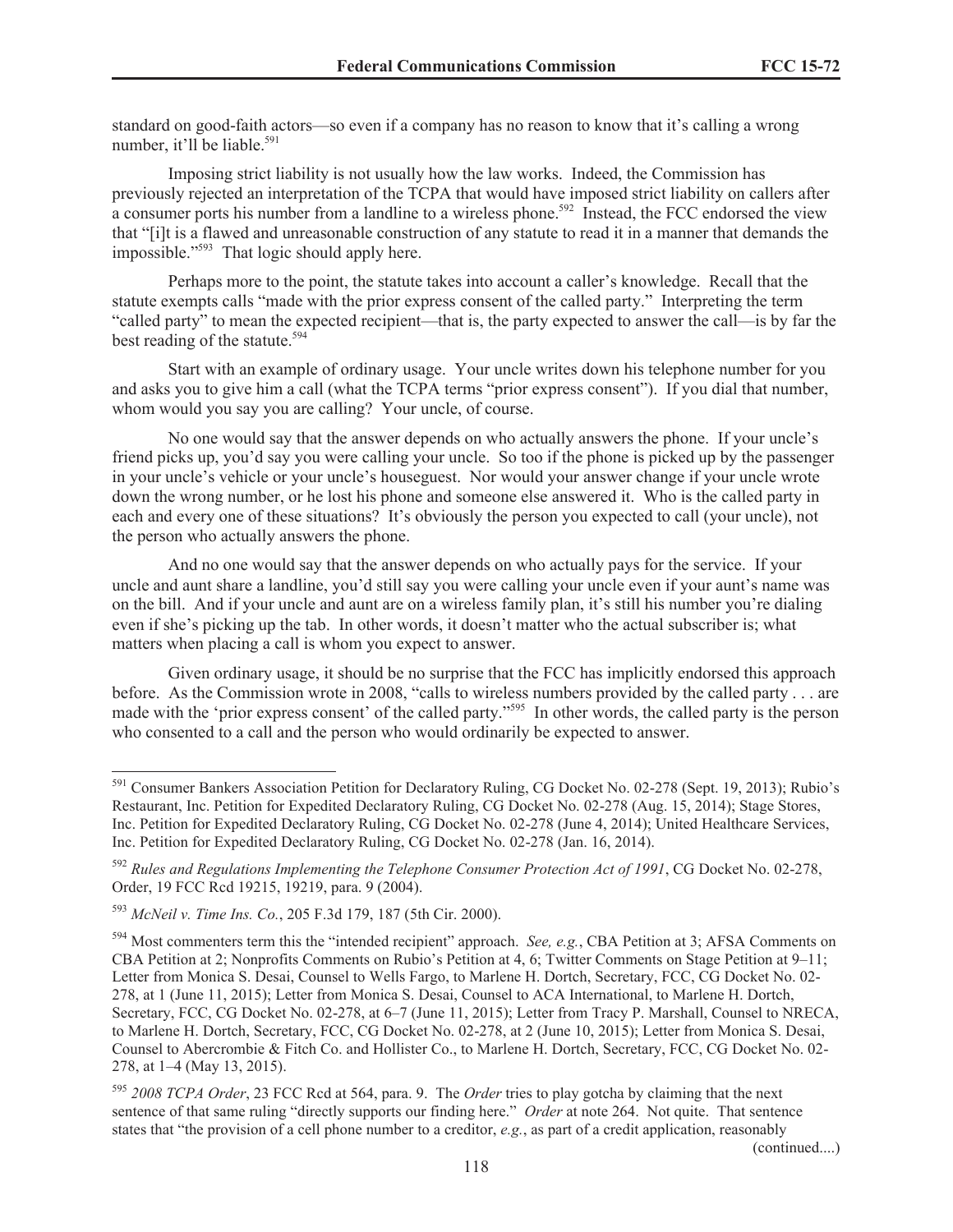standard on good-faith actors—so even if a company has no reason to know that it's calling a wrong number, it'll be liable.[591]

Imposing strict liability is not usually how the law works. Indeed, the Commission has previously rejected an interpretation of the TCPA that would have imposed strict liability on callers after a consumer ports his number from a landline to a wireless phone.[592] Instead, the FCC endorsed the view that "[i]t is a flawed and unreasonable construction of any statute to read it in a manner that demands the impossible."[593] That logic should apply here.

Perhaps more to the point, the statute takes into account a caller's knowledge. Recall that the statute exempts calls "made with the prior express consent of the called party." Interpreting the term "called party" to mean the expected recipient—that is, the party expected to answer the call—is by far the best reading of the statute.[594]

Start with an example of ordinary usage. Your uncle writes down his telephone number for you and asks you to give him a call (what the TCPA terms "prior express consent"). If you dial that number, whom would you say you are calling? Your uncle, of course.

No one would say that the answer depends on who actually answers the phone. If your uncle's friend picks up, you'd say you were calling your uncle. So too if the phone is picked up by the passenger in your uncle's vehicle or your uncle's houseguest. Nor would your answer change if your uncle wrote down the wrong number, or he lost his phone and someone else answered it. Who is the called party in each and every one of these situations? It's obviously the person you expected to call (your uncle), not the person who actually answers the phone.

And no one would say that the answer depends on who actually pays for the service. If your uncle and aunt share a landline, you'd still say you were calling your uncle even if your aunt's name was on the bill. And if your uncle and aunt are on a wireless family plan, it's still his number you're dialing even if she's picking up the tab. In other words, it doesn't matter who the actual subscriber is; what matters when placing a call is whom you expect to answer.

Given ordinary usage, it should be no surprise that the FCC has implicitly endorsed this approach before. As the Commission wrote in 2008, "calls to wireless numbers provided by the called party . . . are made with the 'prior express consent' of the called party."[595] In other words, the called party is the person who consented to a call and the person who would ordinarily be expected to answer.

---

[591] Consumer Bankers Association Petition for Declaratory Ruling, CG Docket No. 02-278 (Sept. 19, 2013); Rubio's Restaurant, Inc. Petition for Expedited Declaratory Ruling, CG Docket No. 02-278 (Aug. 15, 2014); Stage Stores, Inc. Petition for Expedited Declaratory Ruling, CG Docket No. 02-278 (June 4, 2014); United Healthcare Services, Inc. Petition for Expedited Declaratory Ruling, CG Docket No. 02-278 (Jan. 16, 2014).

[592] *Rules and Regulations Implementing the Telephone Consumer Protection Act of 1991*, CG Docket No. 02-278, Order, 19 FCC Rcd 19215, 19219, para. 9 (2004).

[593] *McNeil v. Time Ins. Co.*, 205 F.3d 179, 187 (5th Cir. 2000).

[594] Most commenters term this the "intended recipient" approach. *See, e.g.*, CBA Petition at 3; AFSA Comments on CBA Petition at 2; Nonprofits Comments on Rubio's Petition at 4, 6; Twitter Comments on Stage Petition at 9–11; Letter from Monica S. Desai, Counsel to Wells Fargo, to Marlene H. Dortch, Secretary, FCC, CG Docket No. 02-278, at 1 (June 11, 2015); Letter from Monica S. Desai, Counsel to ACA International, to Marlene H. Dortch, Secretary, FCC, CG Docket No. 02-278, at 6–7 (June 11, 2015); Letter from Tracy P. Marshall, Counsel to NRECA, to Marlene H. Dortch, Secretary, FCC, CG Docket No. 02-278, at 2 (June 10, 2015); Letter from Monica S. Desai, Counsel to Abercrombie & Fitch Co. and Hollister Co., to Marlene H. Dortch, Secretary, FCC, CG Docket No. 02-278, at 1–4 (May 13, 2015).

[595] *2008 TCPA Order*, 23 FCC Rcd at 564, para. 9. The *Order* tries to play gotcha by claiming that the next sentence of that same ruling "directly supports our finding here." *Order* at note 264. Not quite. That sentence states that "the provision of a cell phone number to a creditor, *e.g.*, as part of a credit application, reasonably

(continued....)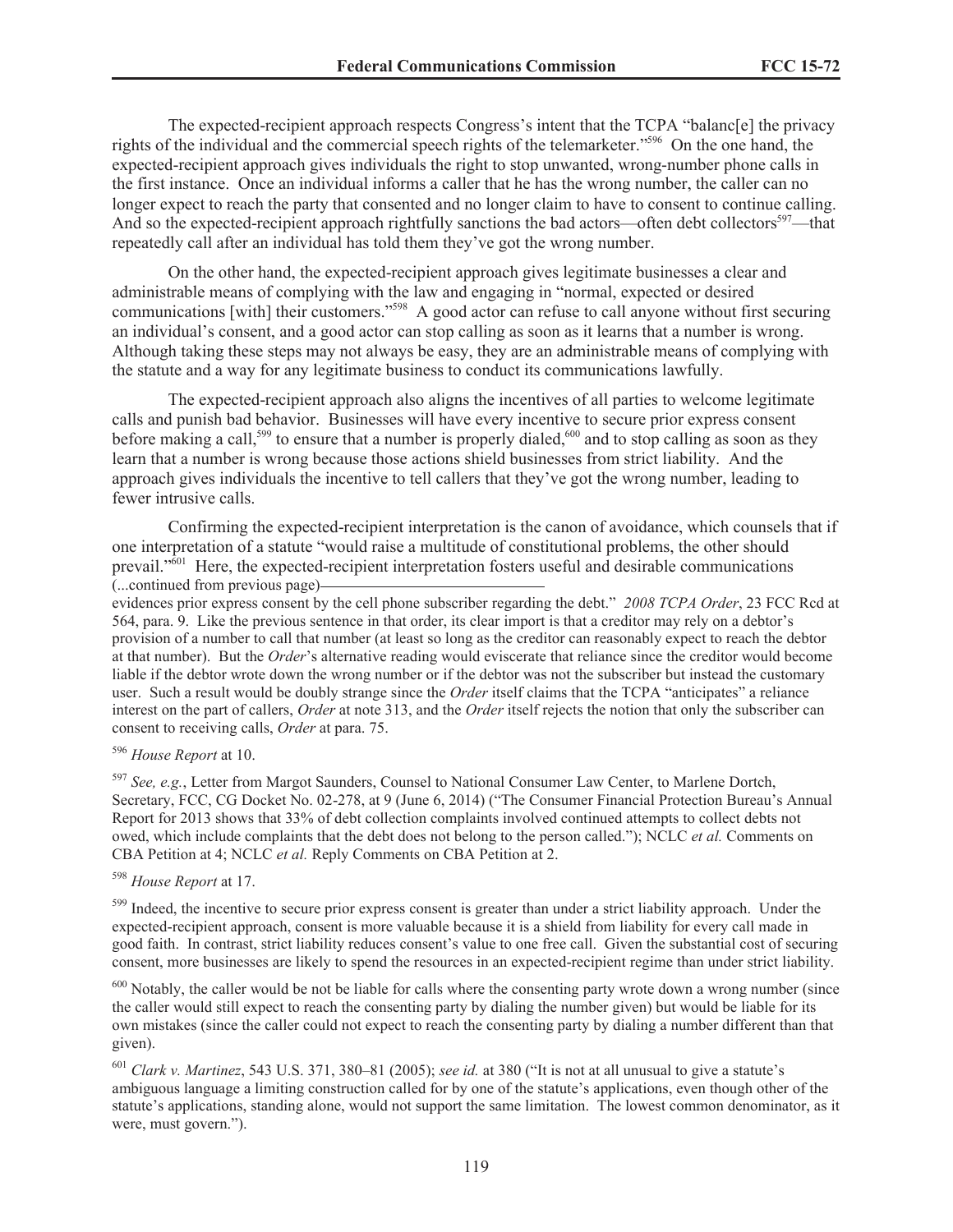The expected-recipient approach respects Congress's intent that the TCPA "balanc[e] the privacy rights of the individual and the commercial speech rights of the telemarketer."[596] On the one hand, the expected-recipient approach gives individuals the right to stop unwanted, wrong-number phone calls in the first instance. Once an individual informs a caller that he has the wrong number, the caller can no longer expect to reach the party that consented and no longer claim to have to consent to continue calling. And so the expected-recipient approach rightfully sanctions the bad actors—often debt collectors[597]—that repeatedly call after an individual has told them they've got the wrong number.

On the other hand, the expected-recipient approach gives legitimate businesses a clear and administrable means of complying with the law and engaging in "normal, expected or desired communications [with] their customers."[598] A good actor can refuse to call anyone without first securing an individual's consent, and a good actor can stop calling as soon as it learns that a number is wrong. Although taking these steps may not always be easy, they are an administrable means of complying with the statute and a way for any legitimate business to conduct its communications lawfully.

The expected-recipient approach also aligns the incentives of all parties to welcome legitimate calls and punish bad behavior. Businesses will have every incentive to secure prior express consent before making a call,[599] to ensure that a number is properly dialed,[600] and to stop calling as soon as they learn that a number is wrong because those actions shield businesses from strict liability. And the approach gives individuals the incentive to tell callers that they've got the wrong number, leading to fewer intrusive calls.

Confirming the expected-recipient interpretation is the canon of avoidance, which counsels that if one interpretation of a statute "would raise a multitude of constitutional problems, the other should prevail."[601] Here, the expected-recipient interpretation fosters useful and desirable communications

(...continued from previous page)

evidences prior express consent by the cell phone subscriber regarding the debt." *2008 TCPA Order*, 23 FCC Rcd at 564, para. 9. Like the previous sentence in that order, its clear import is that a creditor may rely on a debtor's provision of a number to call that number (at least so long as the creditor can reasonably expect to reach the debtor at that number). But the *Order*'s alternative reading would eviscerate that reliance since the creditor would become liable if the debtor wrote down the wrong number or if the debtor was not the subscriber but instead the customary user. Such a result would be doubly strange since the *Order* itself claims that the TCPA "anticipates" a reliance interest on the part of callers, *Order* at note 313, and the *Order* itself rejects the notion that only the subscriber can consent to receiving calls, *Order* at para. 75.

[596] *House Report* at 10.

[597] *See, e.g.*, Letter from Margot Saunders, Counsel to National Consumer Law Center, to Marlene Dortch, Secretary, FCC, CG Docket No. 02-278, at 9 (June 6, 2014) ("The Consumer Financial Protection Bureau's Annual Report for 2013 shows that 33% of debt collection complaints involved continued attempts to collect debts not owed, which include complaints that the debt does not belong to the person called."); NCLC *et al.* Comments on CBA Petition at 4; NCLC *et al.* Reply Comments on CBA Petition at 2.

[598] *House Report* at 17.

[599] Indeed, the incentive to secure prior express consent is greater than under a strict liability approach. Under the expected-recipient approach, consent is more valuable because it is a shield from liability for every call made in good faith. In contrast, strict liability reduces consent's value to one free call. Given the substantial cost of securing consent, more businesses are likely to spend the resources in an expected-recipient regime than under strict liability.

[600] Notably, the caller would be not be liable for calls where the consenting party wrote down a wrong number (since the caller would still expect to reach the consenting party by dialing the number given) but would be liable for its own mistakes (since the caller could not expect to reach the consenting party by dialing a number different than that given).

[601] *Clark v. Martinez*, 543 U.S. 371, 380–81 (2005); *see id.* at 380 ("It is not at all unusual to give a statute's ambiguous language a limiting construction called for by one of the statute's applications, even though other of the statute's applications, standing alone, would not support the same limitation. The lowest common denominator, as it were, must govern.").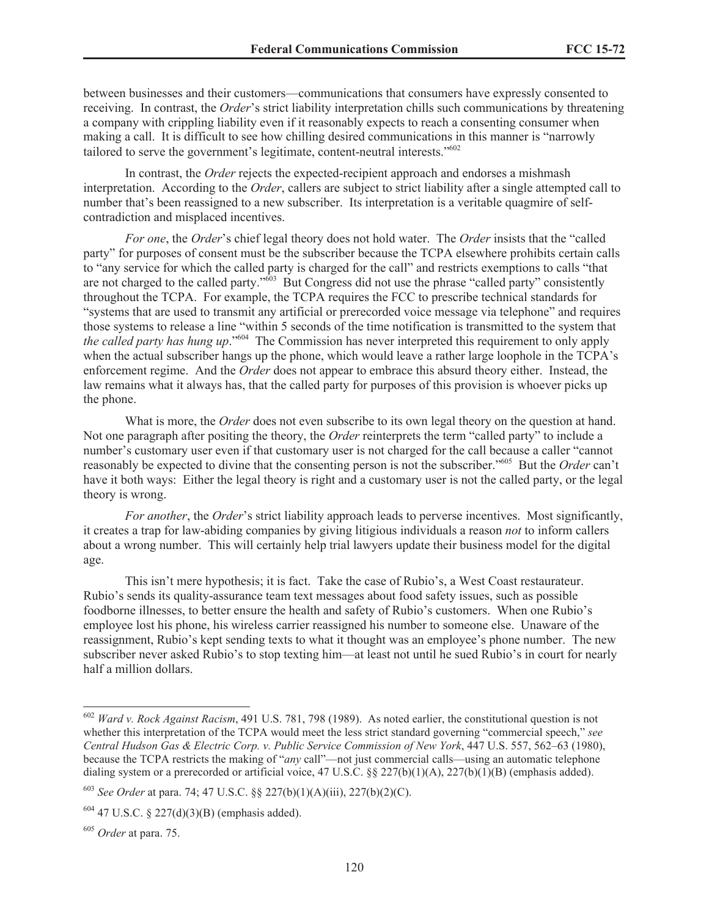between businesses and their customers—communications that consumers have expressly consented to receiving. In contrast, the *Order*'s strict liability interpretation chills such communications by threatening a company with crippling liability even if it reasonably expects to reach a consenting consumer when making a call. It is difficult to see how chilling desired communications in this manner is "narrowly tailored to serve the government's legitimate, content-neutral interests."[602]

In contrast, the *Order* rejects the expected-recipient approach and endorses a mishmash interpretation. According to the *Order*, callers are subject to strict liability after a single attempted call to number that's been reassigned to a new subscriber. Its interpretation is a veritable quagmire of self-contradiction and misplaced incentives.

*For one*, the *Order*'s chief legal theory does not hold water. The *Order* insists that the "called party" for purposes of consent must be the subscriber because the TCPA elsewhere prohibits certain calls to "any service for which the called party is charged for the call" and restricts exemptions to calls "that are not charged to the called party."[603] But Congress did not use the phrase "called party" consistently throughout the TCPA. For example, the TCPA requires the FCC to prescribe technical standards for "systems that are used to transmit any artificial or prerecorded voice message via telephone" and requires those systems to release a line "within 5 seconds of the time notification is transmitted to the system that *the called party has hung up*."[604] The Commission has never interpreted this requirement to only apply when the actual subscriber hangs up the phone, which would leave a rather large loophole in the TCPA's enforcement regime. And the *Order* does not appear to embrace this absurd theory either. Instead, the law remains what it always has, that the called party for purposes of this provision is whoever picks up the phone.

What is more, the *Order* does not even subscribe to its own legal theory on the question at hand. Not one paragraph after positing the theory, the *Order* reinterprets the term "called party" to include a number's customary user even if that customary user is not charged for the call because a caller "cannot reasonably be expected to divine that the consenting person is not the subscriber."[605] But the *Order* can't have it both ways: Either the legal theory is right and a customary user is not the called party, or the legal theory is wrong.

*For another*, the *Order*'s strict liability approach leads to perverse incentives. Most significantly, it creates a trap for law-abiding companies by giving litigious individuals a reason *not* to inform callers about a wrong number. This will certainly help trial lawyers update their business model for the digital age.

This isn't mere hypothesis; it is fact. Take the case of Rubio's, a West Coast restaurateur. Rubio's sends its quality-assurance team text messages about food safety issues, such as possible foodborne illnesses, to better ensure the health and safety of Rubio's customers. When one Rubio's employee lost his phone, his wireless carrier reassigned his number to someone else. Unaware of the reassignment, Rubio's kept sending texts to what it thought was an employee's phone number. The new subscriber never asked Rubio's to stop texting him—at least not until he sued Rubio's in court for nearly half a million dollars.

---

[602] *Ward v. Rock Against Racism*, 491 U.S. 781, 798 (1989). As noted earlier, the constitutional question is not whether this interpretation of the TCPA would meet the less strict standard governing "commercial speech," *see Central Hudson Gas & Electric Corp. v. Public Service Commission of New York*, 447 U.S. 557, 562–63 (1980), because the TCPA restricts the making of "*any* call"—not just commercial calls—using an automatic telephone dialing system or a prerecorded or artificial voice, 47 U.S.C. §§ 227(b)(1)(A), 227(b)(1)(B) (emphasis added).

[603] *See Order* at para. 74; 47 U.S.C. §§ 227(b)(1)(A)(iii), 227(b)(2)(C).

[604] 47 U.S.C. § 227(d)(3)(B) (emphasis added).

[605] *Order* at para. 75.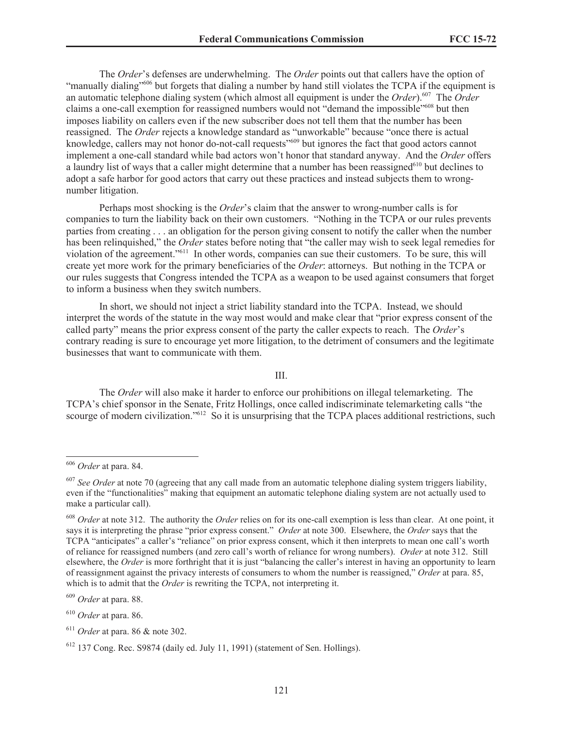The *Order*'s defenses are underwhelming. The *Order* points out that callers have the option of "manually dialing"[606] but forgets that dialing a number by hand still violates the TCPA if the equipment is an automatic telephone dialing system (which almost all equipment is under the *Order*).[607] The *Order* claims a one-call exemption for reassigned numbers would not "demand the impossible"[608] but then imposes liability on callers even if the new subscriber does not tell them that the number has been reassigned. The *Order* rejects a knowledge standard as "unworkable" because "once there is actual knowledge, callers may not honor do-not-call requests"[609] but ignores the fact that good actors cannot implement a one-call standard while bad actors won't honor that standard anyway. And the *Order* offers a laundry list of ways that a caller might determine that a number has been reassigned[610] but declines to adopt a safe harbor for good actors that carry out these practices and instead subjects them to wrong-number litigation.

Perhaps most shocking is the *Order*'s claim that the answer to wrong-number calls is for companies to turn the liability back on their own customers. "Nothing in the TCPA or our rules prevents parties from creating . . . an obligation for the person giving consent to notify the caller when the number has been relinquished," the *Order* states before noting that "the caller may wish to seek legal remedies for violation of the agreement."[611] In other words, companies can sue their customers. To be sure, this will create yet more work for the primary beneficiaries of the *Order*: attorneys. But nothing in the TCPA or our rules suggests that Congress intended the TCPA as a weapon to be used against consumers that forget to inform a business when they switch numbers.

In short, we should not inject a strict liability standard into the TCPA. Instead, we should interpret the words of the statute in the way most would and make clear that "prior express consent of the called party" means the prior express consent of the party the caller expects to reach. The *Order*'s contrary reading is sure to encourage yet more litigation, to the detriment of consumers and the legitimate businesses that want to communicate with them.

III.

The *Order* will also make it harder to enforce our prohibitions on illegal telemarketing. The TCPA's chief sponsor in the Senate, Fritz Hollings, once called indiscriminate telemarketing calls "the scourge of modern civilization."[612] So it is unsurprising that the TCPA places additional restrictions, such

---

[606] *Order* at para. 84.

[607] *See Order* at note 70 (agreeing that any call made from an automatic telephone dialing system triggers liability, even if the "functionalities" making that equipment an automatic telephone dialing system are not actually used to make a particular call).

[608] *Order* at note 312. The authority the *Order* relies on for its one-call exemption is less than clear. At one point, it says it is interpreting the phrase "prior express consent." *Order* at note 300. Elsewhere, the *Order* says that the TCPA "anticipates" a caller's "reliance" on prior express consent, which it then interprets to mean one call's worth of reliance for reassigned numbers (and zero call's worth of reliance for wrong numbers). *Order* at note 312. Still elsewhere, the *Order* is more forthright that it is just "balancing the caller's interest in having an opportunity to learn of reassignment against the privacy interests of consumers to whom the number is reassigned," *Order* at para. 85, which is to admit that the *Order* is rewriting the TCPA, not interpreting it.

[609] *Order* at para. 88.

[610] *Order* at para. 86.

[611] *Order* at para. 86 & note 302.

[612] 137 Cong. Rec. S9874 (daily ed. July 11, 1991) (statement of Sen. Hollings).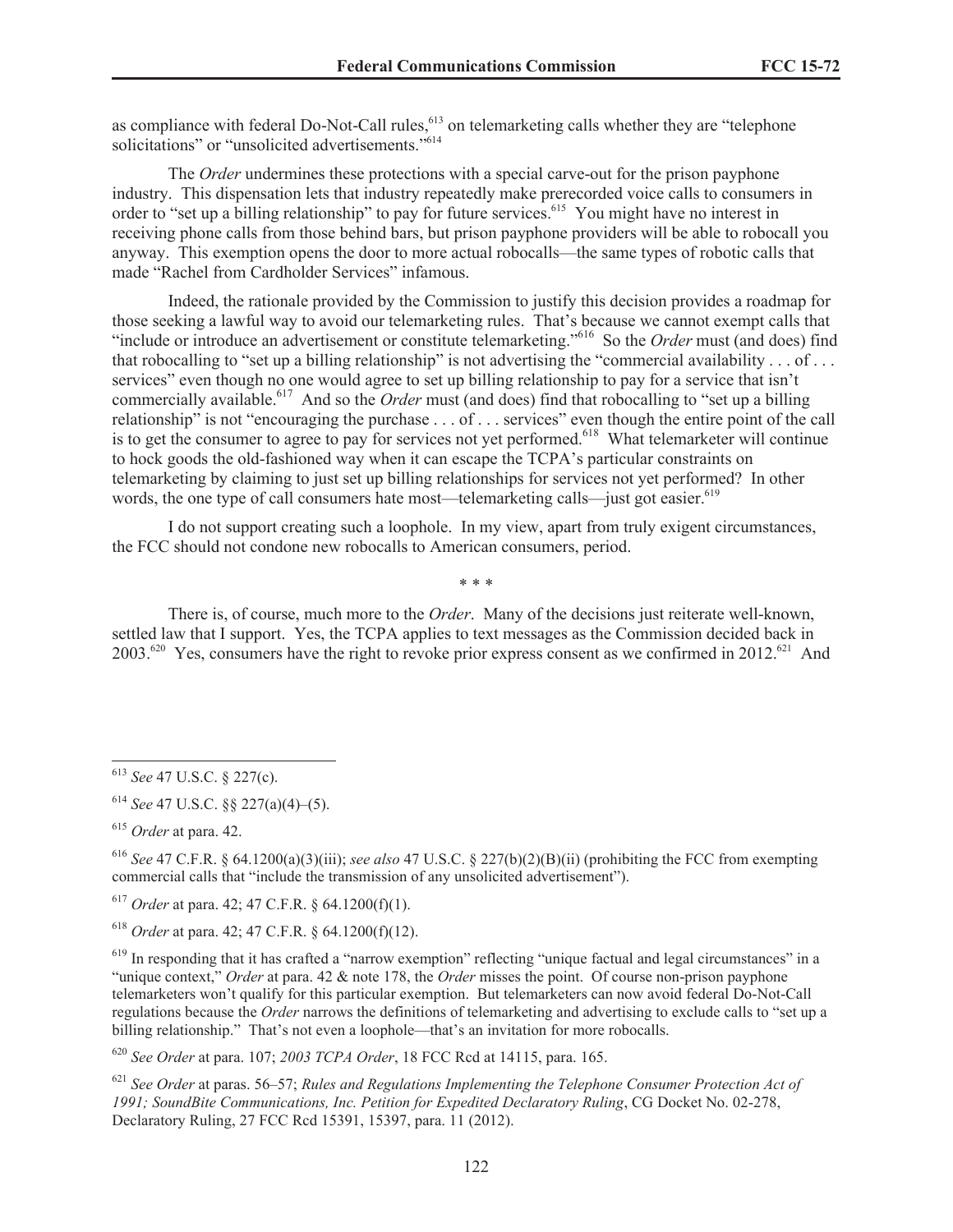as compliance with federal Do-Not-Call rules,[613] on telemarketing calls whether they are "telephone solicitations" or "unsolicited advertisements."[614]

The *Order* undermines these protections with a special carve-out for the prison payphone industry. This dispensation lets that industry repeatedly make prerecorded voice calls to consumers in order to "set up a billing relationship" to pay for future services.[615] You might have no interest in receiving phone calls from those behind bars, but prison payphone providers will be able to robocall you anyway. This exemption opens the door to more actual robocalls—the same types of robotic calls that made "Rachel from Cardholder Services" infamous.

Indeed, the rationale provided by the Commission to justify this decision provides a roadmap for those seeking a lawful way to avoid our telemarketing rules. That's because we cannot exempt calls that "include or introduce an advertisement or constitute telemarketing."[616] So the *Order* must (and does) find that robocalling to "set up a billing relationship" is not advertising the "commercial availability . . . of . . . services" even though no one would agree to set up billing relationship to pay for a service that isn't commercially available.[617] And so the *Order* must (and does) find that robocalling to "set up a billing relationship" is not "encouraging the purchase . . . of . . . services" even though the entire point of the call is to get the consumer to agree to pay for services not yet performed.[618] What telemarketer will continue to hock goods the old-fashioned way when it can escape the TCPA's particular constraints on telemarketing by claiming to just set up billing relationships for services not yet performed? In other words, the one type of call consumers hate most—telemarketing calls—just got easier.[619]

I do not support creating such a loophole. In my view, apart from truly exigent circumstances, the FCC should not condone new robocalls to American consumers, period.

\* \* \*

There is, of course, much more to the *Order*. Many of the decisions just reiterate well-known, settled law that I support. Yes, the TCPA applies to text messages as the Commission decided back in 2003.[620] Yes, consumers have the right to revoke prior express consent as we confirmed in 2012.[621] And

---

[613] *See* 47 U.S.C. § 227(c).

[614] *See* 47 U.S.C. §§ 227(a)(4)–(5).

[615] *Order* at para. 42.

[616] *See* 47 C.F.R. § 64.1200(a)(3)(iii); *see also* 47 U.S.C. § 227(b)(2)(B)(ii) (prohibiting the FCC from exempting commercial calls that "include the transmission of any unsolicited advertisement").

[617] *Order* at para. 42; 47 C.F.R. § 64.1200(f)(1).

[618] *Order* at para. 42; 47 C.F.R. § 64.1200(f)(12).

[619] In responding that it has crafted a "narrow exemption" reflecting "unique factual and legal circumstances" in a "unique context," *Order* at para. 42 & note 178, the *Order* misses the point. Of course non-prison payphone telemarketers won't qualify for this particular exemption. But telemarketers can now avoid federal Do-Not-Call regulations because the *Order* narrows the definitions of telemarketing and advertising to exclude calls to "set up a billing relationship." That's not even a loophole—that's an invitation for more robocalls.

[620] *See Order* at para. 107; *2003 TCPA Order*, 18 FCC Rcd at 14115, para. 165.

[621] *See Order* at paras. 56–57; *Rules and Regulations Implementing the Telephone Consumer Protection Act of 1991; SoundBite Communications, Inc. Petition for Expedited Declaratory Ruling*, CG Docket No. 02-278, Declaratory Ruling, 27 FCC Rcd 15391, 15397, para. 11 (2012).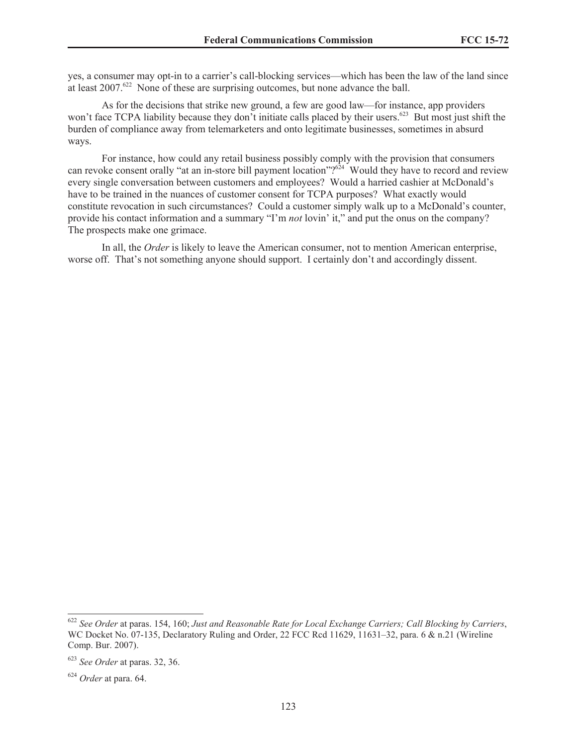yes, a consumer may opt-in to a carrier's call-blocking services—which has been the law of the land since at least 2007.[622] None of these are surprising outcomes, but none advance the ball.

As for the decisions that strike new ground, a few are good law—for instance, app providers won't face TCPA liability because they don't initiate calls placed by their users.[623] But most just shift the burden of compliance away from telemarketers and onto legitimate businesses, sometimes in absurd ways.

For instance, how could any retail business possibly comply with the provision that consumers can revoke consent orally "at an in-store bill payment location"?[624] Would they have to record and review every single conversation between customers and employees? Would a harried cashier at McDonald's have to be trained in the nuances of customer consent for TCPA purposes? What exactly would constitute revocation in such circumstances? Could a customer simply walk up to a McDonald's counter, provide his contact information and a summary "I'm *not* lovin' it," and put the onus on the company? The prospects make one grimace.

In all, the *Order* is likely to leave the American consumer, not to mention American enterprise, worse off. That's not something anyone should support. I certainly don't and accordingly dissent.

---

[622] *See Order* at paras. 154, 160; *Just and Reasonable Rate for Local Exchange Carriers; Call Blocking by Carriers*, WC Docket No. 07-135, Declaratory Ruling and Order, 22 FCC Rcd 11629, 11631–32, para. 6 & n.21 (Wireline Comp. Bur. 2007).

[623] *See Order* at paras. 32, 36.

[624] *Order* at para. 64.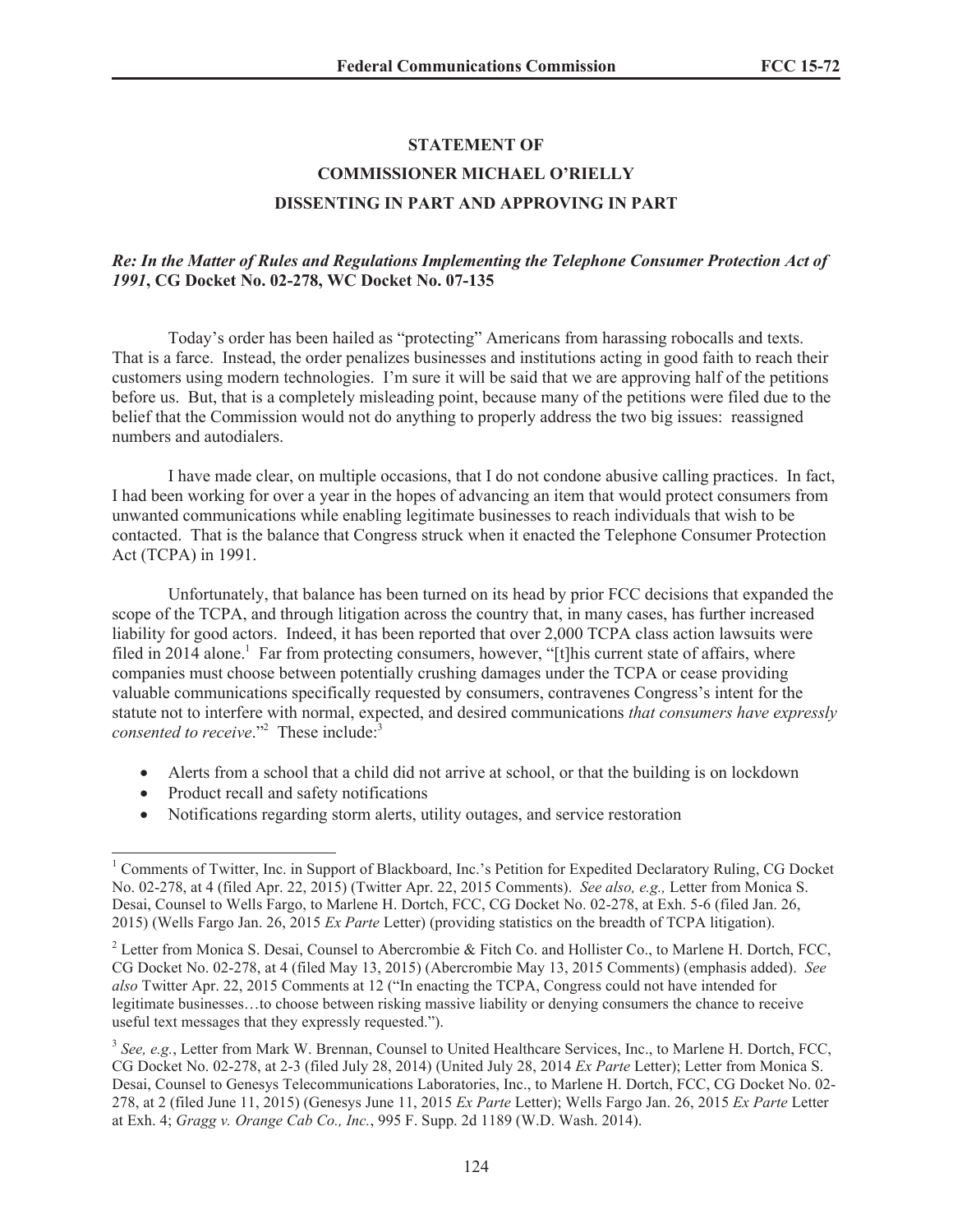## STATEMENT OF
## COMMISSIONER MICHAEL O'RIELLY
## DISSENTING IN PART AND APPROVING IN PART

***Re: In the Matter of Rules and Regulations Implementing the Telephone Consumer Protection Act of 1991*, CG Docket No. 02-278, WC Docket No. 07-135**

Today's order has been hailed as "protecting" Americans from harassing robocalls and texts. That is a farce. Instead, the order penalizes businesses and institutions acting in good faith to reach their customers using modern technologies. I'm sure it will be said that we are approving half of the petitions before us. But, that is a completely misleading point, because many of the petitions were filed due to the belief that the Commission would not do anything to properly address the two big issues: reassigned numbers and autodialers.

I have made clear, on multiple occasions, that I do not condone abusive calling practices. In fact, I had been working for over a year in the hopes of advancing an item that would protect consumers from unwanted communications while enabling legitimate businesses to reach individuals that wish to be contacted. That is the balance that Congress struck when it enacted the Telephone Consumer Protection Act (TCPA) in 1991.

Unfortunately, that balance has been turned on its head by prior FCC decisions that expanded the scope of the TCPA, and through litigation across the country that, in many cases, has further increased liability for good actors. Indeed, it has been reported that over 2,000 TCPA class action lawsuits were filed in 2014 alone.[1] Far from protecting consumers, however, "[t]his current state of affairs, where companies must choose between potentially crushing damages under the TCPA or cease providing valuable communications specifically requested by consumers, contravenes Congress's intent for the statute not to interfere with normal, expected, and desired communications *that consumers have expressly consented to receive*."[2] These include:[3]

- Alerts from a school that a child did not arrive at school, or that the building is on lockdown
- Product recall and safety notifications
- Notifications regarding storm alerts, utility outages, and service restoration

---

[1] Comments of Twitter, Inc. in Support of Blackboard, Inc.'s Petition for Expedited Declaratory Ruling, CG Docket No. 02-278, at 4 (filed Apr. 22, 2015) (Twitter Apr. 22, 2015 Comments). *See also, e.g.,* Letter from Monica S. Desai, Counsel to Wells Fargo, to Marlene H. Dortch, FCC, CG Docket No. 02-278, at Exh. 5-6 (filed Jan. 26, 2015) (Wells Fargo Jan. 26, 2015 *Ex Parte* Letter) (providing statistics on the breadth of TCPA litigation).

[2] Letter from Monica S. Desai, Counsel to Abercrombie & Fitch Co. and Hollister Co., to Marlene H. Dortch, FCC, CG Docket No. 02-278, at 4 (filed May 13, 2015) (Abercrombie May 13, 2015 Comments) (emphasis added). *See also* Twitter Apr. 22, 2015 Comments at 12 ("In enacting the TCPA, Congress could not have intended for legitimate businesses…to choose between risking massive liability or denying consumers the chance to receive useful text messages that they expressly requested.").

[3] *See, e.g.*, Letter from Mark W. Brennan, Counsel to United Healthcare Services, Inc., to Marlene H. Dortch, FCC, CG Docket No. 02-278, at 2-3 (filed July 28, 2014) (United July 28, 2014 *Ex Parte* Letter); Letter from Monica S. Desai, Counsel to Genesys Telecommunications Laboratories, Inc., to Marlene H. Dortch, FCC, CG Docket No. 02-278, at 2 (filed June 11, 2015) (Genesys June 11, 2015 *Ex Parte* Letter); Wells Fargo Jan. 26, 2015 *Ex Parte* Letter at Exh. 4; *Gragg v. Orange Cab Co., Inc.*, 995 F. Supp. 2d 1189 (W.D. Wash. 2014).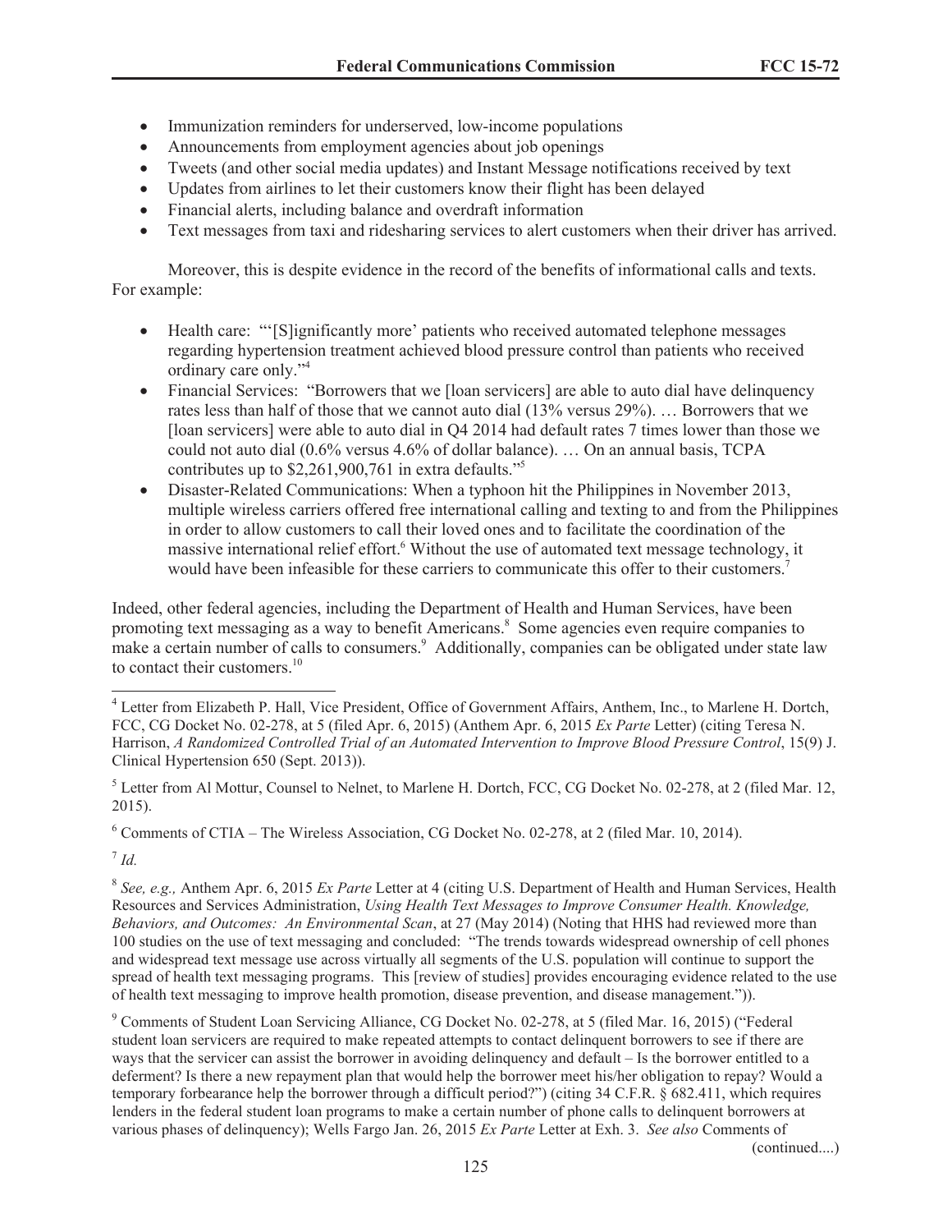- Immunization reminders for underserved, low-income populations
- Announcements from employment agencies about job openings
- Tweets (and other social media updates) and Instant Message notifications received by text
- Updates from airlines to let their customers know their flight has been delayed
- Financial alerts, including balance and overdraft information
- Text messages from taxi and ridesharing services to alert customers when their driver has arrived.

Moreover, this is despite evidence in the record of the benefits of informational calls and texts. For example:

- Health care: "'[S]ignificantly more' patients who received automated telephone messages regarding hypertension treatment achieved blood pressure control than patients who received ordinary care only."[4]
- Financial Services: "Borrowers that we [loan servicers] are able to auto dial have delinquency rates less than half of those that we cannot auto dial (13% versus 29%). … Borrowers that we [loan servicers] were able to auto dial in Q4 2014 had default rates 7 times lower than those we could not auto dial (0.6% versus 4.6% of dollar balance). … On an annual basis, TCPA contributes up to $2,261,900,761 in extra defaults."[5]
- Disaster-Related Communications: When a typhoon hit the Philippines in November 2013, multiple wireless carriers offered free international calling and texting to and from the Philippines in order to allow customers to call their loved ones and to facilitate the coordination of the massive international relief effort.[6] Without the use of automated text message technology, it would have been infeasible for these carriers to communicate this offer to their customers.[7]

Indeed, other federal agencies, including the Department of Health and Human Services, have been promoting text messaging as a way to benefit Americans.[8] Some agencies even require companies to make a certain number of calls to consumers.[9] Additionally, companies can be obligated under state law to contact their customers.[10]

---

[4] Letter from Elizabeth P. Hall, Vice President, Office of Government Affairs, Anthem, Inc., to Marlene H. Dortch, FCC, CG Docket No. 02-278, at 5 (filed Apr. 6, 2015) (Anthem Apr. 6, 2015 *Ex Parte* Letter) (citing Teresa N. Harrison, *A Randomized Controlled Trial of an Automated Intervention to Improve Blood Pressure Control*, 15(9) J. Clinical Hypertension 650 (Sept. 2013)).

[5] Letter from Al Mottur, Counsel to Nelnet, to Marlene H. Dortch, FCC, CG Docket No. 02-278, at 2 (filed Mar. 12, 2015).

[6] Comments of CTIA – The Wireless Association, CG Docket No. 02-278, at 2 (filed Mar. 10, 2014).

[7] *Id.*

[8] *See, e.g.,* Anthem Apr. 6, 2015 *Ex Parte* Letter at 4 (citing U.S. Department of Health and Human Services, Health Resources and Services Administration, *Using Health Text Messages to Improve Consumer Health. Knowledge, Behaviors, and Outcomes: An Environmental Scan*, at 27 (May 2014) (Noting that HHS had reviewed more than 100 studies on the use of text messaging and concluded: "The trends towards widespread ownership of cell phones and widespread text message use across virtually all segments of the U.S. population will continue to support the spread of health text messaging programs. This [review of studies] provides encouraging evidence related to the use of health text messaging to improve health promotion, disease prevention, and disease management.")).

[9] Comments of Student Loan Servicing Alliance, CG Docket No. 02-278, at 5 (filed Mar. 16, 2015) ("Federal student loan servicers are required to make repeated attempts to contact delinquent borrowers to see if there are ways that the servicer can assist the borrower in avoiding delinquency and default – Is the borrower entitled to a deferment? Is there a new repayment plan that would help the borrower meet his/her obligation to repay? Would a temporary forbearance help the borrower through a difficult period?") (citing 34 C.F.R. § 682.411, which requires lenders in the federal student loan programs to make a certain number of phone calls to delinquent borrowers at various phases of delinquency); Wells Fargo Jan. 26, 2015 *Ex Parte* Letter at Exh. 3. *See also* Comments of

(continued....)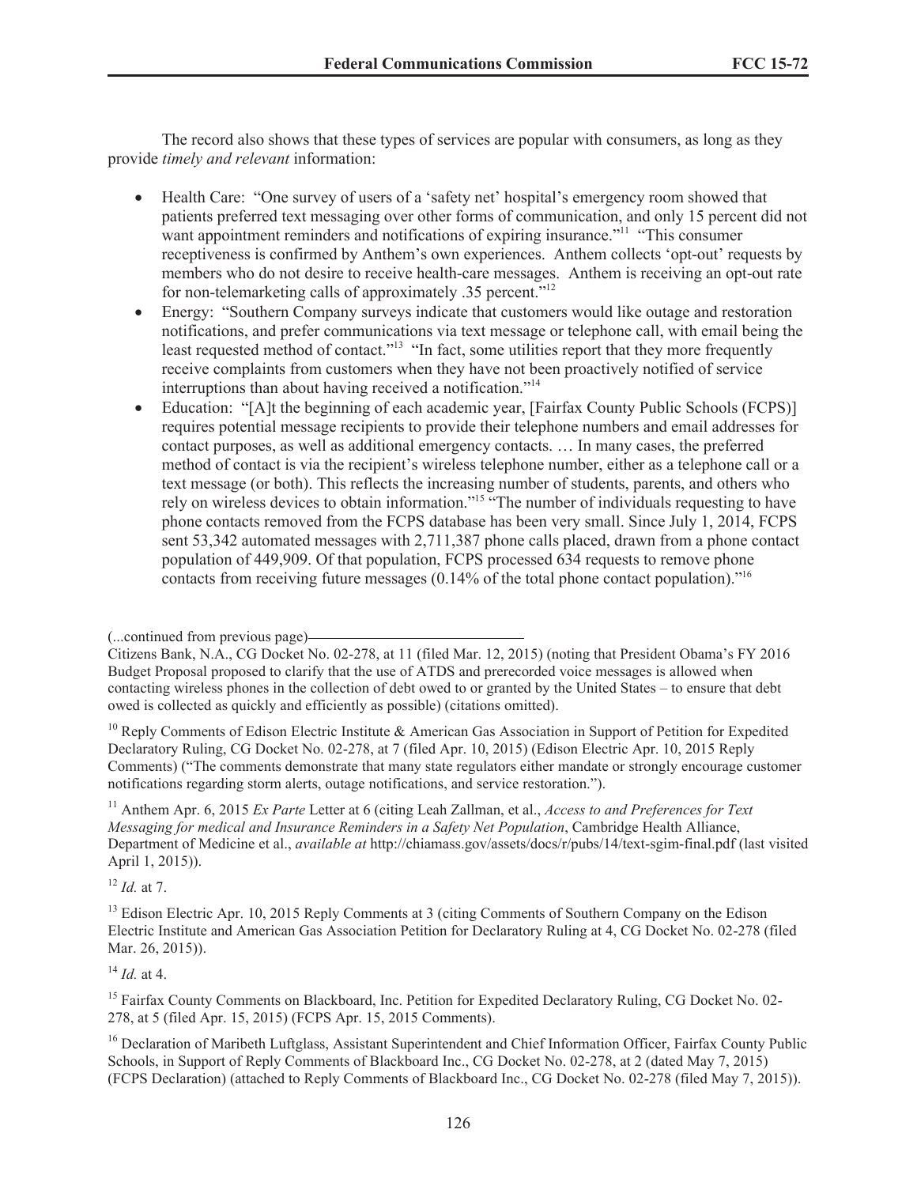The record also shows that these types of services are popular with consumers, as long as they provide *timely and relevant* information:

- Health Care: "One survey of users of a 'safety net' hospital's emergency room showed that patients preferred text messaging over other forms of communication, and only 15 percent did not want appointment reminders and notifications of expiring insurance."[11] "This consumer receptiveness is confirmed by Anthem's own experiences. Anthem collects 'opt-out' requests by members who do not desire to receive health-care messages. Anthem is receiving an opt-out rate for non-telemarketing calls of approximately .35 percent."[12]
- Energy: "Southern Company surveys indicate that customers would like outage and restoration notifications, and prefer communications via text message or telephone call, with email being the least requested method of contact."[13] "In fact, some utilities report that they more frequently receive complaints from customers when they have not been proactively notified of service interruptions than about having received a notification."[14]
- Education: "[A]t the beginning of each academic year, [Fairfax County Public Schools (FCPS)] requires potential message recipients to provide their telephone numbers and email addresses for contact purposes, as well as additional emergency contacts. … In many cases, the preferred method of contact is via the recipient's wireless telephone number, either as a telephone call or a text message (or both). This reflects the increasing number of students, parents, and others who rely on wireless devices to obtain information."[15] "The number of individuals requesting to have phone contacts removed from the FCPS database has been very small. Since July 1, 2014, FCPS sent 53,342 automated messages with 2,711,387 phone calls placed, drawn from a phone contact population of 449,909. Of that population, FCPS processed 634 requests to remove phone contacts from receiving future messages (0.14% of the total phone contact population)."[16]

---

(...continued from previous page)

Citizens Bank, N.A., CG Docket No. 02-278, at 11 (filed Mar. 12, 2015) (noting that President Obama's FY 2016 Budget Proposal proposed to clarify that the use of ATDS and prerecorded voice messages is allowed when contacting wireless phones in the collection of debt owed to or granted by the United States – to ensure that debt owed is collected as quickly and efficiently as possible) (citations omitted).

[10] Reply Comments of Edison Electric Institute & American Gas Association in Support of Petition for Expedited Declaratory Ruling, CG Docket No. 02-278, at 7 (filed Apr. 10, 2015) (Edison Electric Apr. 10, 2015 Reply Comments) ("The comments demonstrate that many state regulators either mandate or strongly encourage customer notifications regarding storm alerts, outage notifications, and service restoration.").

[11] Anthem Apr. 6, 2015 *Ex Parte* Letter at 6 (citing Leah Zallman, et al., *Access to and Preferences for Text Messaging for medical and Insurance Reminders in a Safety Net Population*, Cambridge Health Alliance, Department of Medicine et al., *available at* http://chiamass.gov/assets/docs/r/pubs/14/text-sgim-final.pdf (last visited April 1, 2015)).

[12] *Id.* at 7.

[13] Edison Electric Apr. 10, 2015 Reply Comments at 3 (citing Comments of Southern Company on the Edison Electric Institute and American Gas Association Petition for Declaratory Ruling at 4, CG Docket No. 02-278 (filed Mar. 26, 2015)).

[14] *Id.* at 4.

[15] Fairfax County Comments on Blackboard, Inc. Petition for Expedited Declaratory Ruling, CG Docket No. 02-278, at 5 (filed Apr. 15, 2015) (FCPS Apr. 15, 2015 Comments).

[16] Declaration of Maribeth Luftglass, Assistant Superintendent and Chief Information Officer, Fairfax County Public Schools, in Support of Reply Comments of Blackboard Inc., CG Docket No. 02-278, at 2 (dated May 7, 2015) (FCPS Declaration) (attached to Reply Comments of Blackboard Inc., CG Docket No. 02-278 (filed May 7, 2015)).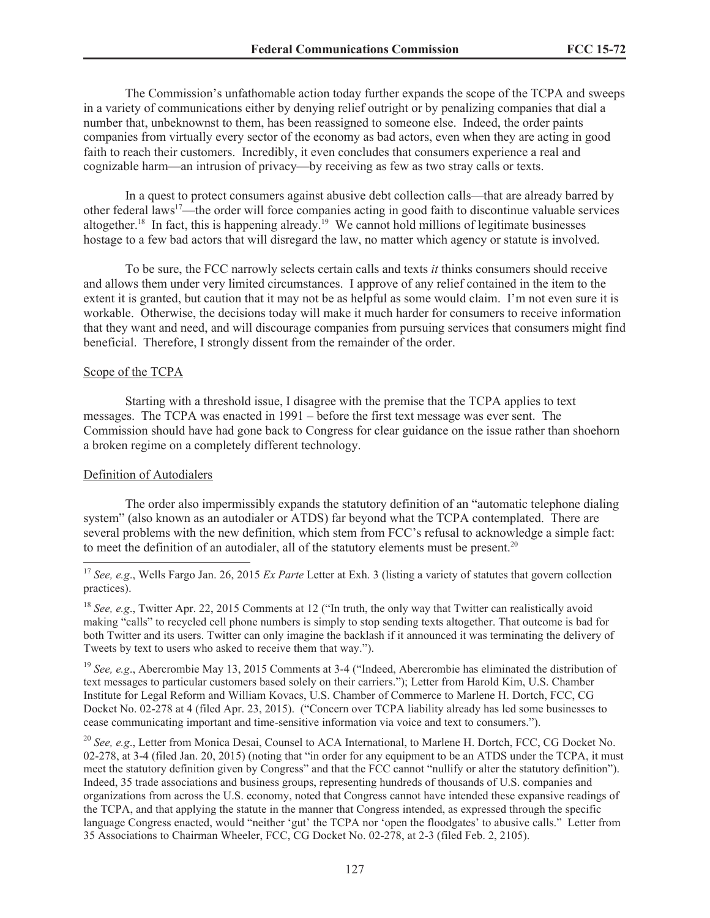The Commission's unfathomable action today further expands the scope of the TCPA and sweeps in a variety of communications either by denying relief outright or by penalizing companies that dial a number that, unbeknownst to them, has been reassigned to someone else. Indeed, the order paints companies from virtually every sector of the economy as bad actors, even when they are acting in good faith to reach their customers. Incredibly, it even concludes that consumers experience a real and cognizable harm—an intrusion of privacy—by receiving as few as two stray calls or texts.

In a quest to protect consumers against abusive debt collection calls—that are already barred by other federal laws[17]—the order will force companies acting in good faith to discontinue valuable services altogether.[18] In fact, this is happening already.[19] We cannot hold millions of legitimate businesses hostage to a few bad actors that will disregard the law, no matter which agency or statute is involved.

To be sure, the FCC narrowly selects certain calls and texts *it* thinks consumers should receive and allows them under very limited circumstances. I approve of any relief contained in the item to the extent it is granted, but caution that it may not be as helpful as some would claim. I'm not even sure it is workable. Otherwise, the decisions today will make it much harder for consumers to receive information that they want and need, and will discourage companies from pursuing services that consumers might find beneficial. Therefore, I strongly dissent from the remainder of the order.

<u>Scope of the TCPA</u>

Starting with a threshold issue, I disagree with the premise that the TCPA applies to text messages. The TCPA was enacted in 1991 – before the first text message was ever sent. The Commission should have had gone back to Congress for clear guidance on the issue rather than shoehorn a broken regime on a completely different technology.

<u>Definition of Autodialers</u>

The order also impermissibly expands the statutory definition of an "automatic telephone dialing system" (also known as an autodialer or ATDS) far beyond what the TCPA contemplated. There are several problems with the new definition, which stem from FCC's refusal to acknowledge a simple fact: to meet the definition of an autodialer, all of the statutory elements must be present.[20]

---

[17] *See, e.g.*, Wells Fargo Jan. 26, 2015 *Ex Parte* Letter at Exh. 3 (listing a variety of statutes that govern collection practices).

[18] *See, e.g.*, Twitter Apr. 22, 2015 Comments at 12 ("In truth, the only way that Twitter can realistically avoid making "calls" to recycled cell phone numbers is simply to stop sending texts altogether. That outcome is bad for both Twitter and its users. Twitter can only imagine the backlash if it announced it was terminating the delivery of Tweets by text to users who asked to receive them that way.").

[19] *See, e.g.*, Abercrombie May 13, 2015 Comments at 3-4 ("Indeed, Abercrombie has eliminated the distribution of text messages to particular customers based solely on their carriers."); Letter from Harold Kim, U.S. Chamber Institute for Legal Reform and William Kovacs, U.S. Chamber of Commerce to Marlene H. Dortch, FCC, CG Docket No. 02-278 at 4 (filed Apr. 23, 2015). ("Concern over TCPA liability already has led some businesses to cease communicating important and time-sensitive information via voice and text to consumers.").

[20] *See, e.g.*, Letter from Monica Desai, Counsel to ACA International, to Marlene H. Dortch, FCC, CG Docket No. 02-278, at 3-4 (filed Jan. 20, 2015) (noting that "in order for any equipment to be an ATDS under the TCPA, it must meet the statutory definition given by Congress" and that the FCC cannot "nullify or alter the statutory definition"). Indeed, 35 trade associations and business groups, representing hundreds of thousands of U.S. companies and organizations from across the U.S. economy, noted that Congress cannot have intended these expansive readings of the TCPA, and that applying the statute in the manner that Congress intended, as expressed through the specific language Congress enacted, would "neither 'gut' the TCPA nor 'open the floodgates' to abusive calls." Letter from 35 Associations to Chairman Wheeler, FCC, CG Docket No. 02-278, at 2-3 (filed Feb. 2, 2105).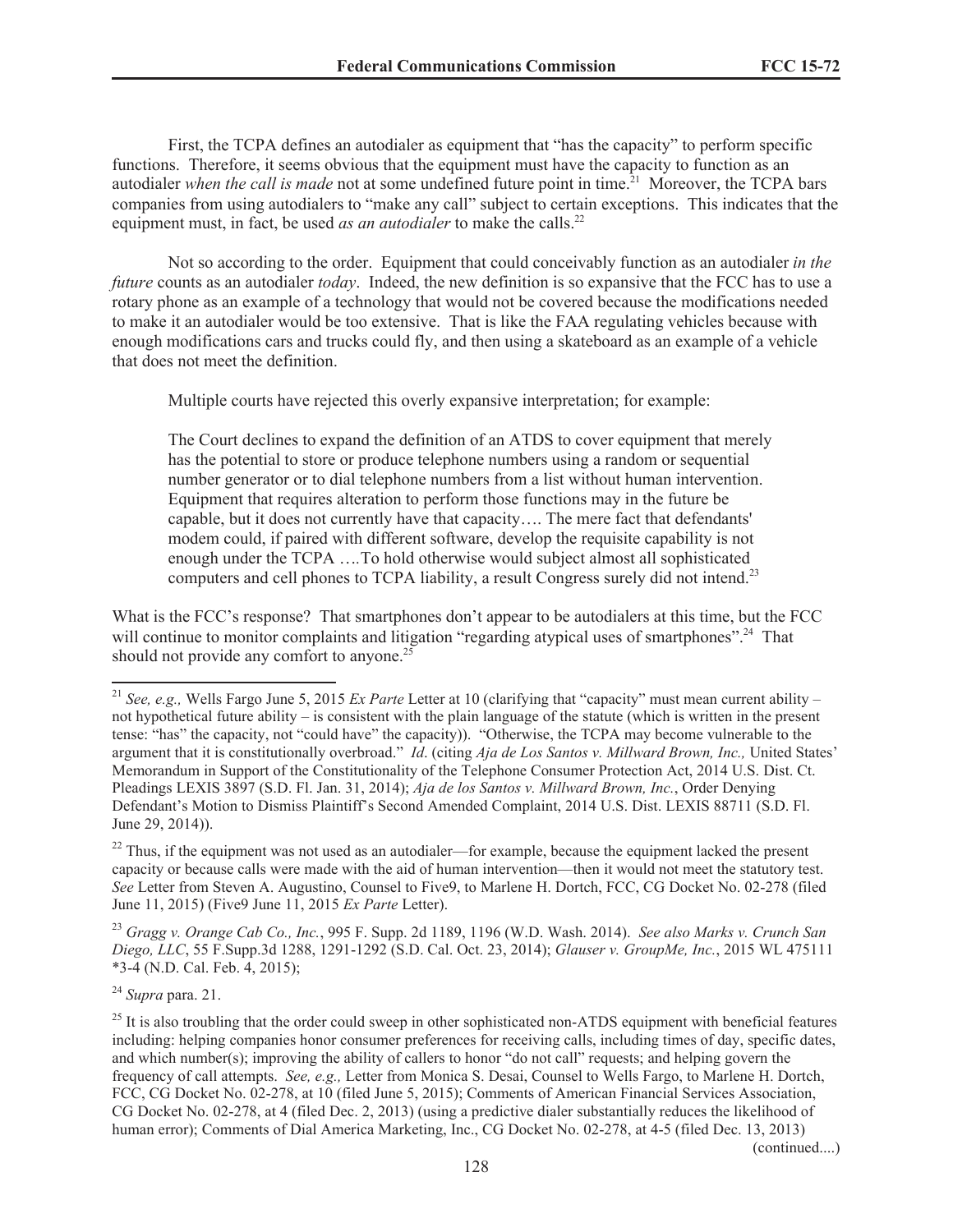First, the TCPA defines an autodialer as equipment that "has the capacity" to perform specific functions. Therefore, it seems obvious that the equipment must have the capacity to function as an autodialer *when the call is made* not at some undefined future point in time.[21] Moreover, the TCPA bars companies from using autodialers to "make any call" subject to certain exceptions. This indicates that the equipment must, in fact, be used *as an autodialer* to make the calls.[22]

Not so according to the order. Equipment that could conceivably function as an autodialer *in the future* counts as an autodialer *today*. Indeed, the new definition is so expansive that the FCC has to use a rotary phone as an example of a technology that would not be covered because the modifications needed to make it an autodialer would be too extensive. That is like the FAA regulating vehicles because with enough modifications cars and trucks could fly, and then using a skateboard as an example of a vehicle that does not meet the definition.

Multiple courts have rejected this overly expansive interpretation; for example:

> The Court declines to expand the definition of an ATDS to cover equipment that merely has the potential to store or produce telephone numbers using a random or sequential number generator or to dial telephone numbers from a list without human intervention. Equipment that requires alteration to perform those functions may in the future be capable, but it does not currently have that capacity…. The mere fact that defendants' modem could, if paired with different software, develop the requisite capability is not enough under the TCPA ….To hold otherwise would subject almost all sophisticated computers and cell phones to TCPA liability, a result Congress surely did not intend.[23]

What is the FCC's response? That smartphones don't appear to be autodialers at this time, but the FCC will continue to monitor complaints and litigation "regarding atypical uses of smartphones".[24] That should not provide any comfort to anyone.[25]

---

[21] *See, e.g.,* Wells Fargo June 5, 2015 *Ex Parte* Letter at 10 (clarifying that "capacity" must mean current ability – not hypothetical future ability – is consistent with the plain language of the statute (which is written in the present tense: "has" the capacity, not "could have" the capacity)). "Otherwise, the TCPA may become vulnerable to the argument that it is constitutionally overbroad." *Id*. (citing *Aja de Los Santos v. Millward Brown, Inc.,* United States' Memorandum in Support of the Constitutionality of the Telephone Consumer Protection Act, 2014 U.S. Dist. Ct. Pleadings LEXIS 3897 (S.D. Fl. Jan. 31, 2014); *Aja de los Santos v. Millward Brown, Inc.*, Order Denying Defendant's Motion to Dismiss Plaintiff's Second Amended Complaint, 2014 U.S. Dist. LEXIS 88711 (S.D. Fl. June 29, 2014)).

[22] Thus, if the equipment was not used as an autodialer—for example, because the equipment lacked the present capacity or because calls were made with the aid of human intervention—then it would not meet the statutory test. *See* Letter from Steven A. Augustino, Counsel to Five9, to Marlene H. Dortch, FCC, CG Docket No. 02-278 (filed June 11, 2015) (Five9 June 11, 2015 *Ex Parte* Letter).

[23] *Gragg v. Orange Cab Co., Inc.*, 995 F. Supp. 2d 1189, 1196 (W.D. Wash. 2014). *See also Marks v. Crunch San Diego, LLC*, 55 F.Supp.3d 1288, 1291-1292 (S.D. Cal. Oct. 23, 2014); *Glauser v. GroupMe, Inc.*, 2015 WL 475111 \*3-4 (N.D. Cal. Feb. 4, 2015);

[24] *Supra* para. 21.

[25] It is also troubling that the order could sweep in other sophisticated non-ATDS equipment with beneficial features including: helping companies honor consumer preferences for receiving calls, including times of day, specific dates, and which number(s); improving the ability of callers to honor "do not call" requests; and helping govern the frequency of call attempts. *See, e.g.,* Letter from Monica S. Desai, Counsel to Wells Fargo, to Marlene H. Dortch, FCC, CG Docket No. 02-278, at 10 (filed June 5, 2015); Comments of American Financial Services Association, CG Docket No. 02-278, at 4 (filed Dec. 2, 2013) (using a predictive dialer substantially reduces the likelihood of human error); Comments of Dial America Marketing, Inc., CG Docket No. 02-278, at 4-5 (filed Dec. 13, 2013)

(continued....)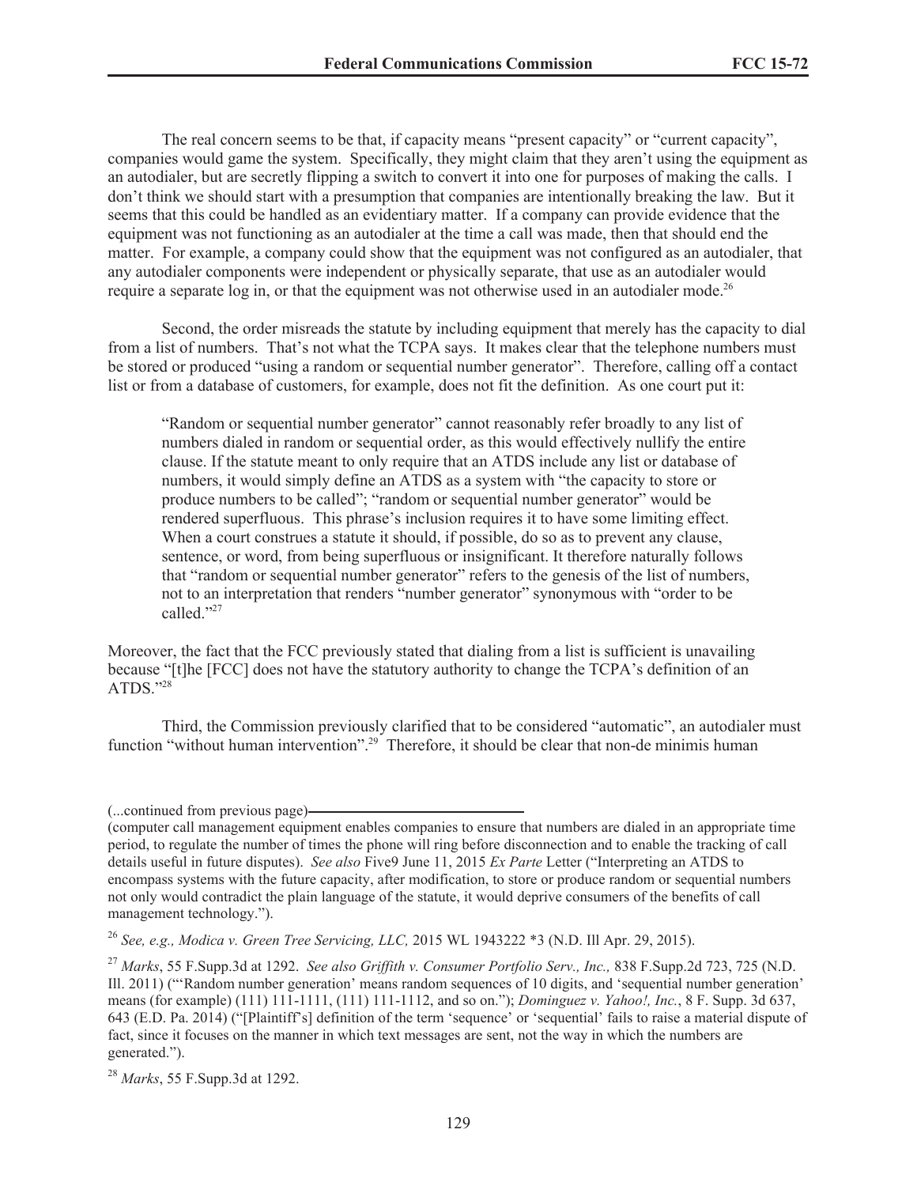The real concern seems to be that, if capacity means "present capacity" or "current capacity", companies would game the system. Specifically, they might claim that they aren't using the equipment as an autodialer, but are secretly flipping a switch to convert it into one for purposes of making the calls. I don't think we should start with a presumption that companies are intentionally breaking the law. But it seems that this could be handled as an evidentiary matter. If a company can provide evidence that the equipment was not functioning as an autodialer at the time a call was made, then that should end the matter. For example, a company could show that the equipment was not configured as an autodialer, that any autodialer components were independent or physically separate, that use as an autodialer would require a separate log in, or that the equipment was not otherwise used in an autodialer mode.[26]

Second, the order misreads the statute by including equipment that merely has the capacity to dial from a list of numbers. That's not what the TCPA says. It makes clear that the telephone numbers must be stored or produced "using a random or sequential number generator". Therefore, calling off a contact list or from a database of customers, for example, does not fit the definition. As one court put it:

> "Random or sequential number generator" cannot reasonably refer broadly to any list of numbers dialed in random or sequential order, as this would effectively nullify the entire clause. If the statute meant to only require that an ATDS include any list or database of numbers, it would simply define an ATDS as a system with "the capacity to store or produce numbers to be called"; "random or sequential number generator" would be rendered superfluous. This phrase's inclusion requires it to have some limiting effect. When a court construes a statute it should, if possible, do so as to prevent any clause, sentence, or word, from being superfluous or insignificant. It therefore naturally follows that "random or sequential number generator" refers to the genesis of the list of numbers, not to an interpretation that renders "number generator" synonymous with "order to be called."[27]

Moreover, the fact that the FCC previously stated that dialing from a list is sufficient is unavailing because "[t]he [FCC] does not have the statutory authority to change the TCPA's definition of an ATDS."[28]

Third, the Commission previously clarified that to be considered "automatic", an autodialer must function "without human intervention".[29] Therefore, it should be clear that non-de minimis human

---

(...continued from previous page)

(computer call management equipment enables companies to ensure that numbers are dialed in an appropriate time period, to regulate the number of times the phone will ring before disconnection and to enable the tracking of call details useful in future disputes). *See also* Five9 June 11, 2015 *Ex Parte* Letter ("Interpreting an ATDS to encompass systems with the future capacity, after modification, to store or produce random or sequential numbers not only would contradict the plain language of the statute, it would deprive consumers of the benefits of call management technology.").

[26] *See, e.g., Modica v. Green Tree Servicing, LLC,* 2015 WL 1943222 *3 (N.D. Ill Apr. 29, 2015).

[27] *Marks*, 55 F.Supp.3d at 1292. *See also Griffith v. Consumer Portfolio Serv., Inc.,* 838 F.Supp.2d 723, 725 (N.D. Ill. 2011) ("'Random number generation' means random sequences of 10 digits, and 'sequential number generation' means (for example) (111) 111-1111, (111) 111-1112, and so on."); *Dominguez v. Yahoo!, Inc.*, 8 F. Supp. 3d 637, 643 (E.D. Pa. 2014) ("[Plaintiff's] definition of the term 'sequence' or 'sequential' fails to raise a material dispute of fact, since it focuses on the manner in which text messages are sent, not the way in which the numbers are generated.").

[28] *Marks*, 55 F.Supp.3d at 1292.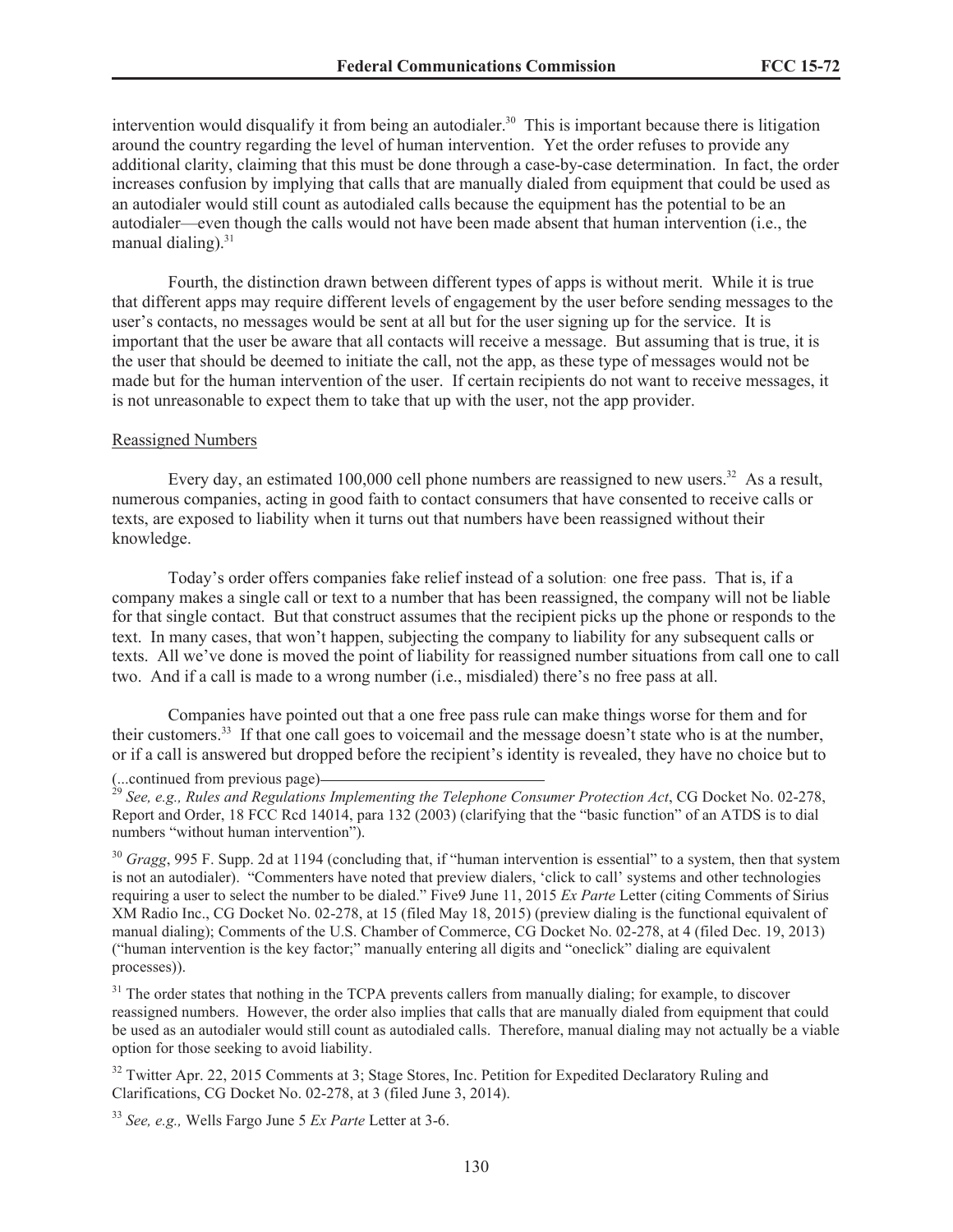intervention would disqualify it from being an autodialer.[30] This is important because there is litigation around the country regarding the level of human intervention. Yet the order refuses to provide any additional clarity, claiming that this must be done through a case-by-case determination. In fact, the order increases confusion by implying that calls that are manually dialed from equipment that could be used as an autodialer would still count as autodialed calls because the equipment has the potential to be an autodialer—even though the calls would not have been made absent that human intervention (i.e., the manual dialing).[31]

Fourth, the distinction drawn between different types of apps is without merit. While it is true that different apps may require different levels of engagement by the user before sending messages to the user's contacts, no messages would be sent at all but for the user signing up for the service. It is important that the user be aware that all contacts will receive a message. But assuming that is true, it is the user that should be deemed to initiate the call, not the app, as these type of messages would not be made but for the human intervention of the user. If certain recipients do not want to receive messages, it is not unreasonable to expect them to take that up with the user, not the app provider.

Reassigned Numbers

Every day, an estimated 100,000 cell phone numbers are reassigned to new users.[32] As a result, numerous companies, acting in good faith to contact consumers that have consented to receive calls or texts, are exposed to liability when it turns out that numbers have been reassigned without their knowledge.

Today's order offers companies fake relief instead of a solution: one free pass. That is, if a company makes a single call or text to a number that has been reassigned, the company will not be liable for that single contact. But that construct assumes that the recipient picks up the phone or responds to the text. In many cases, that won't happen, subjecting the company to liability for any subsequent calls or texts. All we've done is moved the point of liability for reassigned number situations from call one to call two. And if a call is made to a wrong number (i.e., misdialed) there's no free pass at all.

Companies have pointed out that a one free pass rule can make things worse for them and for their customers.[33] If that one call goes to voicemail and the message doesn't state who is at the number, or if a call is answered but dropped before the recipient's identity is revealed, they have no choice but to

(...continued from previous page)

[29] *See, e.g., Rules and Regulations Implementing the Telephone Consumer Protection Act*, CG Docket No. 02-278, Report and Order, 18 FCC Rcd 14014, para 132 (2003) (clarifying that the "basic function" of an ATDS is to dial numbers "without human intervention").

[30] *Gragg*, 995 F. Supp. 2d at 1194 (concluding that, if "human intervention is essential" to a system, then that system is not an autodialer). "Commenters have noted that preview dialers, 'click to call' systems and other technologies requiring a user to select the number to be dialed." Five9 June 11, 2015 *Ex Parte* Letter (citing Comments of Sirius XM Radio Inc., CG Docket No. 02-278, at 15 (filed May 18, 2015) (preview dialing is the functional equivalent of manual dialing); Comments of the U.S. Chamber of Commerce, CG Docket No. 02-278, at 4 (filed Dec. 19, 2013) ("human intervention is the key factor;" manually entering all digits and "oneclick" dialing are equivalent processes)).

[31] The order states that nothing in the TCPA prevents callers from manually dialing; for example, to discover reassigned numbers. However, the order also implies that calls that are manually dialed from equipment that could be used as an autodialer would still count as autodialed calls. Therefore, manual dialing may not actually be a viable option for those seeking to avoid liability.

[32] Twitter Apr. 22, 2015 Comments at 3; Stage Stores, Inc. Petition for Expedited Declaratory Ruling and Clarifications, CG Docket No. 02-278, at 3 (filed June 3, 2014).

[33] *See, e.g.,* Wells Fargo June 5 *Ex Parte* Letter at 3-6.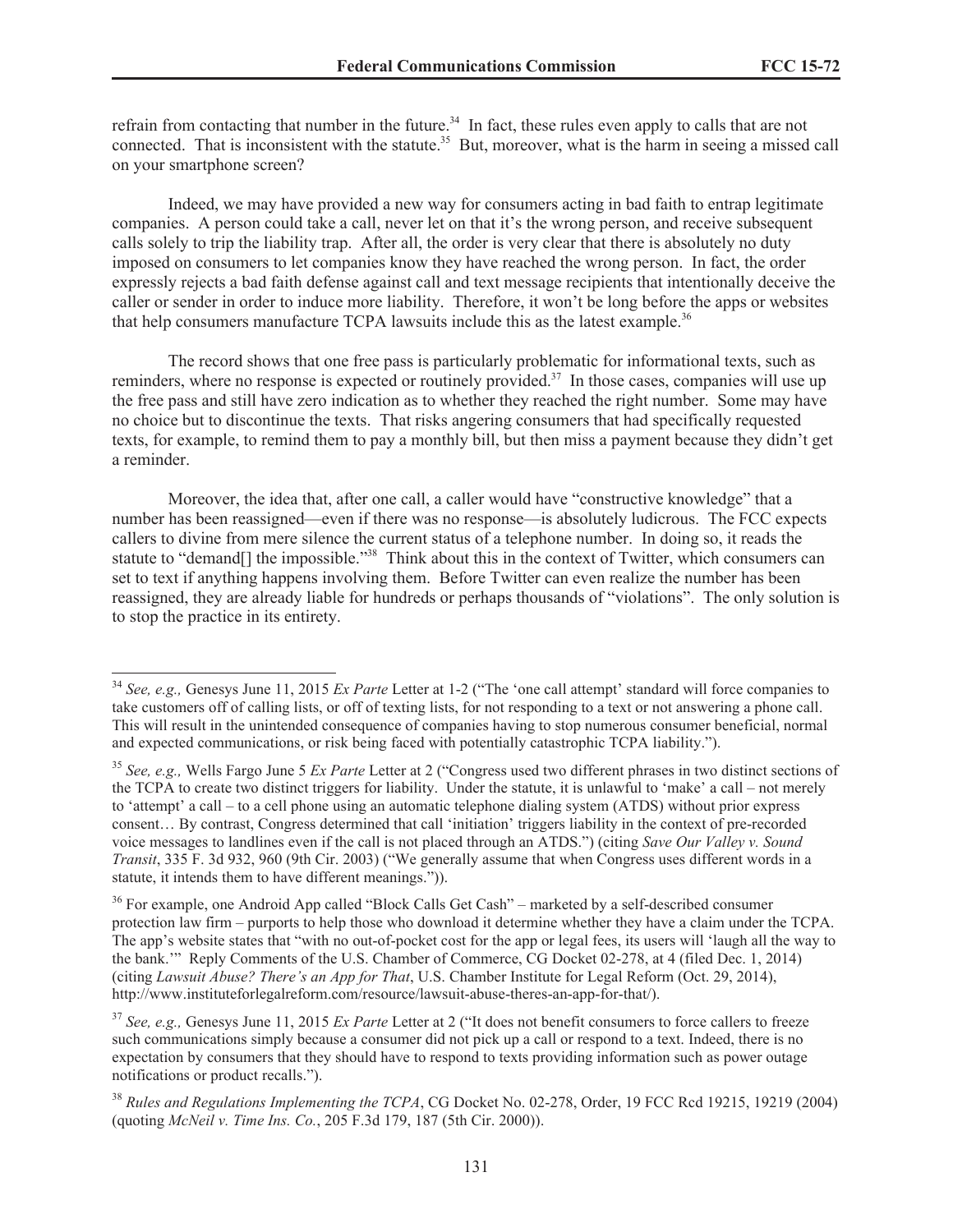refrain from contacting that number in the future.[34] In fact, these rules even apply to calls that are not connected. That is inconsistent with the statute.[35] But, moreover, what is the harm in seeing a missed call on your smartphone screen?

Indeed, we may have provided a new way for consumers acting in bad faith to entrap legitimate companies. A person could take a call, never let on that it's the wrong person, and receive subsequent calls solely to trip the liability trap. After all, the order is very clear that there is absolutely no duty imposed on consumers to let companies know they have reached the wrong person. In fact, the order expressly rejects a bad faith defense against call and text message recipients that intentionally deceive the caller or sender in order to induce more liability. Therefore, it won't be long before the apps or websites that help consumers manufacture TCPA lawsuits include this as the latest example.[36]

The record shows that one free pass is particularly problematic for informational texts, such as reminders, where no response is expected or routinely provided.[37] In those cases, companies will use up the free pass and still have zero indication as to whether they reached the right number. Some may have no choice but to discontinue the texts. That risks angering consumers that had specifically requested texts, for example, to remind them to pay a monthly bill, but then miss a payment because they didn't get a reminder.

Moreover, the idea that, after one call, a caller would have "constructive knowledge" that a number has been reassigned—even if there was no response—is absolutely ludicrous. The FCC expects callers to divine from mere silence the current status of a telephone number. In doing so, it reads the statute to "demand[] the impossible."[38] Think about this in the context of Twitter, which consumers can set to text if anything happens involving them. Before Twitter can even realize the number has been reassigned, they are already liable for hundreds or perhaps thousands of "violations". The only solution is to stop the practice in its entirety.

---

[34] *See, e.g.,* Genesys June 11, 2015 *Ex Parte* Letter at 1-2 ("The 'one call attempt' standard will force companies to take customers off of calling lists, or off of texting lists, for not responding to a text or not answering a phone call. This will result in the unintended consequence of companies having to stop numerous consumer beneficial, normal and expected communications, or risk being faced with potentially catastrophic TCPA liability.").

[35] *See, e.g.,* Wells Fargo June 5 *Ex Parte* Letter at 2 ("Congress used two different phrases in two distinct sections of the TCPA to create two distinct triggers for liability. Under the statute, it is unlawful to 'make' a call – not merely to 'attempt' a call – to a cell phone using an automatic telephone dialing system (ATDS) without prior express consent… By contrast, Congress determined that call 'initiation' triggers liability in the context of pre-recorded voice messages to landlines even if the call is not placed through an ATDS.") (citing *Save Our Valley v. Sound Transit*, 335 F. 3d 932, 960 (9th Cir. 2003) ("We generally assume that when Congress uses different words in a statute, it intends them to have different meanings.")).

[36] For example, one Android App called "Block Calls Get Cash" – marketed by a self-described consumer protection law firm – purports to help those who download it determine whether they have a claim under the TCPA. The app's website states that "with no out-of-pocket cost for the app or legal fees, its users will 'laugh all the way to the bank.'" Reply Comments of the U.S. Chamber of Commerce, CG Docket 02-278, at 4 (filed Dec. 1, 2014) (citing *Lawsuit Abuse? There's an App for That*, U.S. Chamber Institute for Legal Reform (Oct. 29, 2014), http://www.instituteforlegalreform.com/resource/lawsuit-abuse-theres-an-app-for-that/).

[37] *See, e.g.,* Genesys June 11, 2015 *Ex Parte* Letter at 2 ("It does not benefit consumers to force callers to freeze such communications simply because a consumer did not pick up a call or respond to a text. Indeed, there is no expectation by consumers that they should have to respond to texts providing information such as power outage notifications or product recalls.").

[38] *Rules and Regulations Implementing the TCPA*, CG Docket No. 02-278, Order, 19 FCC Rcd 19215, 19219 (2004) (quoting *McNeil v. Time Ins. Co.*, 205 F.3d 179, 187 (5th Cir. 2000)).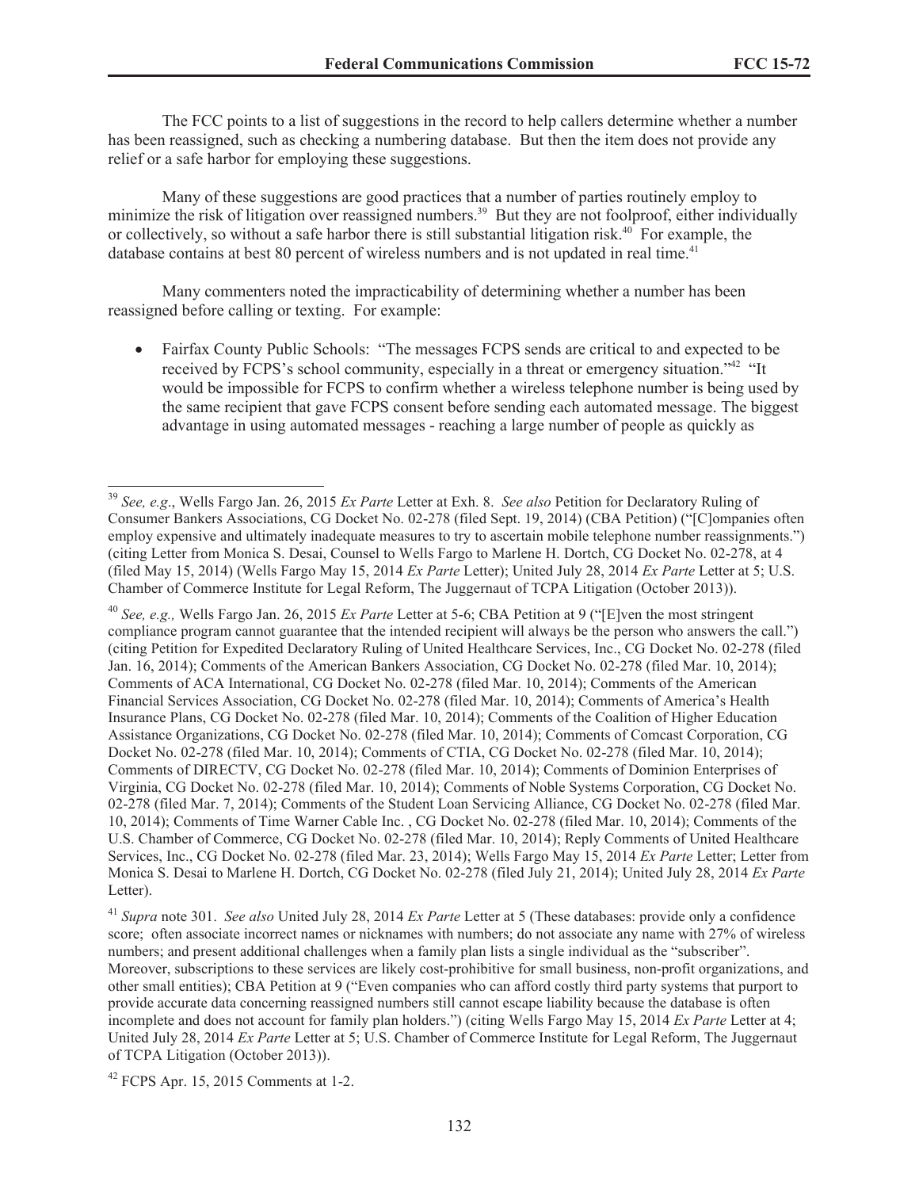The FCC points to a list of suggestions in the record to help callers determine whether a number has been reassigned, such as checking a numbering database. But then the item does not provide any relief or a safe harbor for employing these suggestions.

Many of these suggestions are good practices that a number of parties routinely employ to minimize the risk of litigation over reassigned numbers.[39] But they are not foolproof, either individually or collectively, so without a safe harbor there is still substantial litigation risk.[40] For example, the database contains at best 80 percent of wireless numbers and is not updated in real time.[41]

Many commenters noted the impracticability of determining whether a number has been reassigned before calling or texting. For example:

- Fairfax County Public Schools: "The messages FCPS sends are critical to and expected to be received by FCPS's school community, especially in a threat or emergency situation."[42] "It would be impossible for FCPS to confirm whether a wireless telephone number is being used by the same recipient that gave FCPS consent before sending each automated message. The biggest advantage in using automated messages - reaching a large number of people as quickly as

---

[39] *See, e.g*., Wells Fargo Jan. 26, 2015 *Ex Parte* Letter at Exh. 8. *See also* Petition for Declaratory Ruling of Consumer Bankers Associations, CG Docket No. 02-278 (filed Sept. 19, 2014) (CBA Petition) ("[C]ompanies often employ expensive and ultimately inadequate measures to try to ascertain mobile telephone number reassignments.") (citing Letter from Monica S. Desai, Counsel to Wells Fargo to Marlene H. Dortch, CG Docket No. 02-278, at 4 (filed May 15, 2014) (Wells Fargo May 15, 2014 *Ex Parte* Letter); United July 28, 2014 *Ex Parte* Letter at 5; U.S. Chamber of Commerce Institute for Legal Reform, The Juggernaut of TCPA Litigation (October 2013)).

[40] *See, e.g.,* Wells Fargo Jan. 26, 2015 *Ex Parte* Letter at 5-6; CBA Petition at 9 ("[E]ven the most stringent compliance program cannot guarantee that the intended recipient will always be the person who answers the call.") (citing Petition for Expedited Declaratory Ruling of United Healthcare Services, Inc., CG Docket No. 02-278 (filed Jan. 16, 2014); Comments of the American Bankers Association, CG Docket No. 02-278 (filed Mar. 10, 2014); Comments of ACA International, CG Docket No. 02-278 (filed Mar. 10, 2014); Comments of the American Financial Services Association, CG Docket No. 02-278 (filed Mar. 10, 2014); Comments of America's Health Insurance Plans, CG Docket No. 02-278 (filed Mar. 10, 2014); Comments of the Coalition of Higher Education Assistance Organizations, CG Docket No. 02-278 (filed Mar. 10, 2014); Comments of Comcast Corporation, CG Docket No. 02-278 (filed Mar. 10, 2014); Comments of CTIA, CG Docket No. 02-278 (filed Mar. 10, 2014); Comments of DIRECTV, CG Docket No. 02-278 (filed Mar. 10, 2014); Comments of Dominion Enterprises of Virginia, CG Docket No. 02-278 (filed Mar. 10, 2014); Comments of Noble Systems Corporation, CG Docket No. 02-278 (filed Mar. 7, 2014); Comments of the Student Loan Servicing Alliance, CG Docket No. 02-278 (filed Mar. 10, 2014); Comments of Time Warner Cable Inc. , CG Docket No. 02-278 (filed Mar. 10, 2014); Comments of the U.S. Chamber of Commerce, CG Docket No. 02-278 (filed Mar. 10, 2014); Reply Comments of United Healthcare Services, Inc., CG Docket No. 02-278 (filed Mar. 23, 2014); Wells Fargo May 15, 2014 *Ex Parte* Letter; Letter from Monica S. Desai to Marlene H. Dortch, CG Docket No. 02-278 (filed July 21, 2014); United July 28, 2014 *Ex Parte* Letter).

[41] *Supra* note 301. *See also* United July 28, 2014 *Ex Parte* Letter at 5 (These databases: provide only a confidence score; often associate incorrect names or nicknames with numbers; do not associate any name with 27% of wireless numbers; and present additional challenges when a family plan lists a single individual as the "subscriber". Moreover, subscriptions to these services are likely cost-prohibitive for small business, non-profit organizations, and other small entities); CBA Petition at 9 ("Even companies who can afford costly third party systems that purport to provide accurate data concerning reassigned numbers still cannot escape liability because the database is often incomplete and does not account for family plan holders.") (citing Wells Fargo May 15, 2014 *Ex Parte* Letter at 4; United July 28, 2014 *Ex Parte* Letter at 5; U.S. Chamber of Commerce Institute for Legal Reform, The Juggernaut of TCPA Litigation (October 2013)).

[42] FCPS Apr. 15, 2015 Comments at 1-2.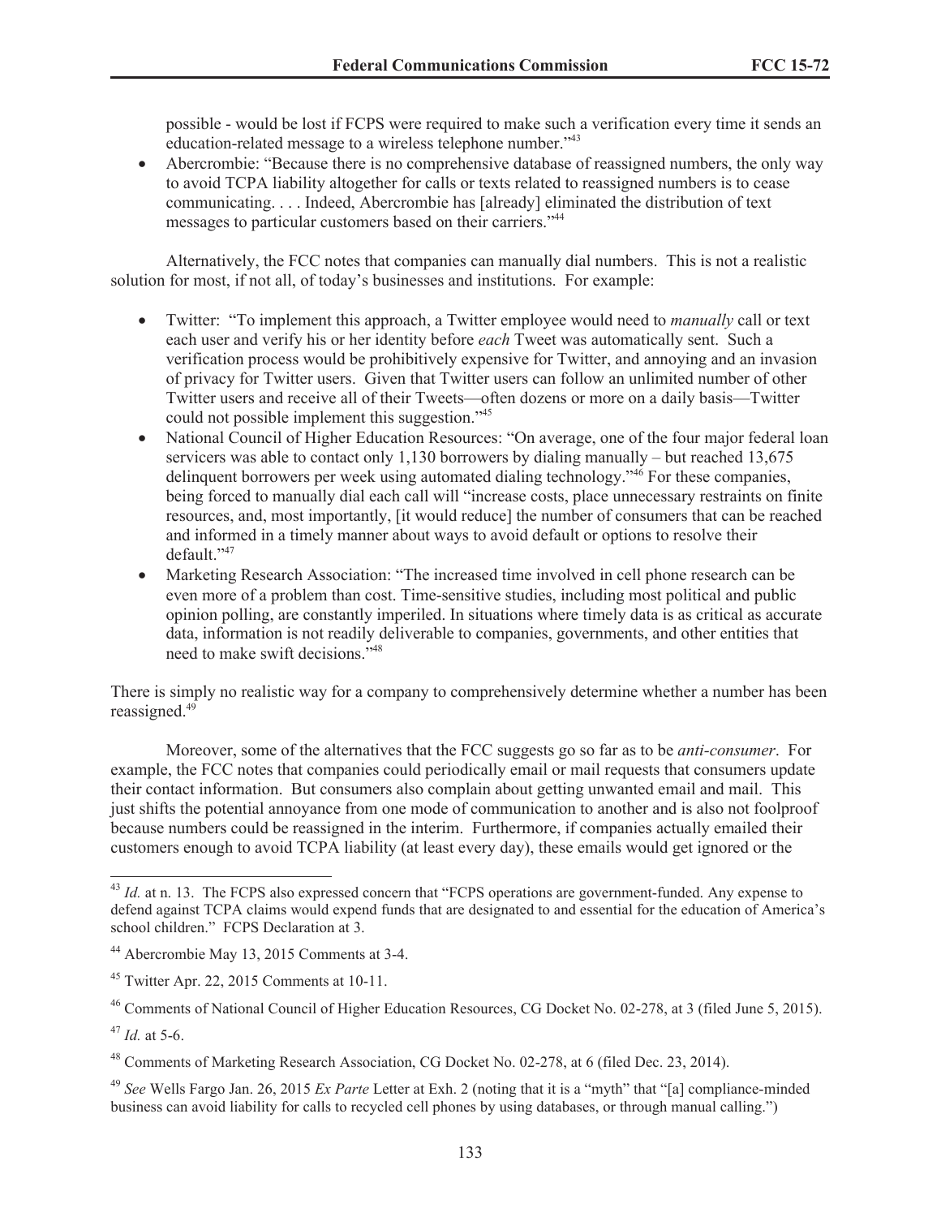possible - would be lost if FCPS were required to make such a verification every time it sends an education-related message to a wireless telephone number."[43]

- Abercrombie: "Because there is no comprehensive database of reassigned numbers, the only way to avoid TCPA liability altogether for calls or texts related to reassigned numbers is to cease communicating. . . . Indeed, Abercrombie has [already] eliminated the distribution of text messages to particular customers based on their carriers."[44]

Alternatively, the FCC notes that companies can manually dial numbers. This is not a realistic solution for most, if not all, of today's businesses and institutions. For example:

- Twitter: "To implement this approach, a Twitter employee would need to *manually* call or text each user and verify his or her identity before *each* Tweet was automatically sent. Such a verification process would be prohibitively expensive for Twitter, and annoying and an invasion of privacy for Twitter users. Given that Twitter users can follow an unlimited number of other Twitter users and receive all of their Tweets—often dozens or more on a daily basis—Twitter could not possible implement this suggestion."[45]
- National Council of Higher Education Resources: "On average, one of the four major federal loan servicers was able to contact only 1,130 borrowers by dialing manually – but reached 13,675 delinquent borrowers per week using automated dialing technology."[46] For these companies, being forced to manually dial each call will "increase costs, place unnecessary restraints on finite resources, and, most importantly, [it would reduce] the number of consumers that can be reached and informed in a timely manner about ways to avoid default or options to resolve their default."[47]
- Marketing Research Association: "The increased time involved in cell phone research can be even more of a problem than cost. Time-sensitive studies, including most political and public opinion polling, are constantly imperiled. In situations where timely data is as critical as accurate data, information is not readily deliverable to companies, governments, and other entities that need to make swift decisions."[48]

There is simply no realistic way for a company to comprehensively determine whether a number has been reassigned.[49]

Moreover, some of the alternatives that the FCC suggests go so far as to be *anti-consumer*. For example, the FCC notes that companies could periodically email or mail requests that consumers update their contact information. But consumers also complain about getting unwanted email and mail. This just shifts the potential annoyance from one mode of communication to another and is also not foolproof because numbers could be reassigned in the interim. Furthermore, if companies actually emailed their customers enough to avoid TCPA liability (at least every day), these emails would get ignored or the

---

[43] *Id.* at n. 13. The FCPS also expressed concern that "FCPS operations are government-funded. Any expense to defend against TCPA claims would expend funds that are designated to and essential for the education of America's school children." FCPS Declaration at 3.

[44] Abercrombie May 13, 2015 Comments at 3-4.

[45] Twitter Apr. 22, 2015 Comments at 10-11.

[46] Comments of National Council of Higher Education Resources, CG Docket No. 02-278, at 3 (filed June 5, 2015).

[47] *Id.* at 5-6.

[48] Comments of Marketing Research Association, CG Docket No. 02-278, at 6 (filed Dec. 23, 2014).

[49] *See* Wells Fargo Jan. 26, 2015 *Ex Parte* Letter at Exh. 2 (noting that it is a "myth" that "[a] compliance-minded business can avoid liability for calls to recycled cell phones by using databases, or through manual calling.")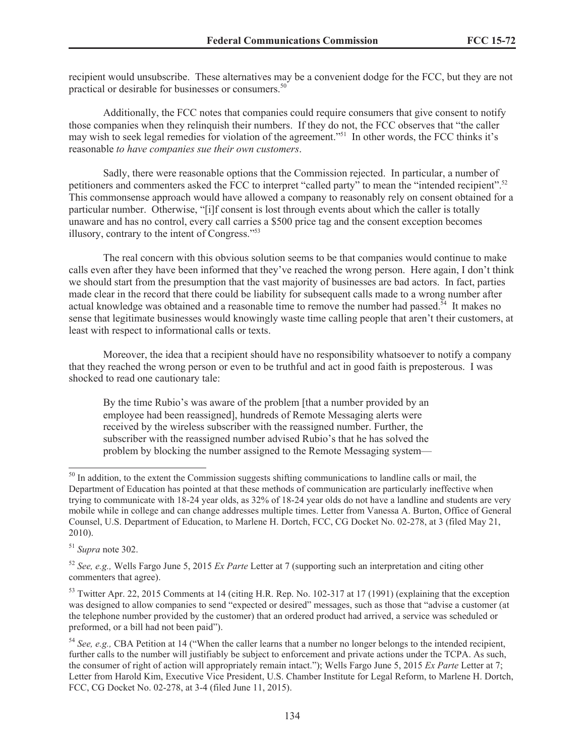recipient would unsubscribe. These alternatives may be a convenient dodge for the FCC, but they are not practical or desirable for businesses or consumers.[50]

Additionally, the FCC notes that companies could require consumers that give consent to notify those companies when they relinquish their numbers. If they do not, the FCC observes that "the caller may wish to seek legal remedies for violation of the agreement."[51] In other words, the FCC thinks it's reasonable *to have companies sue their own customers*.

Sadly, there were reasonable options that the Commission rejected. In particular, a number of petitioners and commenters asked the FCC to interpret "called party" to mean the "intended recipient".[52] This commonsense approach would have allowed a company to reasonably rely on consent obtained for a particular number. Otherwise, "[i]f consent is lost through events about which the caller is totally unaware and has no control, every call carries a $500 price tag and the consent exception becomes illusory, contrary to the intent of Congress."[53]

The real concern with this obvious solution seems to be that companies would continue to make calls even after they have been informed that they've reached the wrong person. Here again, I don't think we should start from the presumption that the vast majority of businesses are bad actors. In fact, parties made clear in the record that there could be liability for subsequent calls made to a wrong number after actual knowledge was obtained and a reasonable time to remove the number had passed.[54] It makes no sense that legitimate businesses would knowingly waste time calling people that aren't their customers, at least with respect to informational calls or texts.

Moreover, the idea that a recipient should have no responsibility whatsoever to notify a company that they reached the wrong person or even to be truthful and act in good faith is preposterous. I was shocked to read one cautionary tale:

> By the time Rubio's was aware of the problem [that a number provided by an employee had been reassigned], hundreds of Remote Messaging alerts were received by the wireless subscriber with the reassigned number. Further, the subscriber with the reassigned number advised Rubio's that he has solved the problem by blocking the number assigned to the Remote Messaging system—

---

[50] In addition, to the extent the Commission suggests shifting communications to landline calls or mail, the Department of Education has pointed at that these methods of communication are particularly ineffective when trying to communicate with 18-24 year olds, as 32% of 18-24 year olds do not have a landline and students are very mobile while in college and can change addresses multiple times. Letter from Vanessa A. Burton, Office of General Counsel, U.S. Department of Education, to Marlene H. Dortch, FCC, CG Docket No. 02-278, at 3 (filed May 21, 2010).

[51] *Supra* note 302.

[52] *See, e.g.,* Wells Fargo June 5, 2015 *Ex Parte* Letter at 7 (supporting such an interpretation and citing other commenters that agree).

[53] Twitter Apr. 22, 2015 Comments at 14 (citing H.R. Rep. No. 102-317 at 17 (1991) (explaining that the exception was designed to allow companies to send "expected or desired" messages, such as those that "advise a customer (at the telephone number provided by the customer) that an ordered product had arrived, a service was scheduled or preformed, or a bill had not been paid").

[54] *See, e.g.,* CBA Petition at 14 ("When the caller learns that a number no longer belongs to the intended recipient, further calls to the number will justifiably be subject to enforcement and private actions under the TCPA. As such, the consumer of right of action will appropriately remain intact."); Wells Fargo June 5, 2015 *Ex Parte* Letter at 7; Letter from Harold Kim, Executive Vice President, U.S. Chamber Institute for Legal Reform, to Marlene H. Dortch, FCC, CG Docket No. 02-278, at 3-4 (filed June 11, 2015).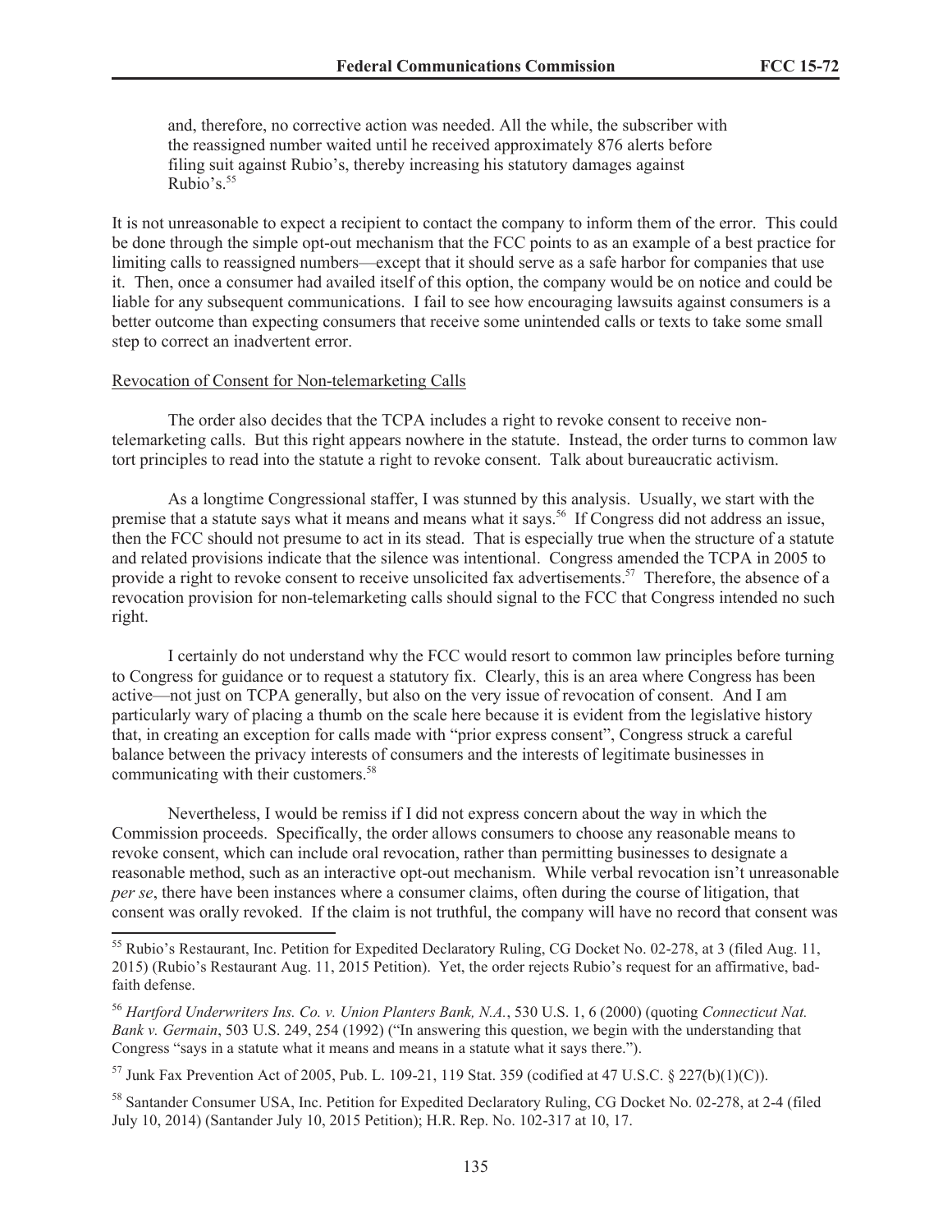> and, therefore, no corrective action was needed. All the while, the subscriber with the reassigned number waited until he received approximately 876 alerts before filing suit against Rubio's, thereby increasing his statutory damages against Rubio's.[55]

It is not unreasonable to expect a recipient to contact the company to inform them of the error. This could be done through the simple opt-out mechanism that the FCC points to as an example of a best practice for limiting calls to reassigned numbers—except that it should serve as a safe harbor for companies that use it. Then, once a consumer had availed itself of this option, the company would be on notice and could be liable for any subsequent communications. I fail to see how encouraging lawsuits against consumers is a better outcome than expecting consumers that receive some unintended calls or texts to take some small step to correct an inadvertent error.

Revocation of Consent for Non-telemarketing Calls

The order also decides that the TCPA includes a right to revoke consent to receive non-telemarketing calls. But this right appears nowhere in the statute. Instead, the order turns to common law tort principles to read into the statute a right to revoke consent. Talk about bureaucratic activism.

As a longtime Congressional staffer, I was stunned by this analysis. Usually, we start with the premise that a statute says what it means and means what it says.[56] If Congress did not address an issue, then the FCC should not presume to act in its stead. That is especially true when the structure of a statute and related provisions indicate that the silence was intentional. Congress amended the TCPA in 2005 to provide a right to revoke consent to receive unsolicited fax advertisements.[57] Therefore, the absence of a revocation provision for non-telemarketing calls should signal to the FCC that Congress intended no such right.

I certainly do not understand why the FCC would resort to common law principles before turning to Congress for guidance or to request a statutory fix. Clearly, this is an area where Congress has been active—not just on TCPA generally, but also on the very issue of revocation of consent. And I am particularly wary of placing a thumb on the scale here because it is evident from the legislative history that, in creating an exception for calls made with "prior express consent", Congress struck a careful balance between the privacy interests of consumers and the interests of legitimate businesses in communicating with their customers.[58]

Nevertheless, I would be remiss if I did not express concern about the way in which the Commission proceeds. Specifically, the order allows consumers to choose any reasonable means to revoke consent, which can include oral revocation, rather than permitting businesses to designate a reasonable method, such as an interactive opt-out mechanism. While verbal revocation isn't unreasonable *per se*, there have been instances where a consumer claims, often during the course of litigation, that consent was orally revoked. If the claim is not truthful, the company will have no record that consent was

---

[55] Rubio's Restaurant, Inc. Petition for Expedited Declaratory Ruling, CG Docket No. 02-278, at 3 (filed Aug. 11, 2015) (Rubio's Restaurant Aug. 11, 2015 Petition). Yet, the order rejects Rubio's request for an affirmative, bad-faith defense.

[56] *Hartford Underwriters Ins. Co. v. Union Planters Bank, N.A.*, 530 U.S. 1, 6 (2000) (quoting *Connecticut Nat. Bank v. Germain*, 503 U.S. 249, 254 (1992) ("In answering this question, we begin with the understanding that Congress "says in a statute what it means and means in a statute what it says there.").

[57] Junk Fax Prevention Act of 2005, Pub. L. 109-21, 119 Stat. 359 (codified at 47 U.S.C. § 227(b)(1)(C)).

[58] Santander Consumer USA, Inc. Petition for Expedited Declaratory Ruling, CG Docket No. 02-278, at 2-4 (filed July 10, 2014) (Santander July 10, 2015 Petition); H.R. Rep. No. 102-317 at 10, 17.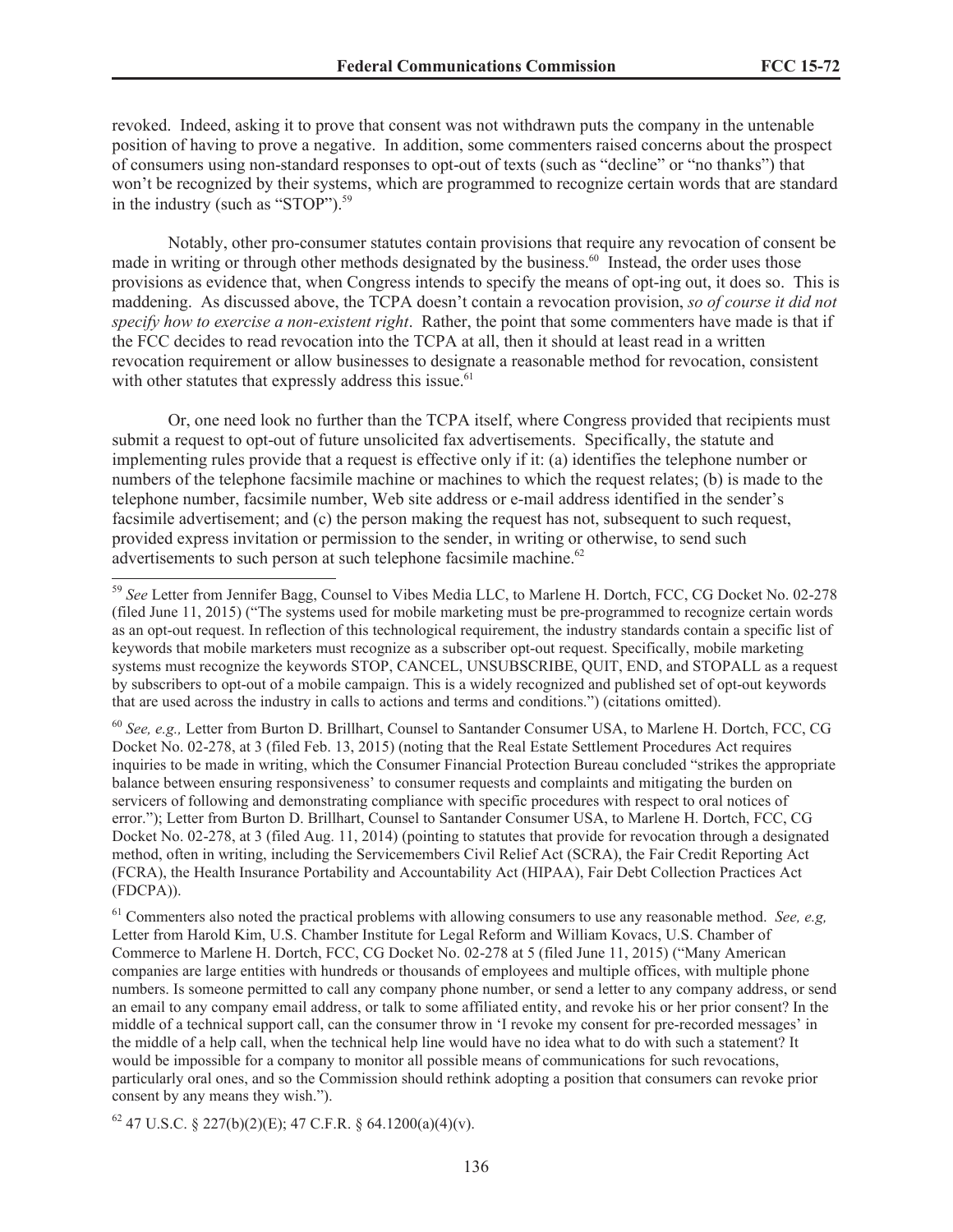revoked. Indeed, asking it to prove that consent was not withdrawn puts the company in the untenable position of having to prove a negative. In addition, some commenters raised concerns about the prospect of consumers using non-standard responses to opt-out of texts (such as "decline" or "no thanks") that won't be recognized by their systems, which are programmed to recognize certain words that are standard in the industry (such as "STOP").[59]

Notably, other pro-consumer statutes contain provisions that require any revocation of consent be made in writing or through other methods designated by the business.[60] Instead, the order uses those provisions as evidence that, when Congress intends to specify the means of opt-ing out, it does so. This is maddening. As discussed above, the TCPA doesn't contain a revocation provision, *so of course it did not specify how to exercise a non-existent right*. Rather, the point that some commenters have made is that if the FCC decides to read revocation into the TCPA at all, then it should at least read in a written revocation requirement or allow businesses to designate a reasonable method for revocation, consistent with other statutes that expressly address this issue.[61]

Or, one need look no further than the TCPA itself, where Congress provided that recipients must submit a request to opt-out of future unsolicited fax advertisements. Specifically, the statute and implementing rules provide that a request is effective only if it: (a) identifies the telephone number or numbers of the telephone facsimile machine or machines to which the request relates; (b) is made to the telephone number, facsimile number, Web site address or e-mail address identified in the sender's facsimile advertisement; and (c) the person making the request has not, subsequent to such request, provided express invitation or permission to the sender, in writing or otherwise, to send such advertisements to such person at such telephone facsimile machine.[62]

---

[59] *See* Letter from Jennifer Bagg, Counsel to Vibes Media LLC, to Marlene H. Dortch, FCC, CG Docket No. 02-278 (filed June 11, 2015) ("The systems used for mobile marketing must be pre-programmed to recognize certain words as an opt-out request. In reflection of this technological requirement, the industry standards contain a specific list of keywords that mobile marketers must recognize as a subscriber opt-out request. Specifically, mobile marketing systems must recognize the keywords STOP, CANCEL, UNSUBSCRIBE, QUIT, END, and STOPALL as a request by subscribers to opt-out of a mobile campaign. This is a widely recognized and published set of opt-out keywords that are used across the industry in calls to actions and terms and conditions.") (citations omitted).

[60] *See, e.g.,* Letter from Burton D. Brillhart, Counsel to Santander Consumer USA, to Marlene H. Dortch, FCC, CG Docket No. 02-278, at 3 (filed Feb. 13, 2015) (noting that the Real Estate Settlement Procedures Act requires inquiries to be made in writing, which the Consumer Financial Protection Bureau concluded "strikes the appropriate balance between ensuring responsiveness' to consumer requests and complaints and mitigating the burden on servicers of following and demonstrating compliance with specific procedures with respect to oral notices of error."); Letter from Burton D. Brillhart, Counsel to Santander Consumer USA, to Marlene H. Dortch, FCC, CG Docket No. 02-278, at 3 (filed Aug. 11, 2014) (pointing to statutes that provide for revocation through a designated method, often in writing, including the Servicemembers Civil Relief Act (SCRA), the Fair Credit Reporting Act (FCRA), the Health Insurance Portability and Accountability Act (HIPAA), Fair Debt Collection Practices Act (FDCPA)).

[61] Commenters also noted the practical problems with allowing consumers to use any reasonable method. *See, e.g,* Letter from Harold Kim, U.S. Chamber Institute for Legal Reform and William Kovacs, U.S. Chamber of Commerce to Marlene H. Dortch, FCC, CG Docket No. 02-278 at 5 (filed June 11, 2015) ("Many American companies are large entities with hundreds or thousands of employees and multiple offices, with multiple phone numbers. Is someone permitted to call any company phone number, or send a letter to any company address, or send an email to any company email address, or talk to some affiliated entity, and revoke his or her prior consent? In the middle of a technical support call, can the consumer throw in 'I revoke my consent for pre-recorded messages' in the middle of a help call, when the technical help line would have no idea what to do with such a statement? It would be impossible for a company to monitor all possible means of communications for such revocations, particularly oral ones, and so the Commission should rethink adopting a position that consumers can revoke prior consent by any means they wish.").

[62] 47 U.S.C. § 227(b)(2)(E); 47 C.F.R. § 64.1200(a)(4)(v).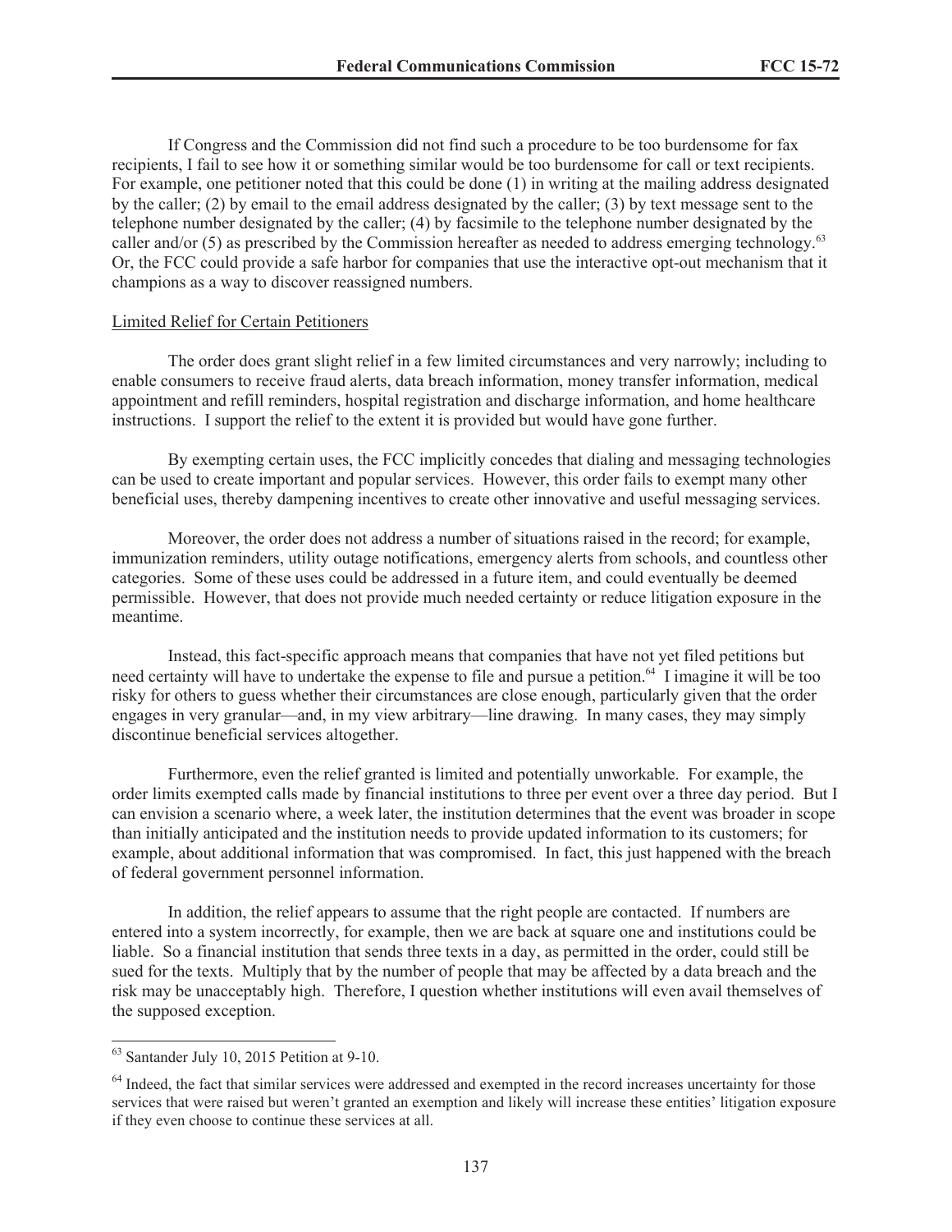If Congress and the Commission did not find such a procedure to be too burdensome for fax recipients, I fail to see how it or something similar would be too burdensome for call or text recipients. For example, one petitioner noted that this could be done (1) in writing at the mailing address designated by the caller; (2) by email to the email address designated by the caller; (3) by text message sent to the telephone number designated by the caller; (4) by facsimile to the telephone number designated by the caller and/or (5) as prescribed by the Commission hereafter as needed to address emerging technology.[63] Or, the FCC could provide a safe harbor for companies that use the interactive opt-out mechanism that it champions as a way to discover reassigned numbers.

Limited Relief for Certain Petitioners

The order does grant slight relief in a few limited circumstances and very narrowly; including to enable consumers to receive fraud alerts, data breach information, money transfer information, medical appointment and refill reminders, hospital registration and discharge information, and home healthcare instructions. I support the relief to the extent it is provided but would have gone further.

By exempting certain uses, the FCC implicitly concedes that dialing and messaging technologies can be used to create important and popular services. However, this order fails to exempt many other beneficial uses, thereby dampening incentives to create other innovative and useful messaging services.

Moreover, the order does not address a number of situations raised in the record; for example, immunization reminders, utility outage notifications, emergency alerts from schools, and countless other categories. Some of these uses could be addressed in a future item, and could eventually be deemed permissible. However, that does not provide much needed certainty or reduce litigation exposure in the meantime.

Instead, this fact-specific approach means that companies that have not yet filed petitions but need certainty will have to undertake the expense to file and pursue a petition.[64] I imagine it will be too risky for others to guess whether their circumstances are close enough, particularly given that the order engages in very granular—and, in my view arbitrary—line drawing. In many cases, they may simply discontinue beneficial services altogether.

Furthermore, even the relief granted is limited and potentially unworkable. For example, the order limits exempted calls made by financial institutions to three per event over a three day period. But I can envision a scenario where, a week later, the institution determines that the event was broader in scope than initially anticipated and the institution needs to provide updated information to its customers; for example, about additional information that was compromised. In fact, this just happened with the breach of federal government personnel information.

In addition, the relief appears to assume that the right people are contacted. If numbers are entered into a system incorrectly, for example, then we are back at square one and institutions could be liable. So a financial institution that sends three texts in a day, as permitted in the order, could still be sued for the texts. Multiply that by the number of people that may be affected by a data breach and the risk may be unacceptably high. Therefore, I question whether institutions will even avail themselves of the supposed exception.

[63] Santander July 10, 2015 Petition at 9-10.

[64] Indeed, the fact that similar services were addressed and exempted in the record increases uncertainty for those services that were raised but weren't granted an exemption and likely will increase these entities' litigation exposure if they even choose to continue these services at all.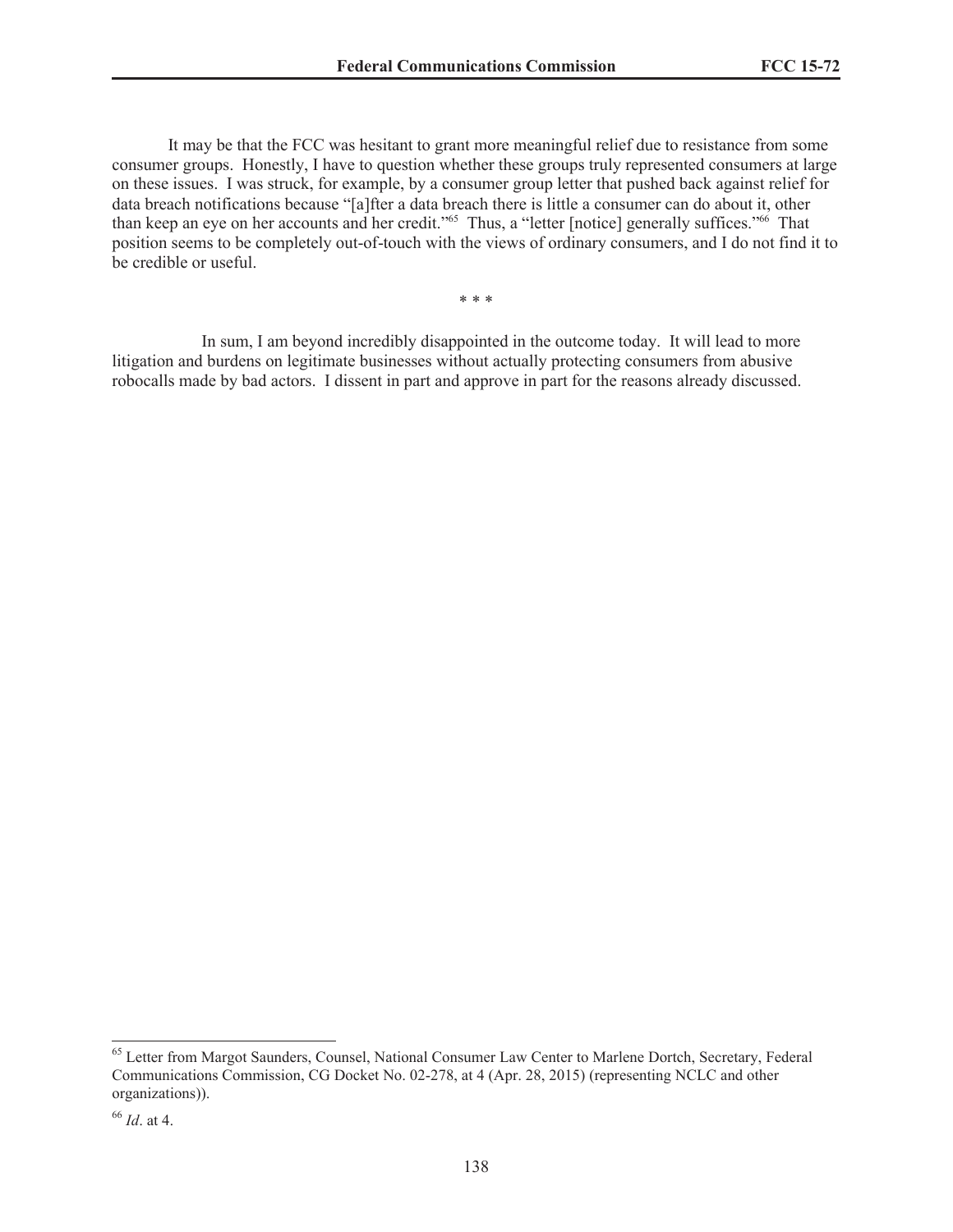It may be that the FCC was hesitant to grant more meaningful relief due to resistance from some consumer groups. Honestly, I have to question whether these groups truly represented consumers at large on these issues. I was struck, for example, by a consumer group letter that pushed back against relief for data breach notifications because "[a]fter a data breach there is little a consumer can do about it, other than keep an eye on her accounts and her credit."[65] Thus, a "letter [notice] generally suffices."[66] That position seems to be completely out-of-touch with the views of ordinary consumers, and I do not find it to be credible or useful.

\* \* \*

In sum, I am beyond incredibly disappointed in the outcome today. It will lead to more litigation and burdens on legitimate businesses without actually protecting consumers from abusive robocalls made by bad actors. I dissent in part and approve in part for the reasons already discussed.

---

[65] Letter from Margot Saunders, Counsel, National Consumer Law Center to Marlene Dortch, Secretary, Federal Communications Commission, CG Docket No. 02-278, at 4 (Apr. 28, 2015) (representing NCLC and other organizations)).

[66] *Id*. at 4.